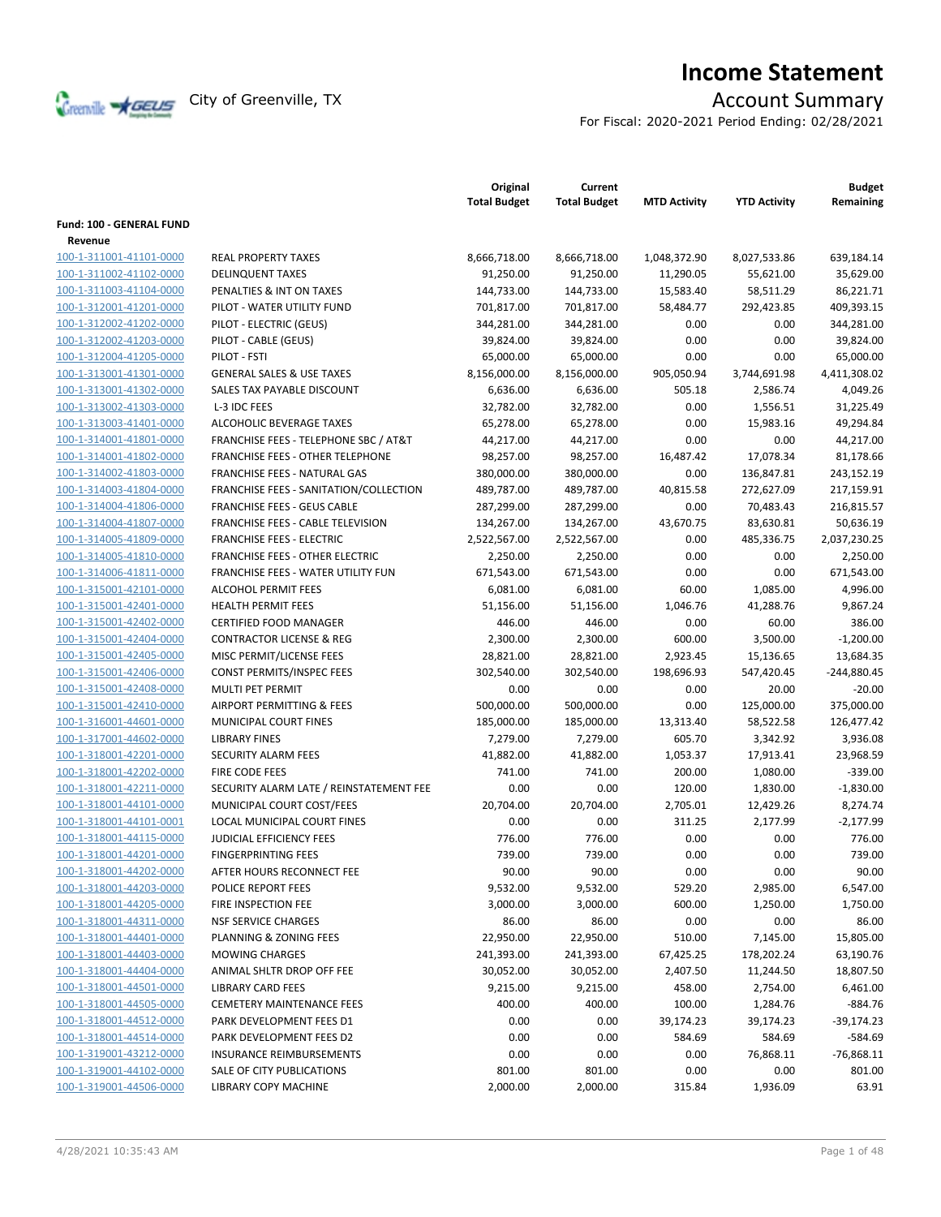# Income Statement

City of Greenville, TX

## Account Summary

For Fiscal: 2020-2021 Period Ending: 02/28/2021

| | | Original Total Budget | Current Total Budget | MTD Activity | YTD Activity | Budget Remaining |
|---|---|---|---|---|---|---|
| **Fund: 100 - GENERAL FUND** | | | | | | |
| **Revenue** | | | | | | |
| 100-1-311001-41101-0000 | REAL PROPERTY TAXES | 8,666,718.00 | 8,666,718.00 | 1,048,372.90 | 8,027,533.86 | 639,184.14 |
| 100-1-311002-41102-0000 | DELINQUENT TAXES | 91,250.00 | 91,250.00 | 11,290.05 | 55,621.00 | 35,629.00 |
| 100-1-311003-41104-0000 | PENALTIES & INT ON TAXES | 144,733.00 | 144,733.00 | 15,583.40 | 58,511.29 | 86,221.71 |
| 100-1-312001-41201-0000 | PILOT - WATER UTILITY FUND | 701,817.00 | 701,817.00 | 58,484.77 | 292,423.85 | 409,393.15 |
| 100-1-312002-41202-0000 | PILOT - ELECTRIC (GEUS) | 344,281.00 | 344,281.00 | 0.00 | 0.00 | 344,281.00 |
| 100-1-312002-41203-0000 | PILOT - CABLE (GEUS) | 39,824.00 | 39,824.00 | 0.00 | 0.00 | 39,824.00 |
| 100-1-312004-41205-0000 | PILOT - FSTI | 65,000.00 | 65,000.00 | 0.00 | 0.00 | 65,000.00 |
| 100-1-313001-41301-0000 | GENERAL SALES & USE TAXES | 8,156,000.00 | 8,156,000.00 | 905,050.94 | 3,744,691.98 | 4,411,308.02 |
| 100-1-313001-41302-0000 | SALES TAX PAYABLE DISCOUNT | 6,636.00 | 6,636.00 | 505.18 | 2,586.74 | 4,049.26 |
| 100-1-313002-41303-0000 | L-3 IDC FEES | 32,782.00 | 32,782.00 | 0.00 | 1,556.51 | 31,225.49 |
| 100-1-313003-41401-0000 | ALCOHOLIC BEVERAGE TAXES | 65,278.00 | 65,278.00 | 0.00 | 15,983.16 | 49,294.84 |
| 100-1-314001-41801-0000 | FRANCHISE FEES - TELEPHONE SBC / AT&T | 44,217.00 | 44,217.00 | 0.00 | 0.00 | 44,217.00 |
| 100-1-314001-41802-0000 | FRANCHISE FEES - OTHER TELEPHONE | 98,257.00 | 98,257.00 | 16,487.42 | 17,078.34 | 81,178.66 |
| 100-1-314002-41803-0000 | FRANCHISE FEES - NATURAL GAS | 380,000.00 | 380,000.00 | 0.00 | 136,847.81 | 243,152.19 |
| 100-1-314003-41804-0000 | FRANCHISE FEES - SANITATION/COLLECTION | 489,787.00 | 489,787.00 | 40,815.58 | 272,627.09 | 217,159.91 |
| 100-1-314004-41806-0000 | FRANCHISE FEES - GEUS CABLE | 287,299.00 | 287,299.00 | 0.00 | 70,483.43 | 216,815.57 |
| 100-1-314004-41807-0000 | FRANCHISE FEES - CABLE TELEVISION | 134,267.00 | 134,267.00 | 43,670.75 | 83,630.81 | 50,636.19 |
| 100-1-314005-41809-0000 | FRANCHISE FEES - ELECTRIC | 2,522,567.00 | 2,522,567.00 | 0.00 | 485,336.75 | 2,037,230.25 |
| 100-1-314005-41810-0000 | FRANCHISE FEES - OTHER ELECTRIC | 2,250.00 | 2,250.00 | 0.00 | 0.00 | 2,250.00 |
| 100-1-314006-41811-0000 | FRANCHISE FEES - WATER UTILITY FUN | 671,543.00 | 671,543.00 | 0.00 | 0.00 | 671,543.00 |
| 100-1-315001-42101-0000 | ALCOHOL PERMIT FEES | 6,081.00 | 6,081.00 | 60.00 | 1,085.00 | 4,996.00 |
| 100-1-315001-42401-0000 | HEALTH PERMIT FEES | 51,156.00 | 51,156.00 | 1,046.76 | 41,288.76 | 9,867.24 |
| 100-1-315001-42402-0000 | CERTIFIED FOOD MANAGER | 446.00 | 446.00 | 0.00 | 60.00 | 386.00 |
| 100-1-315001-42404-0000 | CONTRACTOR LICENSE & REG | 2,300.00 | 2,300.00 | 600.00 | 3,500.00 | -1,200.00 |
| 100-1-315001-42405-0000 | MISC PERMIT/LICENSE FEES | 28,821.00 | 28,821.00 | 2,923.45 | 15,136.65 | 13,684.35 |
| 100-1-315001-42406-0000 | CONST PERMITS/INSPEC FEES | 302,540.00 | 302,540.00 | 198,696.93 | 547,420.45 | -244,880.45 |
| 100-1-315001-42408-0000 | MULTI PET PERMIT | 0.00 | 0.00 | 0.00 | 20.00 | -20.00 |
| 100-1-315001-42410-0000 | AIRPORT PERMITTING & FEES | 500,000.00 | 500,000.00 | 0.00 | 125,000.00 | 375,000.00 |
| 100-1-316001-44601-0000 | MUNICIPAL COURT FINES | 185,000.00 | 185,000.00 | 13,313.40 | 58,522.58 | 126,477.42 |
| 100-1-317001-44602-0000 | LIBRARY FINES | 7,279.00 | 7,279.00 | 605.70 | 3,342.92 | 3,936.08 |
| 100-1-318001-42201-0000 | SECURITY ALARM FEES | 41,882.00 | 41,882.00 | 1,053.37 | 17,913.41 | 23,968.59 |
| 100-1-318001-42202-0000 | FIRE CODE FEES | 741.00 | 741.00 | 200.00 | 1,080.00 | -339.00 |
| 100-1-318001-42211-0000 | SECURITY ALARM LATE / REINSTATEMENT FEE | 0.00 | 0.00 | 120.00 | 1,830.00 | -1,830.00 |
| 100-1-318001-44101-0000 | MUNICIPAL COURT COST/FEES | 20,704.00 | 20,704.00 | 2,705.01 | 12,429.26 | 8,274.74 |
| 100-1-318001-44101-0001 | LOCAL MUNICIPAL COURT FINES | 0.00 | 0.00 | 311.25 | 2,177.99 | -2,177.99 |
| 100-1-318001-44115-0000 | JUDICIAL EFFICIENCY FEES | 776.00 | 776.00 | 0.00 | 0.00 | 776.00 |
| 100-1-318001-44201-0000 | FINGERPRINTING FEES | 739.00 | 739.00 | 0.00 | 0.00 | 739.00 |
| 100-1-318001-44202-0000 | AFTER HOURS RECONNECT FEE | 90.00 | 90.00 | 0.00 | 0.00 | 90.00 |
| 100-1-318001-44203-0000 | POLICE REPORT FEES | 9,532.00 | 9,532.00 | 529.20 | 2,985.00 | 6,547.00 |
| 100-1-318001-44205-0000 | FIRE INSPECTION FEE | 3,000.00 | 3,000.00 | 600.00 | 1,250.00 | 1,750.00 |
| 100-1-318001-44311-0000 | NSF SERVICE CHARGES | 86.00 | 86.00 | 0.00 | 0.00 | 86.00 |
| 100-1-318001-44401-0000 | PLANNING & ZONING FEES | 22,950.00 | 22,950.00 | 510.00 | 7,145.00 | 15,805.00 |
| 100-1-318001-44403-0000 | MOWING CHARGES | 241,393.00 | 241,393.00 | 67,425.25 | 178,202.24 | 63,190.76 |
| 100-1-318001-44404-0000 | ANIMAL SHLTR DROP OFF FEE | 30,052.00 | 30,052.00 | 2,407.50 | 11,244.50 | 18,807.50 |
| 100-1-318001-44501-0000 | LIBRARY CARD FEES | 9,215.00 | 9,215.00 | 458.00 | 2,754.00 | 6,461.00 |
| 100-1-318001-44505-0000 | CEMETERY MAINTENANCE FEES | 400.00 | 400.00 | 100.00 | 1,284.76 | -884.76 |
| 100-1-318001-44512-0000 | PARK DEVELOPMENT FEES D1 | 0.00 | 0.00 | 39,174.23 | 39,174.23 | -39,174.23 |
| 100-1-318001-44514-0000 | PARK DEVELOPMENT FEES D2 | 0.00 | 0.00 | 584.69 | 584.69 | -584.69 |
| 100-1-319001-43212-0000 | INSURANCE REIMBURSEMENTS | 0.00 | 0.00 | 0.00 | 76,868.11 | -76,868.11 |
| 100-1-319001-44102-0000 | SALE OF CITY PUBLICATIONS | 801.00 | 801.00 | 0.00 | 0.00 | 801.00 |
| 100-1-319001-44506-0000 | LIBRARY COPY MACHINE | 2,000.00 | 2,000.00 | 315.84 | 1,936.09 | 63.91 |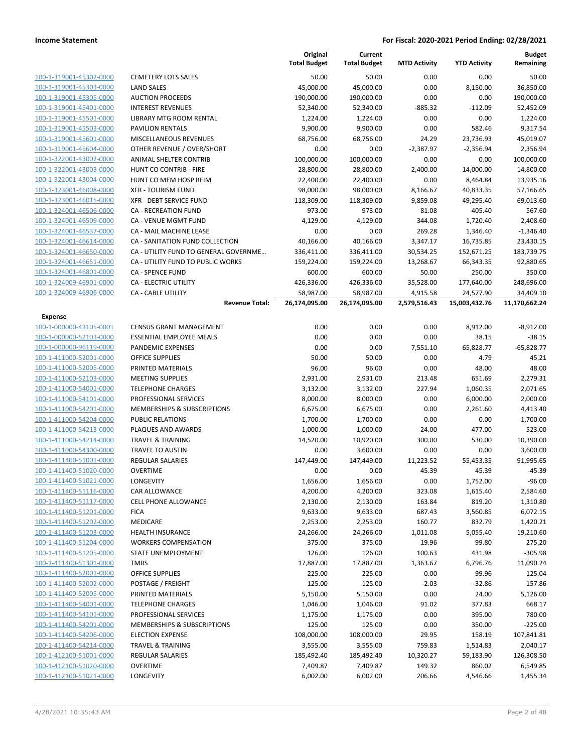| | | Original Total Budget | Current Total Budget | MTD Activity | YTD Activity | Budget Remaining |
|---|---|---|---|---|---|---|
| 100-1-319001-45302-0000 | CEMETERY LOTS SALES | 50.00 | 50.00 | 0.00 | 0.00 | 50.00 |
| 100-1-319001-45303-0000 | LAND SALES | 45,000.00 | 45,000.00 | 0.00 | 8,150.00 | 36,850.00 |
| 100-1-319001-45305-0000 | AUCTION PROCEEDS | 190,000.00 | 190,000.00 | 0.00 | 0.00 | 190,000.00 |
| 100-1-319001-45401-0000 | INTEREST REVENUES | 52,340.00 | 52,340.00 | -885.32 | -112.09 | 52,452.09 |
| 100-1-319001-45501-0000 | LIBRARY MTG ROOM RENTAL | 1,224.00 | 1,224.00 | 0.00 | 0.00 | 1,224.00 |
| 100-1-319001-45503-0000 | PAVILION RENTALS | 9,900.00 | 9,900.00 | 0.00 | 582.46 | 9,317.54 |
| 100-1-319001-45601-0000 | MISCELLANEOUS REVENUES | 68,756.00 | 68,756.00 | 24.29 | 23,736.93 | 45,019.07 |
| 100-1-319001-45604-0000 | OTHER REVENUE / OVER/SHORT | 0.00 | 0.00 | -2,387.97 | -2,356.94 | 2,356.94 |
| 100-1-322001-43002-0000 | ANIMAL SHELTER CONTRIB | 100,000.00 | 100,000.00 | 0.00 | 0.00 | 100,000.00 |
| 100-1-322001-43003-0000 | HUNT CO CONTRIB - FIRE | 28,800.00 | 28,800.00 | 2,400.00 | 14,000.00 | 14,800.00 |
| 100-1-322001-43004-0000 | HUNT CO MEM HOSP REIM | 22,400.00 | 22,400.00 | 0.00 | 8,464.84 | 13,935.16 |
| 100-1-323001-46008-0000 | XFR - TOURISM FUND | 98,000.00 | 98,000.00 | 8,166.67 | 40,833.35 | 57,166.65 |
| 100-1-323001-46015-0000 | XFR - DEBT SERVICE FUND | 118,309.00 | 118,309.00 | 9,859.08 | 49,295.40 | 69,013.60 |
| 100-1-324001-46506-0000 | CA - RECREATION FUND | 973.00 | 973.00 | 81.08 | 405.40 | 567.60 |
| 100-1-324001-46509-0000 | CA - VENUE MGMT FUND | 4,129.00 | 4,129.00 | 344.08 | 1,720.40 | 2,408.60 |
| 100-1-324001-46537-0000 | CA - MAIL MACHINE LEASE | 0.00 | 0.00 | 269.28 | 1,346.40 | -1,346.40 |
| 100-1-324001-46614-0000 | CA - SANITATION FUND COLLECTION | 40,166.00 | 40,166.00 | 3,347.17 | 16,735.85 | 23,430.15 |
| 100-1-324001-46650-0000 | CA - UTILITY FUND TO GENERAL GOVERNME... | 336,411.00 | 336,411.00 | 30,534.25 | 152,671.25 | 183,739.75 |
| 100-1-324001-46651-0000 | CA - UTILITY FUND TO PUBLIC WORKS | 159,224.00 | 159,224.00 | 13,268.67 | 66,343.35 | 92,880.65 |
| 100-1-324001-46801-0000 | CA - SPENCE FUND | 600.00 | 600.00 | 50.00 | 250.00 | 350.00 |
| 100-1-324009-46901-0000 | CA - ELECTRIC UTILITY | 426,336.00 | 426,336.00 | 35,528.00 | 177,640.00 | 248,696.00 |
| 100-1-324009-46906-0000 | CA - CABLE UTILITY | 58,987.00 | 58,987.00 | 4,915.58 | 24,577.90 | 34,409.10 |
| | **Revenue Total:** | **26,174,095.00** | **26,174,095.00** | **2,579,516.43** | **15,003,432.76** | **11,170,662.24** |
| **Expense** | | | | | | |
| 100-1-000000-43105-0001 | CENSUS GRANT MANAGEMENT | 0.00 | 0.00 | 0.00 | 8,912.00 | -8,912.00 |
| 100-1-000000-52103-0000 | ESSENTIAL EMPLOYEE MEALS | 0.00 | 0.00 | 0.00 | 38.15 | -38.15 |
| 100-1-000000-96119-0000 | PANDEMIC EXPENSES | 0.00 | 0.00 | 7,551.10 | 65,828.77 | -65,828.77 |
| 100-1-411000-52001-0000 | OFFICE SUPPLIES | 50.00 | 50.00 | 0.00 | 4.79 | 45.21 |
| 100-1-411000-52005-0000 | PRINTED MATERIALS | 96.00 | 96.00 | 0.00 | 48.00 | 48.00 |
| 100-1-411000-52103-0000 | MEETING SUPPLIES | 2,931.00 | 2,931.00 | 213.48 | 651.69 | 2,279.31 |
| 100-1-411000-54001-0000 | TELEPHONE CHARGES | 3,132.00 | 3,132.00 | 227.94 | 1,060.35 | 2,071.65 |
| 100-1-411000-54101-0000 | PROFESSIONAL SERVICES | 8,000.00 | 8,000.00 | 0.00 | 6,000.00 | 2,000.00 |
| 100-1-411000-54201-0000 | MEMBERSHIPS & SUBSCRIPTIONS | 6,675.00 | 6,675.00 | 0.00 | 2,261.60 | 4,413.40 |
| 100-1-411000-54204-0000 | PUBLIC RELATIONS | 1,700.00 | 1,700.00 | 0.00 | 0.00 | 1,700.00 |
| 100-1-411000-54213-0000 | PLAQUES AND AWARDS | 1,000.00 | 1,000.00 | 24.00 | 477.00 | 523.00 |
| 100-1-411000-54214-0000 | TRAVEL & TRAINING | 14,520.00 | 10,920.00 | 300.00 | 530.00 | 10,390.00 |
| 100-1-411000-54300-0000 | TRAVEL TO AUSTIN | 0.00 | 3,600.00 | 0.00 | 0.00 | 3,600.00 |
| 100-1-411400-51001-0000 | REGULAR SALARIES | 147,449.00 | 147,449.00 | 11,223.52 | 55,453.35 | 91,995.65 |
| 100-1-411400-51020-0000 | OVERTIME | 0.00 | 0.00 | 45.39 | 45.39 | -45.39 |
| 100-1-411400-51021-0000 | LONGEVITY | 1,656.00 | 1,656.00 | 0.00 | 1,752.00 | -96.00 |
| 100-1-411400-51116-0000 | CAR ALLOWANCE | 4,200.00 | 4,200.00 | 323.08 | 1,615.40 | 2,584.60 |
| 100-1-411400-51117-0000 | CELL PHONE ALLOWANCE | 2,130.00 | 2,130.00 | 163.84 | 819.20 | 1,310.80 |
| 100-1-411400-51201-0000 | FICA | 9,633.00 | 9,633.00 | 687.43 | 3,560.85 | 6,072.15 |
| 100-1-411400-51202-0000 | MEDICARE | 2,253.00 | 2,253.00 | 160.77 | 832.79 | 1,420.21 |
| 100-1-411400-51203-0000 | HEALTH INSURANCE | 24,266.00 | 24,266.00 | 1,011.08 | 5,055.40 | 19,210.60 |
| 100-1-411400-51204-0000 | WORKERS COMPENSATION | 375.00 | 375.00 | 19.96 | 99.80 | 275.20 |
| 100-1-411400-51205-0000 | STATE UNEMPLOYMENT | 126.00 | 126.00 | 100.63 | 431.98 | -305.98 |
| 100-1-411400-51301-0000 | TMRS | 17,887.00 | 17,887.00 | 1,363.67 | 6,796.76 | 11,090.24 |
| 100-1-411400-52001-0000 | OFFICE SUPPLIES | 225.00 | 225.00 | 0.00 | 99.96 | 125.04 |
| 100-1-411400-52002-0000 | POSTAGE / FREIGHT | 125.00 | 125.00 | -2.03 | -32.86 | 157.86 |
| 100-1-411400-52005-0000 | PRINTED MATERIALS | 5,150.00 | 5,150.00 | 0.00 | 24.00 | 5,126.00 |
| 100-1-411400-54001-0000 | TELEPHONE CHARGES | 1,046.00 | 1,046.00 | 91.02 | 377.83 | 668.17 |
| 100-1-411400-54101-0000 | PROFESSIONAL SERVICES | 1,175.00 | 1,175.00 | 0.00 | 395.00 | 780.00 |
| 100-1-411400-54201-0000 | MEMBERSHIPS & SUBSCRIPTIONS | 125.00 | 125.00 | 0.00 | 350.00 | -225.00 |
| 100-1-411400-54206-0000 | ELECTION EXPENSE | 108,000.00 | 108,000.00 | 29.95 | 158.19 | 107,841.81 |
| 100-1-411400-54214-0000 | TRAVEL & TRAINING | 3,555.00 | 3,555.00 | 759.83 | 1,514.83 | 2,040.17 |
| 100-1-412100-51001-0000 | REGULAR SALARIES | 185,492.40 | 185,492.40 | 10,320.27 | 59,183.90 | 126,308.50 |
| 100-1-412100-51020-0000 | OVERTIME | 7,409.87 | 7,409.87 | 149.32 | 860.02 | 6,549.85 |
| 100-1-412100-51021-0000 | LONGEVITY | 6,002.00 | 6,002.00 | 206.66 | 4,546.66 | 1,455.34 |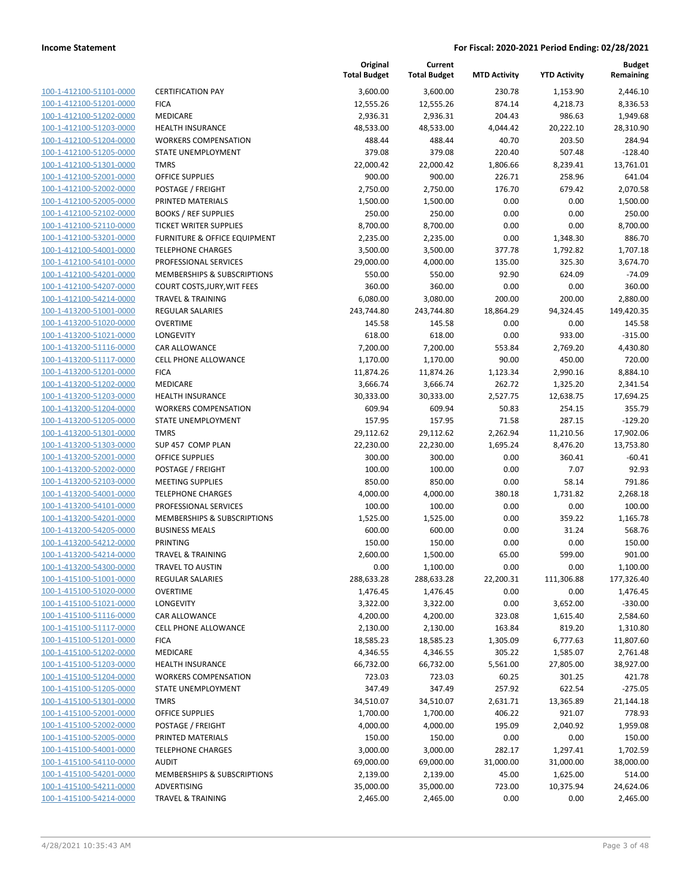| | | Original Total Budget | Current Total Budget | MTD Activity | YTD Activity | Budget Remaining |
|---|---|---|---|---|---|---|
| 100-1-412100-51101-0000 | CERTIFICATION PAY | 3,600.00 | 3,600.00 | 230.78 | 1,153.90 | 2,446.10 |
| 100-1-412100-51201-0000 | FICA | 12,555.26 | 12,555.26 | 874.14 | 4,218.73 | 8,336.53 |
| 100-1-412100-51202-0000 | MEDICARE | 2,936.31 | 2,936.31 | 204.43 | 986.63 | 1,949.68 |
| 100-1-412100-51203-0000 | HEALTH INSURANCE | 48,533.00 | 48,533.00 | 4,044.42 | 20,222.10 | 28,310.90 |
| 100-1-412100-51204-0000 | WORKERS COMPENSATION | 488.44 | 488.44 | 40.70 | 203.50 | 284.94 |
| 100-1-412100-51205-0000 | STATE UNEMPLOYMENT | 379.08 | 379.08 | 220.40 | 507.48 | -128.40 |
| 100-1-412100-51301-0000 | TMRS | 22,000.42 | 22,000.42 | 1,806.66 | 8,239.41 | 13,761.01 |
| 100-1-412100-52001-0000 | OFFICE SUPPLIES | 900.00 | 900.00 | 226.71 | 258.96 | 641.04 |
| 100-1-412100-52002-0000 | POSTAGE / FREIGHT | 2,750.00 | 2,750.00 | 176.70 | 679.42 | 2,070.58 |
| 100-1-412100-52005-0000 | PRINTED MATERIALS | 1,500.00 | 1,500.00 | 0.00 | 0.00 | 1,500.00 |
| 100-1-412100-52102-0000 | BOOKS / REF SUPPLIES | 250.00 | 250.00 | 0.00 | 0.00 | 250.00 |
| 100-1-412100-52110-0000 | TICKET WRITER SUPPLIES | 8,700.00 | 8,700.00 | 0.00 | 0.00 | 8,700.00 |
| 100-1-412100-53201-0000 | FURNITURE & OFFICE EQUIPMENT | 2,235.00 | 2,235.00 | 0.00 | 1,348.30 | 886.70 |
| 100-1-412100-54001-0000 | TELEPHONE CHARGES | 3,500.00 | 3,500.00 | 377.78 | 1,792.82 | 1,707.18 |
| 100-1-412100-54101-0000 | PROFESSIONAL SERVICES | 29,000.00 | 4,000.00 | 135.00 | 325.30 | 3,674.70 |
| 100-1-412100-54201-0000 | MEMBERSHIPS & SUBSCRIPTIONS | 550.00 | 550.00 | 92.90 | 624.09 | -74.09 |
| 100-1-412100-54207-0000 | COURT COSTS,JURY,WIT FEES | 360.00 | 360.00 | 0.00 | 0.00 | 360.00 |
| 100-1-412100-54214-0000 | TRAVEL & TRAINING | 6,080.00 | 3,080.00 | 200.00 | 200.00 | 2,880.00 |
| 100-1-413200-51001-0000 | REGULAR SALARIES | 243,744.80 | 243,744.80 | 18,864.29 | 94,324.45 | 149,420.35 |
| 100-1-413200-51020-0000 | OVERTIME | 145.58 | 145.58 | 0.00 | 0.00 | 145.58 |
| 100-1-413200-51021-0000 | LONGEVITY | 618.00 | 618.00 | 0.00 | 933.00 | -315.00 |
| 100-1-413200-51116-0000 | CAR ALLOWANCE | 7,200.00 | 7,200.00 | 553.84 | 2,769.20 | 4,430.80 |
| 100-1-413200-51117-0000 | CELL PHONE ALLOWANCE | 1,170.00 | 1,170.00 | 90.00 | 450.00 | 720.00 |
| 100-1-413200-51201-0000 | FICA | 11,874.26 | 11,874.26 | 1,123.34 | 2,990.16 | 8,884.10 |
| 100-1-413200-51202-0000 | MEDICARE | 3,666.74 | 3,666.74 | 262.72 | 1,325.20 | 2,341.54 |
| 100-1-413200-51203-0000 | HEALTH INSURANCE | 30,333.00 | 30,333.00 | 2,527.75 | 12,638.75 | 17,694.25 |
| 100-1-413200-51204-0000 | WORKERS COMPENSATION | 609.94 | 609.94 | 50.83 | 254.15 | 355.79 |
| 100-1-413200-51205-0000 | STATE UNEMPLOYMENT | 157.95 | 157.95 | 71.58 | 287.15 | -129.20 |
| 100-1-413200-51301-0000 | TMRS | 29,112.62 | 29,112.62 | 2,262.94 | 11,210.56 | 17,902.06 |
| 100-1-413200-51303-0000 | SUP 457 COMP PLAN | 22,230.00 | 22,230.00 | 1,695.24 | 8,476.20 | 13,753.80 |
| 100-1-413200-52001-0000 | OFFICE SUPPLIES | 300.00 | 300.00 | 0.00 | 360.41 | -60.41 |
| 100-1-413200-52002-0000 | POSTAGE / FREIGHT | 100.00 | 100.00 | 0.00 | 7.07 | 92.93 |
| 100-1-413200-52103-0000 | MEETING SUPPLIES | 850.00 | 850.00 | 0.00 | 58.14 | 791.86 |
| 100-1-413200-54001-0000 | TELEPHONE CHARGES | 4,000.00 | 4,000.00 | 380.18 | 1,731.82 | 2,268.18 |
| 100-1-413200-54101-0000 | PROFESSIONAL SERVICES | 100.00 | 100.00 | 0.00 | 0.00 | 100.00 |
| 100-1-413200-54201-0000 | MEMBERSHIPS & SUBSCRIPTIONS | 1,525.00 | 1,525.00 | 0.00 | 359.22 | 1,165.78 |
| 100-1-413200-54205-0000 | BUSINESS MEALS | 600.00 | 600.00 | 0.00 | 31.24 | 568.76 |
| 100-1-413200-54212-0000 | PRINTING | 150.00 | 150.00 | 0.00 | 0.00 | 150.00 |
| 100-1-413200-54214-0000 | TRAVEL & TRAINING | 2,600.00 | 1,500.00 | 65.00 | 599.00 | 901.00 |
| 100-1-413200-54300-0000 | TRAVEL TO AUSTIN | 0.00 | 1,100.00 | 0.00 | 0.00 | 1,100.00 |
| 100-1-415100-51001-0000 | REGULAR SALARIES | 288,633.28 | 288,633.28 | 22,200.31 | 111,306.88 | 177,326.40 |
| 100-1-415100-51020-0000 | OVERTIME | 1,476.45 | 1,476.45 | 0.00 | 0.00 | 1,476.45 |
| 100-1-415100-51021-0000 | LONGEVITY | 3,322.00 | 3,322.00 | 0.00 | 3,652.00 | -330.00 |
| 100-1-415100-51116-0000 | CAR ALLOWANCE | 4,200.00 | 4,200.00 | 323.08 | 1,615.40 | 2,584.60 |
| 100-1-415100-51117-0000 | CELL PHONE ALLOWANCE | 2,130.00 | 2,130.00 | 163.84 | 819.20 | 1,310.80 |
| 100-1-415100-51201-0000 | FICA | 18,585.23 | 18,585.23 | 1,305.09 | 6,777.63 | 11,807.60 |
| 100-1-415100-51202-0000 | MEDICARE | 4,346.55 | 4,346.55 | 305.22 | 1,585.07 | 2,761.48 |
| 100-1-415100-51203-0000 | HEALTH INSURANCE | 66,732.00 | 66,732.00 | 5,561.00 | 27,805.00 | 38,927.00 |
| 100-1-415100-51204-0000 | WORKERS COMPENSATION | 723.03 | 723.03 | 60.25 | 301.25 | 421.78 |
| 100-1-415100-51205-0000 | STATE UNEMPLOYMENT | 347.49 | 347.49 | 257.92 | 622.54 | -275.05 |
| 100-1-415100-51301-0000 | TMRS | 34,510.07 | 34,510.07 | 2,631.71 | 13,365.89 | 21,144.18 |
| 100-1-415100-52001-0000 | OFFICE SUPPLIES | 1,700.00 | 1,700.00 | 406.22 | 921.07 | 778.93 |
| 100-1-415100-52002-0000 | POSTAGE / FREIGHT | 4,000.00 | 4,000.00 | 195.09 | 2,040.92 | 1,959.08 |
| 100-1-415100-52005-0000 | PRINTED MATERIALS | 150.00 | 150.00 | 0.00 | 0.00 | 150.00 |
| 100-1-415100-54001-0000 | TELEPHONE CHARGES | 3,000.00 | 3,000.00 | 282.17 | 1,297.41 | 1,702.59 |
| 100-1-415100-54110-0000 | AUDIT | 69,000.00 | 69,000.00 | 31,000.00 | 31,000.00 | 38,000.00 |
| 100-1-415100-54201-0000 | MEMBERSHIPS & SUBSCRIPTIONS | 2,139.00 | 2,139.00 | 45.00 | 1,625.00 | 514.00 |
| 100-1-415100-54211-0000 | ADVERTISING | 35,000.00 | 35,000.00 | 723.00 | 10,375.94 | 24,624.06 |
| 100-1-415100-54214-0000 | TRAVEL & TRAINING | 2,465.00 | 2,465.00 | 0.00 | 0.00 | 2,465.00 |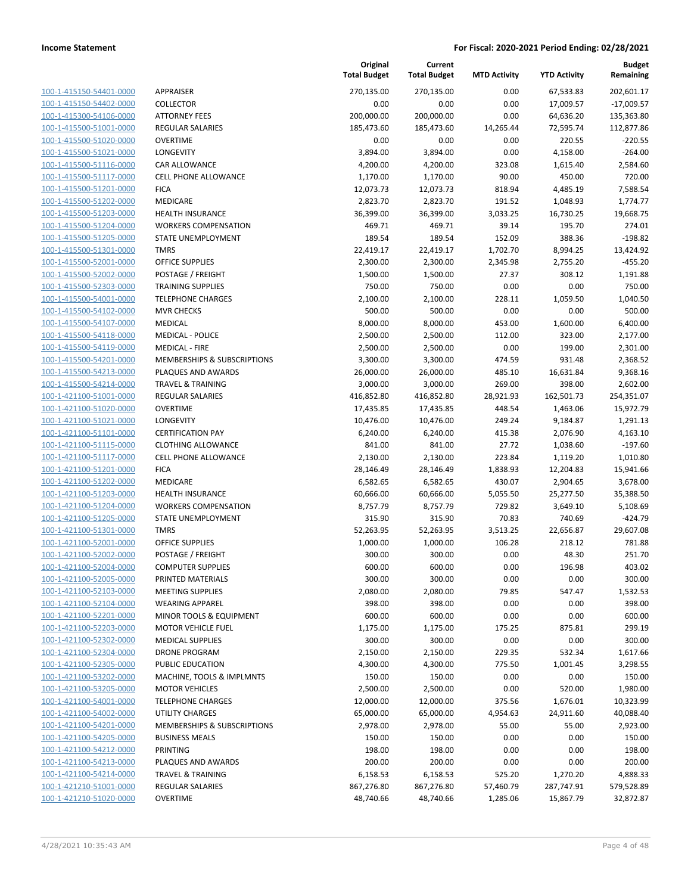**Income Statement** | **For Fiscal: 2020-2021 Period Ending: 02/28/2021**

| | | Original Total Budget | Current Total Budget | MTD Activity | YTD Activity | Budget Remaining |
|---|---|---|---|---|---|---|
| 100-1-415150-54401-0000 | APPRAISER | 270,135.00 | 270,135.00 | 0.00 | 67,533.83 | 202,601.17 |
| 100-1-415150-54402-0000 | COLLECTOR | 0.00 | 0.00 | 0.00 | 17,009.57 | -17,009.57 |
| 100-1-415300-54106-0000 | ATTORNEY FEES | 200,000.00 | 200,000.00 | 0.00 | 64,636.20 | 135,363.80 |
| 100-1-415500-51001-0000 | REGULAR SALARIES | 185,473.60 | 185,473.60 | 14,265.44 | 72,595.74 | 112,877.86 |
| 100-1-415500-51020-0000 | OVERTIME | 0.00 | 0.00 | 0.00 | 220.55 | -220.55 |
| 100-1-415500-51021-0000 | LONGEVITY | 3,894.00 | 3,894.00 | 0.00 | 4,158.00 | -264.00 |
| 100-1-415500-51116-0000 | CAR ALLOWANCE | 4,200.00 | 4,200.00 | 323.08 | 1,615.40 | 2,584.60 |
| 100-1-415500-51117-0000 | CELL PHONE ALLOWANCE | 1,170.00 | 1,170.00 | 90.00 | 450.00 | 720.00 |
| 100-1-415500-51201-0000 | FICA | 12,073.73 | 12,073.73 | 818.94 | 4,485.19 | 7,588.54 |
| 100-1-415500-51202-0000 | MEDICARE | 2,823.70 | 2,823.70 | 191.52 | 1,048.93 | 1,774.77 |
| 100-1-415500-51203-0000 | HEALTH INSURANCE | 36,399.00 | 36,399.00 | 3,033.25 | 16,730.25 | 19,668.75 |
| 100-1-415500-51204-0000 | WORKERS COMPENSATION | 469.71 | 469.71 | 39.14 | 195.70 | 274.01 |
| 100-1-415500-51205-0000 | STATE UNEMPLOYMENT | 189.54 | 189.54 | 152.09 | 388.36 | -198.82 |
| 100-1-415500-51301-0000 | TMRS | 22,419.17 | 22,419.17 | 1,702.70 | 8,994.25 | 13,424.92 |
| 100-1-415500-52001-0000 | OFFICE SUPPLIES | 2,300.00 | 2,300.00 | 2,345.98 | 2,755.20 | -455.20 |
| 100-1-415500-52002-0000 | POSTAGE / FREIGHT | 1,500.00 | 1,500.00 | 27.37 | 308.12 | 1,191.88 |
| 100-1-415500-52303-0000 | TRAINING SUPPLIES | 750.00 | 750.00 | 0.00 | 0.00 | 750.00 |
| 100-1-415500-54001-0000 | TELEPHONE CHARGES | 2,100.00 | 2,100.00 | 228.11 | 1,059.50 | 1,040.50 |
| 100-1-415500-54102-0000 | MVR CHECKS | 500.00 | 500.00 | 0.00 | 0.00 | 500.00 |
| 100-1-415500-54107-0000 | MEDICAL | 8,000.00 | 8,000.00 | 453.00 | 1,600.00 | 6,400.00 |
| 100-1-415500-54118-0000 | MEDICAL - POLICE | 2,500.00 | 2,500.00 | 112.00 | 323.00 | 2,177.00 |
| 100-1-415500-54119-0000 | MEDICAL - FIRE | 2,500.00 | 2,500.00 | 0.00 | 199.00 | 2,301.00 |
| 100-1-415500-54201-0000 | MEMBERSHIPS & SUBSCRIPTIONS | 3,300.00 | 3,300.00 | 474.59 | 931.48 | 2,368.52 |
| 100-1-415500-54213-0000 | PLAQUES AND AWARDS | 26,000.00 | 26,000.00 | 485.10 | 16,631.84 | 9,368.16 |
| 100-1-415500-54214-0000 | TRAVEL & TRAINING | 3,000.00 | 3,000.00 | 269.00 | 398.00 | 2,602.00 |
| 100-1-421100-51001-0000 | REGULAR SALARIES | 416,852.80 | 416,852.80 | 28,921.93 | 162,501.73 | 254,351.07 |
| 100-1-421100-51020-0000 | OVERTIME | 17,435.85 | 17,435.85 | 448.54 | 1,463.06 | 15,972.79 |
| 100-1-421100-51021-0000 | LONGEVITY | 10,476.00 | 10,476.00 | 249.24 | 9,184.87 | 1,291.13 |
| 100-1-421100-51101-0000 | CERTIFICATION PAY | 6,240.00 | 6,240.00 | 415.38 | 2,076.90 | 4,163.10 |
| 100-1-421100-51115-0000 | CLOTHING ALLOWANCE | 841.00 | 841.00 | 27.72 | 1,038.60 | -197.60 |
| 100-1-421100-51117-0000 | CELL PHONE ALLOWANCE | 2,130.00 | 2,130.00 | 223.84 | 1,119.20 | 1,010.80 |
| 100-1-421100-51201-0000 | FICA | 28,146.49 | 28,146.49 | 1,838.93 | 12,204.83 | 15,941.66 |
| 100-1-421100-51202-0000 | MEDICARE | 6,582.65 | 6,582.65 | 430.07 | 2,904.65 | 3,678.00 |
| 100-1-421100-51203-0000 | HEALTH INSURANCE | 60,666.00 | 60,666.00 | 5,055.50 | 25,277.50 | 35,388.50 |
| 100-1-421100-51204-0000 | WORKERS COMPENSATION | 8,757.79 | 8,757.79 | 729.82 | 3,649.10 | 5,108.69 |
| 100-1-421100-51205-0000 | STATE UNEMPLOYMENT | 315.90 | 315.90 | 70.83 | 740.69 | -424.79 |
| 100-1-421100-51301-0000 | TMRS | 52,263.95 | 52,263.95 | 3,513.25 | 22,656.87 | 29,607.08 |
| 100-1-421100-52001-0000 | OFFICE SUPPLIES | 1,000.00 | 1,000.00 | 106.28 | 218.12 | 781.88 |
| 100-1-421100-52002-0000 | POSTAGE / FREIGHT | 300.00 | 300.00 | 0.00 | 48.30 | 251.70 |
| 100-1-421100-52004-0000 | COMPUTER SUPPLIES | 600.00 | 600.00 | 0.00 | 196.98 | 403.02 |
| 100-1-421100-52005-0000 | PRINTED MATERIALS | 300.00 | 300.00 | 0.00 | 0.00 | 300.00 |
| 100-1-421100-52103-0000 | MEETING SUPPLIES | 2,080.00 | 2,080.00 | 79.85 | 547.47 | 1,532.53 |
| 100-1-421100-52104-0000 | WEARING APPAREL | 398.00 | 398.00 | 0.00 | 0.00 | 398.00 |
| 100-1-421100-52201-0000 | MINOR TOOLS & EQUIPMENT | 600.00 | 600.00 | 0.00 | 0.00 | 600.00 |
| 100-1-421100-52203-0000 | MOTOR VEHICLE FUEL | 1,175.00 | 1,175.00 | 175.25 | 875.81 | 299.19 |
| 100-1-421100-52302-0000 | MEDICAL SUPPLIES | 300.00 | 300.00 | 0.00 | 0.00 | 300.00 |
| 100-1-421100-52304-0000 | DRONE PROGRAM | 2,150.00 | 2,150.00 | 229.35 | 532.34 | 1,617.66 |
| 100-1-421100-52305-0000 | PUBLIC EDUCATION | 4,300.00 | 4,300.00 | 775.50 | 1,001.45 | 3,298.55 |
| 100-1-421100-53202-0000 | MACHINE, TOOLS & IMPLMNTS | 150.00 | 150.00 | 0.00 | 0.00 | 150.00 |
| 100-1-421100-53205-0000 | MOTOR VEHICLES | 2,500.00 | 2,500.00 | 0.00 | 520.00 | 1,980.00 |
| 100-1-421100-54001-0000 | TELEPHONE CHARGES | 12,000.00 | 12,000.00 | 375.56 | 1,676.01 | 10,323.99 |
| 100-1-421100-54002-0000 | UTILITY CHARGES | 65,000.00 | 65,000.00 | 4,954.63 | 24,911.60 | 40,088.40 |
| 100-1-421100-54201-0000 | MEMBERSHIPS & SUBSCRIPTIONS | 2,978.00 | 2,978.00 | 55.00 | 55.00 | 2,923.00 |
| 100-1-421100-54205-0000 | BUSINESS MEALS | 150.00 | 150.00 | 0.00 | 0.00 | 150.00 |
| 100-1-421100-54212-0000 | PRINTING | 198.00 | 198.00 | 0.00 | 0.00 | 198.00 |
| 100-1-421100-54213-0000 | PLAQUES AND AWARDS | 200.00 | 200.00 | 0.00 | 0.00 | 200.00 |
| 100-1-421100-54214-0000 | TRAVEL & TRAINING | 6,158.53 | 6,158.53 | 525.20 | 1,270.20 | 4,888.33 |
| 100-1-421210-51001-0000 | REGULAR SALARIES | 867,276.80 | 867,276.80 | 57,460.79 | 287,747.91 | 579,528.89 |
| 100-1-421210-51020-0000 | OVERTIME | 48,740.66 | 48,740.66 | 1,285.06 | 15,867.79 | 32,872.87 |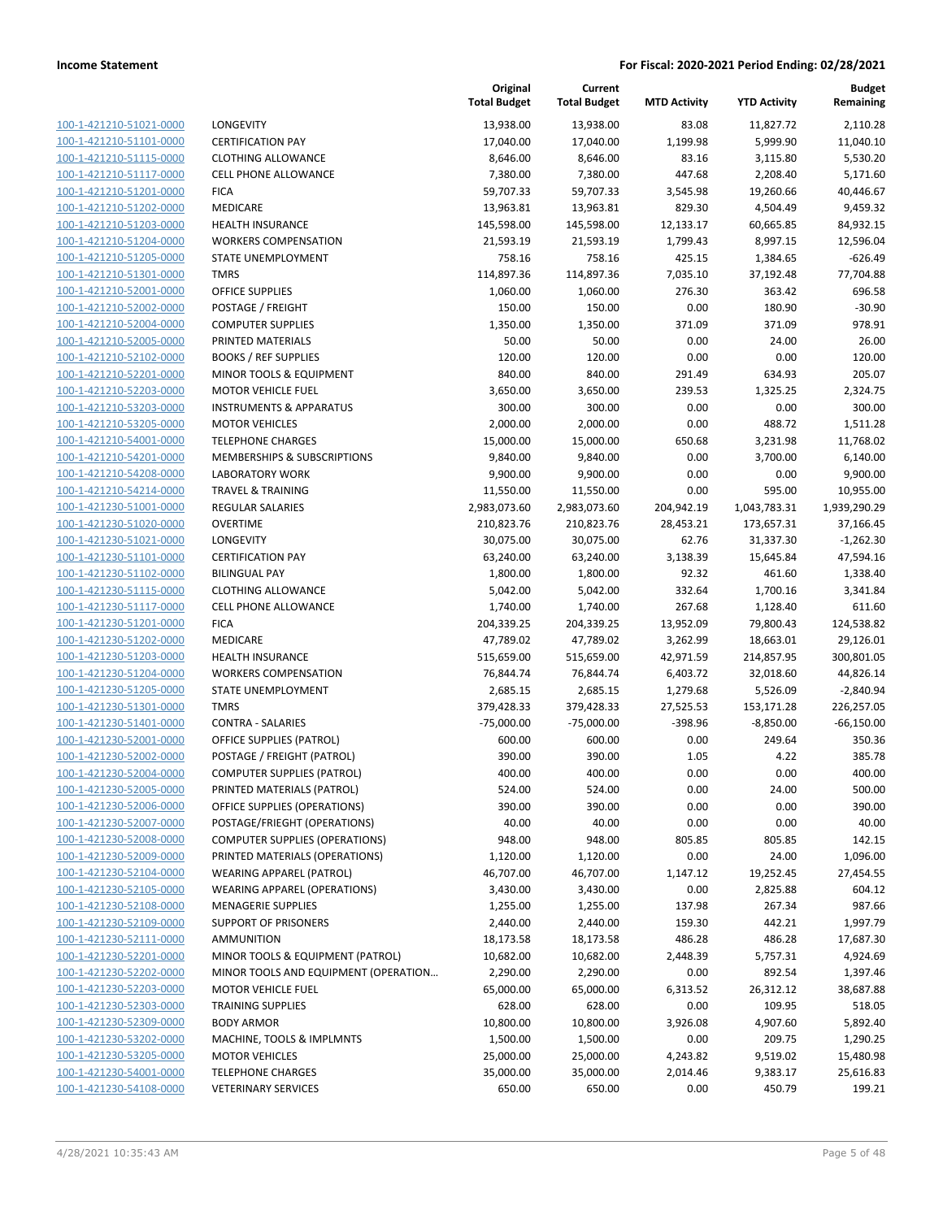**Income Statement**

**For Fiscal: 2020-2021 Period Ending: 02/28/2021**

| | | Original Total Budget | Current Total Budget | MTD Activity | YTD Activity | Budget Remaining |
|---|---|---|---|---|---|---|
| 100-1-421210-51021-0000 | LONGEVITY | 13,938.00 | 13,938.00 | 83.08 | 11,827.72 | 2,110.28 |
| 100-1-421210-51101-0000 | CERTIFICATION PAY | 17,040.00 | 17,040.00 | 1,199.98 | 5,999.90 | 11,040.10 |
| 100-1-421210-51115-0000 | CLOTHING ALLOWANCE | 8,646.00 | 8,646.00 | 83.16 | 3,115.80 | 5,530.20 |
| 100-1-421210-51117-0000 | CELL PHONE ALLOWANCE | 7,380.00 | 7,380.00 | 447.68 | 2,208.40 | 5,171.60 |
| 100-1-421210-51201-0000 | FICA | 59,707.33 | 59,707.33 | 3,545.98 | 19,260.66 | 40,446.67 |
| 100-1-421210-51202-0000 | MEDICARE | 13,963.81 | 13,963.81 | 829.30 | 4,504.49 | 9,459.32 |
| 100-1-421210-51203-0000 | HEALTH INSURANCE | 145,598.00 | 145,598.00 | 12,133.17 | 60,665.85 | 84,932.15 |
| 100-1-421210-51204-0000 | WORKERS COMPENSATION | 21,593.19 | 21,593.19 | 1,799.43 | 8,997.15 | 12,596.04 |
| 100-1-421210-51205-0000 | STATE UNEMPLOYMENT | 758.16 | 758.16 | 425.15 | 1,384.65 | -626.49 |
| 100-1-421210-51301-0000 | TMRS | 114,897.36 | 114,897.36 | 7,035.10 | 37,192.48 | 77,704.88 |
| 100-1-421210-52001-0000 | OFFICE SUPPLIES | 1,060.00 | 1,060.00 | 276.30 | 363.42 | 696.58 |
| 100-1-421210-52002-0000 | POSTAGE / FREIGHT | 150.00 | 150.00 | 0.00 | 180.90 | -30.90 |
| 100-1-421210-52004-0000 | COMPUTER SUPPLIES | 1,350.00 | 1,350.00 | 371.09 | 371.09 | 978.91 |
| 100-1-421210-52005-0000 | PRINTED MATERIALS | 50.00 | 50.00 | 0.00 | 24.00 | 26.00 |
| 100-1-421210-52102-0000 | BOOKS / REF SUPPLIES | 120.00 | 120.00 | 0.00 | 0.00 | 120.00 |
| 100-1-421210-52201-0000 | MINOR TOOLS & EQUIPMENT | 840.00 | 840.00 | 291.49 | 634.93 | 205.07 |
| 100-1-421210-52203-0000 | MOTOR VEHICLE FUEL | 3,650.00 | 3,650.00 | 239.53 | 1,325.25 | 2,324.75 |
| 100-1-421210-53203-0000 | INSTRUMENTS & APPARATUS | 300.00 | 300.00 | 0.00 | 0.00 | 300.00 |
| 100-1-421210-53205-0000 | MOTOR VEHICLES | 2,000.00 | 2,000.00 | 0.00 | 488.72 | 1,511.28 |
| 100-1-421210-54001-0000 | TELEPHONE CHARGES | 15,000.00 | 15,000.00 | 650.68 | 3,231.98 | 11,768.02 |
| 100-1-421210-54201-0000 | MEMBERSHIPS & SUBSCRIPTIONS | 9,840.00 | 9,840.00 | 0.00 | 3,700.00 | 6,140.00 |
| 100-1-421210-54208-0000 | LABORATORY WORK | 9,900.00 | 9,900.00 | 0.00 | 0.00 | 9,900.00 |
| 100-1-421210-54214-0000 | TRAVEL & TRAINING | 11,550.00 | 11,550.00 | 0.00 | 595.00 | 10,955.00 |
| 100-1-421230-51001-0000 | REGULAR SALARIES | 2,983,073.60 | 2,983,073.60 | 204,942.19 | 1,043,783.31 | 1,939,290.29 |
| 100-1-421230-51020-0000 | OVERTIME | 210,823.76 | 210,823.76 | 28,453.21 | 173,657.31 | 37,166.45 |
| 100-1-421230-51021-0000 | LONGEVITY | 30,075.00 | 30,075.00 | 62.76 | 31,337.30 | -1,262.30 |
| 100-1-421230-51101-0000 | CERTIFICATION PAY | 63,240.00 | 63,240.00 | 3,138.39 | 15,645.84 | 47,594.16 |
| 100-1-421230-51102-0000 | BILINGUAL PAY | 1,800.00 | 1,800.00 | 92.32 | 461.60 | 1,338.40 |
| 100-1-421230-51115-0000 | CLOTHING ALLOWANCE | 5,042.00 | 5,042.00 | 332.64 | 1,700.16 | 3,341.84 |
| 100-1-421230-51117-0000 | CELL PHONE ALLOWANCE | 1,740.00 | 1,740.00 | 267.68 | 1,128.40 | 611.60 |
| 100-1-421230-51201-0000 | FICA | 204,339.25 | 204,339.25 | 13,952.09 | 79,800.43 | 124,538.82 |
| 100-1-421230-51202-0000 | MEDICARE | 47,789.02 | 47,789.02 | 3,262.99 | 18,663.01 | 29,126.01 |
| 100-1-421230-51203-0000 | HEALTH INSURANCE | 515,659.00 | 515,659.00 | 42,971.59 | 214,857.95 | 300,801.05 |
| 100-1-421230-51204-0000 | WORKERS COMPENSATION | 76,844.74 | 76,844.74 | 6,403.72 | 32,018.60 | 44,826.14 |
| 100-1-421230-51205-0000 | STATE UNEMPLOYMENT | 2,685.15 | 2,685.15 | 1,279.68 | 5,526.09 | -2,840.94 |
| 100-1-421230-51301-0000 | TMRS | 379,428.33 | 379,428.33 | 27,525.53 | 153,171.28 | 226,257.05 |
| 100-1-421230-51401-0000 | CONTRA - SALARIES | -75,000.00 | -75,000.00 | -398.96 | -8,850.00 | -66,150.00 |
| 100-1-421230-52001-0000 | OFFICE SUPPLIES (PATROL) | 600.00 | 600.00 | 0.00 | 249.64 | 350.36 |
| 100-1-421230-52002-0000 | POSTAGE / FREIGHT (PATROL) | 390.00 | 390.00 | 1.05 | 4.22 | 385.78 |
| 100-1-421230-52004-0000 | COMPUTER SUPPLIES (PATROL) | 400.00 | 400.00 | 0.00 | 0.00 | 400.00 |
| 100-1-421230-52005-0000 | PRINTED MATERIALS (PATROL) | 524.00 | 524.00 | 0.00 | 24.00 | 500.00 |
| 100-1-421230-52006-0000 | OFFICE SUPPLIES (OPERATIONS) | 390.00 | 390.00 | 0.00 | 0.00 | 390.00 |
| 100-1-421230-52007-0000 | POSTAGE/FRIEGHT (OPERATIONS) | 40.00 | 40.00 | 0.00 | 0.00 | 40.00 |
| 100-1-421230-52008-0000 | COMPUTER SUPPLIES (OPERATIONS) | 948.00 | 948.00 | 805.85 | 805.85 | 142.15 |
| 100-1-421230-52009-0000 | PRINTED MATERIALS (OPERATIONS) | 1,120.00 | 1,120.00 | 0.00 | 24.00 | 1,096.00 |
| 100-1-421230-52104-0000 | WEARING APPAREL (PATROL) | 46,707.00 | 46,707.00 | 1,147.12 | 19,252.45 | 27,454.55 |
| 100-1-421230-52105-0000 | WEARING APPAREL (OPERATIONS) | 3,430.00 | 3,430.00 | 0.00 | 2,825.88 | 604.12 |
| 100-1-421230-52108-0000 | MENAGERIE SUPPLIES | 1,255.00 | 1,255.00 | 137.98 | 267.34 | 987.66 |
| 100-1-421230-52109-0000 | SUPPORT OF PRISONERS | 2,440.00 | 2,440.00 | 159.30 | 442.21 | 1,997.79 |
| 100-1-421230-52111-0000 | AMMUNITION | 18,173.58 | 18,173.58 | 486.28 | 486.28 | 17,687.30 |
| 100-1-421230-52201-0000 | MINOR TOOLS & EQUIPMENT (PATROL) | 10,682.00 | 10,682.00 | 2,448.39 | 5,757.31 | 4,924.69 |
| 100-1-421230-52202-0000 | MINOR TOOLS AND EQUIPMENT (OPERATION… | 2,290.00 | 2,290.00 | 0.00 | 892.54 | 1,397.46 |
| 100-1-421230-52203-0000 | MOTOR VEHICLE FUEL | 65,000.00 | 65,000.00 | 6,313.52 | 26,312.12 | 38,687.88 |
| 100-1-421230-52303-0000 | TRAINING SUPPLIES | 628.00 | 628.00 | 0.00 | 109.95 | 518.05 |
| 100-1-421230-52309-0000 | BODY ARMOR | 10,800.00 | 10,800.00 | 3,926.08 | 4,907.60 | 5,892.40 |
| 100-1-421230-53202-0000 | MACHINE, TOOLS & IMPLMNTS | 1,500.00 | 1,500.00 | 0.00 | 209.75 | 1,290.25 |
| 100-1-421230-53205-0000 | MOTOR VEHICLES | 25,000.00 | 25,000.00 | 4,243.82 | 9,519.02 | 15,480.98 |
| 100-1-421230-54001-0000 | TELEPHONE CHARGES | 35,000.00 | 35,000.00 | 2,014.46 | 9,383.17 | 25,616.83 |
| 100-1-421230-54108-0000 | VETERINARY SERVICES | 650.00 | 650.00 | 0.00 | 450.79 | 199.21 |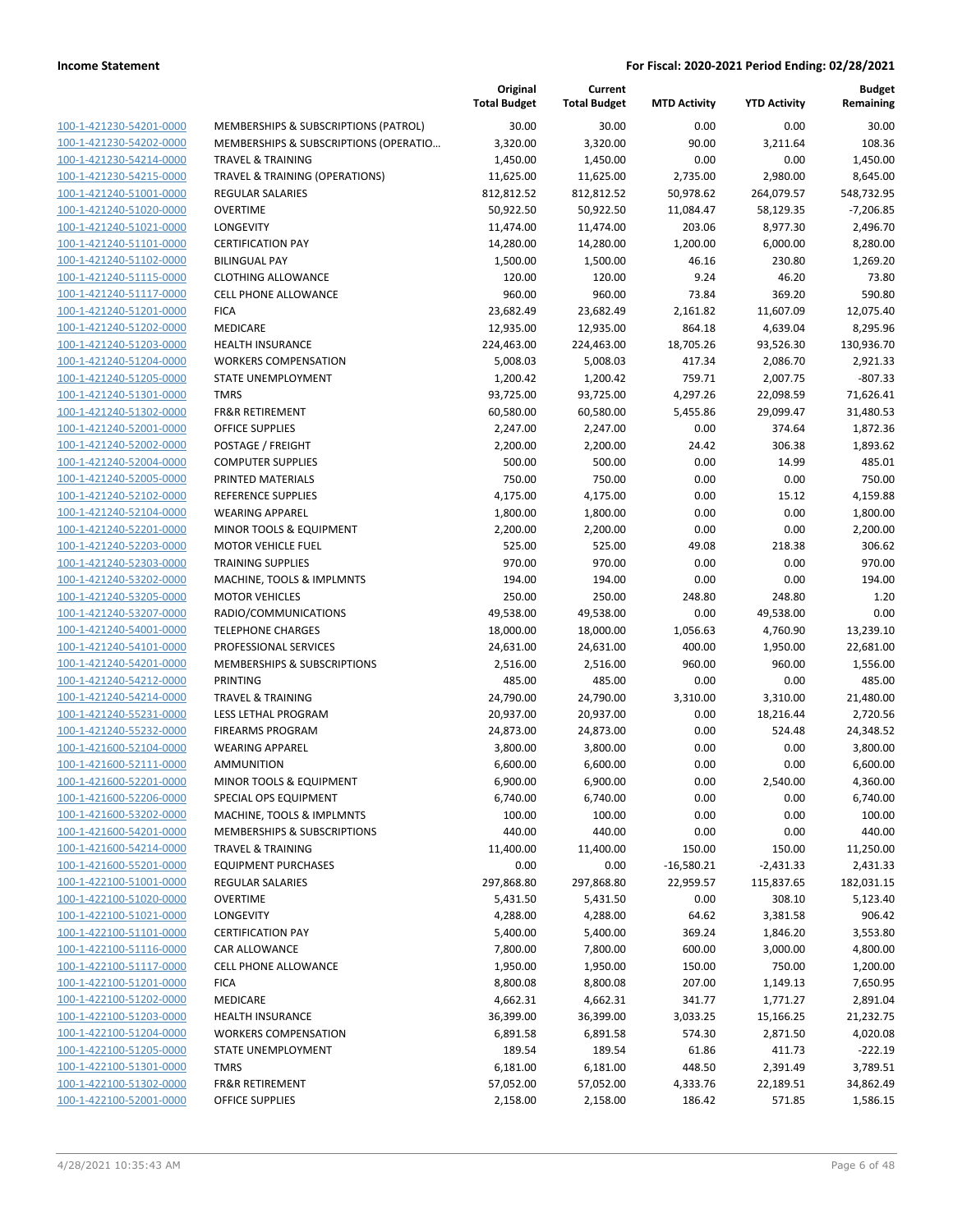**Income Statement** | **For Fiscal: 2020-2021 Period Ending: 02/28/2021**

| | | Original Total Budget | Current Total Budget | MTD Activity | YTD Activity | Budget Remaining |
|---|---|---|---|---|---|---|
| 100-1-421230-54201-0000 | MEMBERSHIPS & SUBSCRIPTIONS (PATROL) | 30.00 | 30.00 | 0.00 | 0.00 | 30.00 |
| 100-1-421230-54202-0000 | MEMBERSHIPS & SUBSCRIPTIONS (OPERATIO... | 3,320.00 | 3,320.00 | 90.00 | 3,211.64 | 108.36 |
| 100-1-421230-54214-0000 | TRAVEL & TRAINING | 1,450.00 | 1,450.00 | 0.00 | 0.00 | 1,450.00 |
| 100-1-421230-54215-0000 | TRAVEL & TRAINING (OPERATIONS) | 11,625.00 | 11,625.00 | 2,735.00 | 2,980.00 | 8,645.00 |
| 100-1-421240-51001-0000 | REGULAR SALARIES | 812,812.52 | 812,812.52 | 50,978.62 | 264,079.57 | 548,732.95 |
| 100-1-421240-51020-0000 | OVERTIME | 50,922.50 | 50,922.50 | 11,084.47 | 58,129.35 | -7,206.85 |
| 100-1-421240-51021-0000 | LONGEVITY | 11,474.00 | 11,474.00 | 203.06 | 8,977.30 | 2,496.70 |
| 100-1-421240-51101-0000 | CERTIFICATION PAY | 14,280.00 | 14,280.00 | 1,200.00 | 6,000.00 | 8,280.00 |
| 100-1-421240-51102-0000 | BILINGUAL PAY | 1,500.00 | 1,500.00 | 46.16 | 230.80 | 1,269.20 |
| 100-1-421240-51115-0000 | CLOTHING ALLOWANCE | 120.00 | 120.00 | 9.24 | 46.20 | 73.80 |
| 100-1-421240-51117-0000 | CELL PHONE ALLOWANCE | 960.00 | 960.00 | 73.84 | 369.20 | 590.80 |
| 100-1-421240-51201-0000 | FICA | 23,682.49 | 23,682.49 | 2,161.82 | 11,607.09 | 12,075.40 |
| 100-1-421240-51202-0000 | MEDICARE | 12,935.00 | 12,935.00 | 864.18 | 4,639.04 | 8,295.96 |
| 100-1-421240-51203-0000 | HEALTH INSURANCE | 224,463.00 | 224,463.00 | 18,705.26 | 93,526.30 | 130,936.70 |
| 100-1-421240-51204-0000 | WORKERS COMPENSATION | 5,008.03 | 5,008.03 | 417.34 | 2,086.70 | 2,921.33 |
| 100-1-421240-51205-0000 | STATE UNEMPLOYMENT | 1,200.42 | 1,200.42 | 759.71 | 2,007.75 | -807.33 |
| 100-1-421240-51301-0000 | TMRS | 93,725.00 | 93,725.00 | 4,297.26 | 22,098.59 | 71,626.41 |
| 100-1-421240-51302-0000 | FR&R RETIREMENT | 60,580.00 | 60,580.00 | 5,455.86 | 29,099.47 | 31,480.53 |
| 100-1-421240-52001-0000 | OFFICE SUPPLIES | 2,247.00 | 2,247.00 | 0.00 | 374.64 | 1,872.36 |
| 100-1-421240-52002-0000 | POSTAGE / FREIGHT | 2,200.00 | 2,200.00 | 24.42 | 306.38 | 1,893.62 |
| 100-1-421240-52004-0000 | COMPUTER SUPPLIES | 500.00 | 500.00 | 0.00 | 14.99 | 485.01 |
| 100-1-421240-52005-0000 | PRINTED MATERIALS | 750.00 | 750.00 | 0.00 | 0.00 | 750.00 |
| 100-1-421240-52102-0000 | REFERENCE SUPPLIES | 4,175.00 | 4,175.00 | 0.00 | 15.12 | 4,159.88 |
| 100-1-421240-52104-0000 | WEARING APPAREL | 1,800.00 | 1,800.00 | 0.00 | 0.00 | 1,800.00 |
| 100-1-421240-52201-0000 | MINOR TOOLS & EQUIPMENT | 2,200.00 | 2,200.00 | 0.00 | 0.00 | 2,200.00 |
| 100-1-421240-52203-0000 | MOTOR VEHICLE FUEL | 525.00 | 525.00 | 49.08 | 218.38 | 306.62 |
| 100-1-421240-52303-0000 | TRAINING SUPPLIES | 970.00 | 970.00 | 0.00 | 0.00 | 970.00 |
| 100-1-421240-53202-0000 | MACHINE, TOOLS & IMPLMNTS | 194.00 | 194.00 | 0.00 | 0.00 | 194.00 |
| 100-1-421240-53205-0000 | MOTOR VEHICLES | 250.00 | 250.00 | 248.80 | 248.80 | 1.20 |
| 100-1-421240-53207-0000 | RADIO/COMMUNICATIONS | 49,538.00 | 49,538.00 | 0.00 | 49,538.00 | 0.00 |
| 100-1-421240-54001-0000 | TELEPHONE CHARGES | 18,000.00 | 18,000.00 | 1,056.63 | 4,760.90 | 13,239.10 |
| 100-1-421240-54101-0000 | PROFESSIONAL SERVICES | 24,631.00 | 24,631.00 | 400.00 | 1,950.00 | 22,681.00 |
| 100-1-421240-54201-0000 | MEMBERSHIPS & SUBSCRIPTIONS | 2,516.00 | 2,516.00 | 960.00 | 960.00 | 1,556.00 |
| 100-1-421240-54212-0000 | PRINTING | 485.00 | 485.00 | 0.00 | 0.00 | 485.00 |
| 100-1-421240-54214-0000 | TRAVEL & TRAINING | 24,790.00 | 24,790.00 | 3,310.00 | 3,310.00 | 21,480.00 |
| 100-1-421240-55231-0000 | LESS LETHAL PROGRAM | 20,937.00 | 20,937.00 | 0.00 | 18,216.44 | 2,720.56 |
| 100-1-421240-55232-0000 | FIREARMS PROGRAM | 24,873.00 | 24,873.00 | 0.00 | 524.48 | 24,348.52 |
| 100-1-421600-52104-0000 | WEARING APPAREL | 3,800.00 | 3,800.00 | 0.00 | 0.00 | 3,800.00 |
| 100-1-421600-52111-0000 | AMMUNITION | 6,600.00 | 6,600.00 | 0.00 | 0.00 | 6,600.00 |
| 100-1-421600-52201-0000 | MINOR TOOLS & EQUIPMENT | 6,900.00 | 6,900.00 | 0.00 | 2,540.00 | 4,360.00 |
| 100-1-421600-52206-0000 | SPECIAL OPS EQUIPMENT | 6,740.00 | 6,740.00 | 0.00 | 0.00 | 6,740.00 |
| 100-1-421600-53202-0000 | MACHINE, TOOLS & IMPLMNTS | 100.00 | 100.00 | 0.00 | 0.00 | 100.00 |
| 100-1-421600-54201-0000 | MEMBERSHIPS & SUBSCRIPTIONS | 440.00 | 440.00 | 0.00 | 0.00 | 440.00 |
| 100-1-421600-54214-0000 | TRAVEL & TRAINING | 11,400.00 | 11,400.00 | 150.00 | 150.00 | 11,250.00 |
| 100-1-421600-55201-0000 | EQUIPMENT PURCHASES | 0.00 | 0.00 | -16,580.21 | -2,431.33 | 2,431.33 |
| 100-1-422100-51001-0000 | REGULAR SALARIES | 297,868.80 | 297,868.80 | 22,959.57 | 115,837.65 | 182,031.15 |
| 100-1-422100-51020-0000 | OVERTIME | 5,431.50 | 5,431.50 | 0.00 | 308.10 | 5,123.40 |
| 100-1-422100-51021-0000 | LONGEVITY | 4,288.00 | 4,288.00 | 64.62 | 3,381.58 | 906.42 |
| 100-1-422100-51101-0000 | CERTIFICATION PAY | 5,400.00 | 5,400.00 | 369.24 | 1,846.20 | 3,553.80 |
| 100-1-422100-51116-0000 | CAR ALLOWANCE | 7,800.00 | 7,800.00 | 600.00 | 3,000.00 | 4,800.00 |
| 100-1-422100-51117-0000 | CELL PHONE ALLOWANCE | 1,950.00 | 1,950.00 | 150.00 | 750.00 | 1,200.00 |
| 100-1-422100-51201-0000 | FICA | 8,800.08 | 8,800.08 | 207.00 | 1,149.13 | 7,650.95 |
| 100-1-422100-51202-0000 | MEDICARE | 4,662.31 | 4,662.31 | 341.77 | 1,771.27 | 2,891.04 |
| 100-1-422100-51203-0000 | HEALTH INSURANCE | 36,399.00 | 36,399.00 | 3,033.25 | 15,166.25 | 21,232.75 |
| 100-1-422100-51204-0000 | WORKERS COMPENSATION | 6,891.58 | 6,891.58 | 574.30 | 2,871.50 | 4,020.08 |
| 100-1-422100-51205-0000 | STATE UNEMPLOYMENT | 189.54 | 189.54 | 61.86 | 411.73 | -222.19 |
| 100-1-422100-51301-0000 | TMRS | 6,181.00 | 6,181.00 | 448.50 | 2,391.49 | 3,789.51 |
| 100-1-422100-51302-0000 | FR&R RETIREMENT | 57,052.00 | 57,052.00 | 4,333.76 | 22,189.51 | 34,862.49 |
| 100-1-422100-52001-0000 | OFFICE SUPPLIES | 2,158.00 | 2,158.00 | 186.42 | 571.85 | 1,586.15 |

4/28/2021 10:35:43 AM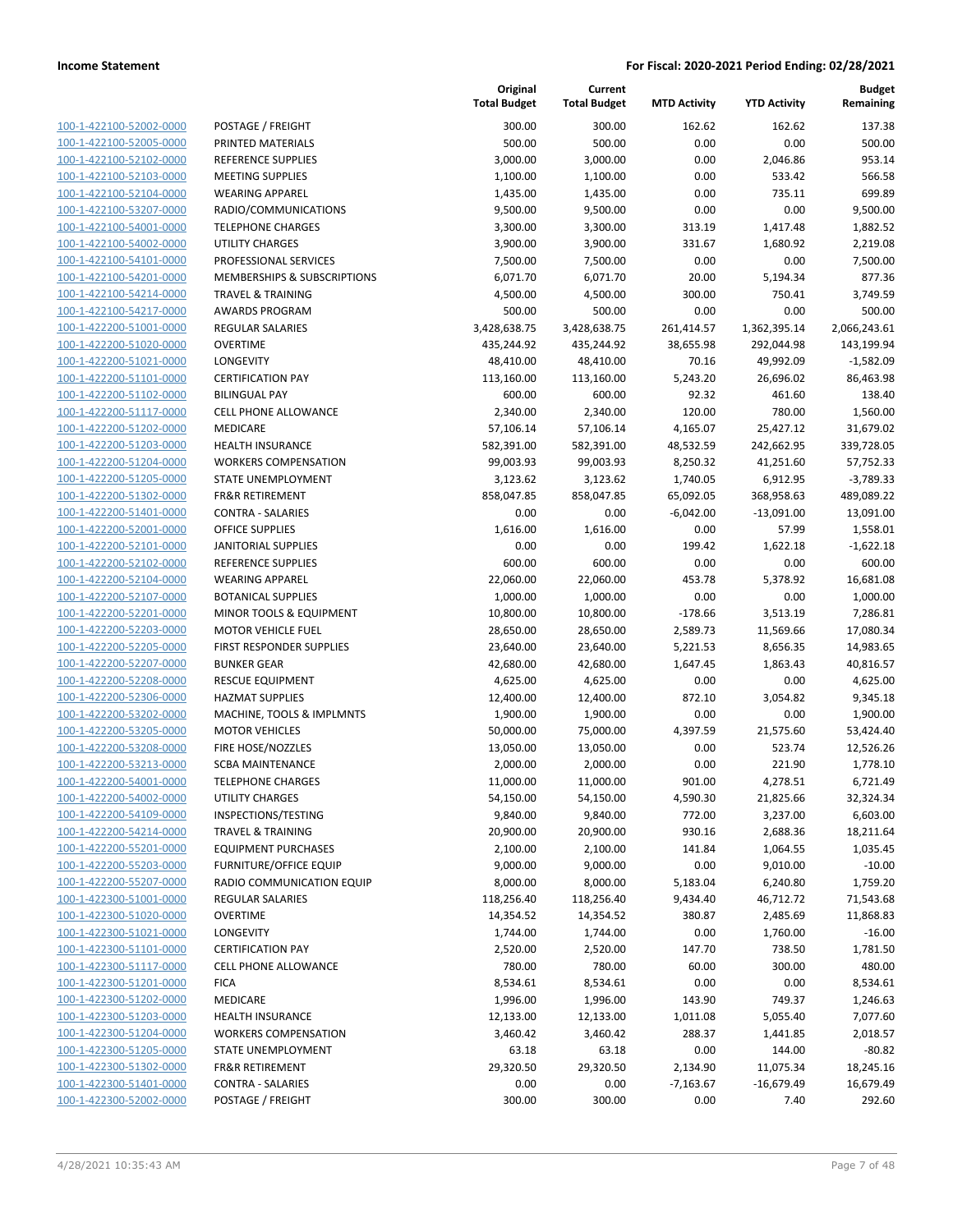**Income Statement** — **For Fiscal: 2020-2021 Period Ending: 02/28/2021**

| | | Original Total Budget | Current Total Budget | MTD Activity | YTD Activity | Budget Remaining |
|---|---|---|---|---|---|---|
| 100-1-422100-52002-0000 | POSTAGE / FREIGHT | 300.00 | 300.00 | 162.62 | 162.62 | 137.38 |
| 100-1-422100-52005-0000 | PRINTED MATERIALS | 500.00 | 500.00 | 0.00 | 0.00 | 500.00 |
| 100-1-422100-52102-0000 | REFERENCE SUPPLIES | 3,000.00 | 3,000.00 | 0.00 | 2,046.86 | 953.14 |
| 100-1-422100-52103-0000 | MEETING SUPPLIES | 1,100.00 | 1,100.00 | 0.00 | 533.42 | 566.58 |
| 100-1-422100-52104-0000 | WEARING APPAREL | 1,435.00 | 1,435.00 | 0.00 | 735.11 | 699.89 |
| 100-1-422100-53207-0000 | RADIO/COMMUNICATIONS | 9,500.00 | 9,500.00 | 0.00 | 0.00 | 9,500.00 |
| 100-1-422100-54001-0000 | TELEPHONE CHARGES | 3,300.00 | 3,300.00 | 313.19 | 1,417.48 | 1,882.52 |
| 100-1-422100-54002-0000 | UTILITY CHARGES | 3,900.00 | 3,900.00 | 331.67 | 1,680.92 | 2,219.08 |
| 100-1-422100-54101-0000 | PROFESSIONAL SERVICES | 7,500.00 | 7,500.00 | 0.00 | 0.00 | 7,500.00 |
| 100-1-422100-54201-0000 | MEMBERSHIPS & SUBSCRIPTIONS | 6,071.70 | 6,071.70 | 20.00 | 5,194.34 | 877.36 |
| 100-1-422100-54214-0000 | TRAVEL & TRAINING | 4,500.00 | 4,500.00 | 300.00 | 750.41 | 3,749.59 |
| 100-1-422100-54217-0000 | AWARDS PROGRAM | 500.00 | 500.00 | 0.00 | 0.00 | 500.00 |
| 100-1-422200-51001-0000 | REGULAR SALARIES | 3,428,638.75 | 3,428,638.75 | 261,414.57 | 1,362,395.14 | 2,066,243.61 |
| 100-1-422200-51020-0000 | OVERTIME | 435,244.92 | 435,244.92 | 38,655.98 | 292,044.98 | 143,199.94 |
| 100-1-422200-51021-0000 | LONGEVITY | 48,410.00 | 48,410.00 | 70.16 | 49,992.09 | -1,582.09 |
| 100-1-422200-51101-0000 | CERTIFICATION PAY | 113,160.00 | 113,160.00 | 5,243.20 | 26,696.02 | 86,463.98 |
| 100-1-422200-51102-0000 | BILINGUAL PAY | 600.00 | 600.00 | 92.32 | 461.60 | 138.40 |
| 100-1-422200-51117-0000 | CELL PHONE ALLOWANCE | 2,340.00 | 2,340.00 | 120.00 | 780.00 | 1,560.00 |
| 100-1-422200-51202-0000 | MEDICARE | 57,106.14 | 57,106.14 | 4,165.07 | 25,427.12 | 31,679.02 |
| 100-1-422200-51203-0000 | HEALTH INSURANCE | 582,391.00 | 582,391.00 | 48,532.59 | 242,662.95 | 339,728.05 |
| 100-1-422200-51204-0000 | WORKERS COMPENSATION | 99,003.93 | 99,003.93 | 8,250.32 | 41,251.60 | 57,752.33 |
| 100-1-422200-51205-0000 | STATE UNEMPLOYMENT | 3,123.62 | 3,123.62 | 1,740.05 | 6,912.95 | -3,789.33 |
| 100-1-422200-51302-0000 | FR&R RETIREMENT | 858,047.85 | 858,047.85 | 65,092.05 | 368,958.63 | 489,089.22 |
| 100-1-422200-51401-0000 | CONTRA - SALARIES | 0.00 | 0.00 | -6,042.00 | -13,091.00 | 13,091.00 |
| 100-1-422200-52001-0000 | OFFICE SUPPLIES | 1,616.00 | 1,616.00 | 0.00 | 57.99 | 1,558.01 |
| 100-1-422200-52101-0000 | JANITORIAL SUPPLIES | 0.00 | 0.00 | 199.42 | 1,622.18 | -1,622.18 |
| 100-1-422200-52102-0000 | REFERENCE SUPPLIES | 600.00 | 600.00 | 0.00 | 0.00 | 600.00 |
| 100-1-422200-52104-0000 | WEARING APPAREL | 22,060.00 | 22,060.00 | 453.78 | 5,378.92 | 16,681.08 |
| 100-1-422200-52107-0000 | BOTANICAL SUPPLIES | 1,000.00 | 1,000.00 | 0.00 | 0.00 | 1,000.00 |
| 100-1-422200-52201-0000 | MINOR TOOLS & EQUIPMENT | 10,800.00 | 10,800.00 | -178.66 | 3,513.19 | 7,286.81 |
| 100-1-422200-52203-0000 | MOTOR VEHICLE FUEL | 28,650.00 | 28,650.00 | 2,589.73 | 11,569.66 | 17,080.34 |
| 100-1-422200-52205-0000 | FIRST RESPONDER SUPPLIES | 23,640.00 | 23,640.00 | 5,221.53 | 8,656.35 | 14,983.65 |
| 100-1-422200-52207-0000 | BUNKER GEAR | 42,680.00 | 42,680.00 | 1,647.45 | 1,863.43 | 40,816.57 |
| 100-1-422200-52208-0000 | RESCUE EQUIPMENT | 4,625.00 | 4,625.00 | 0.00 | 0.00 | 4,625.00 |
| 100-1-422200-52306-0000 | HAZMAT SUPPLIES | 12,400.00 | 12,400.00 | 872.10 | 3,054.82 | 9,345.18 |
| 100-1-422200-53202-0000 | MACHINE, TOOLS & IMPLMNTS | 1,900.00 | 1,900.00 | 0.00 | 0.00 | 1,900.00 |
| 100-1-422200-53205-0000 | MOTOR VEHICLES | 50,000.00 | 75,000.00 | 4,397.59 | 21,575.60 | 53,424.40 |
| 100-1-422200-53208-0000 | FIRE HOSE/NOZZLES | 13,050.00 | 13,050.00 | 0.00 | 523.74 | 12,526.26 |
| 100-1-422200-53213-0000 | SCBA MAINTENANCE | 2,000.00 | 2,000.00 | 0.00 | 221.90 | 1,778.10 |
| 100-1-422200-54001-0000 | TELEPHONE CHARGES | 11,000.00 | 11,000.00 | 901.00 | 4,278.51 | 6,721.49 |
| 100-1-422200-54002-0000 | UTILITY CHARGES | 54,150.00 | 54,150.00 | 4,590.30 | 21,825.66 | 32,324.34 |
| 100-1-422200-54109-0000 | INSPECTIONS/TESTING | 9,840.00 | 9,840.00 | 772.00 | 3,237.00 | 6,603.00 |
| 100-1-422200-54214-0000 | TRAVEL & TRAINING | 20,900.00 | 20,900.00 | 930.16 | 2,688.36 | 18,211.64 |
| 100-1-422200-55201-0000 | EQUIPMENT PURCHASES | 2,100.00 | 2,100.00 | 141.84 | 1,064.55 | 1,035.45 |
| 100-1-422200-55203-0000 | FURNITURE/OFFICE EQUIP | 9,000.00 | 9,000.00 | 0.00 | 9,010.00 | -10.00 |
| 100-1-422200-55207-0000 | RADIO COMMUNICATION EQUIP | 8,000.00 | 8,000.00 | 5,183.04 | 6,240.80 | 1,759.20 |
| 100-1-422300-51001-0000 | REGULAR SALARIES | 118,256.40 | 118,256.40 | 9,434.40 | 46,712.72 | 71,543.68 |
| 100-1-422300-51020-0000 | OVERTIME | 14,354.52 | 14,354.52 | 380.87 | 2,485.69 | 11,868.83 |
| 100-1-422300-51021-0000 | LONGEVITY | 1,744.00 | 1,744.00 | 0.00 | 1,760.00 | -16.00 |
| 100-1-422300-51101-0000 | CERTIFICATION PAY | 2,520.00 | 2,520.00 | 147.70 | 738.50 | 1,781.50 |
| 100-1-422300-51117-0000 | CELL PHONE ALLOWANCE | 780.00 | 780.00 | 60.00 | 300.00 | 480.00 |
| 100-1-422300-51201-0000 | FICA | 8,534.61 | 8,534.61 | 0.00 | 0.00 | 8,534.61 |
| 100-1-422300-51202-0000 | MEDICARE | 1,996.00 | 1,996.00 | 143.90 | 749.37 | 1,246.63 |
| 100-1-422300-51203-0000 | HEALTH INSURANCE | 12,133.00 | 12,133.00 | 1,011.08 | 5,055.40 | 7,077.60 |
| 100-1-422300-51204-0000 | WORKERS COMPENSATION | 3,460.42 | 3,460.42 | 288.37 | 1,441.85 | 2,018.57 |
| 100-1-422300-51205-0000 | STATE UNEMPLOYMENT | 63.18 | 63.18 | 0.00 | 144.00 | -80.82 |
| 100-1-422300-51302-0000 | FR&R RETIREMENT | 29,320.50 | 29,320.50 | 2,134.90 | 11,075.34 | 18,245.16 |
| 100-1-422300-51401-0000 | CONTRA - SALARIES | 0.00 | 0.00 | -7,163.67 | -16,679.49 | 16,679.49 |
| 100-1-422300-52002-0000 | POSTAGE / FREIGHT | 300.00 | 300.00 | 0.00 | 7.40 | 292.60 |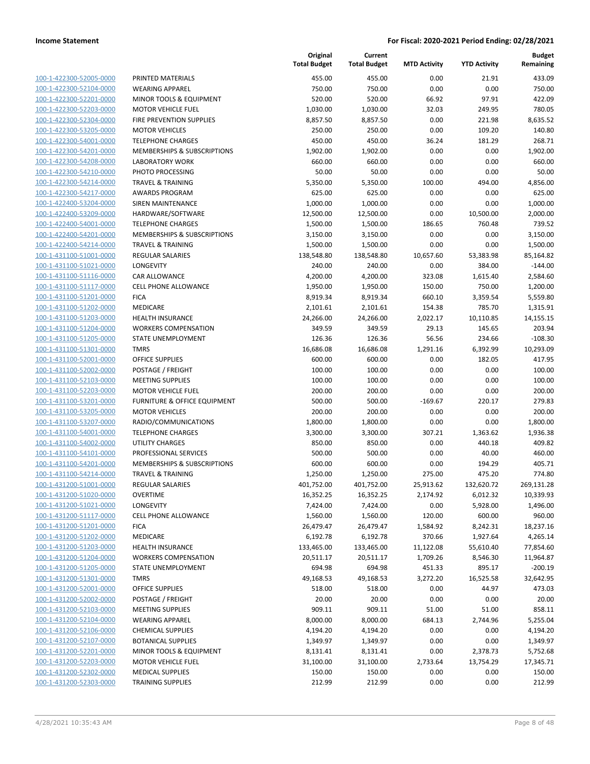| | | Original Total Budget | Current Total Budget | MTD Activity | YTD Activity | Budget Remaining |
|---|---|---|---|---|---|---|
| 100-1-422300-52005-0000 | PRINTED MATERIALS | 455.00 | 455.00 | 0.00 | 21.91 | 433.09 |
| 100-1-422300-52104-0000 | WEARING APPAREL | 750.00 | 750.00 | 0.00 | 0.00 | 750.00 |
| 100-1-422300-52201-0000 | MINOR TOOLS & EQUIPMENT | 520.00 | 520.00 | 66.92 | 97.91 | 422.09 |
| 100-1-422300-52203-0000 | MOTOR VEHICLE FUEL | 1,030.00 | 1,030.00 | 32.03 | 249.95 | 780.05 |
| 100-1-422300-52304-0000 | FIRE PREVENTION SUPPLIES | 8,857.50 | 8,857.50 | 0.00 | 221.98 | 8,635.52 |
| 100-1-422300-53205-0000 | MOTOR VEHICLES | 250.00 | 250.00 | 0.00 | 109.20 | 140.80 |
| 100-1-422300-54001-0000 | TELEPHONE CHARGES | 450.00 | 450.00 | 36.24 | 181.29 | 268.71 |
| 100-1-422300-54201-0000 | MEMBERSHIPS & SUBSCRIPTIONS | 1,902.00 | 1,902.00 | 0.00 | 0.00 | 1,902.00 |
| 100-1-422300-54208-0000 | LABORATORY WORK | 660.00 | 660.00 | 0.00 | 0.00 | 660.00 |
| 100-1-422300-54210-0000 | PHOTO PROCESSING | 50.00 | 50.00 | 0.00 | 0.00 | 50.00 |
| 100-1-422300-54214-0000 | TRAVEL & TRAINING | 5,350.00 | 5,350.00 | 100.00 | 494.00 | 4,856.00 |
| 100-1-422300-54217-0000 | AWARDS PROGRAM | 625.00 | 625.00 | 0.00 | 0.00 | 625.00 |
| 100-1-422400-53204-0000 | SIREN MAINTENANCE | 1,000.00 | 1,000.00 | 0.00 | 0.00 | 1,000.00 |
| 100-1-422400-53209-0000 | HARDWARE/SOFTWARE | 12,500.00 | 12,500.00 | 0.00 | 10,500.00 | 2,000.00 |
| 100-1-422400-54001-0000 | TELEPHONE CHARGES | 1,500.00 | 1,500.00 | 186.65 | 760.48 | 739.52 |
| 100-1-422400-54201-0000 | MEMBERSHIPS & SUBSCRIPTIONS | 3,150.00 | 3,150.00 | 0.00 | 0.00 | 3,150.00 |
| 100-1-422400-54214-0000 | TRAVEL & TRAINING | 1,500.00 | 1,500.00 | 0.00 | 0.00 | 1,500.00 |
| 100-1-431100-51001-0000 | REGULAR SALARIES | 138,548.80 | 138,548.80 | 10,657.60 | 53,383.98 | 85,164.82 |
| 100-1-431100-51021-0000 | LONGEVITY | 240.00 | 240.00 | 0.00 | 384.00 | -144.00 |
| 100-1-431100-51116-0000 | CAR ALLOWANCE | 4,200.00 | 4,200.00 | 323.08 | 1,615.40 | 2,584.60 |
| 100-1-431100-51117-0000 | CELL PHONE ALLOWANCE | 1,950.00 | 1,950.00 | 150.00 | 750.00 | 1,200.00 |
| 100-1-431100-51201-0000 | FICA | 8,919.34 | 8,919.34 | 660.10 | 3,359.54 | 5,559.80 |
| 100-1-431100-51202-0000 | MEDICARE | 2,101.61 | 2,101.61 | 154.38 | 785.70 | 1,315.91 |
| 100-1-431100-51203-0000 | HEALTH INSURANCE | 24,266.00 | 24,266.00 | 2,022.17 | 10,110.85 | 14,155.15 |
| 100-1-431100-51204-0000 | WORKERS COMPENSATION | 349.59 | 349.59 | 29.13 | 145.65 | 203.94 |
| 100-1-431100-51205-0000 | STATE UNEMPLOYMENT | 126.36 | 126.36 | 56.56 | 234.66 | -108.30 |
| 100-1-431100-51301-0000 | TMRS | 16,686.08 | 16,686.08 | 1,291.16 | 6,392.99 | 10,293.09 |
| 100-1-431100-52001-0000 | OFFICE SUPPLIES | 600.00 | 600.00 | 0.00 | 182.05 | 417.95 |
| 100-1-431100-52002-0000 | POSTAGE / FREIGHT | 100.00 | 100.00 | 0.00 | 0.00 | 100.00 |
| 100-1-431100-52103-0000 | MEETING SUPPLIES | 100.00 | 100.00 | 0.00 | 0.00 | 100.00 |
| 100-1-431100-52203-0000 | MOTOR VEHICLE FUEL | 200.00 | 200.00 | 0.00 | 0.00 | 200.00 |
| 100-1-431100-53201-0000 | FURNITURE & OFFICE EQUIPMENT | 500.00 | 500.00 | -169.67 | 220.17 | 279.83 |
| 100-1-431100-53205-0000 | MOTOR VEHICLES | 200.00 | 200.00 | 0.00 | 0.00 | 200.00 |
| 100-1-431100-53207-0000 | RADIO/COMMUNICATIONS | 1,800.00 | 1,800.00 | 0.00 | 0.00 | 1,800.00 |
| 100-1-431100-54001-0000 | TELEPHONE CHARGES | 3,300.00 | 3,300.00 | 307.21 | 1,363.62 | 1,936.38 |
| 100-1-431100-54002-0000 | UTILITY CHARGES | 850.00 | 850.00 | 0.00 | 440.18 | 409.82 |
| 100-1-431100-54101-0000 | PROFESSIONAL SERVICES | 500.00 | 500.00 | 0.00 | 40.00 | 460.00 |
| 100-1-431100-54201-0000 | MEMBERSHIPS & SUBSCRIPTIONS | 600.00 | 600.00 | 0.00 | 194.29 | 405.71 |
| 100-1-431100-54214-0000 | TRAVEL & TRAINING | 1,250.00 | 1,250.00 | 275.00 | 475.20 | 774.80 |
| 100-1-431200-51001-0000 | REGULAR SALARIES | 401,752.00 | 401,752.00 | 25,913.62 | 132,620.72 | 269,131.28 |
| 100-1-431200-51020-0000 | OVERTIME | 16,352.25 | 16,352.25 | 2,174.92 | 6,012.32 | 10,339.93 |
| 100-1-431200-51021-0000 | LONGEVITY | 7,424.00 | 7,424.00 | 0.00 | 5,928.00 | 1,496.00 |
| 100-1-431200-51117-0000 | CELL PHONE ALLOWANCE | 1,560.00 | 1,560.00 | 120.00 | 600.00 | 960.00 |
| 100-1-431200-51201-0000 | FICA | 26,479.47 | 26,479.47 | 1,584.92 | 8,242.31 | 18,237.16 |
| 100-1-431200-51202-0000 | MEDICARE | 6,192.78 | 6,192.78 | 370.66 | 1,927.64 | 4,265.14 |
| 100-1-431200-51203-0000 | HEALTH INSURANCE | 133,465.00 | 133,465.00 | 11,122.08 | 55,610.40 | 77,854.60 |
| 100-1-431200-51204-0000 | WORKERS COMPENSATION | 20,511.17 | 20,511.17 | 1,709.26 | 8,546.30 | 11,964.87 |
| 100-1-431200-51205-0000 | STATE UNEMPLOYMENT | 694.98 | 694.98 | 451.33 | 895.17 | -200.19 |
| 100-1-431200-51301-0000 | TMRS | 49,168.53 | 49,168.53 | 3,272.20 | 16,525.58 | 32,642.95 |
| 100-1-431200-52001-0000 | OFFICE SUPPLIES | 518.00 | 518.00 | 0.00 | 44.97 | 473.03 |
| 100-1-431200-52002-0000 | POSTAGE / FREIGHT | 20.00 | 20.00 | 0.00 | 0.00 | 20.00 |
| 100-1-431200-52103-0000 | MEETING SUPPLIES | 909.11 | 909.11 | 51.00 | 51.00 | 858.11 |
| 100-1-431200-52104-0000 | WEARING APPAREL | 8,000.00 | 8,000.00 | 684.13 | 2,744.96 | 5,255.04 |
| 100-1-431200-52106-0000 | CHEMICAL SUPPLIES | 4,194.20 | 4,194.20 | 0.00 | 0.00 | 4,194.20 |
| 100-1-431200-52107-0000 | BOTANICAL SUPPLIES | 1,349.97 | 1,349.97 | 0.00 | 0.00 | 1,349.97 |
| 100-1-431200-52201-0000 | MINOR TOOLS & EQUIPMENT | 8,131.41 | 8,131.41 | 0.00 | 2,378.73 | 5,752.68 |
| 100-1-431200-52203-0000 | MOTOR VEHICLE FUEL | 31,100.00 | 31,100.00 | 2,733.64 | 13,754.29 | 17,345.71 |
| 100-1-431200-52302-0000 | MEDICAL SUPPLIES | 150.00 | 150.00 | 0.00 | 0.00 | 150.00 |
| 100-1-431200-52303-0000 | TRAINING SUPPLIES | 212.99 | 212.99 | 0.00 | 0.00 | 212.99 |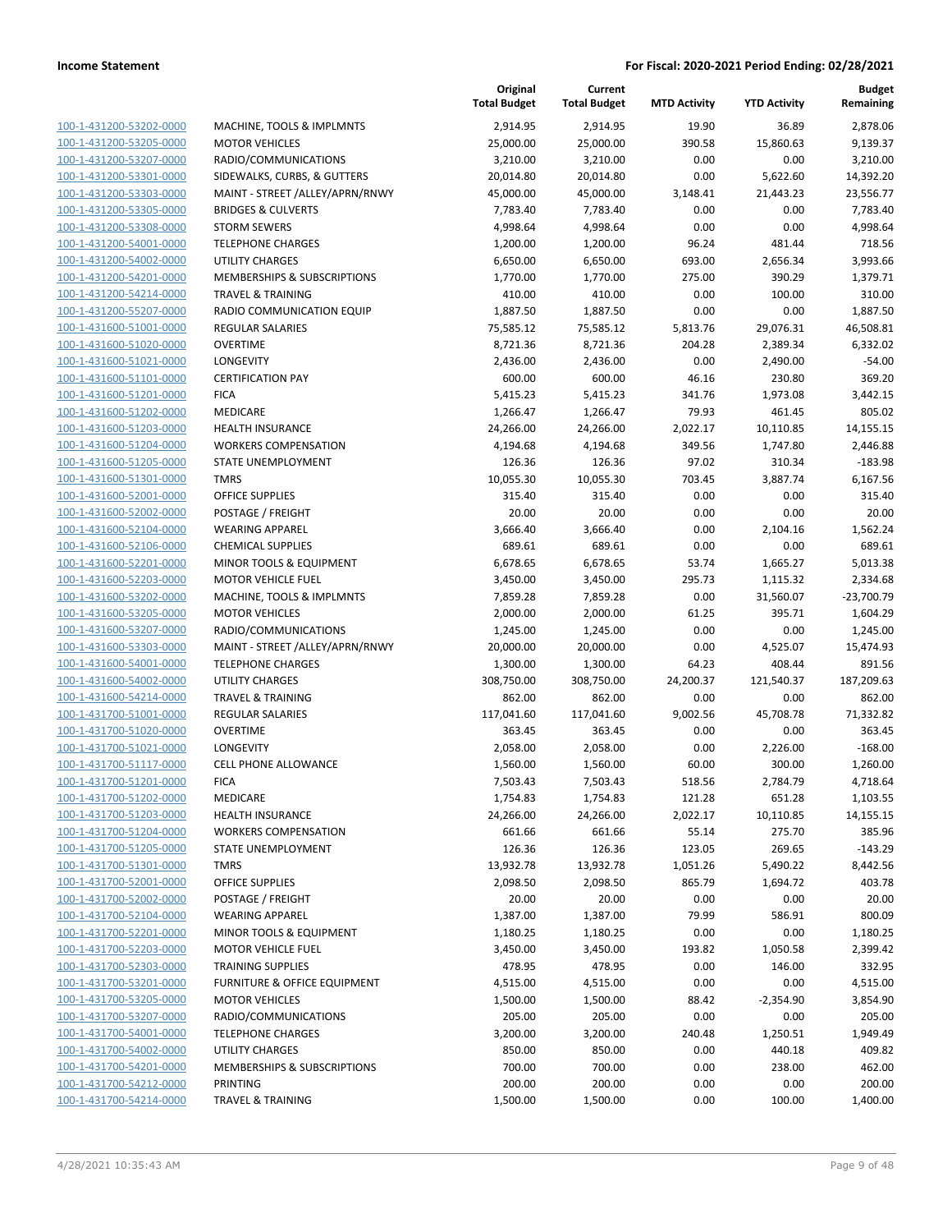| | | Original Total Budget | Current Total Budget | MTD Activity | YTD Activity | Budget Remaining |
|---|---|---|---|---|---|---|
| 100-1-431200-53202-0000 | MACHINE, TOOLS & IMPLMNTS | 2,914.95 | 2,914.95 | 19.90 | 36.89 | 2,878.06 |
| 100-1-431200-53205-0000 | MOTOR VEHICLES | 25,000.00 | 25,000.00 | 390.58 | 15,860.63 | 9,139.37 |
| 100-1-431200-53207-0000 | RADIO/COMMUNICATIONS | 3,210.00 | 3,210.00 | 0.00 | 0.00 | 3,210.00 |
| 100-1-431200-53301-0000 | SIDEWALKS, CURBS, & GUTTERS | 20,014.80 | 20,014.80 | 0.00 | 5,622.60 | 14,392.20 |
| 100-1-431200-53303-0000 | MAINT - STREET /ALLEY/APRN/RNWY | 45,000.00 | 45,000.00 | 3,148.41 | 21,443.23 | 23,556.77 |
| 100-1-431200-53305-0000 | BRIDGES & CULVERTS | 7,783.40 | 7,783.40 | 0.00 | 0.00 | 7,783.40 |
| 100-1-431200-53308-0000 | STORM SEWERS | 4,998.64 | 4,998.64 | 0.00 | 0.00 | 4,998.64 |
| 100-1-431200-54001-0000 | TELEPHONE CHARGES | 1,200.00 | 1,200.00 | 96.24 | 481.44 | 718.56 |
| 100-1-431200-54002-0000 | UTILITY CHARGES | 6,650.00 | 6,650.00 | 693.00 | 2,656.34 | 3,993.66 |
| 100-1-431200-54201-0000 | MEMBERSHIPS & SUBSCRIPTIONS | 1,770.00 | 1,770.00 | 275.00 | 390.29 | 1,379.71 |
| 100-1-431200-54214-0000 | TRAVEL & TRAINING | 410.00 | 410.00 | 0.00 | 100.00 | 310.00 |
| 100-1-431200-55207-0000 | RADIO COMMUNICATION EQUIP | 1,887.50 | 1,887.50 | 0.00 | 0.00 | 1,887.50 |
| 100-1-431600-51001-0000 | REGULAR SALARIES | 75,585.12 | 75,585.12 | 5,813.76 | 29,076.31 | 46,508.81 |
| 100-1-431600-51020-0000 | OVERTIME | 8,721.36 | 8,721.36 | 204.28 | 2,389.34 | 6,332.02 |
| 100-1-431600-51021-0000 | LONGEVITY | 2,436.00 | 2,436.00 | 0.00 | 2,490.00 | -54.00 |
| 100-1-431600-51101-0000 | CERTIFICATION PAY | 600.00 | 600.00 | 46.16 | 230.80 | 369.20 |
| 100-1-431600-51201-0000 | FICA | 5,415.23 | 5,415.23 | 341.76 | 1,973.08 | 3,442.15 |
| 100-1-431600-51202-0000 | MEDICARE | 1,266.47 | 1,266.47 | 79.93 | 461.45 | 805.02 |
| 100-1-431600-51203-0000 | HEALTH INSURANCE | 24,266.00 | 24,266.00 | 2,022.17 | 10,110.85 | 14,155.15 |
| 100-1-431600-51204-0000 | WORKERS COMPENSATION | 4,194.68 | 4,194.68 | 349.56 | 1,747.80 | 2,446.88 |
| 100-1-431600-51205-0000 | STATE UNEMPLOYMENT | 126.36 | 126.36 | 97.02 | 310.34 | -183.98 |
| 100-1-431600-51301-0000 | TMRS | 10,055.30 | 10,055.30 | 703.45 | 3,887.74 | 6,167.56 |
| 100-1-431600-52001-0000 | OFFICE SUPPLIES | 315.40 | 315.40 | 0.00 | 0.00 | 315.40 |
| 100-1-431600-52002-0000 | POSTAGE / FREIGHT | 20.00 | 20.00 | 0.00 | 0.00 | 20.00 |
| 100-1-431600-52104-0000 | WEARING APPAREL | 3,666.40 | 3,666.40 | 0.00 | 2,104.16 | 1,562.24 |
| 100-1-431600-52106-0000 | CHEMICAL SUPPLIES | 689.61 | 689.61 | 0.00 | 0.00 | 689.61 |
| 100-1-431600-52201-0000 | MINOR TOOLS & EQUIPMENT | 6,678.65 | 6,678.65 | 53.74 | 1,665.27 | 5,013.38 |
| 100-1-431600-52203-0000 | MOTOR VEHICLE FUEL | 3,450.00 | 3,450.00 | 295.73 | 1,115.32 | 2,334.68 |
| 100-1-431600-53202-0000 | MACHINE, TOOLS & IMPLMNTS | 7,859.28 | 7,859.28 | 0.00 | 31,560.07 | -23,700.79 |
| 100-1-431600-53205-0000 | MOTOR VEHICLES | 2,000.00 | 2,000.00 | 61.25 | 395.71 | 1,604.29 |
| 100-1-431600-53207-0000 | RADIO/COMMUNICATIONS | 1,245.00 | 1,245.00 | 0.00 | 0.00 | 1,245.00 |
| 100-1-431600-53303-0000 | MAINT - STREET /ALLEY/APRN/RNWY | 20,000.00 | 20,000.00 | 0.00 | 4,525.07 | 15,474.93 |
| 100-1-431600-54001-0000 | TELEPHONE CHARGES | 1,300.00 | 1,300.00 | 64.23 | 408.44 | 891.56 |
| 100-1-431600-54002-0000 | UTILITY CHARGES | 308,750.00 | 308,750.00 | 24,200.37 | 121,540.37 | 187,209.63 |
| 100-1-431600-54214-0000 | TRAVEL & TRAINING | 862.00 | 862.00 | 0.00 | 0.00 | 862.00 |
| 100-1-431700-51001-0000 | REGULAR SALARIES | 117,041.60 | 117,041.60 | 9,002.56 | 45,708.78 | 71,332.82 |
| 100-1-431700-51020-0000 | OVERTIME | 363.45 | 363.45 | 0.00 | 0.00 | 363.45 |
| 100-1-431700-51021-0000 | LONGEVITY | 2,058.00 | 2,058.00 | 0.00 | 2,226.00 | -168.00 |
| 100-1-431700-51117-0000 | CELL PHONE ALLOWANCE | 1,560.00 | 1,560.00 | 60.00 | 300.00 | 1,260.00 |
| 100-1-431700-51201-0000 | FICA | 7,503.43 | 7,503.43 | 518.56 | 2,784.79 | 4,718.64 |
| 100-1-431700-51202-0000 | MEDICARE | 1,754.83 | 1,754.83 | 121.28 | 651.28 | 1,103.55 |
| 100-1-431700-51203-0000 | HEALTH INSURANCE | 24,266.00 | 24,266.00 | 2,022.17 | 10,110.85 | 14,155.15 |
| 100-1-431700-51204-0000 | WORKERS COMPENSATION | 661.66 | 661.66 | 55.14 | 275.70 | 385.96 |
| 100-1-431700-51205-0000 | STATE UNEMPLOYMENT | 126.36 | 126.36 | 123.05 | 269.65 | -143.29 |
| 100-1-431700-51301-0000 | TMRS | 13,932.78 | 13,932.78 | 1,051.26 | 5,490.22 | 8,442.56 |
| 100-1-431700-52001-0000 | OFFICE SUPPLIES | 2,098.50 | 2,098.50 | 865.79 | 1,694.72 | 403.78 |
| 100-1-431700-52002-0000 | POSTAGE / FREIGHT | 20.00 | 20.00 | 0.00 | 0.00 | 20.00 |
| 100-1-431700-52104-0000 | WEARING APPAREL | 1,387.00 | 1,387.00 | 79.99 | 586.91 | 800.09 |
| 100-1-431700-52201-0000 | MINOR TOOLS & EQUIPMENT | 1,180.25 | 1,180.25 | 0.00 | 0.00 | 1,180.25 |
| 100-1-431700-52203-0000 | MOTOR VEHICLE FUEL | 3,450.00 | 3,450.00 | 193.82 | 1,050.58 | 2,399.42 |
| 100-1-431700-52303-0000 | TRAINING SUPPLIES | 478.95 | 478.95 | 0.00 | 146.00 | 332.95 |
| 100-1-431700-53201-0000 | FURNITURE & OFFICE EQUIPMENT | 4,515.00 | 4,515.00 | 0.00 | 0.00 | 4,515.00 |
| 100-1-431700-53205-0000 | MOTOR VEHICLES | 1,500.00 | 1,500.00 | 88.42 | -2,354.90 | 3,854.90 |
| 100-1-431700-53207-0000 | RADIO/COMMUNICATIONS | 205.00 | 205.00 | 0.00 | 0.00 | 205.00 |
| 100-1-431700-54001-0000 | TELEPHONE CHARGES | 3,200.00 | 3,200.00 | 240.48 | 1,250.51 | 1,949.49 |
| 100-1-431700-54002-0000 | UTILITY CHARGES | 850.00 | 850.00 | 0.00 | 440.18 | 409.82 |
| 100-1-431700-54201-0000 | MEMBERSHIPS & SUBSCRIPTIONS | 700.00 | 700.00 | 0.00 | 238.00 | 462.00 |
| 100-1-431700-54212-0000 | PRINTING | 200.00 | 200.00 | 0.00 | 0.00 | 200.00 |
| 100-1-431700-54214-0000 | TRAVEL & TRAINING | 1,500.00 | 1,500.00 | 0.00 | 100.00 | 1,400.00 |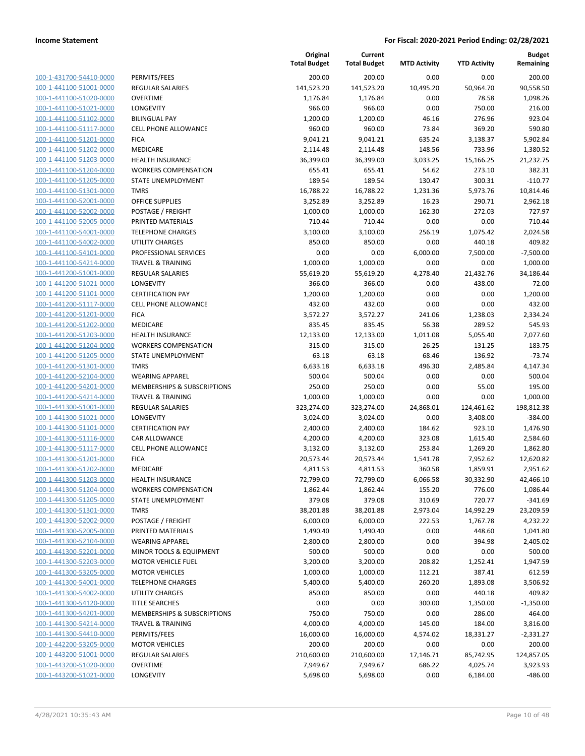**Income Statement** | **For Fiscal: 2020-2021 Period Ending: 02/28/2021**

| | | Original Total Budget | Current Total Budget | MTD Activity | YTD Activity | Budget Remaining |
|---|---|---|---|---|---|---|
| 100-1-431700-54410-0000 | PERMITS/FEES | 200.00 | 200.00 | 0.00 | 0.00 | 200.00 |
| 100-1-441100-51001-0000 | REGULAR SALARIES | 141,523.20 | 141,523.20 | 10,495.20 | 50,964.70 | 90,558.50 |
| 100-1-441100-51020-0000 | OVERTIME | 1,176.84 | 1,176.84 | 0.00 | 78.58 | 1,098.26 |
| 100-1-441100-51021-0000 | LONGEVITY | 966.00 | 966.00 | 0.00 | 750.00 | 216.00 |
| 100-1-441100-51102-0000 | BILINGUAL PAY | 1,200.00 | 1,200.00 | 46.16 | 276.96 | 923.04 |
| 100-1-441100-51117-0000 | CELL PHONE ALLOWANCE | 960.00 | 960.00 | 73.84 | 369.20 | 590.80 |
| 100-1-441100-51201-0000 | FICA | 9,041.21 | 9,041.21 | 635.24 | 3,138.37 | 5,902.84 |
| 100-1-441100-51202-0000 | MEDICARE | 2,114.48 | 2,114.48 | 148.56 | 733.96 | 1,380.52 |
| 100-1-441100-51203-0000 | HEALTH INSURANCE | 36,399.00 | 36,399.00 | 3,033.25 | 15,166.25 | 21,232.75 |
| 100-1-441100-51204-0000 | WORKERS COMPENSATION | 655.41 | 655.41 | 54.62 | 273.10 | 382.31 |
| 100-1-441100-51205-0000 | STATE UNEMPLOYMENT | 189.54 | 189.54 | 130.47 | 300.31 | -110.77 |
| 100-1-441100-51301-0000 | TMRS | 16,788.22 | 16,788.22 | 1,231.36 | 5,973.76 | 10,814.46 |
| 100-1-441100-52001-0000 | OFFICE SUPPLIES | 3,252.89 | 3,252.89 | 16.23 | 290.71 | 2,962.18 |
| 100-1-441100-52002-0000 | POSTAGE / FREIGHT | 1,000.00 | 1,000.00 | 162.30 | 272.03 | 727.97 |
| 100-1-441100-52005-0000 | PRINTED MATERIALS | 710.44 | 710.44 | 0.00 | 0.00 | 710.44 |
| 100-1-441100-54001-0000 | TELEPHONE CHARGES | 3,100.00 | 3,100.00 | 256.19 | 1,075.42 | 2,024.58 |
| 100-1-441100-54002-0000 | UTILITY CHARGES | 850.00 | 850.00 | 0.00 | 440.18 | 409.82 |
| 100-1-441100-54101-0000 | PROFESSIONAL SERVICES | 0.00 | 0.00 | 6,000.00 | 7,500.00 | -7,500.00 |
| 100-1-441100-54214-0000 | TRAVEL & TRAINING | 1,000.00 | 1,000.00 | 0.00 | 0.00 | 1,000.00 |
| 100-1-441200-51001-0000 | REGULAR SALARIES | 55,619.20 | 55,619.20 | 4,278.40 | 21,432.76 | 34,186.44 |
| 100-1-441200-51021-0000 | LONGEVITY | 366.00 | 366.00 | 0.00 | 438.00 | -72.00 |
| 100-1-441200-51101-0000 | CERTIFICATION PAY | 1,200.00 | 1,200.00 | 0.00 | 0.00 | 1,200.00 |
| 100-1-441200-51117-0000 | CELL PHONE ALLOWANCE | 432.00 | 432.00 | 0.00 | 0.00 | 432.00 |
| 100-1-441200-51201-0000 | FICA | 3,572.27 | 3,572.27 | 241.06 | 1,238.03 | 2,334.24 |
| 100-1-441200-51202-0000 | MEDICARE | 835.45 | 835.45 | 56.38 | 289.52 | 545.93 |
| 100-1-441200-51203-0000 | HEALTH INSURANCE | 12,133.00 | 12,133.00 | 1,011.08 | 5,055.40 | 7,077.60 |
| 100-1-441200-51204-0000 | WORKERS COMPENSATION | 315.00 | 315.00 | 26.25 | 131.25 | 183.75 |
| 100-1-441200-51205-0000 | STATE UNEMPLOYMENT | 63.18 | 63.18 | 68.46 | 136.92 | -73.74 |
| 100-1-441200-51301-0000 | TMRS | 6,633.18 | 6,633.18 | 496.30 | 2,485.84 | 4,147.34 |
| 100-1-441200-52104-0000 | WEARING APPAREL | 500.04 | 500.04 | 0.00 | 0.00 | 500.04 |
| 100-1-441200-54201-0000 | MEMBERSHIPS & SUBSCRIPTIONS | 250.00 | 250.00 | 0.00 | 55.00 | 195.00 |
| 100-1-441200-54214-0000 | TRAVEL & TRAINING | 1,000.00 | 1,000.00 | 0.00 | 0.00 | 1,000.00 |
| 100-1-441300-51001-0000 | REGULAR SALARIES | 323,274.00 | 323,274.00 | 24,868.01 | 124,461.62 | 198,812.38 |
| 100-1-441300-51021-0000 | LONGEVITY | 3,024.00 | 3,024.00 | 0.00 | 3,408.00 | -384.00 |
| 100-1-441300-51101-0000 | CERTIFICATION PAY | 2,400.00 | 2,400.00 | 184.62 | 923.10 | 1,476.90 |
| 100-1-441300-51116-0000 | CAR ALLOWANCE | 4,200.00 | 4,200.00 | 323.08 | 1,615.40 | 2,584.60 |
| 100-1-441300-51117-0000 | CELL PHONE ALLOWANCE | 3,132.00 | 3,132.00 | 253.84 | 1,269.20 | 1,862.80 |
| 100-1-441300-51201-0000 | FICA | 20,573.44 | 20,573.44 | 1,541.78 | 7,952.62 | 12,620.82 |
| 100-1-441300-51202-0000 | MEDICARE | 4,811.53 | 4,811.53 | 360.58 | 1,859.91 | 2,951.62 |
| 100-1-441300-51203-0000 | HEALTH INSURANCE | 72,799.00 | 72,799.00 | 6,066.58 | 30,332.90 | 42,466.10 |
| 100-1-441300-51204-0000 | WORKERS COMPENSATION | 1,862.44 | 1,862.44 | 155.20 | 776.00 | 1,086.44 |
| 100-1-441300-51205-0000 | STATE UNEMPLOYMENT | 379.08 | 379.08 | 310.69 | 720.77 | -341.69 |
| 100-1-441300-51301-0000 | TMRS | 38,201.88 | 38,201.88 | 2,973.04 | 14,992.29 | 23,209.59 |
| 100-1-441300-52002-0000 | POSTAGE / FREIGHT | 6,000.00 | 6,000.00 | 222.53 | 1,767.78 | 4,232.22 |
| 100-1-441300-52005-0000 | PRINTED MATERIALS | 1,490.40 | 1,490.40 | 0.00 | 448.60 | 1,041.80 |
| 100-1-441300-52104-0000 | WEARING APPAREL | 2,800.00 | 2,800.00 | 0.00 | 394.98 | 2,405.02 |
| 100-1-441300-52201-0000 | MINOR TOOLS & EQUIPMENT | 500.00 | 500.00 | 0.00 | 0.00 | 500.00 |
| 100-1-441300-52203-0000 | MOTOR VEHICLE FUEL | 3,200.00 | 3,200.00 | 208.82 | 1,252.41 | 1,947.59 |
| 100-1-441300-53205-0000 | MOTOR VEHICLES | 1,000.00 | 1,000.00 | 112.21 | 387.41 | 612.59 |
| 100-1-441300-54001-0000 | TELEPHONE CHARGES | 5,400.00 | 5,400.00 | 260.20 | 1,893.08 | 3,506.92 |
| 100-1-441300-54002-0000 | UTILITY CHARGES | 850.00 | 850.00 | 0.00 | 440.18 | 409.82 |
| 100-1-441300-54120-0000 | TITLE SEARCHES | 0.00 | 0.00 | 300.00 | 1,350.00 | -1,350.00 |
| 100-1-441300-54201-0000 | MEMBERSHIPS & SUBSCRIPTIONS | 750.00 | 750.00 | 0.00 | 286.00 | 464.00 |
| 100-1-441300-54214-0000 | TRAVEL & TRAINING | 4,000.00 | 4,000.00 | 145.00 | 184.00 | 3,816.00 |
| 100-1-441300-54410-0000 | PERMITS/FEES | 16,000.00 | 16,000.00 | 4,574.02 | 18,331.27 | -2,331.27 |
| 100-1-442200-53205-0000 | MOTOR VEHICLES | 200.00 | 200.00 | 0.00 | 0.00 | 200.00 |
| 100-1-443200-51001-0000 | REGULAR SALARIES | 210,600.00 | 210,600.00 | 17,146.71 | 85,742.95 | 124,857.05 |
| 100-1-443200-51020-0000 | OVERTIME | 7,949.67 | 7,949.67 | 686.22 | 4,025.74 | 3,923.93 |
| 100-1-443200-51021-0000 | LONGEVITY | 5,698.00 | 5,698.00 | 0.00 | 6,184.00 | -486.00 |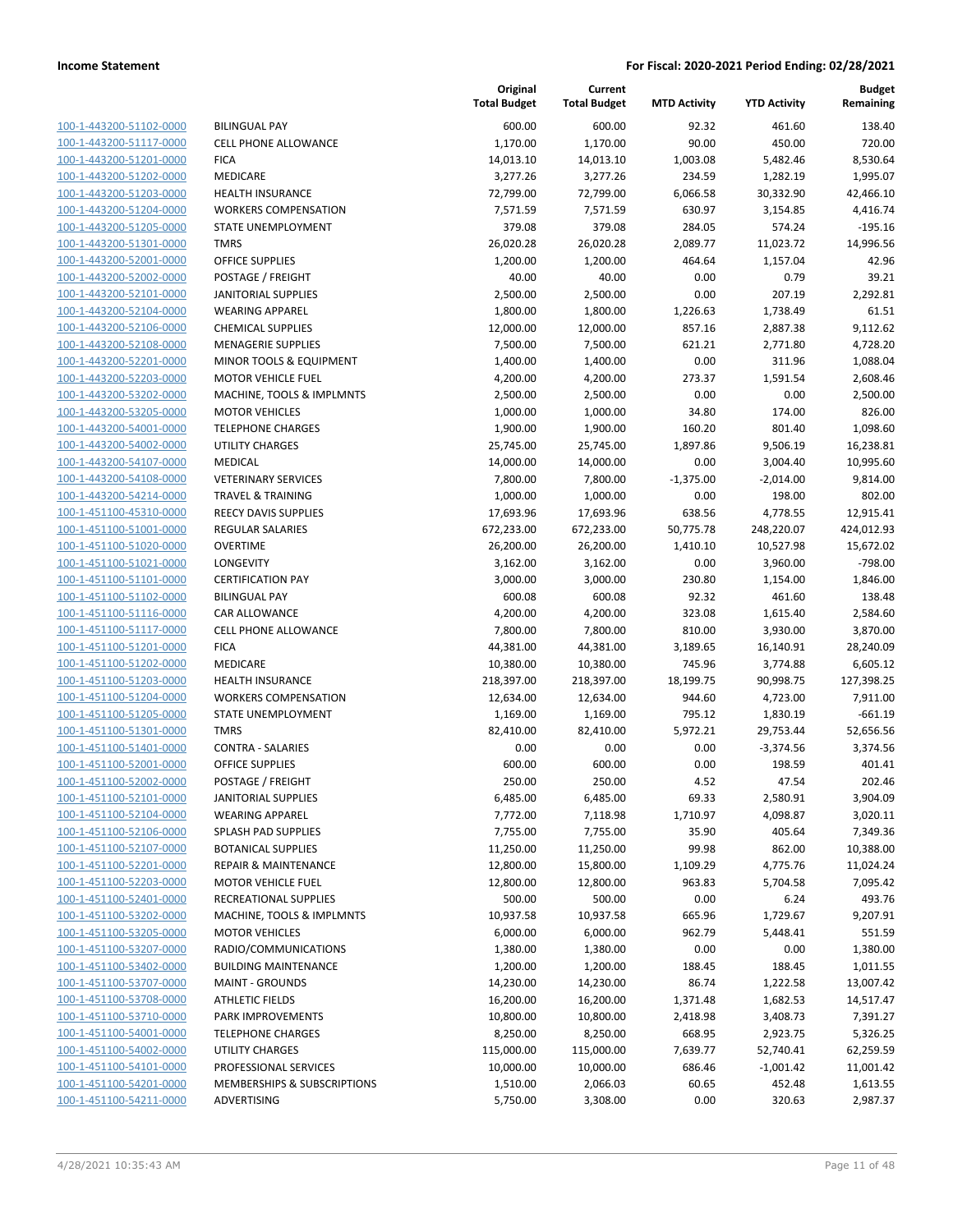**Income Statement** **For Fiscal: 2020-2021 Period Ending: 02/28/2021**

| | | Original Total Budget | Current Total Budget | MTD Activity | YTD Activity | Budget Remaining |
|---|---|---|---|---|---|---|
| 100-1-443200-51102-0000 | BILINGUAL PAY | 600.00 | 600.00 | 92.32 | 461.60 | 138.40 |
| 100-1-443200-51117-0000 | CELL PHONE ALLOWANCE | 1,170.00 | 1,170.00 | 90.00 | 450.00 | 720.00 |
| 100-1-443200-51201-0000 | FICA | 14,013.10 | 14,013.10 | 1,003.08 | 5,482.46 | 8,530.64 |
| 100-1-443200-51202-0000 | MEDICARE | 3,277.26 | 3,277.26 | 234.59 | 1,282.19 | 1,995.07 |
| 100-1-443200-51203-0000 | HEALTH INSURANCE | 72,799.00 | 72,799.00 | 6,066.58 | 30,332.90 | 42,466.10 |
| 100-1-443200-51204-0000 | WORKERS COMPENSATION | 7,571.59 | 7,571.59 | 630.97 | 3,154.85 | 4,416.74 |
| 100-1-443200-51205-0000 | STATE UNEMPLOYMENT | 379.08 | 379.08 | 284.05 | 574.24 | -195.16 |
| 100-1-443200-51301-0000 | TMRS | 26,020.28 | 26,020.28 | 2,089.77 | 11,023.72 | 14,996.56 |
| 100-1-443200-52001-0000 | OFFICE SUPPLIES | 1,200.00 | 1,200.00 | 464.64 | 1,157.04 | 42.96 |
| 100-1-443200-52002-0000 | POSTAGE / FREIGHT | 40.00 | 40.00 | 0.00 | 0.79 | 39.21 |
| 100-1-443200-52101-0000 | JANITORIAL SUPPLIES | 2,500.00 | 2,500.00 | 0.00 | 207.19 | 2,292.81 |
| 100-1-443200-52104-0000 | WEARING APPAREL | 1,800.00 | 1,800.00 | 1,226.63 | 1,738.49 | 61.51 |
| 100-1-443200-52106-0000 | CHEMICAL SUPPLIES | 12,000.00 | 12,000.00 | 857.16 | 2,887.38 | 9,112.62 |
| 100-1-443200-52108-0000 | MENAGERIE SUPPLIES | 7,500.00 | 7,500.00 | 621.21 | 2,771.80 | 4,728.20 |
| 100-1-443200-52201-0000 | MINOR TOOLS & EQUIPMENT | 1,400.00 | 1,400.00 | 0.00 | 311.96 | 1,088.04 |
| 100-1-443200-52203-0000 | MOTOR VEHICLE FUEL | 4,200.00 | 4,200.00 | 273.37 | 1,591.54 | 2,608.46 |
| 100-1-443200-53202-0000 | MACHINE, TOOLS & IMPLMNTS | 2,500.00 | 2,500.00 | 0.00 | 0.00 | 2,500.00 |
| 100-1-443200-53205-0000 | MOTOR VEHICLES | 1,000.00 | 1,000.00 | 34.80 | 174.00 | 826.00 |
| 100-1-443200-54001-0000 | TELEPHONE CHARGES | 1,900.00 | 1,900.00 | 160.20 | 801.40 | 1,098.60 |
| 100-1-443200-54002-0000 | UTILITY CHARGES | 25,745.00 | 25,745.00 | 1,897.86 | 9,506.19 | 16,238.81 |
| 100-1-443200-54107-0000 | MEDICAL | 14,000.00 | 14,000.00 | 0.00 | 3,004.40 | 10,995.60 |
| 100-1-443200-54108-0000 | VETERINARY SERVICES | 7,800.00 | 7,800.00 | -1,375.00 | -2,014.00 | 9,814.00 |
| 100-1-443200-54214-0000 | TRAVEL & TRAINING | 1,000.00 | 1,000.00 | 0.00 | 198.00 | 802.00 |
| 100-1-451100-45310-0000 | REECY DAVIS SUPPLIES | 17,693.96 | 17,693.96 | 638.56 | 4,778.55 | 12,915.41 |
| 100-1-451100-51001-0000 | REGULAR SALARIES | 672,233.00 | 672,233.00 | 50,775.78 | 248,220.07 | 424,012.93 |
| 100-1-451100-51020-0000 | OVERTIME | 26,200.00 | 26,200.00 | 1,410.10 | 10,527.98 | 15,672.02 |
| 100-1-451100-51021-0000 | LONGEVITY | 3,162.00 | 3,162.00 | 0.00 | 3,960.00 | -798.00 |
| 100-1-451100-51101-0000 | CERTIFICATION PAY | 3,000.00 | 3,000.00 | 230.80 | 1,154.00 | 1,846.00 |
| 100-1-451100-51102-0000 | BILINGUAL PAY | 600.08 | 600.08 | 92.32 | 461.60 | 138.48 |
| 100-1-451100-51116-0000 | CAR ALLOWANCE | 4,200.00 | 4,200.00 | 323.08 | 1,615.40 | 2,584.60 |
| 100-1-451100-51117-0000 | CELL PHONE ALLOWANCE | 7,800.00 | 7,800.00 | 810.00 | 3,930.00 | 3,870.00 |
| 100-1-451100-51201-0000 | FICA | 44,381.00 | 44,381.00 | 3,189.65 | 16,140.91 | 28,240.09 |
| 100-1-451100-51202-0000 | MEDICARE | 10,380.00 | 10,380.00 | 745.96 | 3,774.88 | 6,605.12 |
| 100-1-451100-51203-0000 | HEALTH INSURANCE | 218,397.00 | 218,397.00 | 18,199.75 | 90,998.75 | 127,398.25 |
| 100-1-451100-51204-0000 | WORKERS COMPENSATION | 12,634.00 | 12,634.00 | 944.60 | 4,723.00 | 7,911.00 |
| 100-1-451100-51205-0000 | STATE UNEMPLOYMENT | 1,169.00 | 1,169.00 | 795.12 | 1,830.19 | -661.19 |
| 100-1-451100-51301-0000 | TMRS | 82,410.00 | 82,410.00 | 5,972.21 | 29,753.44 | 52,656.56 |
| 100-1-451100-51401-0000 | CONTRA - SALARIES | 0.00 | 0.00 | 0.00 | -3,374.56 | 3,374.56 |
| 100-1-451100-52001-0000 | OFFICE SUPPLIES | 600.00 | 600.00 | 0.00 | 198.59 | 401.41 |
| 100-1-451100-52002-0000 | POSTAGE / FREIGHT | 250.00 | 250.00 | 4.52 | 47.54 | 202.46 |
| 100-1-451100-52101-0000 | JANITORIAL SUPPLIES | 6,485.00 | 6,485.00 | 69.33 | 2,580.91 | 3,904.09 |
| 100-1-451100-52104-0000 | WEARING APPAREL | 7,772.00 | 7,118.98 | 1,710.97 | 4,098.87 | 3,020.11 |
| 100-1-451100-52106-0000 | SPLASH PAD SUPPLIES | 7,755.00 | 7,755.00 | 35.90 | 405.64 | 7,349.36 |
| 100-1-451100-52107-0000 | BOTANICAL SUPPLIES | 11,250.00 | 11,250.00 | 99.98 | 862.00 | 10,388.00 |
| 100-1-451100-52201-0000 | REPAIR & MAINTENANCE | 12,800.00 | 15,800.00 | 1,109.29 | 4,775.76 | 11,024.24 |
| 100-1-451100-52203-0000 | MOTOR VEHICLE FUEL | 12,800.00 | 12,800.00 | 963.83 | 5,704.58 | 7,095.42 |
| 100-1-451100-52401-0000 | RECREATIONAL SUPPLIES | 500.00 | 500.00 | 0.00 | 6.24 | 493.76 |
| 100-1-451100-53202-0000 | MACHINE, TOOLS & IMPLMNTS | 10,937.58 | 10,937.58 | 665.96 | 1,729.67 | 9,207.91 |
| 100-1-451100-53205-0000 | MOTOR VEHICLES | 6,000.00 | 6,000.00 | 962.79 | 5,448.41 | 551.59 |
| 100-1-451100-53207-0000 | RADIO/COMMUNICATIONS | 1,380.00 | 1,380.00 | 0.00 | 0.00 | 1,380.00 |
| 100-1-451100-53402-0000 | BUILDING MAINTENANCE | 1,200.00 | 1,200.00 | 188.45 | 188.45 | 1,011.55 |
| 100-1-451100-53707-0000 | MAINT - GROUNDS | 14,230.00 | 14,230.00 | 86.74 | 1,222.58 | 13,007.42 |
| 100-1-451100-53708-0000 | ATHLETIC FIELDS | 16,200.00 | 16,200.00 | 1,371.48 | 1,682.53 | 14,517.47 |
| 100-1-451100-53710-0000 | PARK IMPROVEMENTS | 10,800.00 | 10,800.00 | 2,418.98 | 3,408.73 | 7,391.27 |
| 100-1-451100-54001-0000 | TELEPHONE CHARGES | 8,250.00 | 8,250.00 | 668.95 | 2,923.75 | 5,326.25 |
| 100-1-451100-54002-0000 | UTILITY CHARGES | 115,000.00 | 115,000.00 | 7,639.77 | 52,740.41 | 62,259.59 |
| 100-1-451100-54101-0000 | PROFESSIONAL SERVICES | 10,000.00 | 10,000.00 | 686.46 | -1,001.42 | 11,001.42 |
| 100-1-451100-54201-0000 | MEMBERSHIPS & SUBSCRIPTIONS | 1,510.00 | 2,066.03 | 60.65 | 452.48 | 1,613.55 |
| 100-1-451100-54211-0000 | ADVERTISING | 5,750.00 | 3,308.00 | 0.00 | 320.63 | 2,987.37 |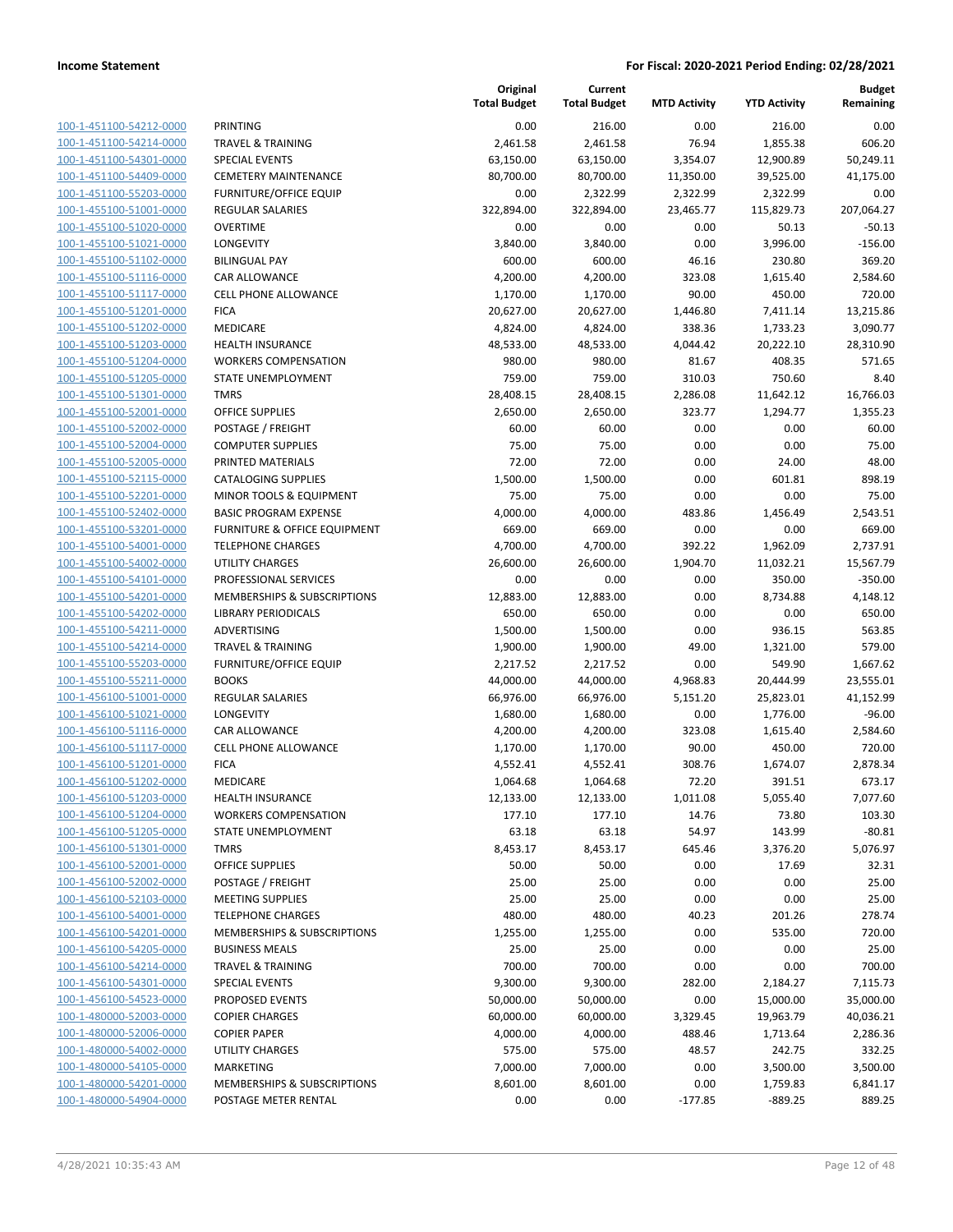**Income Statement** | **For Fiscal: 2020-2021 Period Ending: 02/28/2021**

| | | Original Total Budget | Current Total Budget | MTD Activity | YTD Activity | Budget Remaining |
|---|---|---|---|---|---|---|
| 100-1-451100-54212-0000 | PRINTING | 0.00 | 216.00 | 0.00 | 216.00 | 0.00 |
| 100-1-451100-54214-0000 | TRAVEL & TRAINING | 2,461.58 | 2,461.58 | 76.94 | 1,855.38 | 606.20 |
| 100-1-451100-54301-0000 | SPECIAL EVENTS | 63,150.00 | 63,150.00 | 3,354.07 | 12,900.89 | 50,249.11 |
| 100-1-451100-54409-0000 | CEMETERY MAINTENANCE | 80,700.00 | 80,700.00 | 11,350.00 | 39,525.00 | 41,175.00 |
| 100-1-451100-55203-0000 | FURNITURE/OFFICE EQUIP | 0.00 | 2,322.99 | 2,322.99 | 2,322.99 | 0.00 |
| 100-1-455100-51001-0000 | REGULAR SALARIES | 322,894.00 | 322,894.00 | 23,465.77 | 115,829.73 | 207,064.27 |
| 100-1-455100-51020-0000 | OVERTIME | 0.00 | 0.00 | 0.00 | 50.13 | -50.13 |
| 100-1-455100-51021-0000 | LONGEVITY | 3,840.00 | 3,840.00 | 0.00 | 3,996.00 | -156.00 |
| 100-1-455100-51102-0000 | BILINGUAL PAY | 600.00 | 600.00 | 46.16 | 230.80 | 369.20 |
| 100-1-455100-51116-0000 | CAR ALLOWANCE | 4,200.00 | 4,200.00 | 323.08 | 1,615.40 | 2,584.60 |
| 100-1-455100-51117-0000 | CELL PHONE ALLOWANCE | 1,170.00 | 1,170.00 | 90.00 | 450.00 | 720.00 |
| 100-1-455100-51201-0000 | FICA | 20,627.00 | 20,627.00 | 1,446.80 | 7,411.14 | 13,215.86 |
| 100-1-455100-51202-0000 | MEDICARE | 4,824.00 | 4,824.00 | 338.36 | 1,733.23 | 3,090.77 |
| 100-1-455100-51203-0000 | HEALTH INSURANCE | 48,533.00 | 48,533.00 | 4,044.42 | 20,222.10 | 28,310.90 |
| 100-1-455100-51204-0000 | WORKERS COMPENSATION | 980.00 | 980.00 | 81.67 | 408.35 | 571.65 |
| 100-1-455100-51205-0000 | STATE UNEMPLOYMENT | 759.00 | 759.00 | 310.03 | 750.60 | 8.40 |
| 100-1-455100-51301-0000 | TMRS | 28,408.15 | 28,408.15 | 2,286.08 | 11,642.12 | 16,766.03 |
| 100-1-455100-52001-0000 | OFFICE SUPPLIES | 2,650.00 | 2,650.00 | 323.77 | 1,294.77 | 1,355.23 |
| 100-1-455100-52002-0000 | POSTAGE / FREIGHT | 60.00 | 60.00 | 0.00 | 0.00 | 60.00 |
| 100-1-455100-52004-0000 | COMPUTER SUPPLIES | 75.00 | 75.00 | 0.00 | 0.00 | 75.00 |
| 100-1-455100-52005-0000 | PRINTED MATERIALS | 72.00 | 72.00 | 0.00 | 24.00 | 48.00 |
| 100-1-455100-52115-0000 | CATALOGING SUPPLIES | 1,500.00 | 1,500.00 | 0.00 | 601.81 | 898.19 |
| 100-1-455100-52201-0000 | MINOR TOOLS & EQUIPMENT | 75.00 | 75.00 | 0.00 | 0.00 | 75.00 |
| 100-1-455100-52402-0000 | BASIC PROGRAM EXPENSE | 4,000.00 | 4,000.00 | 483.86 | 1,456.49 | 2,543.51 |
| 100-1-455100-53201-0000 | FURNITURE & OFFICE EQUIPMENT | 669.00 | 669.00 | 0.00 | 0.00 | 669.00 |
| 100-1-455100-54001-0000 | TELEPHONE CHARGES | 4,700.00 | 4,700.00 | 392.22 | 1,962.09 | 2,737.91 |
| 100-1-455100-54002-0000 | UTILITY CHARGES | 26,600.00 | 26,600.00 | 1,904.70 | 11,032.21 | 15,567.79 |
| 100-1-455100-54101-0000 | PROFESSIONAL SERVICES | 0.00 | 0.00 | 0.00 | 350.00 | -350.00 |
| 100-1-455100-54201-0000 | MEMBERSHIPS & SUBSCRIPTIONS | 12,883.00 | 12,883.00 | 0.00 | 8,734.88 | 4,148.12 |
| 100-1-455100-54202-0000 | LIBRARY PERIODICALS | 650.00 | 650.00 | 0.00 | 0.00 | 650.00 |
| 100-1-455100-54211-0000 | ADVERTISING | 1,500.00 | 1,500.00 | 0.00 | 936.15 | 563.85 |
| 100-1-455100-54214-0000 | TRAVEL & TRAINING | 1,900.00 | 1,900.00 | 49.00 | 1,321.00 | 579.00 |
| 100-1-455100-55203-0000 | FURNITURE/OFFICE EQUIP | 2,217.52 | 2,217.52 | 0.00 | 549.90 | 1,667.62 |
| 100-1-455100-55211-0000 | BOOKS | 44,000.00 | 44,000.00 | 4,968.83 | 20,444.99 | 23,555.01 |
| 100-1-456100-51001-0000 | REGULAR SALARIES | 66,976.00 | 66,976.00 | 5,151.20 | 25,823.01 | 41,152.99 |
| 100-1-456100-51021-0000 | LONGEVITY | 1,680.00 | 1,680.00 | 0.00 | 1,776.00 | -96.00 |
| 100-1-456100-51116-0000 | CAR ALLOWANCE | 4,200.00 | 4,200.00 | 323.08 | 1,615.40 | 2,584.60 |
| 100-1-456100-51117-0000 | CELL PHONE ALLOWANCE | 1,170.00 | 1,170.00 | 90.00 | 450.00 | 720.00 |
| 100-1-456100-51201-0000 | FICA | 4,552.41 | 4,552.41 | 308.76 | 1,674.07 | 2,878.34 |
| 100-1-456100-51202-0000 | MEDICARE | 1,064.68 | 1,064.68 | 72.20 | 391.51 | 673.17 |
| 100-1-456100-51203-0000 | HEALTH INSURANCE | 12,133.00 | 12,133.00 | 1,011.08 | 5,055.40 | 7,077.60 |
| 100-1-456100-51204-0000 | WORKERS COMPENSATION | 177.10 | 177.10 | 14.76 | 73.80 | 103.30 |
| 100-1-456100-51205-0000 | STATE UNEMPLOYMENT | 63.18 | 63.18 | 54.97 | 143.99 | -80.81 |
| 100-1-456100-51301-0000 | TMRS | 8,453.17 | 8,453.17 | 645.46 | 3,376.20 | 5,076.97 |
| 100-1-456100-52001-0000 | OFFICE SUPPLIES | 50.00 | 50.00 | 0.00 | 17.69 | 32.31 |
| 100-1-456100-52002-0000 | POSTAGE / FREIGHT | 25.00 | 25.00 | 0.00 | 0.00 | 25.00 |
| 100-1-456100-52103-0000 | MEETING SUPPLIES | 25.00 | 25.00 | 0.00 | 0.00 | 25.00 |
| 100-1-456100-54001-0000 | TELEPHONE CHARGES | 480.00 | 480.00 | 40.23 | 201.26 | 278.74 |
| 100-1-456100-54201-0000 | MEMBERSHIPS & SUBSCRIPTIONS | 1,255.00 | 1,255.00 | 0.00 | 535.00 | 720.00 |
| 100-1-456100-54205-0000 | BUSINESS MEALS | 25.00 | 25.00 | 0.00 | 0.00 | 25.00 |
| 100-1-456100-54214-0000 | TRAVEL & TRAINING | 700.00 | 700.00 | 0.00 | 0.00 | 700.00 |
| 100-1-456100-54301-0000 | SPECIAL EVENTS | 9,300.00 | 9,300.00 | 282.00 | 2,184.27 | 7,115.73 |
| 100-1-456100-54523-0000 | PROPOSED EVENTS | 50,000.00 | 50,000.00 | 0.00 | 15,000.00 | 35,000.00 |
| 100-1-480000-52003-0000 | COPIER CHARGES | 60,000.00 | 60,000.00 | 3,329.45 | 19,963.79 | 40,036.21 |
| 100-1-480000-52006-0000 | COPIER PAPER | 4,000.00 | 4,000.00 | 488.46 | 1,713.64 | 2,286.36 |
| 100-1-480000-54002-0000 | UTILITY CHARGES | 575.00 | 575.00 | 48.57 | 242.75 | 332.25 |
| 100-1-480000-54105-0000 | MARKETING | 7,000.00 | 7,000.00 | 0.00 | 3,500.00 | 3,500.00 |
| 100-1-480000-54201-0000 | MEMBERSHIPS & SUBSCRIPTIONS | 8,601.00 | 8,601.00 | 0.00 | 1,759.83 | 6,841.17 |
| 100-1-480000-54904-0000 | POSTAGE METER RENTAL | 0.00 | 0.00 | -177.85 | -889.25 | 889.25 |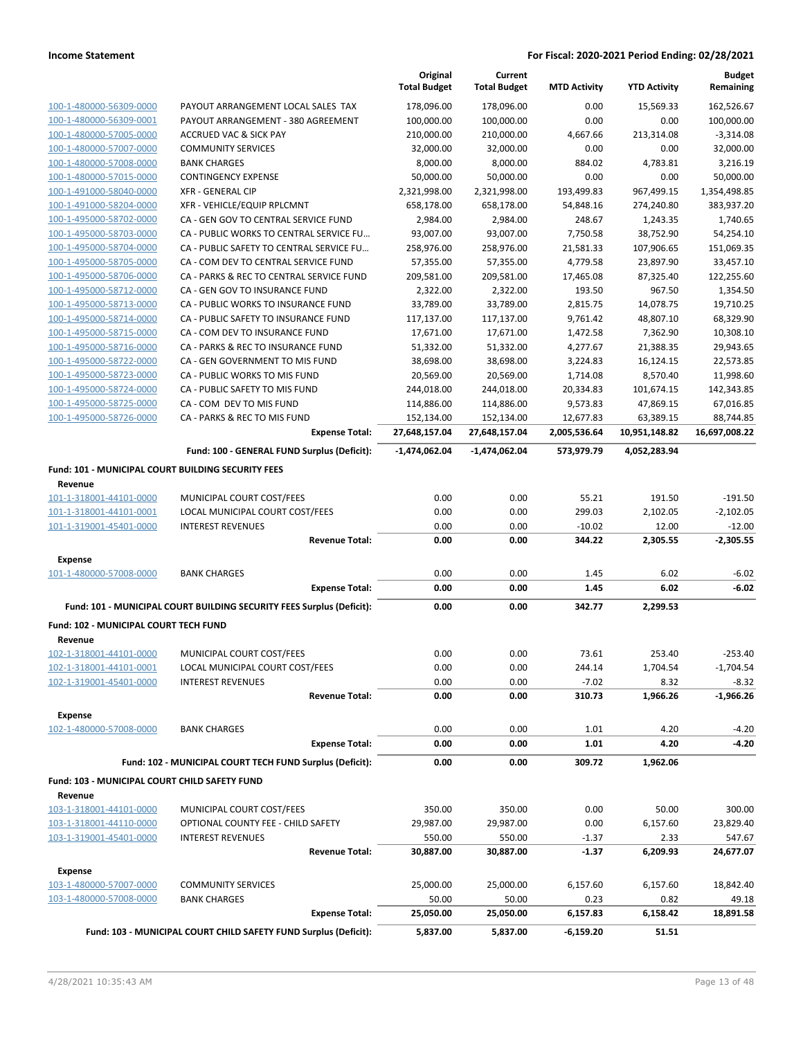| | | Original Total Budget | Current Total Budget | MTD Activity | YTD Activity | Budget Remaining |
|---|---|---|---|---|---|---|
| 100-1-480000-56309-0000 | PAYOUT ARRANGEMENT LOCAL SALES TAX | 178,096.00 | 178,096.00 | 0.00 | 15,569.33 | 162,526.67 |
| 100-1-480000-56309-0001 | PAYOUT ARRANGEMENT - 380 AGREEMENT | 100,000.00 | 100,000.00 | 0.00 | 0.00 | 100,000.00 |
| 100-1-480000-57005-0000 | ACCRUED VAC & SICK PAY | 210,000.00 | 210,000.00 | 4,667.66 | 213,314.08 | -3,314.08 |
| 100-1-480000-57007-0000 | COMMUNITY SERVICES | 32,000.00 | 32,000.00 | 0.00 | 0.00 | 32,000.00 |
| 100-1-480000-57008-0000 | BANK CHARGES | 8,000.00 | 8,000.00 | 884.02 | 4,783.81 | 3,216.19 |
| 100-1-480000-57015-0000 | CONTINGENCY EXPENSE | 50,000.00 | 50,000.00 | 0.00 | 0.00 | 50,000.00 |
| 100-1-491000-58040-0000 | XFR - GENERAL CIP | 2,321,998.00 | 2,321,998.00 | 193,499.83 | 967,499.15 | 1,354,498.85 |
| 100-1-491000-58204-0000 | XFR - VEHICLE/EQUIP RPLCMNT | 658,178.00 | 658,178.00 | 54,848.16 | 274,240.80 | 383,937.20 |
| 100-1-495000-58702-0000 | CA - GEN GOV TO CENTRAL SERVICE FUND | 2,984.00 | 2,984.00 | 248.67 | 1,243.35 | 1,740.65 |
| 100-1-495000-58703-0000 | CA - PUBLIC WORKS TO CENTRAL SERVICE FU… | 93,007.00 | 93,007.00 | 7,750.58 | 38,752.90 | 54,254.10 |
| 100-1-495000-58704-0000 | CA - PUBLIC SAFETY TO CENTRAL SERVICE FU… | 258,976.00 | 258,976.00 | 21,581.33 | 107,906.65 | 151,069.35 |
| 100-1-495000-58705-0000 | CA - COM DEV TO CENTRAL SERVICE FUND | 57,355.00 | 57,355.00 | 4,779.58 | 23,897.90 | 33,457.10 |
| 100-1-495000-58706-0000 | CA - PARKS & REC TO CENTRAL SERVICE FUND | 209,581.00 | 209,581.00 | 17,465.08 | 87,325.40 | 122,255.60 |
| 100-1-495000-58712-0000 | CA - GEN GOV TO INSURANCE FUND | 2,322.00 | 2,322.00 | 193.50 | 967.50 | 1,354.50 |
| 100-1-495000-58713-0000 | CA - PUBLIC WORKS TO INSURANCE FUND | 33,789.00 | 33,789.00 | 2,815.75 | 14,078.75 | 19,710.25 |
| 100-1-495000-58714-0000 | CA - PUBLIC SAFETY TO INSURANCE FUND | 117,137.00 | 117,137.00 | 9,761.42 | 48,807.10 | 68,329.90 |
| 100-1-495000-58715-0000 | CA - COM DEV TO INSURANCE FUND | 17,671.00 | 17,671.00 | 1,472.58 | 7,362.90 | 10,308.10 |
| 100-1-495000-58716-0000 | CA - PARKS & REC TO INSURANCE FUND | 51,332.00 | 51,332.00 | 4,277.67 | 21,388.35 | 29,943.65 |
| 100-1-495000-58722-0000 | CA - GEN GOVERNMENT TO MIS FUND | 38,698.00 | 38,698.00 | 3,224.83 | 16,124.15 | 22,573.85 |
| 100-1-495000-58723-0000 | CA - PUBLIC WORKS TO MIS FUND | 20,569.00 | 20,569.00 | 1,714.08 | 8,570.40 | 11,998.60 |
| 100-1-495000-58724-0000 | CA - PUBLIC SAFETY TO MIS FUND | 244,018.00 | 244,018.00 | 20,334.83 | 101,674.15 | 142,343.85 |
| 100-1-495000-58725-0000 | CA - COM DEV TO MIS FUND | 114,886.00 | 114,886.00 | 9,573.83 | 47,869.15 | 67,016.85 |
| 100-1-495000-58726-0000 | CA - PARKS & REC TO MIS FUND | 152,134.00 | 152,134.00 | 12,677.83 | 63,389.15 | 88,744.85 |
| | **Expense Total:** | **27,648,157.04** | **27,648,157.04** | **2,005,536.64** | **10,951,148.82** | **16,697,008.22** |
| | **Fund: 100 - GENERAL FUND Surplus (Deficit):** | **-1,474,062.04** | **-1,474,062.04** | **573,979.79** | **4,052,283.94** | |

**Fund: 101 - MUNICIPAL COURT BUILDING SECURITY FEES**

| | | Original Total Budget | Current Total Budget | MTD Activity | YTD Activity | Budget Remaining |
|---|---|---|---|---|---|---|
| **Revenue** | | | | | | |
| 101-1-318001-44101-0000 | MUNICIPAL COURT COST/FEES | 0.00 | 0.00 | 55.21 | 191.50 | -191.50 |
| 101-1-318001-44101-0001 | LOCAL MUNICIPAL COURT COST/FEES | 0.00 | 0.00 | 299.03 | 2,102.05 | -2,102.05 |
| 101-1-319001-45401-0000 | INTEREST REVENUES | 0.00 | 0.00 | -10.02 | 12.00 | -12.00 |
| | **Revenue Total:** | **0.00** | **0.00** | **344.22** | **2,305.55** | **-2,305.55** |
| **Expense** | | | | | | |
| 101-1-480000-57008-0000 | BANK CHARGES | 0.00 | 0.00 | 1.45 | 6.02 | -6.02 |
| | **Expense Total:** | **0.00** | **0.00** | **1.45** | **6.02** | **-6.02** |
| | **Fund: 101 - MUNICIPAL COURT BUILDING SECURITY FEES Surplus (Deficit):** | **0.00** | **0.00** | **342.77** | **2,299.53** | |

**Fund: 102 - MUNICIPAL COURT TECH FUND**

| | | Original Total Budget | Current Total Budget | MTD Activity | YTD Activity | Budget Remaining |
|---|---|---|---|---|---|---|
| **Revenue** | | | | | | |
| 102-1-318001-44101-0000 | MUNICIPAL COURT COST/FEES | 0.00 | 0.00 | 73.61 | 253.40 | -253.40 |
| 102-1-318001-44101-0001 | LOCAL MUNICIPAL COURT COST/FEES | 0.00 | 0.00 | 244.14 | 1,704.54 | -1,704.54 |
| 102-1-319001-45401-0000 | INTEREST REVENUES | 0.00 | 0.00 | -7.02 | 8.32 | -8.32 |
| | **Revenue Total:** | **0.00** | **0.00** | **310.73** | **1,966.26** | **-1,966.26** |
| **Expense** | | | | | | |
| 102-1-480000-57008-0000 | BANK CHARGES | 0.00 | 0.00 | 1.01 | 4.20 | -4.20 |
| | **Expense Total:** | **0.00** | **0.00** | **1.01** | **4.20** | **-4.20** |
| | **Fund: 102 - MUNICIPAL COURT TECH FUND Surplus (Deficit):** | **0.00** | **0.00** | **309.72** | **1,962.06** | |

**Fund: 103 - MUNICIPAL COURT CHILD SAFETY FUND**

| | | Original Total Budget | Current Total Budget | MTD Activity | YTD Activity | Budget Remaining |
|---|---|---|---|---|---|---|
| **Revenue** | | | | | | |
| 103-1-318001-44101-0000 | MUNICIPAL COURT COST/FEES | 350.00 | 350.00 | 0.00 | 50.00 | 300.00 |
| 103-1-318001-44110-0000 | OPTIONAL COUNTY FEE - CHILD SAFETY | 29,987.00 | 29,987.00 | 0.00 | 6,157.60 | 23,829.40 |
| 103-1-319001-45401-0000 | INTEREST REVENUES | 550.00 | 550.00 | -1.37 | 2.33 | 547.67 |
| | **Revenue Total:** | **30,887.00** | **30,887.00** | **-1.37** | **6,209.93** | **24,677.07** |
| **Expense** | | | | | | |
| 103-1-480000-57007-0000 | COMMUNITY SERVICES | 25,000.00 | 25,000.00 | 6,157.60 | 6,157.60 | 18,842.40 |
| 103-1-480000-57008-0000 | BANK CHARGES | 50.00 | 50.00 | 0.23 | 0.82 | 49.18 |
| | **Expense Total:** | **25,050.00** | **25,050.00** | **6,157.83** | **6,158.42** | **18,891.58** |
| | **Fund: 103 - MUNICIPAL COURT CHILD SAFETY FUND Surplus (Deficit):** | **5,837.00** | **5,837.00** | **-6,159.20** | **51.51** | |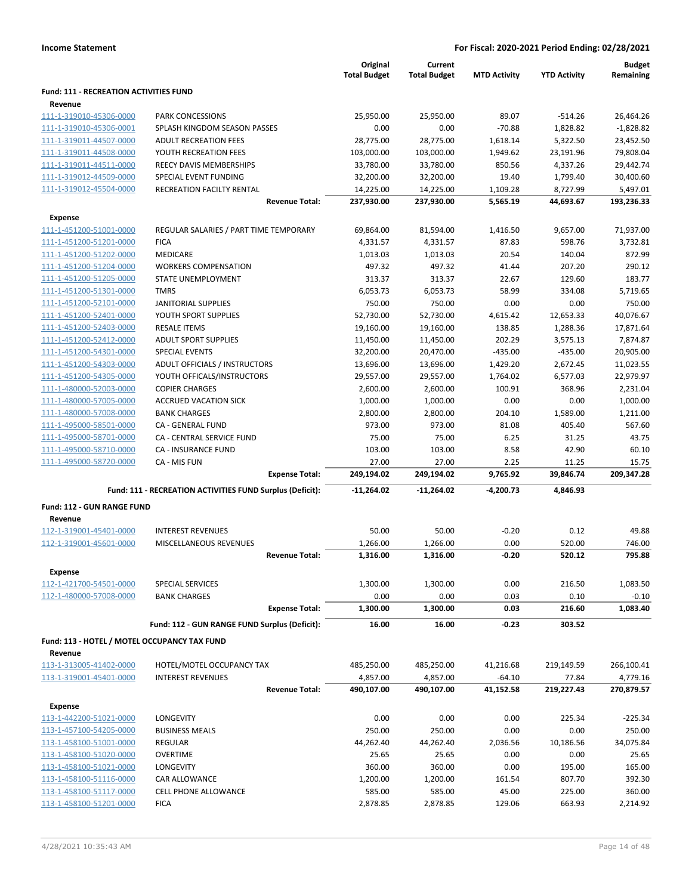**Income Statement** — For Fiscal: 2020-2021 Period Ending: 02/28/2021

| | | Original Total Budget | Current Total Budget | MTD Activity | YTD Activity | Budget Remaining |
|---|---|---|---|---|---|---|
| **Fund: 111 - RECREATION ACTIVITIES FUND** | | | | | | |
| **Revenue** | | | | | | |
| 111-1-319010-45306-0000 | PARK CONCESSIONS | 25,950.00 | 25,950.00 | 89.07 | -514.26 | 26,464.26 |
| 111-1-319010-45306-0001 | SPLASH KINGDOM SEASON PASSES | 0.00 | 0.00 | -70.88 | 1,828.82 | -1,828.82 |
| 111-1-319011-44507-0000 | ADULT RECREATION FEES | 28,775.00 | 28,775.00 | 1,618.14 | 5,322.50 | 23,452.50 |
| 111-1-319011-44508-0000 | YOUTH RECREATION FEES | 103,000.00 | 103,000.00 | 1,949.62 | 23,191.96 | 79,808.04 |
| 111-1-319011-44511-0000 | REECY DAVIS MEMBERSHIPS | 33,780.00 | 33,780.00 | 850.56 | 4,337.26 | 29,442.74 |
| 111-1-319012-44509-0000 | SPECIAL EVENT FUNDING | 32,200.00 | 32,200.00 | 19.40 | 1,799.40 | 30,400.60 |
| 111-1-319012-45504-0000 | RECREATION FACILTY RENTAL | 14,225.00 | 14,225.00 | 1,109.28 | 8,727.99 | 5,497.01 |
| | **Revenue Total:** | **237,930.00** | **237,930.00** | **5,565.19** | **44,693.67** | **193,236.33** |
| **Expense** | | | | | | |
| 111-1-451200-51001-0000 | REGULAR SALARIES / PART TIME TEMPORARY | 69,864.00 | 81,594.00 | 1,416.50 | 9,657.00 | 71,937.00 |
| 111-1-451200-51201-0000 | FICA | 4,331.57 | 4,331.57 | 87.83 | 598.76 | 3,732.81 |
| 111-1-451200-51202-0000 | MEDICARE | 1,013.03 | 1,013.03 | 20.54 | 140.04 | 872.99 |
| 111-1-451200-51204-0000 | WORKERS COMPENSATION | 497.32 | 497.32 | 41.44 | 207.20 | 290.12 |
| 111-1-451200-51205-0000 | STATE UNEMPLOYMENT | 313.37 | 313.37 | 22.67 | 129.60 | 183.77 |
| 111-1-451200-51301-0000 | TMRS | 6,053.73 | 6,053.73 | 58.99 | 334.08 | 5,719.65 |
| 111-1-451200-52101-0000 | JANITORIAL SUPPLIES | 750.00 | 750.00 | 0.00 | 0.00 | 750.00 |
| 111-1-451200-52401-0000 | YOUTH SPORT SUPPLIES | 52,730.00 | 52,730.00 | 4,615.42 | 12,653.33 | 40,076.67 |
| 111-1-451200-52403-0000 | RESALE ITEMS | 19,160.00 | 19,160.00 | 138.85 | 1,288.36 | 17,871.64 |
| 111-1-451200-52412-0000 | ADULT SPORT SUPPLIES | 11,450.00 | 11,450.00 | 202.29 | 3,575.13 | 7,874.87 |
| 111-1-451200-54301-0000 | SPECIAL EVENTS | 32,200.00 | 20,470.00 | -435.00 | -435.00 | 20,905.00 |
| 111-1-451200-54303-0000 | ADULT OFFICIALS / INSTRUCTORS | 13,696.00 | 13,696.00 | 1,429.20 | 2,672.45 | 11,023.55 |
| 111-1-451200-54305-0000 | YOUTH OFFICALS/INSTRUCTORS | 29,557.00 | 29,557.00 | 1,764.02 | 6,577.03 | 22,979.97 |
| 111-1-480000-52003-0000 | COPIER CHARGES | 2,600.00 | 2,600.00 | 100.91 | 368.96 | 2,231.04 |
| 111-1-480000-57005-0000 | ACCRUED VACATION SICK | 1,000.00 | 1,000.00 | 0.00 | 0.00 | 1,000.00 |
| 111-1-480000-57008-0000 | BANK CHARGES | 2,800.00 | 2,800.00 | 204.10 | 1,589.00 | 1,211.00 |
| 111-1-495000-58501-0000 | CA - GENERAL FUND | 973.00 | 973.00 | 81.08 | 405.40 | 567.60 |
| 111-1-495000-58701-0000 | CA - CENTRAL SERVICE FUND | 75.00 | 75.00 | 6.25 | 31.25 | 43.75 |
| 111-1-495000-58710-0000 | CA - INSURANCE FUND | 103.00 | 103.00 | 8.58 | 42.90 | 60.10 |
| 111-1-495000-58720-0000 | CA - MIS FUN | 27.00 | 27.00 | 2.25 | 11.25 | 15.75 |
| | **Expense Total:** | **249,194.02** | **249,194.02** | **9,765.92** | **39,846.74** | **209,347.28** |
| | **Fund: 111 - RECREATION ACTIVITIES FUND Surplus (Deficit):** | **-11,264.02** | **-11,264.02** | **-4,200.73** | **4,846.93** | |
| **Fund: 112 - GUN RANGE FUND** | | | | | | |
| **Revenue** | | | | | | |
| 112-1-319001-45401-0000 | INTEREST REVENUES | 50.00 | 50.00 | -0.20 | 0.12 | 49.88 |
| 112-1-319001-45601-0000 | MISCELLANEOUS REVENUES | 1,266.00 | 1,266.00 | 0.00 | 520.00 | 746.00 |
| | **Revenue Total:** | **1,316.00** | **1,316.00** | **-0.20** | **520.12** | **795.88** |
| **Expense** | | | | | | |
| 112-1-421700-54501-0000 | SPECIAL SERVICES | 1,300.00 | 1,300.00 | 0.00 | 216.50 | 1,083.50 |
| 112-1-480000-57008-0000 | BANK CHARGES | 0.00 | 0.00 | 0.03 | 0.10 | -0.10 |
| | **Expense Total:** | **1,300.00** | **1,300.00** | **0.03** | **216.60** | **1,083.40** |
| | **Fund: 112 - GUN RANGE FUND Surplus (Deficit):** | **16.00** | **16.00** | **-0.23** | **303.52** | |
| **Fund: 113 - HOTEL / MOTEL OCCUPANCY TAX FUND** | | | | | | |
| **Revenue** | | | | | | |
| 113-1-313005-41402-0000 | HOTEL/MOTEL OCCUPANCY TAX | 485,250.00 | 485,250.00 | 41,216.68 | 219,149.59 | 266,100.41 |
| 113-1-319001-45401-0000 | INTEREST REVENUES | 4,857.00 | 4,857.00 | -64.10 | 77.84 | 4,779.16 |
| | **Revenue Total:** | **490,107.00** | **490,107.00** | **41,152.58** | **219,227.43** | **270,879.57** |
| **Expense** | | | | | | |
| 113-1-442200-51021-0000 | LONGEVITY | 0.00 | 0.00 | 0.00 | 225.34 | -225.34 |
| 113-1-457100-54205-0000 | BUSINESS MEALS | 250.00 | 250.00 | 0.00 | 0.00 | 250.00 |
| 113-1-458100-51001-0000 | REGULAR | 44,262.40 | 44,262.40 | 2,036.56 | 10,186.56 | 34,075.84 |
| 113-1-458100-51020-0000 | OVERTIME | 25.65 | 25.65 | 0.00 | 0.00 | 25.65 |
| 113-1-458100-51021-0000 | LONGEVITY | 360.00 | 360.00 | 0.00 | 195.00 | 165.00 |
| 113-1-458100-51116-0000 | CAR ALLOWANCE | 1,200.00 | 1,200.00 | 161.54 | 807.70 | 392.30 |
| 113-1-458100-51117-0000 | CELL PHONE ALLOWANCE | 585.00 | 585.00 | 45.00 | 225.00 | 360.00 |
| 113-1-458100-51201-0000 | FICA | 2,878.85 | 2,878.85 | 129.06 | 663.93 | 2,214.92 |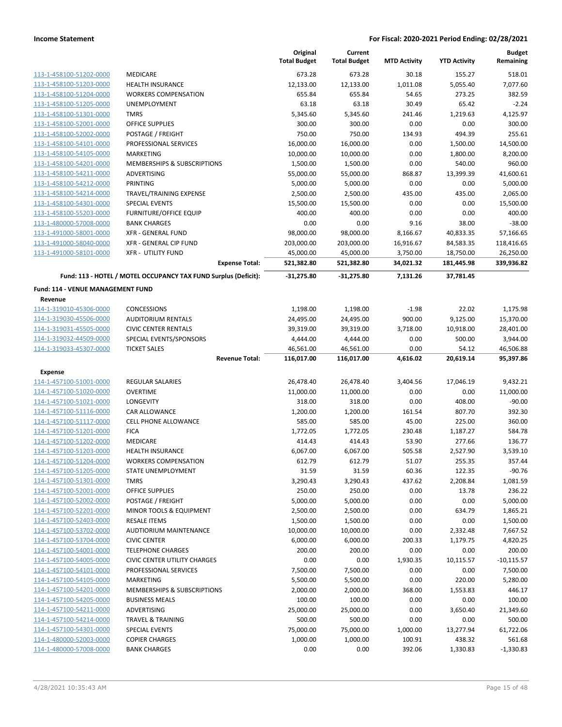**Income Statement** | **For Fiscal: 2020-2021 Period Ending: 02/28/2021**

| | | Original Total Budget | Current Total Budget | MTD Activity | YTD Activity | Budget Remaining |
|---|---|---|---|---|---|---|
| 113-1-458100-51202-0000 | MEDICARE | 673.28 | 673.28 | 30.18 | 155.27 | 518.01 |
| 113-1-458100-51203-0000 | HEALTH INSURANCE | 12,133.00 | 12,133.00 | 1,011.08 | 5,055.40 | 7,077.60 |
| 113-1-458100-51204-0000 | WORKERS COMPENSATION | 655.84 | 655.84 | 54.65 | 273.25 | 382.59 |
| 113-1-458100-51205-0000 | UNEMPLOYMENT | 63.18 | 63.18 | 30.49 | 65.42 | -2.24 |
| 113-1-458100-51301-0000 | TMRS | 5,345.60 | 5,345.60 | 241.46 | 1,219.63 | 4,125.97 |
| 113-1-458100-52001-0000 | OFFICE SUPPLIES | 300.00 | 300.00 | 0.00 | 0.00 | 300.00 |
| 113-1-458100-52002-0000 | POSTAGE / FREIGHT | 750.00 | 750.00 | 134.93 | 494.39 | 255.61 |
| 113-1-458100-54101-0000 | PROFESSIONAL SERVICES | 16,000.00 | 16,000.00 | 0.00 | 1,500.00 | 14,500.00 |
| 113-1-458100-54105-0000 | MARKETING | 10,000.00 | 10,000.00 | 0.00 | 1,800.00 | 8,200.00 |
| 113-1-458100-54201-0000 | MEMBERSHIPS & SUBSCRIPTIONS | 1,500.00 | 1,500.00 | 0.00 | 540.00 | 960.00 |
| 113-1-458100-54211-0000 | ADVERTISING | 55,000.00 | 55,000.00 | 868.87 | 13,399.39 | 41,600.61 |
| 113-1-458100-54212-0000 | PRINTING | 5,000.00 | 5,000.00 | 0.00 | 0.00 | 5,000.00 |
| 113-1-458100-54214-0000 | TRAVEL/TRAINING EXPENSE | 2,500.00 | 2,500.00 | 435.00 | 435.00 | 2,065.00 |
| 113-1-458100-54301-0000 | SPECIAL EVENTS | 15,500.00 | 15,500.00 | 0.00 | 0.00 | 15,500.00 |
| 113-1-458100-55203-0000 | FURNITURE/OFFICE EQUIP | 400.00 | 400.00 | 0.00 | 0.00 | 400.00 |
| 113-1-480000-57008-0000 | BANK CHARGES | 0.00 | 0.00 | 9.16 | 38.00 | -38.00 |
| 113-1-491000-58001-0000 | XFR - GENERAL FUND | 98,000.00 | 98,000.00 | 8,166.67 | 40,833.35 | 57,166.65 |
| 113-1-491000-58040-0000 | XFR - GENERAL CIP FUND | 203,000.00 | 203,000.00 | 16,916.67 | 84,583.35 | 118,416.65 |
| 113-1-491000-58101-0000 | XFR - UTILITY FUND | 45,000.00 | 45,000.00 | 3,750.00 | 18,750.00 | 26,250.00 |
| | **Expense Total:** | **521,382.80** | **521,382.80** | **34,021.32** | **181,445.98** | **339,936.82** |
| | **Fund: 113 - HOTEL / MOTEL OCCUPANCY TAX FUND Surplus (Deficit):** | **-31,275.80** | **-31,275.80** | **7,131.26** | **37,781.45** | |

**Fund: 114 - VENUE MANAGEMENT FUND**

**Revenue**

| | | Original Total Budget | Current Total Budget | MTD Activity | YTD Activity | Budget Remaining |
|---|---|---|---|---|---|---|
| 114-1-319010-45306-0000 | CONCESSIONS | 1,198.00 | 1,198.00 | -1.98 | 22.02 | 1,175.98 |
| 114-1-319030-45506-0000 | AUDITORIUM RENTALS | 24,495.00 | 24,495.00 | 900.00 | 9,125.00 | 15,370.00 |
| 114-1-319031-45505-0000 | CIVIC CENTER RENTALS | 39,319.00 | 39,319.00 | 3,718.00 | 10,918.00 | 28,401.00 |
| 114-1-319032-44509-0000 | SPECIAL EVENTS/SPONSORS | 4,444.00 | 4,444.00 | 0.00 | 500.00 | 3,944.00 |
| 114-1-319033-45307-0000 | TICKET SALES | 46,561.00 | 46,561.00 | 0.00 | 54.12 | 46,506.88 |
| | **Revenue Total:** | **116,017.00** | **116,017.00** | **4,616.02** | **20,619.14** | **95,397.86** |

**Expense**

| | | Original Total Budget | Current Total Budget | MTD Activity | YTD Activity | Budget Remaining |
|---|---|---|---|---|---|---|
| 114-1-457100-51001-0000 | REGULAR SALARIES | 26,478.40 | 26,478.40 | 3,404.56 | 17,046.19 | 9,432.21 |
| 114-1-457100-51020-0000 | OVERTIME | 11,000.00 | 11,000.00 | 0.00 | 0.00 | 11,000.00 |
| 114-1-457100-51021-0000 | LONGEVITY | 318.00 | 318.00 | 0.00 | 408.00 | -90.00 |
| 114-1-457100-51116-0000 | CAR ALLOWANCE | 1,200.00 | 1,200.00 | 161.54 | 807.70 | 392.30 |
| 114-1-457100-51117-0000 | CELL PHONE ALLOWANCE | 585.00 | 585.00 | 45.00 | 225.00 | 360.00 |
| 114-1-457100-51201-0000 | FICA | 1,772.05 | 1,772.05 | 230.48 | 1,187.27 | 584.78 |
| 114-1-457100-51202-0000 | MEDICARE | 414.43 | 414.43 | 53.90 | 277.66 | 136.77 |
| 114-1-457100-51203-0000 | HEALTH INSURANCE | 6,067.00 | 6,067.00 | 505.58 | 2,527.90 | 3,539.10 |
| 114-1-457100-51204-0000 | WORKERS COMPENSATION | 612.79 | 612.79 | 51.07 | 255.35 | 357.44 |
| 114-1-457100-51205-0000 | STATE UNEMPLOYMENT | 31.59 | 31.59 | 60.36 | 122.35 | -90.76 |
| 114-1-457100-51301-0000 | TMRS | 3,290.43 | 3,290.43 | 437.62 | 2,208.84 | 1,081.59 |
| 114-1-457100-52001-0000 | OFFICE SUPPLIES | 250.00 | 250.00 | 0.00 | 13.78 | 236.22 |
| 114-1-457100-52002-0000 | POSTAGE / FREIGHT | 5,000.00 | 5,000.00 | 0.00 | 0.00 | 5,000.00 |
| 114-1-457100-52201-0000 | MINOR TOOLS & EQUIPMENT | 2,500.00 | 2,500.00 | 0.00 | 634.79 | 1,865.21 |
| 114-1-457100-52403-0000 | RESALE ITEMS | 1,500.00 | 1,500.00 | 0.00 | 0.00 | 1,500.00 |
| 114-1-457100-53702-0000 | AUDTIORIUM MAINTENANCE | 10,000.00 | 10,000.00 | 0.00 | 2,332.48 | 7,667.52 |
| 114-1-457100-53704-0000 | CIVIC CENTER | 6,000.00 | 6,000.00 | 200.33 | 1,179.75 | 4,820.25 |
| 114-1-457100-54001-0000 | TELEPHONE CHARGES | 200.00 | 200.00 | 0.00 | 0.00 | 200.00 |
| 114-1-457100-54005-0000 | CIVIC CENTER UTILITY CHARGES | 0.00 | 0.00 | 1,930.35 | 10,115.57 | -10,115.57 |
| 114-1-457100-54101-0000 | PROFESSIONAL SERVICES | 7,500.00 | 7,500.00 | 0.00 | 0.00 | 7,500.00 |
| 114-1-457100-54105-0000 | MARKETING | 5,500.00 | 5,500.00 | 0.00 | 220.00 | 5,280.00 |
| 114-1-457100-54201-0000 | MEMBERSHIPS & SUBSCRIPTIONS | 2,000.00 | 2,000.00 | 368.00 | 1,553.83 | 446.17 |
| 114-1-457100-54205-0000 | BUSINESS MEALS | 100.00 | 100.00 | 0.00 | 0.00 | 100.00 |
| 114-1-457100-54211-0000 | ADVERTISING | 25,000.00 | 25,000.00 | 0.00 | 3,650.40 | 21,349.60 |
| 114-1-457100-54214-0000 | TRAVEL & TRAINING | 500.00 | 500.00 | 0.00 | 0.00 | 500.00 |
| 114-1-457100-54301-0000 | SPECIAL EVENTS | 75,000.00 | 75,000.00 | 1,000.00 | 13,277.94 | 61,722.06 |
| 114-1-480000-52003-0000 | COPIER CHARGES | 1,000.00 | 1,000.00 | 100.91 | 438.32 | 561.68 |
| 114-1-480000-57008-0000 | BANK CHARGES | 0.00 | 0.00 | 392.06 | 1,330.83 | -1,330.83 |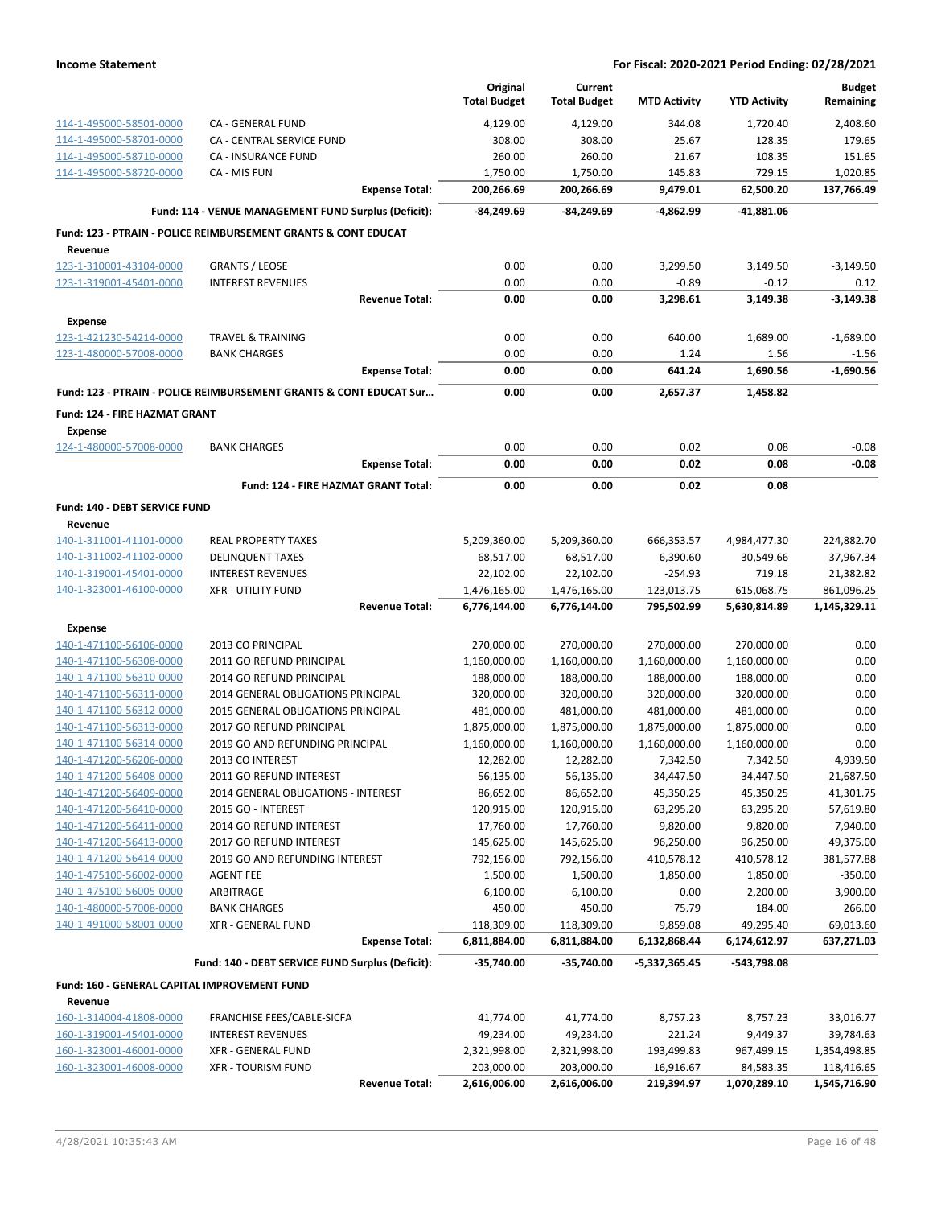**Income Statement** — **For Fiscal: 2020-2021 Period Ending: 02/28/2021**

| | | Original Total Budget | Current Total Budget | MTD Activity | YTD Activity | Budget Remaining |
|---|---|---|---|---|---|---|
| 114-1-495000-58501-0000 | CA - GENERAL FUND | 4,129.00 | 4,129.00 | 344.08 | 1,720.40 | 2,408.60 |
| 114-1-495000-58701-0000 | CA - CENTRAL SERVICE FUND | 308.00 | 308.00 | 25.67 | 128.35 | 179.65 |
| 114-1-495000-58710-0000 | CA - INSURANCE FUND | 260.00 | 260.00 | 21.67 | 108.35 | 151.65 |
| 114-1-495000-58720-0000 | CA - MIS FUN | 1,750.00 | 1,750.00 | 145.83 | 729.15 | 1,020.85 |
| | **Expense Total:** | **200,266.69** | **200,266.69** | **9,479.01** | **62,500.20** | **137,766.49** |
| | **Fund: 114 - VENUE MANAGEMENT FUND Surplus (Deficit):** | **-84,249.69** | **-84,249.69** | **-4,862.99** | **-41,881.06** | |
| **Fund: 123 - PTRAIN - POLICE REIMBURSEMENT GRANTS & CONT EDUCAT** | | | | | | |
| **Revenue** | | | | | | |
| 123-1-310001-43104-0000 | GRANTS / LEOSE | 0.00 | 0.00 | 3,299.50 | 3,149.50 | -3,149.50 |
| 123-1-319001-45401-0000 | INTEREST REVENUES | 0.00 | 0.00 | -0.89 | -0.12 | 0.12 |
| | **Revenue Total:** | **0.00** | **0.00** | **3,298.61** | **3,149.38** | **-3,149.38** |
| **Expense** | | | | | | |
| 123-1-421230-54214-0000 | TRAVEL & TRAINING | 0.00 | 0.00 | 640.00 | 1,689.00 | -1,689.00 |
| 123-1-480000-57008-0000 | BANK CHARGES | 0.00 | 0.00 | 1.24 | 1.56 | -1.56 |
| | **Expense Total:** | **0.00** | **0.00** | **641.24** | **1,690.56** | **-1,690.56** |
| **Fund: 123 - PTRAIN - POLICE REIMBURSEMENT GRANTS & CONT EDUCAT Sur...** | | **0.00** | **0.00** | **2,657.37** | **1,458.82** | |
| **Fund: 124 - FIRE HAZMAT GRANT** | | | | | | |
| **Expense** | | | | | | |
| 124-1-480000-57008-0000 | BANK CHARGES | 0.00 | 0.00 | 0.02 | 0.08 | -0.08 |
| | **Expense Total:** | **0.00** | **0.00** | **0.02** | **0.08** | **-0.08** |
| | **Fund: 124 - FIRE HAZMAT GRANT Total:** | **0.00** | **0.00** | **0.02** | **0.08** | |
| **Fund: 140 - DEBT SERVICE FUND** | | | | | | |
| **Revenue** | | | | | | |
| 140-1-311001-41101-0000 | REAL PROPERTY TAXES | 5,209,360.00 | 5,209,360.00 | 666,353.57 | 4,984,477.30 | 224,882.70 |
| 140-1-311002-41102-0000 | DELINQUENT TAXES | 68,517.00 | 68,517.00 | 6,390.60 | 30,549.66 | 37,967.34 |
| 140-1-319001-45401-0000 | INTEREST REVENUES | 22,102.00 | 22,102.00 | -254.93 | 719.18 | 21,382.82 |
| 140-1-323001-46100-0000 | XFR - UTILITY FUND | 1,476,165.00 | 1,476,165.00 | 123,013.75 | 615,068.75 | 861,096.25 |
| | **Revenue Total:** | **6,776,144.00** | **6,776,144.00** | **795,502.99** | **5,630,814.89** | **1,145,329.11** |
| **Expense** | | | | | | |
| 140-1-471100-56106-0000 | 2013 CO PRINCIPAL | 270,000.00 | 270,000.00 | 270,000.00 | 270,000.00 | 0.00 |
| 140-1-471100-56308-0000 | 2011 GO REFUND PRINCIPAL | 1,160,000.00 | 1,160,000.00 | 1,160,000.00 | 1,160,000.00 | 0.00 |
| 140-1-471100-56310-0000 | 2014 GO REFUND PRINCIPAL | 188,000.00 | 188,000.00 | 188,000.00 | 188,000.00 | 0.00 |
| 140-1-471100-56311-0000 | 2014 GENERAL OBLIGATIONS PRINCIPAL | 320,000.00 | 320,000.00 | 320,000.00 | 320,000.00 | 0.00 |
| 140-1-471100-56312-0000 | 2015 GENERAL OBLIGATIONS PRINCIPAL | 481,000.00 | 481,000.00 | 481,000.00 | 481,000.00 | 0.00 |
| 140-1-471100-56313-0000 | 2017 GO REFUND PRINCIPAL | 1,875,000.00 | 1,875,000.00 | 1,875,000.00 | 1,875,000.00 | 0.00 |
| 140-1-471100-56314-0000 | 2019 GO AND REFUNDING PRINCIPAL | 1,160,000.00 | 1,160,000.00 | 1,160,000.00 | 1,160,000.00 | 0.00 |
| 140-1-471200-56206-0000 | 2013 CO INTEREST | 12,282.00 | 12,282.00 | 7,342.50 | 7,342.50 | 4,939.50 |
| 140-1-471200-56408-0000 | 2011 GO REFUND INTEREST | 56,135.00 | 56,135.00 | 34,447.50 | 34,447.50 | 21,687.50 |
| 140-1-471200-56409-0000 | 2014 GENERAL OBLIGATIONS - INTEREST | 86,652.00 | 86,652.00 | 45,350.25 | 45,350.25 | 41,301.75 |
| 140-1-471200-56410-0000 | 2015 GO - INTEREST | 120,915.00 | 120,915.00 | 63,295.20 | 63,295.20 | 57,619.80 |
| 140-1-471200-56411-0000 | 2014 GO REFUND INTEREST | 17,760.00 | 17,760.00 | 9,820.00 | 9,820.00 | 7,940.00 |
| 140-1-471200-56413-0000 | 2017 GO REFUND INTEREST | 145,625.00 | 145,625.00 | 96,250.00 | 96,250.00 | 49,375.00 |
| 140-1-471200-56414-0000 | 2019 GO AND REFUNDING INTEREST | 792,156.00 | 792,156.00 | 410,578.12 | 410,578.12 | 381,577.88 |
| 140-1-475100-56002-0000 | AGENT FEE | 1,500.00 | 1,500.00 | 1,850.00 | 1,850.00 | -350.00 |
| 140-1-475100-56005-0000 | ARBITRAGE | 6,100.00 | 6,100.00 | 0.00 | 2,200.00 | 3,900.00 |
| 140-1-480000-57008-0000 | BANK CHARGES | 450.00 | 450.00 | 75.79 | 184.00 | 266.00 |
| 140-1-491000-58001-0000 | XFR - GENERAL FUND | 118,309.00 | 118,309.00 | 9,859.08 | 49,295.40 | 69,013.60 |
| | **Expense Total:** | **6,811,884.00** | **6,811,884.00** | **6,132,868.44** | **6,174,612.97** | **637,271.03** |
| | **Fund: 140 - DEBT SERVICE FUND Surplus (Deficit):** | **-35,740.00** | **-35,740.00** | **-5,337,365.45** | **-543,798.08** | |
| **Fund: 160 - GENERAL CAPITAL IMPROVEMENT FUND** | | | | | | |
| **Revenue** | | | | | | |
| 160-1-314004-41808-0000 | FRANCHISE FEES/CABLE-SICFA | 41,774.00 | 41,774.00 | 8,757.23 | 8,757.23 | 33,016.77 |
| 160-1-319001-45401-0000 | INTEREST REVENUES | 49,234.00 | 49,234.00 | 221.24 | 9,449.37 | 39,784.63 |
| 160-1-323001-46001-0000 | XFR - GENERAL FUND | 2,321,998.00 | 2,321,998.00 | 193,499.83 | 967,499.15 | 1,354,498.85 |
| 160-1-323001-46008-0000 | XFR - TOURISM FUND | 203,000.00 | 203,000.00 | 16,916.67 | 84,583.35 | 118,416.65 |
| | **Revenue Total:** | **2,616,006.00** | **2,616,006.00** | **219,394.97** | **1,070,289.10** | **1,545,716.90** |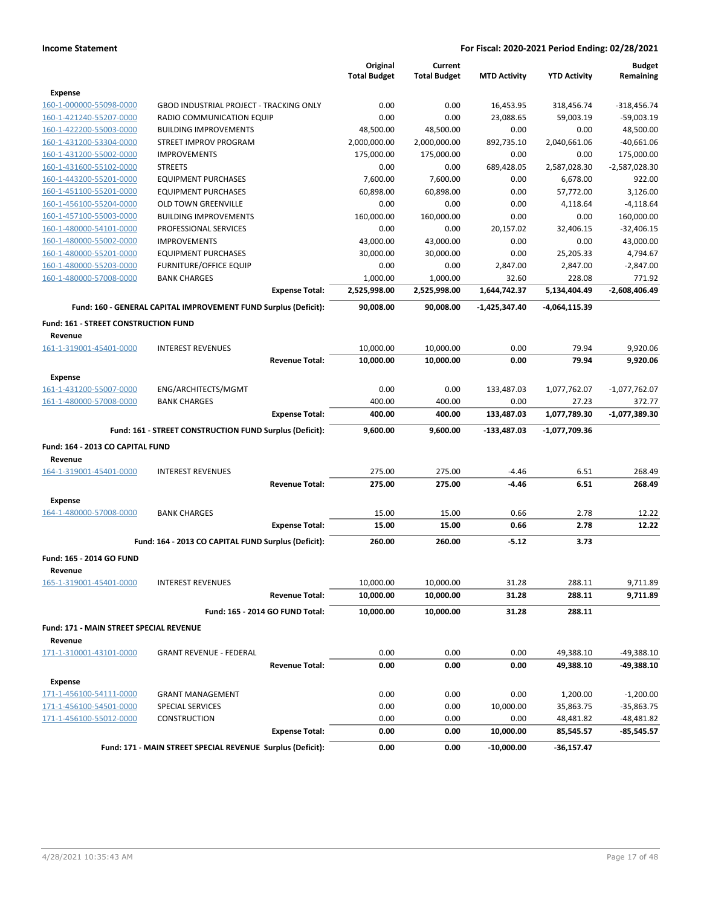| | | Original Total Budget | Current Total Budget | MTD Activity | YTD Activity | Budget Remaining |
|---|---|---|---|---|---|---|
| **Expense** | | | | | | |
| 160-1-000000-55098-0000 | GBOD INDUSTRIAL PROJECT - TRACKING ONLY | 0.00 | 0.00 | 16,453.95 | 318,456.74 | -318,456.74 |
| 160-1-421240-55207-0000 | RADIO COMMUNICATION EQUIP | 0.00 | 0.00 | 23,088.65 | 59,003.19 | -59,003.19 |
| 160-1-422200-55003-0000 | BUILDING IMPROVEMENTS | 48,500.00 | 48,500.00 | 0.00 | 0.00 | 48,500.00 |
| 160-1-431200-53304-0000 | STREET IMPROV PROGRAM | 2,000,000.00 | 2,000,000.00 | 892,735.10 | 2,040,661.06 | -40,661.06 |
| 160-1-431200-55002-0000 | IMPROVEMENTS | 175,000.00 | 175,000.00 | 0.00 | 0.00 | 175,000.00 |
| 160-1-431600-55102-0000 | STREETS | 0.00 | 0.00 | 689,428.05 | 2,587,028.30 | -2,587,028.30 |
| 160-1-443200-55201-0000 | EQUIPMENT PURCHASES | 7,600.00 | 7,600.00 | 0.00 | 6,678.00 | 922.00 |
| 160-1-451100-55201-0000 | EQUIPMENT PURCHASES | 60,898.00 | 60,898.00 | 0.00 | 57,772.00 | 3,126.00 |
| 160-1-456100-55204-0000 | OLD TOWN GREENVILLE | 0.00 | 0.00 | 0.00 | 4,118.64 | -4,118.64 |
| 160-1-457100-55003-0000 | BUILDING IMPROVEMENTS | 160,000.00 | 160,000.00 | 0.00 | 0.00 | 160,000.00 |
| 160-1-480000-54101-0000 | PROFESSIONAL SERVICES | 0.00 | 0.00 | 20,157.02 | 32,406.15 | -32,406.15 |
| 160-1-480000-55002-0000 | IMPROVEMENTS | 43,000.00 | 43,000.00 | 0.00 | 0.00 | 43,000.00 |
| 160-1-480000-55201-0000 | EQUIPMENT PURCHASES | 30,000.00 | 30,000.00 | 0.00 | 25,205.33 | 4,794.67 |
| 160-1-480000-55203-0000 | FURNITURE/OFFICE EQUIP | 0.00 | 0.00 | 2,847.00 | 2,847.00 | -2,847.00 |
| 160-1-480000-57008-0000 | BANK CHARGES | 1,000.00 | 1,000.00 | 32.60 | 228.08 | 771.92 |
| | **Expense Total:** | **2,525,998.00** | **2,525,998.00** | **1,644,742.37** | **5,134,404.49** | **-2,608,406.49** |
| | **Fund: 160 - GENERAL CAPITAL IMPROVEMENT FUND Surplus (Deficit):** | **90,008.00** | **90,008.00** | **-1,425,347.40** | **-4,064,115.39** | |
| **Fund: 161 - STREET CONSTRUCTION FUND** | | | | | | |
| **Revenue** | | | | | | |
| 161-1-319001-45401-0000 | INTEREST REVENUES | 10,000.00 | 10,000.00 | 0.00 | 79.94 | 9,920.06 |
| | **Revenue Total:** | **10,000.00** | **10,000.00** | **0.00** | **79.94** | **9,920.06** |
| **Expense** | | | | | | |
| 161-1-431200-55007-0000 | ENG/ARCHITECTS/MGMT | 0.00 | 0.00 | 133,487.03 | 1,077,762.07 | -1,077,762.07 |
| 161-1-480000-57008-0000 | BANK CHARGES | 400.00 | 400.00 | 0.00 | 27.23 | 372.77 |
| | **Expense Total:** | **400.00** | **400.00** | **133,487.03** | **1,077,789.30** | **-1,077,389.30** |
| | **Fund: 161 - STREET CONSTRUCTION FUND Surplus (Deficit):** | **9,600.00** | **9,600.00** | **-133,487.03** | **-1,077,709.36** | |
| **Fund: 164 - 2013 CO CAPITAL FUND** | | | | | | |
| **Revenue** | | | | | | |
| 164-1-319001-45401-0000 | INTEREST REVENUES | 275.00 | 275.00 | -4.46 | 6.51 | 268.49 |
| | **Revenue Total:** | **275.00** | **275.00** | **-4.46** | **6.51** | **268.49** |
| **Expense** | | | | | | |
| 164-1-480000-57008-0000 | BANK CHARGES | 15.00 | 15.00 | 0.66 | 2.78 | 12.22 |
| | **Expense Total:** | **15.00** | **15.00** | **0.66** | **2.78** | **12.22** |
| | **Fund: 164 - 2013 CO CAPITAL FUND Surplus (Deficit):** | **260.00** | **260.00** | **-5.12** | **3.73** | |
| **Fund: 165 - 2014 GO FUND** | | | | | | |
| **Revenue** | | | | | | |
| 165-1-319001-45401-0000 | INTEREST REVENUES | 10,000.00 | 10,000.00 | 31.28 | 288.11 | 9,711.89 |
| | **Revenue Total:** | **10,000.00** | **10,000.00** | **31.28** | **288.11** | **9,711.89** |
| | **Fund: 165 - 2014 GO FUND Total:** | **10,000.00** | **10,000.00** | **31.28** | **288.11** | |
| **Fund: 171 - MAIN STREET SPECIAL REVENUE** | | | | | | |
| **Revenue** | | | | | | |
| 171-1-310001-43101-0000 | GRANT REVENUE - FEDERAL | 0.00 | 0.00 | 0.00 | 49,388.10 | -49,388.10 |
| | **Revenue Total:** | **0.00** | **0.00** | **0.00** | **49,388.10** | **-49,388.10** |
| **Expense** | | | | | | |
| 171-1-456100-54111-0000 | GRANT MANAGEMENT | 0.00 | 0.00 | 0.00 | 1,200.00 | -1,200.00 |
| 171-1-456100-54501-0000 | SPECIAL SERVICES | 0.00 | 0.00 | 10,000.00 | 35,863.75 | -35,863.75 |
| 171-1-456100-55012-0000 | CONSTRUCTION | 0.00 | 0.00 | 0.00 | 48,481.82 | -48,481.82 |
| | **Expense Total:** | **0.00** | **0.00** | **10,000.00** | **85,545.57** | **-85,545.57** |
| | **Fund: 171 - MAIN STREET SPECIAL REVENUE Surplus (Deficit):** | **0.00** | **0.00** | **-10,000.00** | **-36,157.47** | |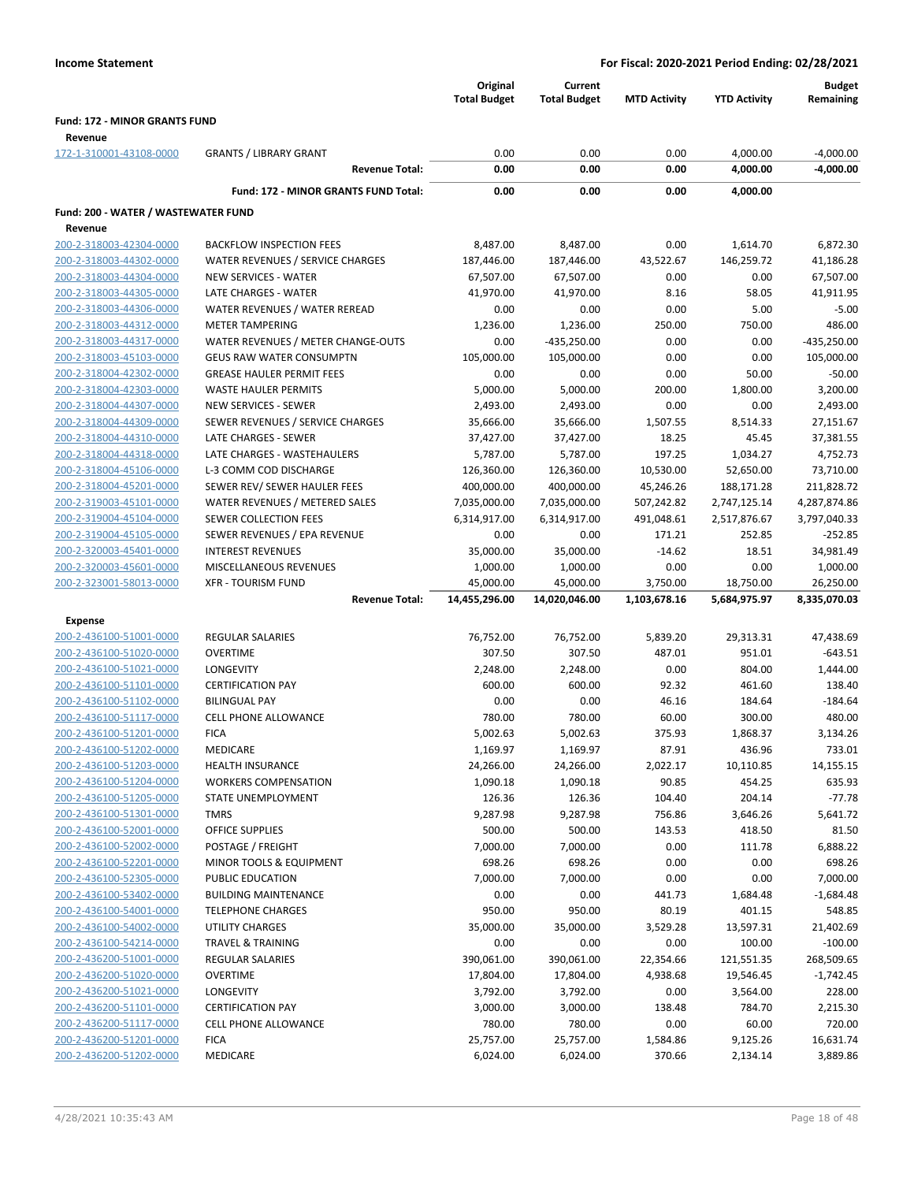**Income Statement** | **For Fiscal: 2020-2021 Period Ending: 02/28/2021**

| | | Original Total Budget | Current Total Budget | MTD Activity | YTD Activity | Budget Remaining |
|---|---|---|---|---|---|---|
| **Fund: 172 - MINOR GRANTS FUND** | | | | | | |
| **Revenue** | | | | | | |
| 172-1-310001-43108-0000 | GRANTS / LIBRARY GRANT | 0.00 | 0.00 | 0.00 | 4,000.00 | -4,000.00 |
| | **Revenue Total:** | **0.00** | **0.00** | **0.00** | **4,000.00** | **-4,000.00** |
| | **Fund: 172 - MINOR GRANTS FUND Total:** | **0.00** | **0.00** | **0.00** | **4,000.00** | |
| **Fund: 200 - WATER / WASTEWATER FUND** | | | | | | |
| **Revenue** | | | | | | |
| 200-2-318003-42304-0000 | BACKFLOW INSPECTION FEES | 8,487.00 | 8,487.00 | 0.00 | 1,614.70 | 6,872.30 |
| 200-2-318003-44302-0000 | WATER REVENUES / SERVICE CHARGES | 187,446.00 | 187,446.00 | 43,522.67 | 146,259.72 | 41,186.28 |
| 200-2-318003-44304-0000 | NEW SERVICES - WATER | 67,507.00 | 67,507.00 | 0.00 | 0.00 | 67,507.00 |
| 200-2-318003-44305-0000 | LATE CHARGES - WATER | 41,970.00 | 41,970.00 | 8.16 | 58.05 | 41,911.95 |
| 200-2-318003-44306-0000 | WATER REVENUES / WATER REREAD | 0.00 | 0.00 | 0.00 | 5.00 | -5.00 |
| 200-2-318003-44312-0000 | METER TAMPERING | 1,236.00 | 1,236.00 | 250.00 | 750.00 | 486.00 |
| 200-2-318003-44317-0000 | WATER REVENUES / METER CHANGE-OUTS | 0.00 | -435,250.00 | 0.00 | 0.00 | -435,250.00 |
| 200-2-318003-45103-0000 | GEUS RAW WATER CONSUMPTN | 105,000.00 | 105,000.00 | 0.00 | 0.00 | 105,000.00 |
| 200-2-318004-42302-0000 | GREASE HAULER PERMIT FEES | 0.00 | 0.00 | 0.00 | 50.00 | -50.00 |
| 200-2-318004-42303-0000 | WASTE HAULER PERMITS | 5,000.00 | 5,000.00 | 200.00 | 1,800.00 | 3,200.00 |
| 200-2-318004-44307-0000 | NEW SERVICES - SEWER | 2,493.00 | 2,493.00 | 0.00 | 0.00 | 2,493.00 |
| 200-2-318004-44309-0000 | SEWER REVENUES / SERVICE CHARGES | 35,666.00 | 35,666.00 | 1,507.55 | 8,514.33 | 27,151.67 |
| 200-2-318004-44310-0000 | LATE CHARGES - SEWER | 37,427.00 | 37,427.00 | 18.25 | 45.45 | 37,381.55 |
| 200-2-318004-44318-0000 | LATE CHARGES - WASTEHAULERS | 5,787.00 | 5,787.00 | 197.25 | 1,034.27 | 4,752.73 |
| 200-2-318004-45106-0000 | L-3 COMM COD DISCHARGE | 126,360.00 | 126,360.00 | 10,530.00 | 52,650.00 | 73,710.00 |
| 200-2-318004-45201-0000 | SEWER REV/ SEWER HAULER FEES | 400,000.00 | 400,000.00 | 45,246.26 | 188,171.28 | 211,828.72 |
| 200-2-319003-45101-0000 | WATER REVENUES / METERED SALES | 7,035,000.00 | 7,035,000.00 | 507,242.82 | 2,747,125.14 | 4,287,874.86 |
| 200-2-319004-45104-0000 | SEWER COLLECTION FEES | 6,314,917.00 | 6,314,917.00 | 491,048.61 | 2,517,876.67 | 3,797,040.33 |
| 200-2-319004-45105-0000 | SEWER REVENUES / EPA REVENUE | 0.00 | 0.00 | 171.21 | 252.85 | -252.85 |
| 200-2-320003-45401-0000 | INTEREST REVENUES | 35,000.00 | 35,000.00 | -14.62 | 18.51 | 34,981.49 |
| 200-2-320003-45601-0000 | MISCELLANEOUS REVENUES | 1,000.00 | 1,000.00 | 0.00 | 0.00 | 1,000.00 |
| 200-2-323001-58013-0000 | XFR - TOURISM FUND | 45,000.00 | 45,000.00 | 3,750.00 | 18,750.00 | 26,250.00 |
| | **Revenue Total:** | **14,455,296.00** | **14,020,046.00** | **1,103,678.16** | **5,684,975.97** | **8,335,070.03** |
| **Expense** | | | | | | |
| 200-2-436100-51001-0000 | REGULAR SALARIES | 76,752.00 | 76,752.00 | 5,839.20 | 29,313.31 | 47,438.69 |
| 200-2-436100-51020-0000 | OVERTIME | 307.50 | 307.50 | 487.01 | 951.01 | -643.51 |
| 200-2-436100-51021-0000 | LONGEVITY | 2,248.00 | 2,248.00 | 0.00 | 804.00 | 1,444.00 |
| 200-2-436100-51101-0000 | CERTIFICATION PAY | 600.00 | 600.00 | 92.32 | 461.60 | 138.40 |
| 200-2-436100-51102-0000 | BILINGUAL PAY | 0.00 | 0.00 | 46.16 | 184.64 | -184.64 |
| 200-2-436100-51117-0000 | CELL PHONE ALLOWANCE | 780.00 | 780.00 | 60.00 | 300.00 | 480.00 |
| 200-2-436100-51201-0000 | FICA | 5,002.63 | 5,002.63 | 375.93 | 1,868.37 | 3,134.26 |
| 200-2-436100-51202-0000 | MEDICARE | 1,169.97 | 1,169.97 | 87.91 | 436.96 | 733.01 |
| 200-2-436100-51203-0000 | HEALTH INSURANCE | 24,266.00 | 24,266.00 | 2,022.17 | 10,110.85 | 14,155.15 |
| 200-2-436100-51204-0000 | WORKERS COMPENSATION | 1,090.18 | 1,090.18 | 90.85 | 454.25 | 635.93 |
| 200-2-436100-51205-0000 | STATE UNEMPLOYMENT | 126.36 | 126.36 | 104.40 | 204.14 | -77.78 |
| 200-2-436100-51301-0000 | TMRS | 9,287.98 | 9,287.98 | 756.86 | 3,646.26 | 5,641.72 |
| 200-2-436100-52001-0000 | OFFICE SUPPLIES | 500.00 | 500.00 | 143.53 | 418.50 | 81.50 |
| 200-2-436100-52002-0000 | POSTAGE / FREIGHT | 7,000.00 | 7,000.00 | 0.00 | 111.78 | 6,888.22 |
| 200-2-436100-52201-0000 | MINOR TOOLS & EQUIPMENT | 698.26 | 698.26 | 0.00 | 0.00 | 698.26 |
| 200-2-436100-52305-0000 | PUBLIC EDUCATION | 7,000.00 | 7,000.00 | 0.00 | 0.00 | 7,000.00 |
| 200-2-436100-53402-0000 | BUILDING MAINTENANCE | 0.00 | 0.00 | 441.73 | 1,684.48 | -1,684.48 |
| 200-2-436100-54001-0000 | TELEPHONE CHARGES | 950.00 | 950.00 | 80.19 | 401.15 | 548.85 |
| 200-2-436100-54002-0000 | UTILITY CHARGES | 35,000.00 | 35,000.00 | 3,529.28 | 13,597.31 | 21,402.69 |
| 200-2-436100-54214-0000 | TRAVEL & TRAINING | 0.00 | 0.00 | 0.00 | 100.00 | -100.00 |
| 200-2-436200-51001-0000 | REGULAR SALARIES | 390,061.00 | 390,061.00 | 22,354.66 | 121,551.35 | 268,509.65 |
| 200-2-436200-51020-0000 | OVERTIME | 17,804.00 | 17,804.00 | 4,938.68 | 19,546.45 | -1,742.45 |
| 200-2-436200-51021-0000 | LONGEVITY | 3,792.00 | 3,792.00 | 0.00 | 3,564.00 | 228.00 |
| 200-2-436200-51101-0000 | CERTIFICATION PAY | 3,000.00 | 3,000.00 | 138.48 | 784.70 | 2,215.30 |
| 200-2-436200-51117-0000 | CELL PHONE ALLOWANCE | 780.00 | 780.00 | 0.00 | 60.00 | 720.00 |
| 200-2-436200-51201-0000 | FICA | 25,757.00 | 25,757.00 | 1,584.86 | 9,125.26 | 16,631.74 |
| 200-2-436200-51202-0000 | MEDICARE | 6,024.00 | 6,024.00 | 370.66 | 2,134.14 | 3,889.86 |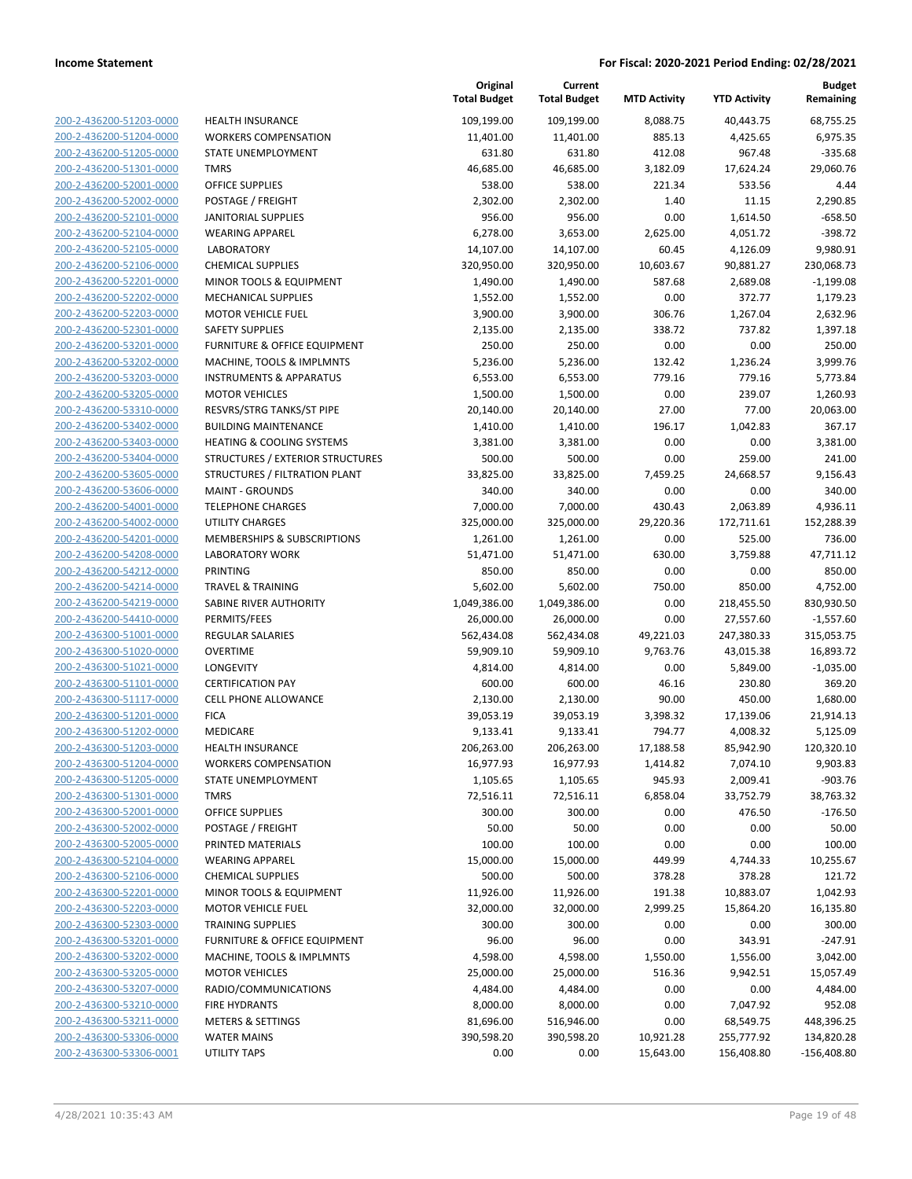**Income Statement** — **For Fiscal: 2020-2021 Period Ending: 02/28/2021**

| | | Original Total Budget | Current Total Budget | MTD Activity | YTD Activity | Budget Remaining |
|---|---|---|---|---|---|---|
| 200-2-436200-51203-0000 | HEALTH INSURANCE | 109,199.00 | 109,199.00 | 8,088.75 | 40,443.75 | 68,755.25 |
| 200-2-436200-51204-0000 | WORKERS COMPENSATION | 11,401.00 | 11,401.00 | 885.13 | 4,425.65 | 6,975.35 |
| 200-2-436200-51205-0000 | STATE UNEMPLOYMENT | 631.80 | 631.80 | 412.08 | 967.48 | -335.68 |
| 200-2-436200-51301-0000 | TMRS | 46,685.00 | 46,685.00 | 3,182.09 | 17,624.24 | 29,060.76 |
| 200-2-436200-52001-0000 | OFFICE SUPPLIES | 538.00 | 538.00 | 221.34 | 533.56 | 4.44 |
| 200-2-436200-52002-0000 | POSTAGE / FREIGHT | 2,302.00 | 2,302.00 | 1.40 | 11.15 | 2,290.85 |
| 200-2-436200-52101-0000 | JANITORIAL SUPPLIES | 956.00 | 956.00 | 0.00 | 1,614.50 | -658.50 |
| 200-2-436200-52104-0000 | WEARING APPAREL | 6,278.00 | 3,653.00 | 2,625.00 | 4,051.72 | -398.72 |
| 200-2-436200-52105-0000 | LABORATORY | 14,107.00 | 14,107.00 | 60.45 | 4,126.09 | 9,980.91 |
| 200-2-436200-52106-0000 | CHEMICAL SUPPLIES | 320,950.00 | 320,950.00 | 10,603.67 | 90,881.27 | 230,068.73 |
| 200-2-436200-52201-0000 | MINOR TOOLS & EQUIPMENT | 1,490.00 | 1,490.00 | 587.68 | 2,689.08 | -1,199.08 |
| 200-2-436200-52202-0000 | MECHANICAL SUPPLIES | 1,552.00 | 1,552.00 | 0.00 | 372.77 | 1,179.23 |
| 200-2-436200-52203-0000 | MOTOR VEHICLE FUEL | 3,900.00 | 3,900.00 | 306.76 | 1,267.04 | 2,632.96 |
| 200-2-436200-52301-0000 | SAFETY SUPPLIES | 2,135.00 | 2,135.00 | 338.72 | 737.82 | 1,397.18 |
| 200-2-436200-53201-0000 | FURNITURE & OFFICE EQUIPMENT | 250.00 | 250.00 | 0.00 | 0.00 | 250.00 |
| 200-2-436200-53202-0000 | MACHINE, TOOLS & IMPLMNTS | 5,236.00 | 5,236.00 | 132.42 | 1,236.24 | 3,999.76 |
| 200-2-436200-53203-0000 | INSTRUMENTS & APPARATUS | 6,553.00 | 6,553.00 | 779.16 | 779.16 | 5,773.84 |
| 200-2-436200-53205-0000 | MOTOR VEHICLES | 1,500.00 | 1,500.00 | 0.00 | 239.07 | 1,260.93 |
| 200-2-436200-53310-0000 | RESVRS/STRG TANKS/ST PIPE | 20,140.00 | 20,140.00 | 27.00 | 77.00 | 20,063.00 |
| 200-2-436200-53402-0000 | BUILDING MAINTENANCE | 1,410.00 | 1,410.00 | 196.17 | 1,042.83 | 367.17 |
| 200-2-436200-53403-0000 | HEATING & COOLING SYSTEMS | 3,381.00 | 3,381.00 | 0.00 | 0.00 | 3,381.00 |
| 200-2-436200-53404-0000 | STRUCTURES / EXTERIOR STRUCTURES | 500.00 | 500.00 | 0.00 | 259.00 | 241.00 |
| 200-2-436200-53605-0000 | STRUCTURES / FILTRATION PLANT | 33,825.00 | 33,825.00 | 7,459.25 | 24,668.57 | 9,156.43 |
| 200-2-436200-53606-0000 | MAINT - GROUNDS | 340.00 | 340.00 | 0.00 | 0.00 | 340.00 |
| 200-2-436200-54001-0000 | TELEPHONE CHARGES | 7,000.00 | 7,000.00 | 430.43 | 2,063.89 | 4,936.11 |
| 200-2-436200-54002-0000 | UTILITY CHARGES | 325,000.00 | 325,000.00 | 29,220.36 | 172,711.61 | 152,288.39 |
| 200-2-436200-54201-0000 | MEMBERSHIPS & SUBSCRIPTIONS | 1,261.00 | 1,261.00 | 0.00 | 525.00 | 736.00 |
| 200-2-436200-54208-0000 | LABORATORY WORK | 51,471.00 | 51,471.00 | 630.00 | 3,759.88 | 47,711.12 |
| 200-2-436200-54212-0000 | PRINTING | 850.00 | 850.00 | 0.00 | 0.00 | 850.00 |
| 200-2-436200-54214-0000 | TRAVEL & TRAINING | 5,602.00 | 5,602.00 | 750.00 | 850.00 | 4,752.00 |
| 200-2-436200-54219-0000 | SABINE RIVER AUTHORITY | 1,049,386.00 | 1,049,386.00 | 0.00 | 218,455.50 | 830,930.50 |
| 200-2-436200-54410-0000 | PERMITS/FEES | 26,000.00 | 26,000.00 | 0.00 | 27,557.60 | -1,557.60 |
| 200-2-436300-51001-0000 | REGULAR SALARIES | 562,434.08 | 562,434.08 | 49,221.03 | 247,380.33 | 315,053.75 |
| 200-2-436300-51020-0000 | OVERTIME | 59,909.10 | 59,909.10 | 9,763.76 | 43,015.38 | 16,893.72 |
| 200-2-436300-51021-0000 | LONGEVITY | 4,814.00 | 4,814.00 | 0.00 | 5,849.00 | -1,035.00 |
| 200-2-436300-51101-0000 | CERTIFICATION PAY | 600.00 | 600.00 | 46.16 | 230.80 | 369.20 |
| 200-2-436300-51117-0000 | CELL PHONE ALLOWANCE | 2,130.00 | 2,130.00 | 90.00 | 450.00 | 1,680.00 |
| 200-2-436300-51201-0000 | FICA | 39,053.19 | 39,053.19 | 3,398.32 | 17,139.06 | 21,914.13 |
| 200-2-436300-51202-0000 | MEDICARE | 9,133.41 | 9,133.41 | 794.77 | 4,008.32 | 5,125.09 |
| 200-2-436300-51203-0000 | HEALTH INSURANCE | 206,263.00 | 206,263.00 | 17,188.58 | 85,942.90 | 120,320.10 |
| 200-2-436300-51204-0000 | WORKERS COMPENSATION | 16,977.93 | 16,977.93 | 1,414.82 | 7,074.10 | 9,903.83 |
| 200-2-436300-51205-0000 | STATE UNEMPLOYMENT | 1,105.65 | 1,105.65 | 945.93 | 2,009.41 | -903.76 |
| 200-2-436300-51301-0000 | TMRS | 72,516.11 | 72,516.11 | 6,858.04 | 33,752.79 | 38,763.32 |
| 200-2-436300-52001-0000 | OFFICE SUPPLIES | 300.00 | 300.00 | 0.00 | 476.50 | -176.50 |
| 200-2-436300-52002-0000 | POSTAGE / FREIGHT | 50.00 | 50.00 | 0.00 | 0.00 | 50.00 |
| 200-2-436300-52005-0000 | PRINTED MATERIALS | 100.00 | 100.00 | 0.00 | 0.00 | 100.00 |
| 200-2-436300-52104-0000 | WEARING APPAREL | 15,000.00 | 15,000.00 | 449.99 | 4,744.33 | 10,255.67 |
| 200-2-436300-52106-0000 | CHEMICAL SUPPLIES | 500.00 | 500.00 | 378.28 | 378.28 | 121.72 |
| 200-2-436300-52201-0000 | MINOR TOOLS & EQUIPMENT | 11,926.00 | 11,926.00 | 191.38 | 10,883.07 | 1,042.93 |
| 200-2-436300-52203-0000 | MOTOR VEHICLE FUEL | 32,000.00 | 32,000.00 | 2,999.25 | 15,864.20 | 16,135.80 |
| 200-2-436300-52303-0000 | TRAINING SUPPLIES | 300.00 | 300.00 | 0.00 | 0.00 | 300.00 |
| 200-2-436300-53201-0000 | FURNITURE & OFFICE EQUIPMENT | 96.00 | 96.00 | 0.00 | 343.91 | -247.91 |
| 200-2-436300-53202-0000 | MACHINE, TOOLS & IMPLMNTS | 4,598.00 | 4,598.00 | 1,550.00 | 1,556.00 | 3,042.00 |
| 200-2-436300-53205-0000 | MOTOR VEHICLES | 25,000.00 | 25,000.00 | 516.36 | 9,942.51 | 15,057.49 |
| 200-2-436300-53207-0000 | RADIO/COMMUNICATIONS | 4,484.00 | 4,484.00 | 0.00 | 0.00 | 4,484.00 |
| 200-2-436300-53210-0000 | FIRE HYDRANTS | 8,000.00 | 8,000.00 | 0.00 | 7,047.92 | 952.08 |
| 200-2-436300-53211-0000 | METERS & SETTINGS | 81,696.00 | 516,946.00 | 0.00 | 68,549.75 | 448,396.25 |
| 200-2-436300-53306-0000 | WATER MAINS | 390,598.20 | 390,598.20 | 10,921.28 | 255,777.92 | 134,820.28 |
| 200-2-436300-53306-0001 | UTILITY TAPS | 0.00 | 0.00 | 15,643.00 | 156,408.80 | -156,408.80 |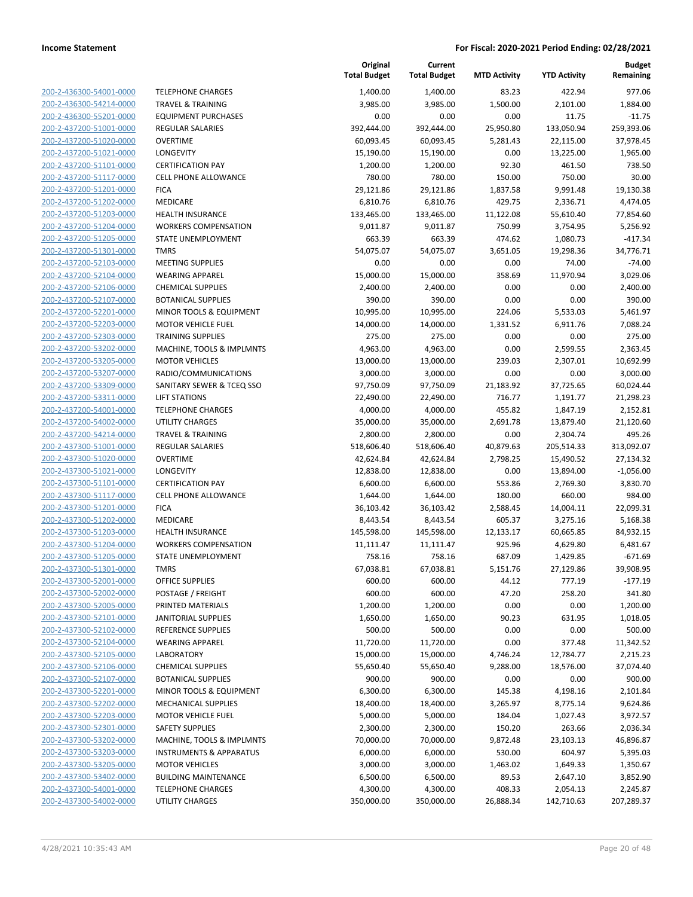**Income Statement** — **For Fiscal: 2020-2021 Period Ending: 02/28/2021**

| | | Original Total Budget | Current Total Budget | MTD Activity | YTD Activity | Budget Remaining |
|---|---|---|---|---|---|---|
| 200-2-436300-54001-0000 | TELEPHONE CHARGES | 1,400.00 | 1,400.00 | 83.23 | 422.94 | 977.06 |
| 200-2-436300-54214-0000 | TRAVEL & TRAINING | 3,985.00 | 3,985.00 | 1,500.00 | 2,101.00 | 1,884.00 |
| 200-2-436300-55201-0000 | EQUIPMENT PURCHASES | 0.00 | 0.00 | 0.00 | 11.75 | -11.75 |
| 200-2-437200-51001-0000 | REGULAR SALARIES | 392,444.00 | 392,444.00 | 25,950.80 | 133,050.94 | 259,393.06 |
| 200-2-437200-51020-0000 | OVERTIME | 60,093.45 | 60,093.45 | 5,281.43 | 22,115.00 | 37,978.45 |
| 200-2-437200-51021-0000 | LONGEVITY | 15,190.00 | 15,190.00 | 0.00 | 13,225.00 | 1,965.00 |
| 200-2-437200-51101-0000 | CERTIFICATION PAY | 1,200.00 | 1,200.00 | 92.30 | 461.50 | 738.50 |
| 200-2-437200-51117-0000 | CELL PHONE ALLOWANCE | 780.00 | 780.00 | 150.00 | 750.00 | 30.00 |
| 200-2-437200-51201-0000 | FICA | 29,121.86 | 29,121.86 | 1,837.58 | 9,991.48 | 19,130.38 |
| 200-2-437200-51202-0000 | MEDICARE | 6,810.76 | 6,810.76 | 429.75 | 2,336.71 | 4,474.05 |
| 200-2-437200-51203-0000 | HEALTH INSURANCE | 133,465.00 | 133,465.00 | 11,122.08 | 55,610.40 | 77,854.60 |
| 200-2-437200-51204-0000 | WORKERS COMPENSATION | 9,011.87 | 9,011.87 | 750.99 | 3,754.95 | 5,256.92 |
| 200-2-437200-51205-0000 | STATE UNEMPLOYMENT | 663.39 | 663.39 | 474.62 | 1,080.73 | -417.34 |
| 200-2-437200-51301-0000 | TMRS | 54,075.07 | 54,075.07 | 3,651.05 | 19,298.36 | 34,776.71 |
| 200-2-437200-52103-0000 | MEETING SUPPLIES | 0.00 | 0.00 | 0.00 | 74.00 | -74.00 |
| 200-2-437200-52104-0000 | WEARING APPAREL | 15,000.00 | 15,000.00 | 358.69 | 11,970.94 | 3,029.06 |
| 200-2-437200-52106-0000 | CHEMICAL SUPPLIES | 2,400.00 | 2,400.00 | 0.00 | 0.00 | 2,400.00 |
| 200-2-437200-52107-0000 | BOTANICAL SUPPLIES | 390.00 | 390.00 | 0.00 | 0.00 | 390.00 |
| 200-2-437200-52201-0000 | MINOR TOOLS & EQUIPMENT | 10,995.00 | 10,995.00 | 224.06 | 5,533.03 | 5,461.97 |
| 200-2-437200-52203-0000 | MOTOR VEHICLE FUEL | 14,000.00 | 14,000.00 | 1,331.52 | 6,911.76 | 7,088.24 |
| 200-2-437200-52303-0000 | TRAINING SUPPLIES | 275.00 | 275.00 | 0.00 | 0.00 | 275.00 |
| 200-2-437200-53202-0000 | MACHINE, TOOLS & IMPLMNTS | 4,963.00 | 4,963.00 | 0.00 | 2,599.55 | 2,363.45 |
| 200-2-437200-53205-0000 | MOTOR VEHICLES | 13,000.00 | 13,000.00 | 239.03 | 2,307.01 | 10,692.99 |
| 200-2-437200-53207-0000 | RADIO/COMMUNICATIONS | 3,000.00 | 3,000.00 | 0.00 | 0.00 | 3,000.00 |
| 200-2-437200-53309-0000 | SANITARY SEWER & TCEQ SSO | 97,750.09 | 97,750.09 | 21,183.92 | 37,725.65 | 60,024.44 |
| 200-2-437200-53311-0000 | LIFT STATIONS | 22,490.00 | 22,490.00 | 716.77 | 1,191.77 | 21,298.23 |
| 200-2-437200-54001-0000 | TELEPHONE CHARGES | 4,000.00 | 4,000.00 | 455.82 | 1,847.19 | 2,152.81 |
| 200-2-437200-54002-0000 | UTILITY CHARGES | 35,000.00 | 35,000.00 | 2,691.78 | 13,879.40 | 21,120.60 |
| 200-2-437200-54214-0000 | TRAVEL & TRAINING | 2,800.00 | 2,800.00 | 0.00 | 2,304.74 | 495.26 |
| 200-2-437300-51001-0000 | REGULAR SALARIES | 518,606.40 | 518,606.40 | 40,879.63 | 205,514.33 | 313,092.07 |
| 200-2-437300-51020-0000 | OVERTIME | 42,624.84 | 42,624.84 | 2,798.25 | 15,490.52 | 27,134.32 |
| 200-2-437300-51021-0000 | LONGEVITY | 12,838.00 | 12,838.00 | 0.00 | 13,894.00 | -1,056.00 |
| 200-2-437300-51101-0000 | CERTIFICATION PAY | 6,600.00 | 6,600.00 | 553.86 | 2,769.30 | 3,830.70 |
| 200-2-437300-51117-0000 | CELL PHONE ALLOWANCE | 1,644.00 | 1,644.00 | 180.00 | 660.00 | 984.00 |
| 200-2-437300-51201-0000 | FICA | 36,103.42 | 36,103.42 | 2,588.45 | 14,004.11 | 22,099.31 |
| 200-2-437300-51202-0000 | MEDICARE | 8,443.54 | 8,443.54 | 605.37 | 3,275.16 | 5,168.38 |
| 200-2-437300-51203-0000 | HEALTH INSURANCE | 145,598.00 | 145,598.00 | 12,133.17 | 60,665.85 | 84,932.15 |
| 200-2-437300-51204-0000 | WORKERS COMPENSATION | 11,111.47 | 11,111.47 | 925.96 | 4,629.80 | 6,481.67 |
| 200-2-437300-51205-0000 | STATE UNEMPLOYMENT | 758.16 | 758.16 | 687.09 | 1,429.85 | -671.69 |
| 200-2-437300-51301-0000 | TMRS | 67,038.81 | 67,038.81 | 5,151.76 | 27,129.86 | 39,908.95 |
| 200-2-437300-52001-0000 | OFFICE SUPPLIES | 600.00 | 600.00 | 44.12 | 777.19 | -177.19 |
| 200-2-437300-52002-0000 | POSTAGE / FREIGHT | 600.00 | 600.00 | 47.20 | 258.20 | 341.80 |
| 200-2-437300-52005-0000 | PRINTED MATERIALS | 1,200.00 | 1,200.00 | 0.00 | 0.00 | 1,200.00 |
| 200-2-437300-52101-0000 | JANITORIAL SUPPLIES | 1,650.00 | 1,650.00 | 90.23 | 631.95 | 1,018.05 |
| 200-2-437300-52102-0000 | REFERENCE SUPPLIES | 500.00 | 500.00 | 0.00 | 0.00 | 500.00 |
| 200-2-437300-52104-0000 | WEARING APPAREL | 11,720.00 | 11,720.00 | 0.00 | 377.48 | 11,342.52 |
| 200-2-437300-52105-0000 | LABORATORY | 15,000.00 | 15,000.00 | 4,746.24 | 12,784.77 | 2,215.23 |
| 200-2-437300-52106-0000 | CHEMICAL SUPPLIES | 55,650.40 | 55,650.40 | 9,288.00 | 18,576.00 | 37,074.40 |
| 200-2-437300-52107-0000 | BOTANICAL SUPPLIES | 900.00 | 900.00 | 0.00 | 0.00 | 900.00 |
| 200-2-437300-52201-0000 | MINOR TOOLS & EQUIPMENT | 6,300.00 | 6,300.00 | 145.38 | 4,198.16 | 2,101.84 |
| 200-2-437300-52202-0000 | MECHANICAL SUPPLIES | 18,400.00 | 18,400.00 | 3,265.97 | 8,775.14 | 9,624.86 |
| 200-2-437300-52203-0000 | MOTOR VEHICLE FUEL | 5,000.00 | 5,000.00 | 184.04 | 1,027.43 | 3,972.57 |
| 200-2-437300-52301-0000 | SAFETY SUPPLIES | 2,300.00 | 2,300.00 | 150.20 | 263.66 | 2,036.34 |
| 200-2-437300-53202-0000 | MACHINE, TOOLS & IMPLMNTS | 70,000.00 | 70,000.00 | 9,872.48 | 23,103.13 | 46,896.87 |
| 200-2-437300-53203-0000 | INSTRUMENTS & APPARATUS | 6,000.00 | 6,000.00 | 530.00 | 604.97 | 5,395.03 |
| 200-2-437300-53205-0000 | MOTOR VEHICLES | 3,000.00 | 3,000.00 | 1,463.02 | 1,649.33 | 1,350.67 |
| 200-2-437300-53402-0000 | BUILDING MAINTENANCE | 6,500.00 | 6,500.00 | 89.53 | 2,647.10 | 3,852.90 |
| 200-2-437300-54001-0000 | TELEPHONE CHARGES | 4,300.00 | 4,300.00 | 408.33 | 2,054.13 | 2,245.87 |
| 200-2-437300-54002-0000 | UTILITY CHARGES | 350,000.00 | 350,000.00 | 26,888.34 | 142,710.63 | 207,289.37 |

4/28/2021 10:35:43 AM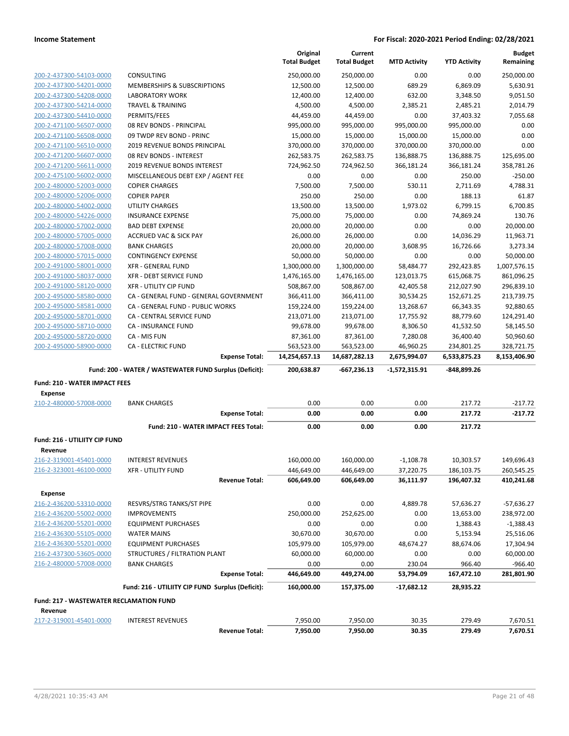**Income Statement** | **For Fiscal: 2020-2021 Period Ending: 02/28/2021**

| | | Original Total Budget | Current Total Budget | MTD Activity | YTD Activity | Budget Remaining |
|---|---|---|---|---|---|---|
| 200-2-437300-54103-0000 | CONSULTING | 250,000.00 | 250,000.00 | 0.00 | 0.00 | 250,000.00 |
| 200-2-437300-54201-0000 | MEMBERSHIPS & SUBSCRIPTIONS | 12,500.00 | 12,500.00 | 689.29 | 6,869.09 | 5,630.91 |
| 200-2-437300-54208-0000 | LABORATORY WORK | 12,400.00 | 12,400.00 | 632.00 | 3,348.50 | 9,051.50 |
| 200-2-437300-54214-0000 | TRAVEL & TRAINING | 4,500.00 | 4,500.00 | 2,385.21 | 2,485.21 | 2,014.79 |
| 200-2-437300-54410-0000 | PERMITS/FEES | 44,459.00 | 44,459.00 | 0.00 | 37,403.32 | 7,055.68 |
| 200-2-471100-56507-0000 | 08 REV BONDS - PRINCIPAL | 995,000.00 | 995,000.00 | 995,000.00 | 995,000.00 | 0.00 |
| 200-2-471100-56508-0000 | 09 TWDP REV BOND - PRINC | 15,000.00 | 15,000.00 | 15,000.00 | 15,000.00 | 0.00 |
| 200-2-471100-56510-0000 | 2019 REVENUE BONDS PRINCIPAL | 370,000.00 | 370,000.00 | 370,000.00 | 370,000.00 | 0.00 |
| 200-2-471200-56607-0000 | 08 REV BONDS - INTEREST | 262,583.75 | 262,583.75 | 136,888.75 | 136,888.75 | 125,695.00 |
| 200-2-471200-56611-0000 | 2019 REVENUE BONDS INTEREST | 724,962.50 | 724,962.50 | 366,181.24 | 366,181.24 | 358,781.26 |
| 200-2-475100-56002-0000 | MISCELLANEOUS DEBT EXP / AGENT FEE | 0.00 | 0.00 | 0.00 | 250.00 | -250.00 |
| 200-2-480000-52003-0000 | COPIER CHARGES | 7,500.00 | 7,500.00 | 530.11 | 2,711.69 | 4,788.31 |
| 200-2-480000-52006-0000 | COPIER PAPER | 250.00 | 250.00 | 0.00 | 188.13 | 61.87 |
| 200-2-480000-54002-0000 | UTILITY CHARGES | 13,500.00 | 13,500.00 | 1,973.02 | 6,799.15 | 6,700.85 |
| 200-2-480000-54226-0000 | INSURANCE EXPENSE | 75,000.00 | 75,000.00 | 0.00 | 74,869.24 | 130.76 |
| 200-2-480000-57002-0000 | BAD DEBT EXPENSE | 20,000.00 | 20,000.00 | 0.00 | 0.00 | 20,000.00 |
| 200-2-480000-57005-0000 | ACCRUED VAC & SICK PAY | 26,000.00 | 26,000.00 | 0.00 | 14,036.29 | 11,963.71 |
| 200-2-480000-57008-0000 | BANK CHARGES | 20,000.00 | 20,000.00 | 3,608.95 | 16,726.66 | 3,273.34 |
| 200-2-480000-57015-0000 | CONTINGENCY EXPENSE | 50,000.00 | 50,000.00 | 0.00 | 0.00 | 50,000.00 |
| 200-2-491000-58001-0000 | XFR - GENERAL FUND | 1,300,000.00 | 1,300,000.00 | 58,484.77 | 292,423.85 | 1,007,576.15 |
| 200-2-491000-58037-0000 | XFR - DEBT SERVICE FUND | 1,476,165.00 | 1,476,165.00 | 123,013.75 | 615,068.75 | 861,096.25 |
| 200-2-491000-58120-0000 | XFR - UTILITY CIP FUND | 508,867.00 | 508,867.00 | 42,405.58 | 212,027.90 | 296,839.10 |
| 200-2-495000-58580-0000 | CA - GENERAL FUND - GENERAL GOVERNMENT | 366,411.00 | 366,411.00 | 30,534.25 | 152,671.25 | 213,739.75 |
| 200-2-495000-58581-0000 | CA - GENERAL FUND - PUBLIC WORKS | 159,224.00 | 159,224.00 | 13,268.67 | 66,343.35 | 92,880.65 |
| 200-2-495000-58701-0000 | CA - CENTRAL SERVICE FUND | 213,071.00 | 213,071.00 | 17,755.92 | 88,779.60 | 124,291.40 |
| 200-2-495000-58710-0000 | CA - INSURANCE FUND | 99,678.00 | 99,678.00 | 8,306.50 | 41,532.50 | 58,145.50 |
| 200-2-495000-58720-0000 | CA - MIS FUN | 87,361.00 | 87,361.00 | 7,280.08 | 36,400.40 | 50,960.60 |
| 200-2-495000-58900-0000 | CA - ELECTRIC FUND | 563,523.00 | 563,523.00 | 46,960.25 | 234,801.25 | 328,721.75 |
| | **Expense Total:** | **14,254,657.13** | **14,687,282.13** | **2,675,994.07** | **6,533,875.23** | **8,153,406.90** |
| | **Fund: 200 - WATER / WASTEWATER FUND Surplus (Deficit):** | **200,638.87** | **-667,236.13** | **-1,572,315.91** | **-848,899.26** | |
| **Fund: 210 - WATER IMPACT FEES** | | | | | | |
| **Expense** | | | | | | |
| 210-2-480000-57008-0000 | BANK CHARGES | 0.00 | 0.00 | 0.00 | 217.72 | -217.72 |
| | **Expense Total:** | **0.00** | **0.00** | **0.00** | **217.72** | **-217.72** |
| | **Fund: 210 - WATER IMPACT FEES Total:** | **0.00** | **0.00** | **0.00** | **217.72** | |
| **Fund: 216 - UTILIITY CIP FUND** | | | | | | |
| **Revenue** | | | | | | |
| 216-2-319001-45401-0000 | INTEREST REVENUES | 160,000.00 | 160,000.00 | -1,108.78 | 10,303.57 | 149,696.43 |
| 216-2-323001-46100-0000 | XFR - UTILITY FUND | 446,649.00 | 446,649.00 | 37,220.75 | 186,103.75 | 260,545.25 |
| | **Revenue Total:** | **606,649.00** | **606,649.00** | **36,111.97** | **196,407.32** | **410,241.68** |
| **Expense** | | | | | | |
| 216-2-436200-53310-0000 | RESVRS/STRG TANKS/ST PIPE | 0.00 | 0.00 | 4,889.78 | 57,636.27 | -57,636.27 |
| 216-2-436200-55002-0000 | IMPROVEMENTS | 250,000.00 | 252,625.00 | 0.00 | 13,653.00 | 238,972.00 |
| 216-2-436200-55201-0000 | EQUIPMENT PURCHASES | 0.00 | 0.00 | 0.00 | 1,388.43 | -1,388.43 |
| 216-2-436300-55105-0000 | WATER MAINS | 30,670.00 | 30,670.00 | 0.00 | 5,153.94 | 25,516.06 |
| 216-2-436300-55201-0000 | EQUIPMENT PURCHASES | 105,979.00 | 105,979.00 | 48,674.27 | 88,674.06 | 17,304.94 |
| 216-2-437300-53605-0000 | STRUCTURES / FILTRATION PLANT | 60,000.00 | 60,000.00 | 0.00 | 0.00 | 60,000.00 |
| 216-2-480000-57008-0000 | BANK CHARGES | 0.00 | 0.00 | 230.04 | 966.40 | -966.40 |
| | **Expense Total:** | **446,649.00** | **449,274.00** | **53,794.09** | **167,472.10** | **281,801.90** |
| | **Fund: 216 - UTILIITY CIP FUND Surplus (Deficit):** | **160,000.00** | **157,375.00** | **-17,682.12** | **28,935.22** | |
| **Fund: 217 - WASTEWATER RECLAMATION FUND** | | | | | | |
| **Revenue** | | | | | | |
| 217-2-319001-45401-0000 | INTEREST REVENUES | 7,950.00 | 7,950.00 | 30.35 | 279.49 | 7,670.51 |
| | **Revenue Total:** | **7,950.00** | **7,950.00** | **30.35** | **279.49** | **7,670.51** |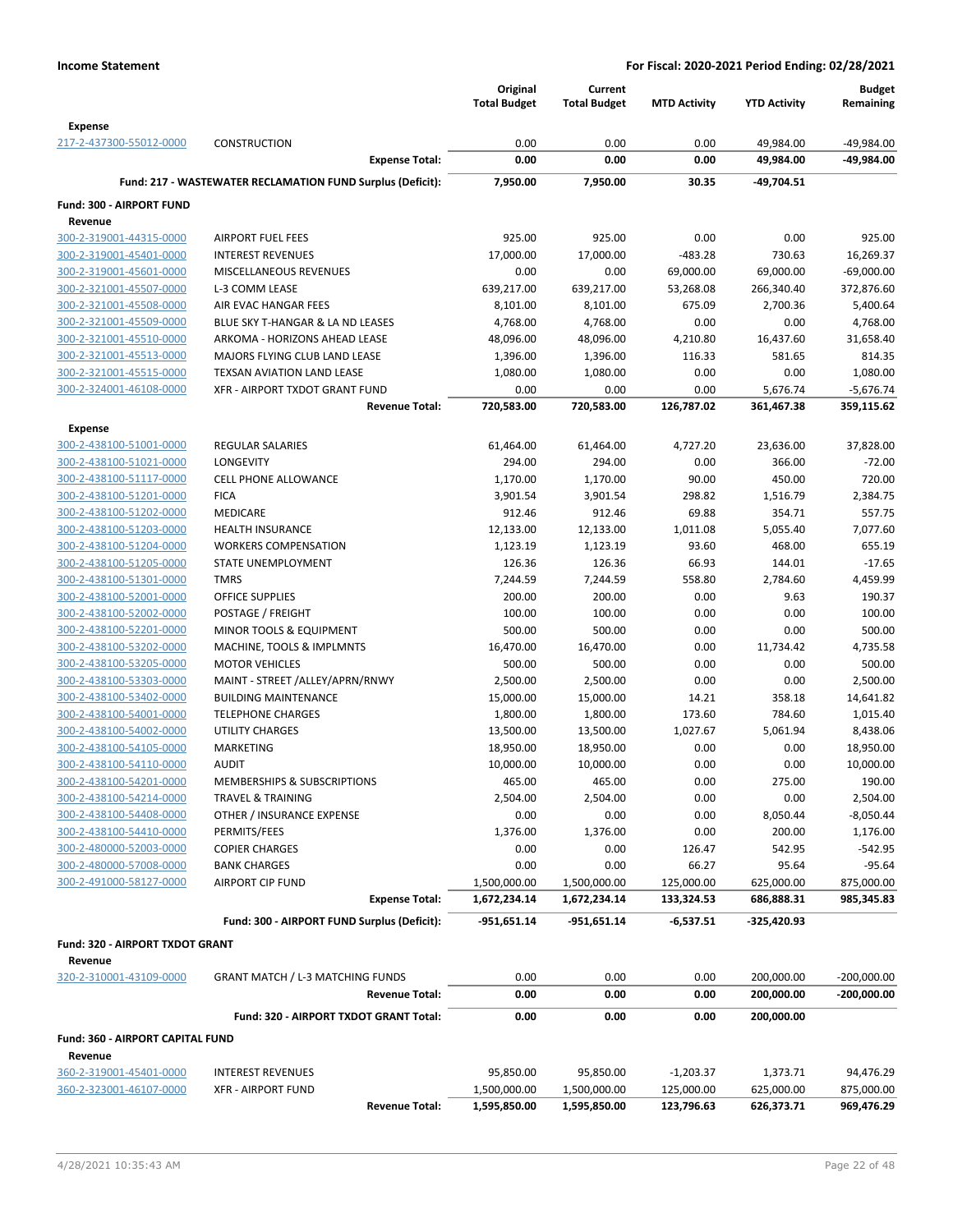**Income Statement** | **For Fiscal: 2020-2021 Period Ending: 02/28/2021**

| | | Original Total Budget | Current Total Budget | MTD Activity | YTD Activity | Budget Remaining |
|---|---|---|---|---|---|---|
| **Expense** | | | | | | |
| 217-2-437300-55012-0000 | CONSTRUCTION | 0.00 | 0.00 | 0.00 | 49,984.00 | -49,984.00 |
| | **Expense Total:** | **0.00** | **0.00** | **0.00** | **49,984.00** | **-49,984.00** |
| | **Fund: 217 - WASTEWATER RECLAMATION FUND Surplus (Deficit):** | **7,950.00** | **7,950.00** | **30.35** | **-49,704.51** | |
| **Fund: 300 - AIRPORT FUND** | | | | | | |
| **Revenue** | | | | | | |
| 300-2-319001-44315-0000 | AIRPORT FUEL FEES | 925.00 | 925.00 | 0.00 | 0.00 | 925.00 |
| 300-2-319001-45401-0000 | INTEREST REVENUES | 17,000.00 | 17,000.00 | -483.28 | 730.63 | 16,269.37 |
| 300-2-319001-45601-0000 | MISCELLANEOUS REVENUES | 0.00 | 0.00 | 69,000.00 | 69,000.00 | -69,000.00 |
| 300-2-321001-45507-0000 | L-3 COMM LEASE | 639,217.00 | 639,217.00 | 53,268.08 | 266,340.40 | 372,876.60 |
| 300-2-321001-45508-0000 | AIR EVAC HANGAR FEES | 8,101.00 | 8,101.00 | 675.09 | 2,700.36 | 5,400.64 |
| 300-2-321001-45509-0000 | BLUE SKY T-HANGAR & LA ND LEASES | 4,768.00 | 4,768.00 | 0.00 | 0.00 | 4,768.00 |
| 300-2-321001-45510-0000 | ARKOMA - HORIZONS AHEAD LEASE | 48,096.00 | 48,096.00 | 4,210.80 | 16,437.60 | 31,658.40 |
| 300-2-321001-45513-0000 | MAJORS FLYING CLUB LAND LEASE | 1,396.00 | 1,396.00 | 116.33 | 581.65 | 814.35 |
| 300-2-321001-45515-0000 | TEXSAN AVIATION LAND LEASE | 1,080.00 | 1,080.00 | 0.00 | 0.00 | 1,080.00 |
| 300-2-324001-46108-0000 | XFR - AIRPORT TXDOT GRANT FUND | 0.00 | 0.00 | 0.00 | 5,676.74 | -5,676.74 |
| | **Revenue Total:** | **720,583.00** | **720,583.00** | **126,787.02** | **361,467.38** | **359,115.62** |
| **Expense** | | | | | | |
| 300-2-438100-51001-0000 | REGULAR SALARIES | 61,464.00 | 61,464.00 | 4,727.20 | 23,636.00 | 37,828.00 |
| 300-2-438100-51021-0000 | LONGEVITY | 294.00 | 294.00 | 0.00 | 366.00 | -72.00 |
| 300-2-438100-51117-0000 | CELL PHONE ALLOWANCE | 1,170.00 | 1,170.00 | 90.00 | 450.00 | 720.00 |
| 300-2-438100-51201-0000 | FICA | 3,901.54 | 3,901.54 | 298.82 | 1,516.79 | 2,384.75 |
| 300-2-438100-51202-0000 | MEDICARE | 912.46 | 912.46 | 69.88 | 354.71 | 557.75 |
| 300-2-438100-51203-0000 | HEALTH INSURANCE | 12,133.00 | 12,133.00 | 1,011.08 | 5,055.40 | 7,077.60 |
| 300-2-438100-51204-0000 | WORKERS COMPENSATION | 1,123.19 | 1,123.19 | 93.60 | 468.00 | 655.19 |
| 300-2-438100-51205-0000 | STATE UNEMPLOYMENT | 126.36 | 126.36 | 66.93 | 144.01 | -17.65 |
| 300-2-438100-51301-0000 | TMRS | 7,244.59 | 7,244.59 | 558.80 | 2,784.60 | 4,459.99 |
| 300-2-438100-52001-0000 | OFFICE SUPPLIES | 200.00 | 200.00 | 0.00 | 9.63 | 190.37 |
| 300-2-438100-52002-0000 | POSTAGE / FREIGHT | 100.00 | 100.00 | 0.00 | 0.00 | 100.00 |
| 300-2-438100-52201-0000 | MINOR TOOLS & EQUIPMENT | 500.00 | 500.00 | 0.00 | 0.00 | 500.00 |
| 300-2-438100-53202-0000 | MACHINE, TOOLS & IMPLMNTS | 16,470.00 | 16,470.00 | 0.00 | 11,734.42 | 4,735.58 |
| 300-2-438100-53205-0000 | MOTOR VEHICLES | 500.00 | 500.00 | 0.00 | 0.00 | 500.00 |
| 300-2-438100-53303-0000 | MAINT - STREET /ALLEY/APRN/RNWY | 2,500.00 | 2,500.00 | 0.00 | 0.00 | 2,500.00 |
| 300-2-438100-53402-0000 | BUILDING MAINTENANCE | 15,000.00 | 15,000.00 | 14.21 | 358.18 | 14,641.82 |
| 300-2-438100-54001-0000 | TELEPHONE CHARGES | 1,800.00 | 1,800.00 | 173.60 | 784.60 | 1,015.40 |
| 300-2-438100-54002-0000 | UTILITY CHARGES | 13,500.00 | 13,500.00 | 1,027.67 | 5,061.94 | 8,438.06 |
| 300-2-438100-54105-0000 | MARKETING | 18,950.00 | 18,950.00 | 0.00 | 0.00 | 18,950.00 |
| 300-2-438100-54110-0000 | AUDIT | 10,000.00 | 10,000.00 | 0.00 | 0.00 | 10,000.00 |
| 300-2-438100-54201-0000 | MEMBERSHIPS & SUBSCRIPTIONS | 465.00 | 465.00 | 0.00 | 275.00 | 190.00 |
| 300-2-438100-54214-0000 | TRAVEL & TRAINING | 2,504.00 | 2,504.00 | 0.00 | 0.00 | 2,504.00 |
| 300-2-438100-54408-0000 | OTHER / INSURANCE EXPENSE | 0.00 | 0.00 | 0.00 | 8,050.44 | -8,050.44 |
| 300-2-438100-54410-0000 | PERMITS/FEES | 1,376.00 | 1,376.00 | 0.00 | 200.00 | 1,176.00 |
| 300-2-480000-52003-0000 | COPIER CHARGES | 0.00 | 0.00 | 126.47 | 542.95 | -542.95 |
| 300-2-480000-57008-0000 | BANK CHARGES | 0.00 | 0.00 | 66.27 | 95.64 | -95.64 |
| 300-2-491000-58127-0000 | AIRPORT CIP FUND | 1,500,000.00 | 1,500,000.00 | 125,000.00 | 625,000.00 | 875,000.00 |
| | **Expense Total:** | **1,672,234.14** | **1,672,234.14** | **133,324.53** | **686,888.31** | **985,345.83** |
| | **Fund: 300 - AIRPORT FUND Surplus (Deficit):** | **-951,651.14** | **-951,651.14** | **-6,537.51** | **-325,420.93** | |
| **Fund: 320 - AIRPORT TXDOT GRANT** | | | | | | |
| **Revenue** | | | | | | |
| 320-2-310001-43109-0000 | GRANT MATCH / L-3 MATCHING FUNDS | 0.00 | 0.00 | 0.00 | 200,000.00 | -200,000.00 |
| | **Revenue Total:** | **0.00** | **0.00** | **0.00** | **200,000.00** | **-200,000.00** |
| | **Fund: 320 - AIRPORT TXDOT GRANT Total:** | **0.00** | **0.00** | **0.00** | **200,000.00** | |
| **Fund: 360 - AIRPORT CAPITAL FUND** | | | | | | |
| **Revenue** | | | | | | |
| 360-2-319001-45401-0000 | INTEREST REVENUES | 95,850.00 | 95,850.00 | -1,203.37 | 1,373.71 | 94,476.29 |
| 360-2-323001-46107-0000 | XFR - AIRPORT FUND | 1,500,000.00 | 1,500,000.00 | 125,000.00 | 625,000.00 | 875,000.00 |
| | **Revenue Total:** | **1,595,850.00** | **1,595,850.00** | **123,796.63** | **626,373.71** | **969,476.29** |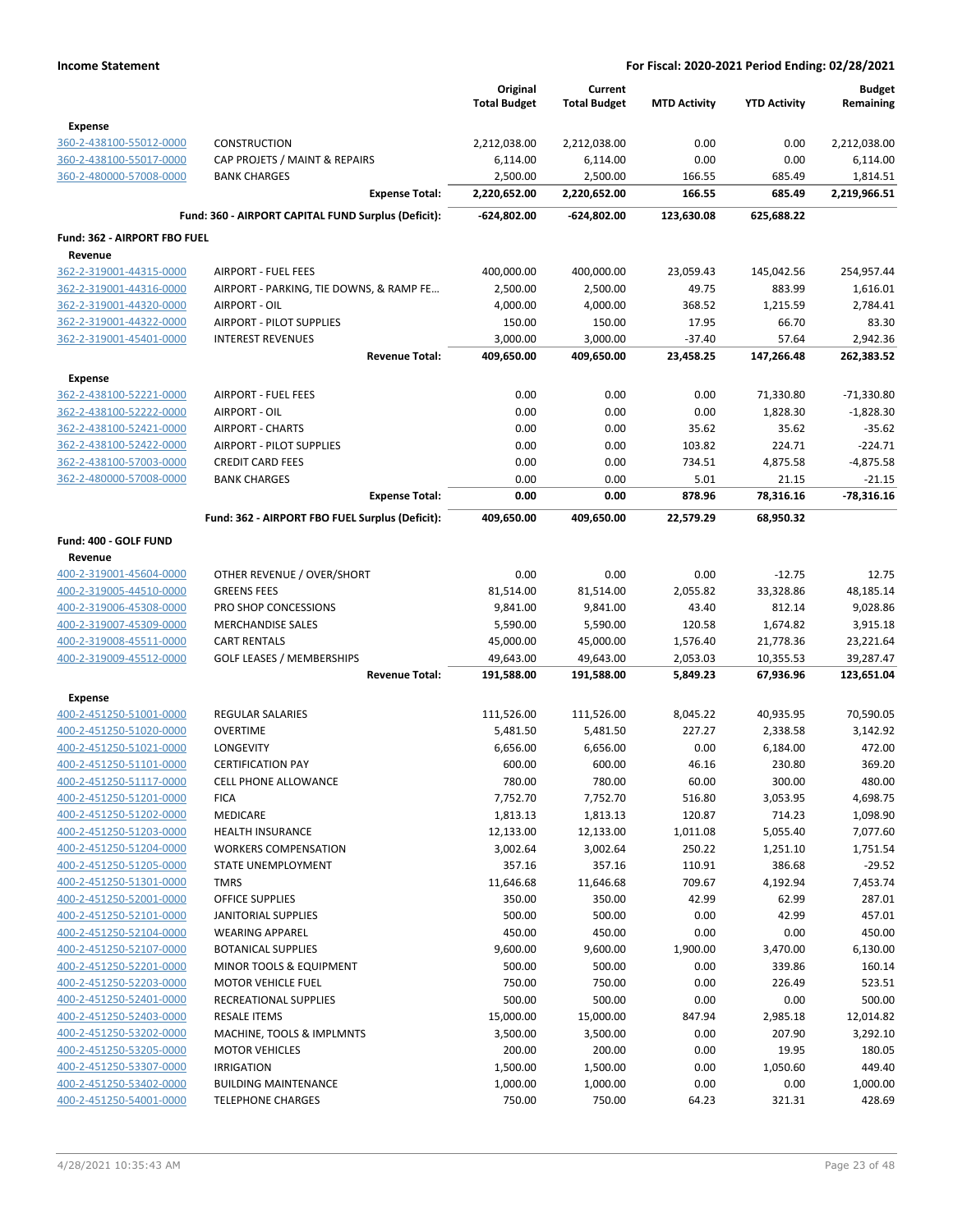**Income Statement** — **For Fiscal: 2020-2021 Period Ending: 02/28/2021**

| | | Original Total Budget | Current Total Budget | MTD Activity | YTD Activity | Budget Remaining |
|---|---|---|---|---|---|---|
| **Expense** | | | | | | |
| 360-2-438100-55012-0000 | CONSTRUCTION | 2,212,038.00 | 2,212,038.00 | 0.00 | 0.00 | 2,212,038.00 |
| 360-2-438100-55017-0000 | CAP PROJETS / MAINT & REPAIRS | 6,114.00 | 6,114.00 | 0.00 | 0.00 | 6,114.00 |
| 360-2-480000-57008-0000 | BANK CHARGES | 2,500.00 | 2,500.00 | 166.55 | 685.49 | 1,814.51 |
| | **Expense Total:** | **2,220,652.00** | **2,220,652.00** | **166.55** | **685.49** | **2,219,966.51** |
| | **Fund: 360 - AIRPORT CAPITAL FUND Surplus (Deficit):** | **-624,802.00** | **-624,802.00** | **123,630.08** | **625,688.22** | |
| **Fund: 362 - AIRPORT FBO FUEL** | | | | | | |
| **Revenue** | | | | | | |
| 362-2-319001-44315-0000 | AIRPORT - FUEL FEES | 400,000.00 | 400,000.00 | 23,059.43 | 145,042.56 | 254,957.44 |
| 362-2-319001-44316-0000 | AIRPORT - PARKING, TIE DOWNS, & RAMP FE… | 2,500.00 | 2,500.00 | 49.75 | 883.99 | 1,616.01 |
| 362-2-319001-44320-0000 | AIRPORT - OIL | 4,000.00 | 4,000.00 | 368.52 | 1,215.59 | 2,784.41 |
| 362-2-319001-44322-0000 | AIRPORT - PILOT SUPPLIES | 150.00 | 150.00 | 17.95 | 66.70 | 83.30 |
| 362-2-319001-45401-0000 | INTEREST REVENUES | 3,000.00 | 3,000.00 | -37.40 | 57.64 | 2,942.36 |
| | **Revenue Total:** | **409,650.00** | **409,650.00** | **23,458.25** | **147,266.48** | **262,383.52** |
| **Expense** | | | | | | |
| 362-2-438100-52221-0000 | AIRPORT - FUEL FEES | 0.00 | 0.00 | 0.00 | 71,330.80 | -71,330.80 |
| 362-2-438100-52222-0000 | AIRPORT - OIL | 0.00 | 0.00 | 0.00 | 1,828.30 | -1,828.30 |
| 362-2-438100-52421-0000 | AIRPORT - CHARTS | 0.00 | 0.00 | 35.62 | 35.62 | -35.62 |
| 362-2-438100-52422-0000 | AIRPORT - PILOT SUPPLIES | 0.00 | 0.00 | 103.82 | 224.71 | -224.71 |
| 362-2-438100-57003-0000 | CREDIT CARD FEES | 0.00 | 0.00 | 734.51 | 4,875.58 | -4,875.58 |
| 362-2-480000-57008-0000 | BANK CHARGES | 0.00 | 0.00 | 5.01 | 21.15 | -21.15 |
| | **Expense Total:** | **0.00** | **0.00** | **878.96** | **78,316.16** | **-78,316.16** |
| | **Fund: 362 - AIRPORT FBO FUEL Surplus (Deficit):** | **409,650.00** | **409,650.00** | **22,579.29** | **68,950.32** | |
| **Fund: 400 - GOLF FUND** | | | | | | |
| **Revenue** | | | | | | |
| 400-2-319001-45604-0000 | OTHER REVENUE / OVER/SHORT | 0.00 | 0.00 | 0.00 | -12.75 | 12.75 |
| 400-2-319005-44510-0000 | GREENS FEES | 81,514.00 | 81,514.00 | 2,055.82 | 33,328.86 | 48,185.14 |
| 400-2-319006-45308-0000 | PRO SHOP CONCESSIONS | 9,841.00 | 9,841.00 | 43.40 | 812.14 | 9,028.86 |
| 400-2-319007-45309-0000 | MERCHANDISE SALES | 5,590.00 | 5,590.00 | 120.58 | 1,674.82 | 3,915.18 |
| 400-2-319008-45511-0000 | CART RENTALS | 45,000.00 | 45,000.00 | 1,576.40 | 21,778.36 | 23,221.64 |
| 400-2-319009-45512-0000 | GOLF LEASES / MEMBERSHIPS | 49,643.00 | 49,643.00 | 2,053.03 | 10,355.53 | 39,287.47 |
| | **Revenue Total:** | **191,588.00** | **191,588.00** | **5,849.23** | **67,936.96** | **123,651.04** |
| **Expense** | | | | | | |
| 400-2-451250-51001-0000 | REGULAR SALARIES | 111,526.00 | 111,526.00 | 8,045.22 | 40,935.95 | 70,590.05 |
| 400-2-451250-51020-0000 | OVERTIME | 5,481.50 | 5,481.50 | 227.27 | 2,338.58 | 3,142.92 |
| 400-2-451250-51021-0000 | LONGEVITY | 6,656.00 | 6,656.00 | 0.00 | 6,184.00 | 472.00 |
| 400-2-451250-51101-0000 | CERTIFICATION PAY | 600.00 | 600.00 | 46.16 | 230.80 | 369.20 |
| 400-2-451250-51117-0000 | CELL PHONE ALLOWANCE | 780.00 | 780.00 | 60.00 | 300.00 | 480.00 |
| 400-2-451250-51201-0000 | FICA | 7,752.70 | 7,752.70 | 516.80 | 3,053.95 | 4,698.75 |
| 400-2-451250-51202-0000 | MEDICARE | 1,813.13 | 1,813.13 | 120.87 | 714.23 | 1,098.90 |
| 400-2-451250-51203-0000 | HEALTH INSURANCE | 12,133.00 | 12,133.00 | 1,011.08 | 5,055.40 | 7,077.60 |
| 400-2-451250-51204-0000 | WORKERS COMPENSATION | 3,002.64 | 3,002.64 | 250.22 | 1,251.10 | 1,751.54 |
| 400-2-451250-51205-0000 | STATE UNEMPLOYMENT | 357.16 | 357.16 | 110.91 | 386.68 | -29.52 |
| 400-2-451250-51301-0000 | TMRS | 11,646.68 | 11,646.68 | 709.67 | 4,192.94 | 7,453.74 |
| 400-2-451250-52001-0000 | OFFICE SUPPLIES | 350.00 | 350.00 | 42.99 | 62.99 | 287.01 |
| 400-2-451250-52101-0000 | JANITORIAL SUPPLIES | 500.00 | 500.00 | 0.00 | 42.99 | 457.01 |
| 400-2-451250-52104-0000 | WEARING APPAREL | 450.00 | 450.00 | 0.00 | 0.00 | 450.00 |
| 400-2-451250-52107-0000 | BOTANICAL SUPPLIES | 9,600.00 | 9,600.00 | 1,900.00 | 3,470.00 | 6,130.00 |
| 400-2-451250-52201-0000 | MINOR TOOLS & EQUIPMENT | 500.00 | 500.00 | 0.00 | 339.86 | 160.14 |
| 400-2-451250-52203-0000 | MOTOR VEHICLE FUEL | 750.00 | 750.00 | 0.00 | 226.49 | 523.51 |
| 400-2-451250-52401-0000 | RECREATIONAL SUPPLIES | 500.00 | 500.00 | 0.00 | 0.00 | 500.00 |
| 400-2-451250-52403-0000 | RESALE ITEMS | 15,000.00 | 15,000.00 | 847.94 | 2,985.18 | 12,014.82 |
| 400-2-451250-53202-0000 | MACHINE, TOOLS & IMPLMNTS | 3,500.00 | 3,500.00 | 0.00 | 207.90 | 3,292.10 |
| 400-2-451250-53205-0000 | MOTOR VEHICLES | 200.00 | 200.00 | 0.00 | 19.95 | 180.05 |
| 400-2-451250-53307-0000 | IRRIGATION | 1,500.00 | 1,500.00 | 0.00 | 1,050.60 | 449.40 |
| 400-2-451250-53402-0000 | BUILDING MAINTENANCE | 1,000.00 | 1,000.00 | 0.00 | 0.00 | 1,000.00 |
| 400-2-451250-54001-0000 | TELEPHONE CHARGES | 750.00 | 750.00 | 64.23 | 321.31 | 428.69 |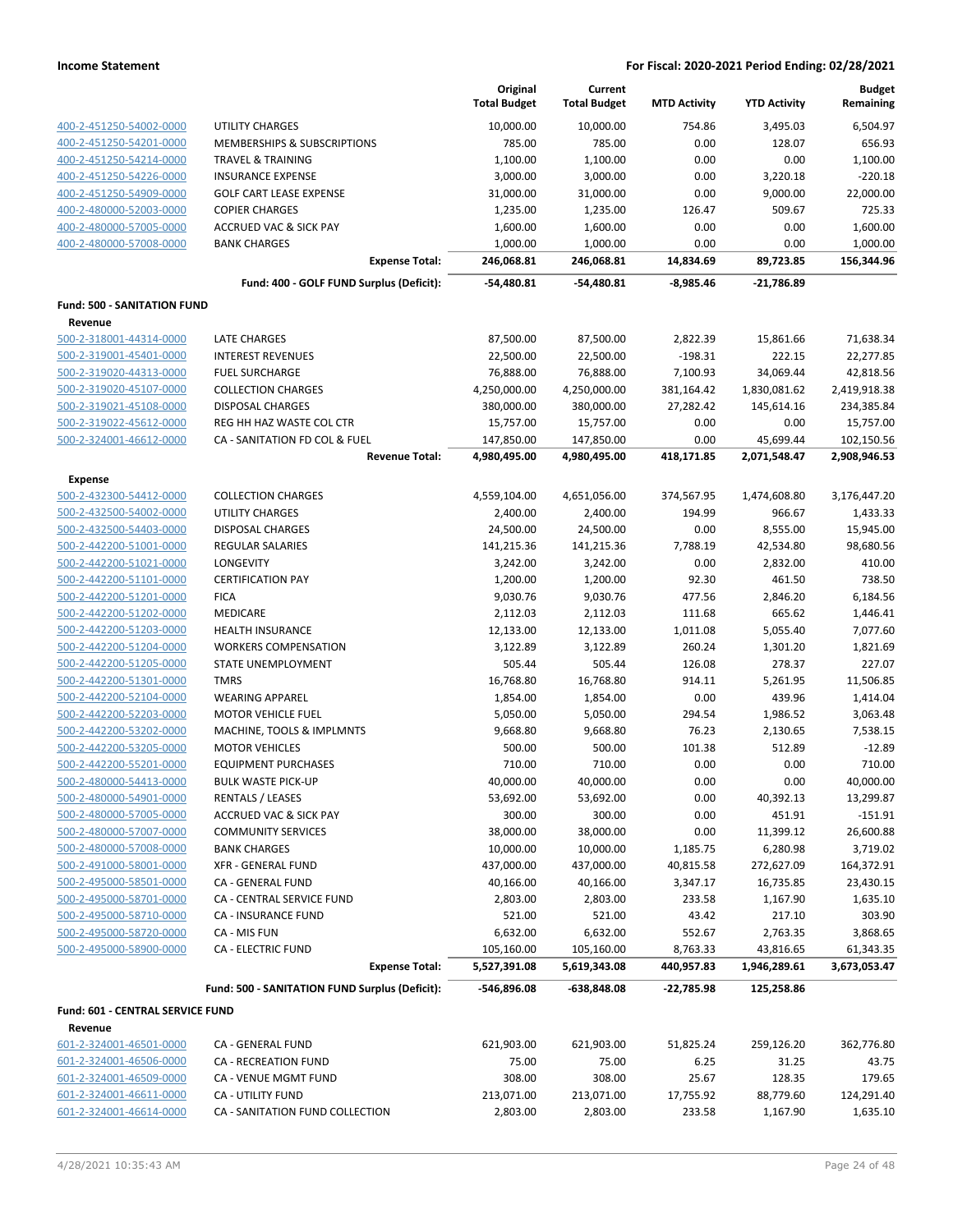**Income Statement** | **For Fiscal: 2020-2021 Period Ending: 02/28/2021**

| | | Original Total Budget | Current Total Budget | MTD Activity | YTD Activity | Budget Remaining |
|---|---|---|---|---|---|---|
| 400-2-451250-54002-0000 | UTILITY CHARGES | 10,000.00 | 10,000.00 | 754.86 | 3,495.03 | 6,504.97 |
| 400-2-451250-54201-0000 | MEMBERSHIPS & SUBSCRIPTIONS | 785.00 | 785.00 | 0.00 | 128.07 | 656.93 |
| 400-2-451250-54214-0000 | TRAVEL & TRAINING | 1,100.00 | 1,100.00 | 0.00 | 0.00 | 1,100.00 |
| 400-2-451250-54226-0000 | INSURANCE EXPENSE | 3,000.00 | 3,000.00 | 0.00 | 3,220.18 | -220.18 |
| 400-2-451250-54909-0000 | GOLF CART LEASE EXPENSE | 31,000.00 | 31,000.00 | 0.00 | 9,000.00 | 22,000.00 |
| 400-2-480000-52003-0000 | COPIER CHARGES | 1,235.00 | 1,235.00 | 126.47 | 509.67 | 725.33 |
| 400-2-480000-57005-0000 | ACCRUED VAC & SICK PAY | 1,600.00 | 1,600.00 | 0.00 | 0.00 | 1,600.00 |
| 400-2-480000-57008-0000 | BANK CHARGES | 1,000.00 | 1,000.00 | 0.00 | 0.00 | 1,000.00 |
| | **Expense Total:** | **246,068.81** | **246,068.81** | **14,834.69** | **89,723.85** | **156,344.96** |
| | **Fund: 400 - GOLF FUND Surplus (Deficit):** | **-54,480.81** | **-54,480.81** | **-8,985.46** | **-21,786.89** | |
| **Fund: 500 - SANITATION FUND** | | | | | | |
| **Revenue** | | | | | | |
| 500-2-318001-44314-0000 | LATE CHARGES | 87,500.00 | 87,500.00 | 2,822.39 | 15,861.66 | 71,638.34 |
| 500-2-319001-45401-0000 | INTEREST REVENUES | 22,500.00 | 22,500.00 | -198.31 | 222.15 | 22,277.85 |
| 500-2-319020-44313-0000 | FUEL SURCHARGE | 76,888.00 | 76,888.00 | 7,100.93 | 34,069.44 | 42,818.56 |
| 500-2-319020-45107-0000 | COLLECTION CHARGES | 4,250,000.00 | 4,250,000.00 | 381,164.42 | 1,830,081.62 | 2,419,918.38 |
| 500-2-319021-45108-0000 | DISPOSAL CHARGES | 380,000.00 | 380,000.00 | 27,282.42 | 145,614.16 | 234,385.84 |
| 500-2-319022-45612-0000 | REG HH HAZ WASTE COL CTR | 15,757.00 | 15,757.00 | 0.00 | 0.00 | 15,757.00 |
| 500-2-324001-46612-0000 | CA - SANITATION FD COL & FUEL | 147,850.00 | 147,850.00 | 0.00 | 45,699.44 | 102,150.56 |
| | **Revenue Total:** | **4,980,495.00** | **4,980,495.00** | **418,171.85** | **2,071,548.47** | **2,908,946.53** |
| **Expense** | | | | | | |
| 500-2-432300-54412-0000 | COLLECTION CHARGES | 4,559,104.00 | 4,651,056.00 | 374,567.95 | 1,474,608.80 | 3,176,447.20 |
| 500-2-432500-54002-0000 | UTILITY CHARGES | 2,400.00 | 2,400.00 | 194.99 | 966.67 | 1,433.33 |
| 500-2-432500-54403-0000 | DISPOSAL CHARGES | 24,500.00 | 24,500.00 | 0.00 | 8,555.00 | 15,945.00 |
| 500-2-442200-51001-0000 | REGULAR SALARIES | 141,215.36 | 141,215.36 | 7,788.19 | 42,534.80 | 98,680.56 |
| 500-2-442200-51021-0000 | LONGEVITY | 3,242.00 | 3,242.00 | 0.00 | 2,832.00 | 410.00 |
| 500-2-442200-51101-0000 | CERTIFICATION PAY | 1,200.00 | 1,200.00 | 92.30 | 461.50 | 738.50 |
| 500-2-442200-51201-0000 | FICA | 9,030.76 | 9,030.76 | 477.56 | 2,846.20 | 6,184.56 |
| 500-2-442200-51202-0000 | MEDICARE | 2,112.03 | 2,112.03 | 111.68 | 665.62 | 1,446.41 |
| 500-2-442200-51203-0000 | HEALTH INSURANCE | 12,133.00 | 12,133.00 | 1,011.08 | 5,055.40 | 7,077.60 |
| 500-2-442200-51204-0000 | WORKERS COMPENSATION | 3,122.89 | 3,122.89 | 260.24 | 1,301.20 | 1,821.69 |
| 500-2-442200-51205-0000 | STATE UNEMPLOYMENT | 505.44 | 505.44 | 126.08 | 278.37 | 227.07 |
| 500-2-442200-51301-0000 | TMRS | 16,768.80 | 16,768.80 | 914.11 | 5,261.95 | 11,506.85 |
| 500-2-442200-52104-0000 | WEARING APPAREL | 1,854.00 | 1,854.00 | 0.00 | 439.96 | 1,414.04 |
| 500-2-442200-52203-0000 | MOTOR VEHICLE FUEL | 5,050.00 | 5,050.00 | 294.54 | 1,986.52 | 3,063.48 |
| 500-2-442200-53202-0000 | MACHINE, TOOLS & IMPLMNTS | 9,668.80 | 9,668.80 | 76.23 | 2,130.65 | 7,538.15 |
| 500-2-442200-53205-0000 | MOTOR VEHICLES | 500.00 | 500.00 | 101.38 | 512.89 | -12.89 |
| 500-2-442200-55201-0000 | EQUIPMENT PURCHASES | 710.00 | 710.00 | 0.00 | 0.00 | 710.00 |
| 500-2-480000-54413-0000 | BULK WASTE PICK-UP | 40,000.00 | 40,000.00 | 0.00 | 0.00 | 40,000.00 |
| 500-2-480000-54901-0000 | RENTALS / LEASES | 53,692.00 | 53,692.00 | 0.00 | 40,392.13 | 13,299.87 |
| 500-2-480000-57005-0000 | ACCRUED VAC & SICK PAY | 300.00 | 300.00 | 0.00 | 451.91 | -151.91 |
| 500-2-480000-57007-0000 | COMMUNITY SERVICES | 38,000.00 | 38,000.00 | 0.00 | 11,399.12 | 26,600.88 |
| 500-2-480000-57008-0000 | BANK CHARGES | 10,000.00 | 10,000.00 | 1,185.75 | 6,280.98 | 3,719.02 |
| 500-2-491000-58001-0000 | XFR - GENERAL FUND | 437,000.00 | 437,000.00 | 40,815.58 | 272,627.09 | 164,372.91 |
| 500-2-495000-58501-0000 | CA - GENERAL FUND | 40,166.00 | 40,166.00 | 3,347.17 | 16,735.85 | 23,430.15 |
| 500-2-495000-58701-0000 | CA - CENTRAL SERVICE FUND | 2,803.00 | 2,803.00 | 233.58 | 1,167.90 | 1,635.10 |
| 500-2-495000-58710-0000 | CA - INSURANCE FUND | 521.00 | 521.00 | 43.42 | 217.10 | 303.90 |
| 500-2-495000-58720-0000 | CA - MIS FUN | 6,632.00 | 6,632.00 | 552.67 | 2,763.35 | 3,868.65 |
| 500-2-495000-58900-0000 | CA - ELECTRIC FUND | 105,160.00 | 105,160.00 | 8,763.33 | 43,816.65 | 61,343.35 |
| | **Expense Total:** | **5,527,391.08** | **5,619,343.08** | **440,957.83** | **1,946,289.61** | **3,673,053.47** |
| | **Fund: 500 - SANITATION FUND Surplus (Deficit):** | **-546,896.08** | **-638,848.08** | **-22,785.98** | **125,258.86** | |
| **Fund: 601 - CENTRAL SERVICE FUND** | | | | | | |
| **Revenue** | | | | | | |
| 601-2-324001-46501-0000 | CA - GENERAL FUND | 621,903.00 | 621,903.00 | 51,825.24 | 259,126.20 | 362,776.80 |
| 601-2-324001-46506-0000 | CA - RECREATION FUND | 75.00 | 75.00 | 6.25 | 31.25 | 43.75 |
| 601-2-324001-46509-0000 | CA - VENUE MGMT FUND | 308.00 | 308.00 | 25.67 | 128.35 | 179.65 |
| 601-2-324001-46611-0000 | CA - UTILITY FUND | 213,071.00 | 213,071.00 | 17,755.92 | 88,779.60 | 124,291.40 |
| 601-2-324001-46614-0000 | CA - SANITATION FUND COLLECTION | 2,803.00 | 2,803.00 | 233.58 | 1,167.90 | 1,635.10 |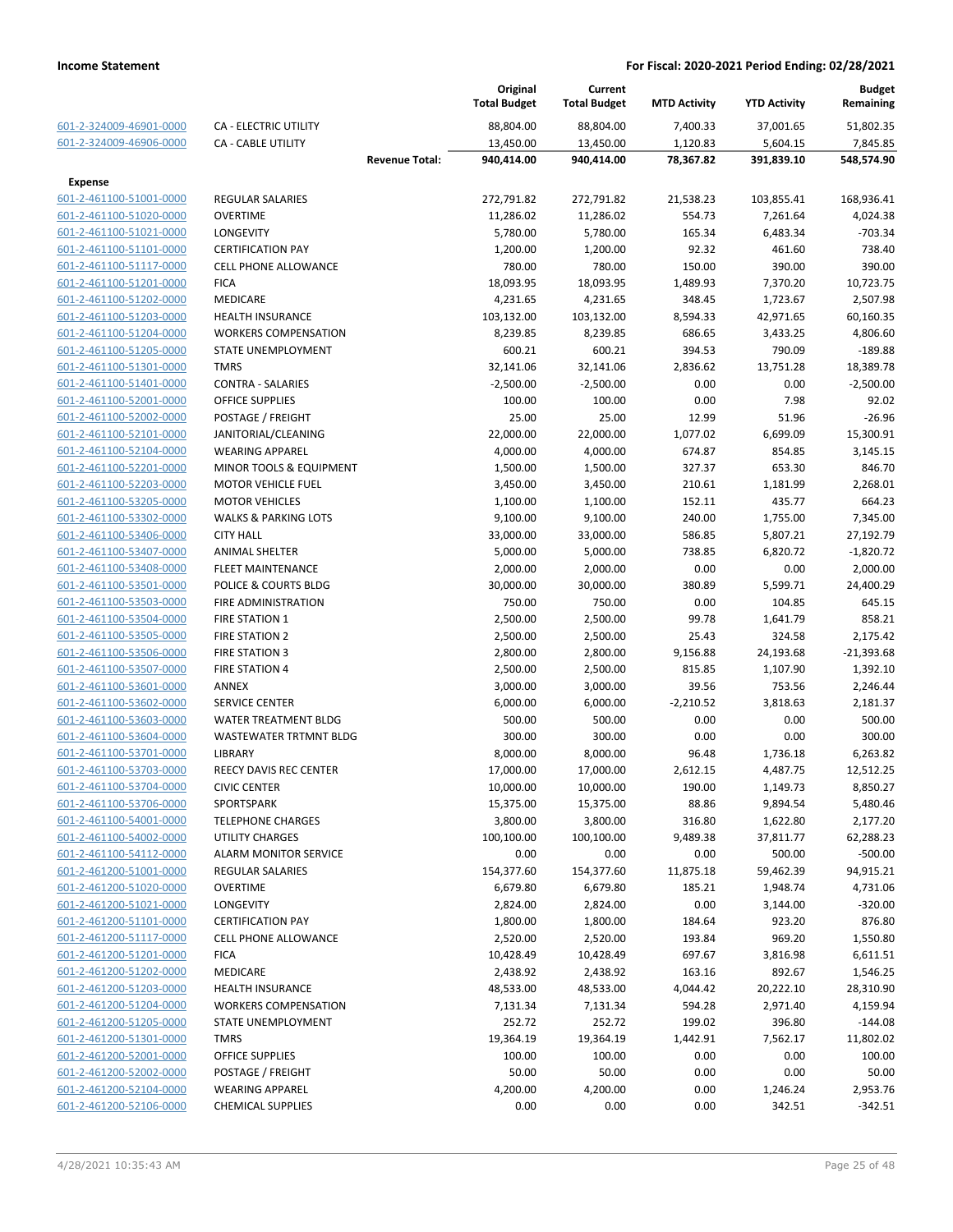| | | Original Total Budget | Current Total Budget | MTD Activity | YTD Activity | Budget Remaining |
|---|---|---|---|---|---|---|
| 601-2-324009-46901-0000 | CA - ELECTRIC UTILITY | 88,804.00 | 88,804.00 | 7,400.33 | 37,001.65 | 51,802.35 |
| 601-2-324009-46906-0000 | CA - CABLE UTILITY | 13,450.00 | 13,450.00 | 1,120.83 | 5,604.15 | 7,845.85 |
| | **Revenue Total:** | **940,414.00** | **940,414.00** | **78,367.82** | **391,839.10** | **548,574.90** |
| **Expense** | | | | | | |
| 601-2-461100-51001-0000 | REGULAR SALARIES | 272,791.82 | 272,791.82 | 21,538.23 | 103,855.41 | 168,936.41 |
| 601-2-461100-51020-0000 | OVERTIME | 11,286.02 | 11,286.02 | 554.73 | 7,261.64 | 4,024.38 |
| 601-2-461100-51021-0000 | LONGEVITY | 5,780.00 | 5,780.00 | 165.34 | 6,483.34 | -703.34 |
| 601-2-461100-51101-0000 | CERTIFICATION PAY | 1,200.00 | 1,200.00 | 92.32 | 461.60 | 738.40 |
| 601-2-461100-51117-0000 | CELL PHONE ALLOWANCE | 780.00 | 780.00 | 150.00 | 390.00 | 390.00 |
| 601-2-461100-51201-0000 | FICA | 18,093.95 | 18,093.95 | 1,489.93 | 7,370.20 | 10,723.75 |
| 601-2-461100-51202-0000 | MEDICARE | 4,231.65 | 4,231.65 | 348.45 | 1,723.67 | 2,507.98 |
| 601-2-461100-51203-0000 | HEALTH INSURANCE | 103,132.00 | 103,132.00 | 8,594.33 | 42,971.65 | 60,160.35 |
| 601-2-461100-51204-0000 | WORKERS COMPENSATION | 8,239.85 | 8,239.85 | 686.65 | 3,433.25 | 4,806.60 |
| 601-2-461100-51205-0000 | STATE UNEMPLOYMENT | 600.21 | 600.21 | 394.53 | 790.09 | -189.88 |
| 601-2-461100-51301-0000 | TMRS | 32,141.06 | 32,141.06 | 2,836.62 | 13,751.28 | 18,389.78 |
| 601-2-461100-51401-0000 | CONTRA - SALARIES | -2,500.00 | -2,500.00 | 0.00 | 0.00 | -2,500.00 |
| 601-2-461100-52001-0000 | OFFICE SUPPLIES | 100.00 | 100.00 | 0.00 | 7.98 | 92.02 |
| 601-2-461100-52002-0000 | POSTAGE / FREIGHT | 25.00 | 25.00 | 12.99 | 51.96 | -26.96 |
| 601-2-461100-52101-0000 | JANITORIAL/CLEANING | 22,000.00 | 22,000.00 | 1,077.02 | 6,699.09 | 15,300.91 |
| 601-2-461100-52104-0000 | WEARING APPAREL | 4,000.00 | 4,000.00 | 674.87 | 854.85 | 3,145.15 |
| 601-2-461100-52201-0000 | MINOR TOOLS & EQUIPMENT | 1,500.00 | 1,500.00 | 327.37 | 653.30 | 846.70 |
| 601-2-461100-52203-0000 | MOTOR VEHICLE FUEL | 3,450.00 | 3,450.00 | 210.61 | 1,181.99 | 2,268.01 |
| 601-2-461100-53205-0000 | MOTOR VEHICLES | 1,100.00 | 1,100.00 | 152.11 | 435.77 | 664.23 |
| 601-2-461100-53302-0000 | WALKS & PARKING LOTS | 9,100.00 | 9,100.00 | 240.00 | 1,755.00 | 7,345.00 |
| 601-2-461100-53406-0000 | CITY HALL | 33,000.00 | 33,000.00 | 586.85 | 5,807.21 | 27,192.79 |
| 601-2-461100-53407-0000 | ANIMAL SHELTER | 5,000.00 | 5,000.00 | 738.85 | 6,820.72 | -1,820.72 |
| 601-2-461100-53408-0000 | FLEET MAINTENANCE | 2,000.00 | 2,000.00 | 0.00 | 0.00 | 2,000.00 |
| 601-2-461100-53501-0000 | POLICE & COURTS BLDG | 30,000.00 | 30,000.00 | 380.89 | 5,599.71 | 24,400.29 |
| 601-2-461100-53503-0000 | FIRE ADMINISTRATION | 750.00 | 750.00 | 0.00 | 104.85 | 645.15 |
| 601-2-461100-53504-0000 | FIRE STATION 1 | 2,500.00 | 2,500.00 | 99.78 | 1,641.79 | 858.21 |
| 601-2-461100-53505-0000 | FIRE STATION 2 | 2,500.00 | 2,500.00 | 25.43 | 324.58 | 2,175.42 |
| 601-2-461100-53506-0000 | FIRE STATION 3 | 2,800.00 | 2,800.00 | 9,156.88 | 24,193.68 | -21,393.68 |
| 601-2-461100-53507-0000 | FIRE STATION 4 | 2,500.00 | 2,500.00 | 815.85 | 1,107.90 | 1,392.10 |
| 601-2-461100-53601-0000 | ANNEX | 3,000.00 | 3,000.00 | 39.56 | 753.56 | 2,246.44 |
| 601-2-461100-53602-0000 | SERVICE CENTER | 6,000.00 | 6,000.00 | -2,210.52 | 3,818.63 | 2,181.37 |
| 601-2-461100-53603-0000 | WATER TREATMENT BLDG | 500.00 | 500.00 | 0.00 | 0.00 | 500.00 |
| 601-2-461100-53604-0000 | WASTEWATER TRTMNT BLDG | 300.00 | 300.00 | 0.00 | 0.00 | 300.00 |
| 601-2-461100-53701-0000 | LIBRARY | 8,000.00 | 8,000.00 | 96.48 | 1,736.18 | 6,263.82 |
| 601-2-461100-53703-0000 | REECY DAVIS REC CENTER | 17,000.00 | 17,000.00 | 2,612.15 | 4,487.75 | 12,512.25 |
| 601-2-461100-53704-0000 | CIVIC CENTER | 10,000.00 | 10,000.00 | 190.00 | 1,149.73 | 8,850.27 |
| 601-2-461100-53706-0000 | SPORTSPARK | 15,375.00 | 15,375.00 | 88.86 | 9,894.54 | 5,480.46 |
| 601-2-461100-54001-0000 | TELEPHONE CHARGES | 3,800.00 | 3,800.00 | 316.80 | 1,622.80 | 2,177.20 |
| 601-2-461100-54002-0000 | UTILITY CHARGES | 100,100.00 | 100,100.00 | 9,489.38 | 37,811.77 | 62,288.23 |
| 601-2-461100-54112-0000 | ALARM MONITOR SERVICE | 0.00 | 0.00 | 0.00 | 500.00 | -500.00 |
| 601-2-461200-51001-0000 | REGULAR SALARIES | 154,377.60 | 154,377.60 | 11,875.18 | 59,462.39 | 94,915.21 |
| 601-2-461200-51020-0000 | OVERTIME | 6,679.80 | 6,679.80 | 185.21 | 1,948.74 | 4,731.06 |
| 601-2-461200-51021-0000 | LONGEVITY | 2,824.00 | 2,824.00 | 0.00 | 3,144.00 | -320.00 |
| 601-2-461200-51101-0000 | CERTIFICATION PAY | 1,800.00 | 1,800.00 | 184.64 | 923.20 | 876.80 |
| 601-2-461200-51117-0000 | CELL PHONE ALLOWANCE | 2,520.00 | 2,520.00 | 193.84 | 969.20 | 1,550.80 |
| 601-2-461200-51201-0000 | FICA | 10,428.49 | 10,428.49 | 697.67 | 3,816.98 | 6,611.51 |
| 601-2-461200-51202-0000 | MEDICARE | 2,438.92 | 2,438.92 | 163.16 | 892.67 | 1,546.25 |
| 601-2-461200-51203-0000 | HEALTH INSURANCE | 48,533.00 | 48,533.00 | 4,044.42 | 20,222.10 | 28,310.90 |
| 601-2-461200-51204-0000 | WORKERS COMPENSATION | 7,131.34 | 7,131.34 | 594.28 | 2,971.40 | 4,159.94 |
| 601-2-461200-51205-0000 | STATE UNEMPLOYMENT | 252.72 | 252.72 | 199.02 | 396.80 | -144.08 |
| 601-2-461200-51301-0000 | TMRS | 19,364.19 | 19,364.19 | 1,442.91 | 7,562.17 | 11,802.02 |
| 601-2-461200-52001-0000 | OFFICE SUPPLIES | 100.00 | 100.00 | 0.00 | 0.00 | 100.00 |
| 601-2-461200-52002-0000 | POSTAGE / FREIGHT | 50.00 | 50.00 | 0.00 | 0.00 | 50.00 |
| 601-2-461200-52104-0000 | WEARING APPAREL | 4,200.00 | 4,200.00 | 0.00 | 1,246.24 | 2,953.76 |
| 601-2-461200-52106-0000 | CHEMICAL SUPPLIES | 0.00 | 0.00 | 0.00 | 342.51 | -342.51 |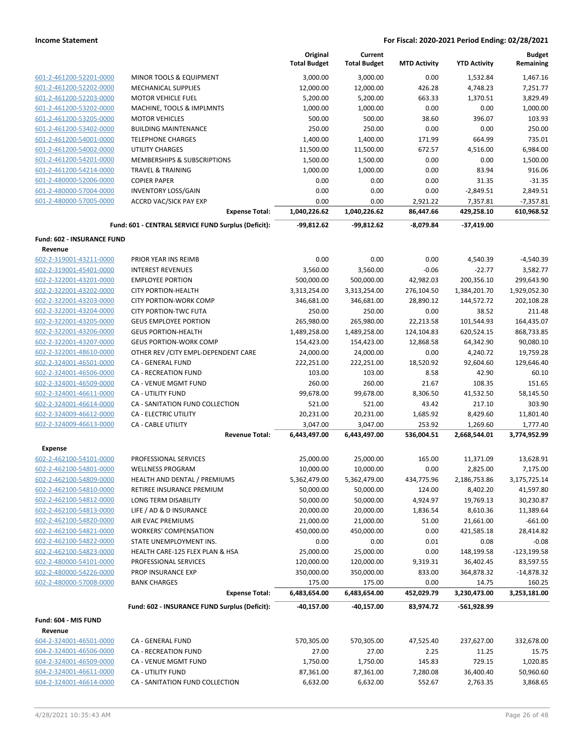**Income Statement** — **For Fiscal: 2020-2021 Period Ending: 02/28/2021**

| | | Original Total Budget | Current Total Budget | MTD Activity | YTD Activity | Budget Remaining |
|---|---|---|---|---|---|---|
| 601-2-461200-52201-0000 | MINOR TOOLS & EQUIPMENT | 3,000.00 | 3,000.00 | 0.00 | 1,532.84 | 1,467.16 |
| 601-2-461200-52202-0000 | MECHANICAL SUPPLIES | 12,000.00 | 12,000.00 | 426.28 | 4,748.23 | 7,251.77 |
| 601-2-461200-52203-0000 | MOTOR VEHICLE FUEL | 5,200.00 | 5,200.00 | 663.33 | 1,370.51 | 3,829.49 |
| 601-2-461200-53202-0000 | MACHINE, TOOLS & IMPLMNTS | 1,000.00 | 1,000.00 | 0.00 | 0.00 | 1,000.00 |
| 601-2-461200-53205-0000 | MOTOR VEHICLES | 500.00 | 500.00 | 38.60 | 396.07 | 103.93 |
| 601-2-461200-53402-0000 | BUILDING MAINTENANCE | 250.00 | 250.00 | 0.00 | 0.00 | 250.00 |
| 601-2-461200-54001-0000 | TELEPHONE CHARGES | 1,400.00 | 1,400.00 | 171.99 | 664.99 | 735.01 |
| 601-2-461200-54002-0000 | UTILITY CHARGES | 11,500.00 | 11,500.00 | 672.57 | 4,516.00 | 6,984.00 |
| 601-2-461200-54201-0000 | MEMBERSHIPS & SUBSCRIPTIONS | 1,500.00 | 1,500.00 | 0.00 | 0.00 | 1,500.00 |
| 601-2-461200-54214-0000 | TRAVEL & TRAINING | 1,000.00 | 1,000.00 | 0.00 | 83.94 | 916.06 |
| 601-2-480000-52006-0000 | COPIER PAPER | 0.00 | 0.00 | 0.00 | 31.35 | -31.35 |
| 601-2-480000-57004-0000 | INVENTORY LOSS/GAIN | 0.00 | 0.00 | 0.00 | -2,849.51 | 2,849.51 |
| 601-2-480000-57005-0000 | ACCRD VAC/SICK PAY EXP | 0.00 | 0.00 | 2,921.22 | 7,357.81 | -7,357.81 |
| | **Expense Total:** | **1,040,226.62** | **1,040,226.62** | **86,447.66** | **429,258.10** | **610,968.52** |
| | **Fund: 601 - CENTRAL SERVICE FUND Surplus (Deficit):** | **-99,812.62** | **-99,812.62** | **-8,079.84** | **-37,419.00** | |
| **Fund: 602 - INSURANCE FUND** | | | | | | |
| **Revenue** | | | | | | |
| 602-2-319001-43211-0000 | PRIOR YEAR INS REIMB | 0.00 | 0.00 | 0.00 | 4,540.39 | -4,540.39 |
| 602-2-319001-45401-0000 | INTEREST REVENUES | 3,560.00 | 3,560.00 | -0.06 | -22.77 | 3,582.77 |
| 602-2-322001-43201-0000 | EMPLOYEE PORTION | 500,000.00 | 500,000.00 | 42,982.03 | 200,356.10 | 299,643.90 |
| 602-2-322001-43202-0000 | CITY PORTION-HEALTH | 3,313,254.00 | 3,313,254.00 | 276,104.50 | 1,384,201.70 | 1,929,052.30 |
| 602-2-322001-43203-0000 | CITY PORTION-WORK COMP | 346,681.00 | 346,681.00 | 28,890.12 | 144,572.72 | 202,108.28 |
| 602-2-322001-43204-0000 | CITY PORTION-TWC FUTA | 250.00 | 250.00 | 0.00 | 38.52 | 211.48 |
| 602-2-322001-43205-0000 | GEUS EMPLOYEE PORTION | 265,980.00 | 265,980.00 | 22,213.58 | 101,544.93 | 164,435.07 |
| 602-2-322001-43206-0000 | GEUS PORTION-HEALTH | 1,489,258.00 | 1,489,258.00 | 124,104.83 | 620,524.15 | 868,733.85 |
| 602-2-322001-43207-0000 | GEUS PORTION-WORK COMP | 154,423.00 | 154,423.00 | 12,868.58 | 64,342.90 | 90,080.10 |
| 602-2-322001-48610-0000 | OTHER REV /CITY EMPL-DEPENDENT CARE | 24,000.00 | 24,000.00 | 0.00 | 4,240.72 | 19,759.28 |
| 602-2-324001-46501-0000 | CA - GENERAL FUND | 222,251.00 | 222,251.00 | 18,520.92 | 92,604.60 | 129,646.40 |
| 602-2-324001-46506-0000 | CA - RECREATION FUND | 103.00 | 103.00 | 8.58 | 42.90 | 60.10 |
| 602-2-324001-46509-0000 | CA - VENUE MGMT FUND | 260.00 | 260.00 | 21.67 | 108.35 | 151.65 |
| 602-2-324001-46611-0000 | CA - UTILITY FUND | 99,678.00 | 99,678.00 | 8,306.50 | 41,532.50 | 58,145.50 |
| 602-2-324001-46614-0000 | CA - SANITATION FUND COLLECTION | 521.00 | 521.00 | 43.42 | 217.10 | 303.90 |
| 602-2-324009-46612-0000 | CA - ELECTRIC UTILITY | 20,231.00 | 20,231.00 | 1,685.92 | 8,429.60 | 11,801.40 |
| 602-2-324009-46613-0000 | CA - CABLE UTILITY | 3,047.00 | 3,047.00 | 253.92 | 1,269.60 | 1,777.40 |
| | **Revenue Total:** | **6,443,497.00** | **6,443,497.00** | **536,004.51** | **2,668,544.01** | **3,774,952.99** |
| **Expense** | | | | | | |
| 602-2-462100-54101-0000 | PROFESSIONAL SERVICES | 25,000.00 | 25,000.00 | 165.00 | 11,371.09 | 13,628.91 |
| 602-2-462100-54801-0000 | WELLNESS PROGRAM | 10,000.00 | 10,000.00 | 0.00 | 2,825.00 | 7,175.00 |
| 602-2-462100-54809-0000 | HEALTH AND DENTAL / PREMIUMS | 5,362,479.00 | 5,362,479.00 | 434,775.96 | 2,186,753.86 | 3,175,725.14 |
| 602-2-462100-54810-0000 | RETIREE INSURANCE PREMIUM | 50,000.00 | 50,000.00 | 124.00 | 8,402.20 | 41,597.80 |
| 602-2-462100-54812-0000 | LONG TERM DISABILITY | 50,000.00 | 50,000.00 | 4,924.97 | 19,769.13 | 30,230.87 |
| 602-2-462100-54813-0000 | LIFE / AD & D INSURANCE | 20,000.00 | 20,000.00 | 1,836.54 | 8,610.36 | 11,389.64 |
| 602-2-462100-54820-0000 | AIR EVAC PREMIUMS | 21,000.00 | 21,000.00 | 51.00 | 21,661.00 | -661.00 |
| 602-2-462100-54821-0000 | WORKERS' COMPENSATION | 450,000.00 | 450,000.00 | 0.00 | 421,585.18 | 28,414.82 |
| 602-2-462100-54822-0000 | STATE UNEMPLOYMENT INS. | 0.00 | 0.00 | 0.01 | 0.08 | -0.08 |
| 602-2-462100-54823-0000 | HEALTH CARE-125 FLEX PLAN & HSA | 25,000.00 | 25,000.00 | 0.00 | 148,199.58 | -123,199.58 |
| 602-2-480000-54101-0000 | PROFESSIONAL SERVICES | 120,000.00 | 120,000.00 | 9,319.31 | 36,402.45 | 83,597.55 |
| 602-2-480000-54226-0000 | PROP INSURANCE EXP | 350,000.00 | 350,000.00 | 833.00 | 364,878.32 | -14,878.32 |
| 602-2-480000-57008-0000 | BANK CHARGES | 175.00 | 175.00 | 0.00 | 14.75 | 160.25 |
| | **Expense Total:** | **6,483,654.00** | **6,483,654.00** | **452,029.79** | **3,230,473.00** | **3,253,181.00** |
| | **Fund: 602 - INSURANCE FUND Surplus (Deficit):** | **-40,157.00** | **-40,157.00** | **83,974.72** | **-561,928.99** | |
| **Fund: 604 - MIS FUND** | | | | | | |
| **Revenue** | | | | | | |
| 604-2-324001-46501-0000 | CA - GENERAL FUND | 570,305.00 | 570,305.00 | 47,525.40 | 237,627.00 | 332,678.00 |
| 604-2-324001-46506-0000 | CA - RECREATION FUND | 27.00 | 27.00 | 2.25 | 11.25 | 15.75 |
| 604-2-324001-46509-0000 | CA - VENUE MGMT FUND | 1,750.00 | 1,750.00 | 145.83 | 729.15 | 1,020.85 |
| 604-2-324001-46611-0000 | CA - UTILITY FUND | 87,361.00 | 87,361.00 | 7,280.08 | 36,400.40 | 50,960.60 |
| 604-2-324001-46614-0000 | CA - SANITATION FUND COLLECTION | 6,632.00 | 6,632.00 | 552.67 | 2,763.35 | 3,868.65 |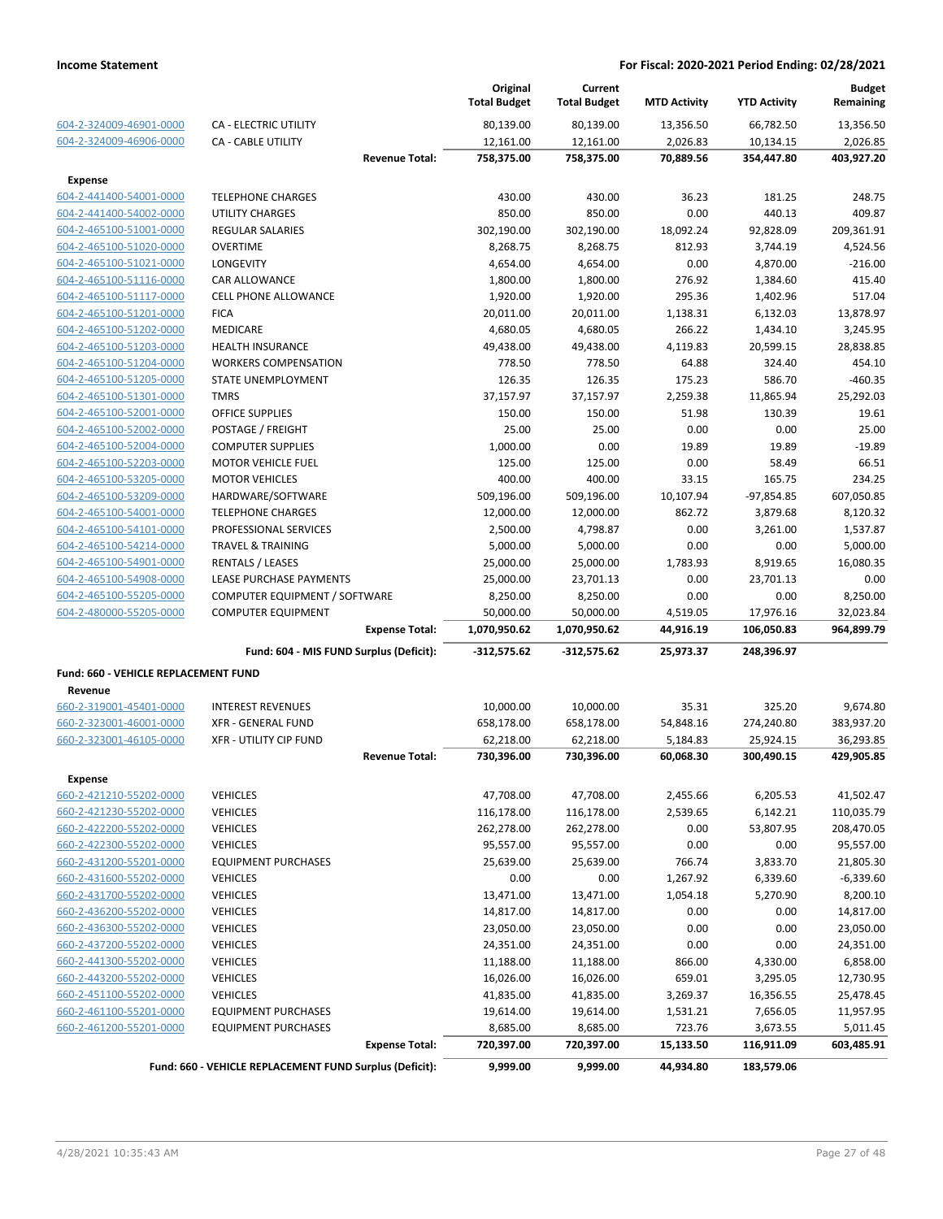**Income Statement** **For Fiscal: 2020-2021 Period Ending: 02/28/2021**

| | | Original Total Budget | Current Total Budget | MTD Activity | YTD Activity | Budget Remaining |
|---|---|---|---|---|---|---|
| 604-2-324009-46901-0000 | CA - ELECTRIC UTILITY | 80,139.00 | 80,139.00 | 13,356.50 | 66,782.50 | 13,356.50 |
| 604-2-324009-46906-0000 | CA - CABLE UTILITY | 12,161.00 | 12,161.00 | 2,026.83 | 10,134.15 | 2,026.85 |
| | **Revenue Total:** | **758,375.00** | **758,375.00** | **70,889.56** | **354,447.80** | **403,927.20** |
| **Expense** | | | | | | |
| 604-2-441400-54001-0000 | TELEPHONE CHARGES | 430.00 | 430.00 | 36.23 | 181.25 | 248.75 |
| 604-2-441400-54002-0000 | UTILITY CHARGES | 850.00 | 850.00 | 0.00 | 440.13 | 409.87 |
| 604-2-465100-51001-0000 | REGULAR SALARIES | 302,190.00 | 302,190.00 | 18,092.24 | 92,828.09 | 209,361.91 |
| 604-2-465100-51020-0000 | OVERTIME | 8,268.75 | 8,268.75 | 812.93 | 3,744.19 | 4,524.56 |
| 604-2-465100-51021-0000 | LONGEVITY | 4,654.00 | 4,654.00 | 0.00 | 4,870.00 | -216.00 |
| 604-2-465100-51116-0000 | CAR ALLOWANCE | 1,800.00 | 1,800.00 | 276.92 | 1,384.60 | 415.40 |
| 604-2-465100-51117-0000 | CELL PHONE ALLOWANCE | 1,920.00 | 1,920.00 | 295.36 | 1,402.96 | 517.04 |
| 604-2-465100-51201-0000 | FICA | 20,011.00 | 20,011.00 | 1,138.31 | 6,132.03 | 13,878.97 |
| 604-2-465100-51202-0000 | MEDICARE | 4,680.05 | 4,680.05 | 266.22 | 1,434.10 | 3,245.95 |
| 604-2-465100-51203-0000 | HEALTH INSURANCE | 49,438.00 | 49,438.00 | 4,119.83 | 20,599.15 | 28,838.85 |
| 604-2-465100-51204-0000 | WORKERS COMPENSATION | 778.50 | 778.50 | 64.88 | 324.40 | 454.10 |
| 604-2-465100-51205-0000 | STATE UNEMPLOYMENT | 126.35 | 126.35 | 175.23 | 586.70 | -460.35 |
| 604-2-465100-51301-0000 | TMRS | 37,157.97 | 37,157.97 | 2,259.38 | 11,865.94 | 25,292.03 |
| 604-2-465100-52001-0000 | OFFICE SUPPLIES | 150.00 | 150.00 | 51.98 | 130.39 | 19.61 |
| 604-2-465100-52002-0000 | POSTAGE / FREIGHT | 25.00 | 25.00 | 0.00 | 0.00 | 25.00 |
| 604-2-465100-52004-0000 | COMPUTER SUPPLIES | 1,000.00 | 0.00 | 19.89 | 19.89 | -19.89 |
| 604-2-465100-52203-0000 | MOTOR VEHICLE FUEL | 125.00 | 125.00 | 0.00 | 58.49 | 66.51 |
| 604-2-465100-53205-0000 | MOTOR VEHICLES | 400.00 | 400.00 | 33.15 | 165.75 | 234.25 |
| 604-2-465100-53209-0000 | HARDWARE/SOFTWARE | 509,196.00 | 509,196.00 | 10,107.94 | -97,854.85 | 607,050.85 |
| 604-2-465100-54001-0000 | TELEPHONE CHARGES | 12,000.00 | 12,000.00 | 862.72 | 3,879.68 | 8,120.32 |
| 604-2-465100-54101-0000 | PROFESSIONAL SERVICES | 2,500.00 | 4,798.87 | 0.00 | 3,261.00 | 1,537.87 |
| 604-2-465100-54214-0000 | TRAVEL & TRAINING | 5,000.00 | 5,000.00 | 0.00 | 0.00 | 5,000.00 |
| 604-2-465100-54901-0000 | RENTALS / LEASES | 25,000.00 | 25,000.00 | 1,783.93 | 8,919.65 | 16,080.35 |
| 604-2-465100-54908-0000 | LEASE PURCHASE PAYMENTS | 25,000.00 | 23,701.13 | 0.00 | 23,701.13 | 0.00 |
| 604-2-465100-55205-0000 | COMPUTER EQUIPMENT / SOFTWARE | 8,250.00 | 8,250.00 | 0.00 | 0.00 | 8,250.00 |
| 604-2-480000-55205-0000 | COMPUTER EQUIPMENT | 50,000.00 | 50,000.00 | 4,519.05 | 17,976.16 | 32,023.84 |
| | **Expense Total:** | **1,070,950.62** | **1,070,950.62** | **44,916.19** | **106,050.83** | **964,899.79** |
| | **Fund: 604 - MIS FUND Surplus (Deficit):** | **-312,575.62** | **-312,575.62** | **25,973.37** | **248,396.97** | |
| **Fund: 660 - VEHICLE REPLACEMENT FUND** | | | | | | |
| **Revenue** | | | | | | |
| 660-2-319001-45401-0000 | INTEREST REVENUES | 10,000.00 | 10,000.00 | 35.31 | 325.20 | 9,674.80 |
| 660-2-323001-46001-0000 | XFR - GENERAL FUND | 658,178.00 | 658,178.00 | 54,848.16 | 274,240.80 | 383,937.20 |
| 660-2-323001-46105-0000 | XFR - UTILITY CIP FUND | 62,218.00 | 62,218.00 | 5,184.83 | 25,924.15 | 36,293.85 |
| | **Revenue Total:** | **730,396.00** | **730,396.00** | **60,068.30** | **300,490.15** | **429,905.85** |
| **Expense** | | | | | | |
| 660-2-421210-55202-0000 | VEHICLES | 47,708.00 | 47,708.00 | 2,455.66 | 6,205.53 | 41,502.47 |
| 660-2-421230-55202-0000 | VEHICLES | 116,178.00 | 116,178.00 | 2,539.65 | 6,142.21 | 110,035.79 |
| 660-2-422200-55202-0000 | VEHICLES | 262,278.00 | 262,278.00 | 0.00 | 53,807.95 | 208,470.05 |
| 660-2-422300-55202-0000 | VEHICLES | 95,557.00 | 95,557.00 | 0.00 | 0.00 | 95,557.00 |
| 660-2-431200-55201-0000 | EQUIPMENT PURCHASES | 25,639.00 | 25,639.00 | 766.74 | 3,833.70 | 21,805.30 |
| 660-2-431600-55202-0000 | VEHICLES | 0.00 | 0.00 | 1,267.92 | 6,339.60 | -6,339.60 |
| 660-2-431700-55202-0000 | VEHICLES | 13,471.00 | 13,471.00 | 1,054.18 | 5,270.90 | 8,200.10 |
| 660-2-436200-55202-0000 | VEHICLES | 14,817.00 | 14,817.00 | 0.00 | 0.00 | 14,817.00 |
| 660-2-436300-55202-0000 | VEHICLES | 23,050.00 | 23,050.00 | 0.00 | 0.00 | 23,050.00 |
| 660-2-437200-55202-0000 | VEHICLES | 24,351.00 | 24,351.00 | 0.00 | 0.00 | 24,351.00 |
| 660-2-441300-55202-0000 | VEHICLES | 11,188.00 | 11,188.00 | 866.00 | 4,330.00 | 6,858.00 |
| 660-2-443200-55202-0000 | VEHICLES | 16,026.00 | 16,026.00 | 659.01 | 3,295.05 | 12,730.95 |
| 660-2-451100-55202-0000 | VEHICLES | 41,835.00 | 41,835.00 | 3,269.37 | 16,356.55 | 25,478.45 |
| 660-2-461100-55201-0000 | EQUIPMENT PURCHASES | 19,614.00 | 19,614.00 | 1,531.21 | 7,656.05 | 11,957.95 |
| 660-2-461200-55201-0000 | EQUIPMENT PURCHASES | 8,685.00 | 8,685.00 | 723.76 | 3,673.55 | 5,011.45 |
| | **Expense Total:** | **720,397.00** | **720,397.00** | **15,133.50** | **116,911.09** | **603,485.91** |
| | **Fund: 660 - VEHICLE REPLACEMENT FUND Surplus (Deficit):** | **9,999.00** | **9,999.00** | **44,934.80** | **183,579.06** | |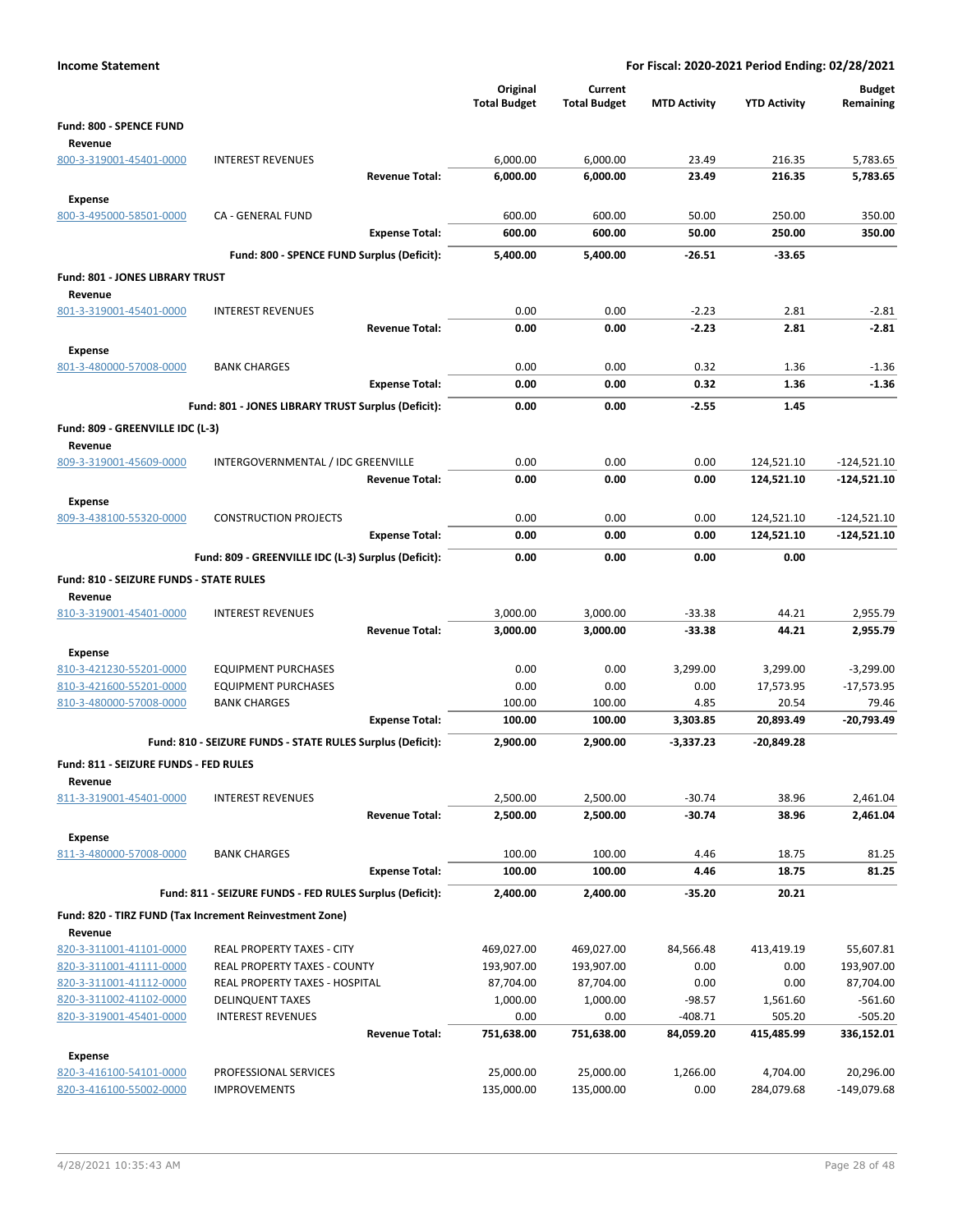**Income Statement** | **For Fiscal: 2020-2021 Period Ending: 02/28/2021**

| | | Original Total Budget | Current Total Budget | MTD Activity | YTD Activity | Budget Remaining |
|---|---|---|---|---|---|---|
| **Fund: 800 - SPENCE FUND** | | | | | | |
| **Revenue** | | | | | | |
| 800-3-319001-45401-0000 | INTEREST REVENUES | 6,000.00 | 6,000.00 | 23.49 | 216.35 | 5,783.65 |
| | **Revenue Total:** | **6,000.00** | **6,000.00** | **23.49** | **216.35** | **5,783.65** |
| **Expense** | | | | | | |
| 800-3-495000-58501-0000 | CA - GENERAL FUND | 600.00 | 600.00 | 50.00 | 250.00 | 350.00 |
| | **Expense Total:** | **600.00** | **600.00** | **50.00** | **250.00** | **350.00** |
| | **Fund: 800 - SPENCE FUND Surplus (Deficit):** | **5,400.00** | **5,400.00** | **-26.51** | **-33.65** | |
| **Fund: 801 - JONES LIBRARY TRUST** | | | | | | |
| **Revenue** | | | | | | |
| 801-3-319001-45401-0000 | INTEREST REVENUES | 0.00 | 0.00 | -2.23 | 2.81 | -2.81 |
| | **Revenue Total:** | **0.00** | **0.00** | **-2.23** | **2.81** | **-2.81** |
| **Expense** | | | | | | |
| 801-3-480000-57008-0000 | BANK CHARGES | 0.00 | 0.00 | 0.32 | 1.36 | -1.36 |
| | **Expense Total:** | **0.00** | **0.00** | **0.32** | **1.36** | **-1.36** |
| | **Fund: 801 - JONES LIBRARY TRUST Surplus (Deficit):** | **0.00** | **0.00** | **-2.55** | **1.45** | |
| **Fund: 809 - GREENVILLE IDC (L-3)** | | | | | | |
| **Revenue** | | | | | | |
| 809-3-319001-45609-0000 | INTERGOVERNMENTAL / IDC GREENVILLE | 0.00 | 0.00 | 0.00 | 124,521.10 | -124,521.10 |
| | **Revenue Total:** | **0.00** | **0.00** | **0.00** | **124,521.10** | **-124,521.10** |
| **Expense** | | | | | | |
| 809-3-438100-55320-0000 | CONSTRUCTION PROJECTS | 0.00 | 0.00 | 0.00 | 124,521.10 | -124,521.10 |
| | **Expense Total:** | **0.00** | **0.00** | **0.00** | **124,521.10** | **-124,521.10** |
| | **Fund: 809 - GREENVILLE IDC (L-3) Surplus (Deficit):** | **0.00** | **0.00** | **0.00** | **0.00** | |
| **Fund: 810 - SEIZURE FUNDS - STATE RULES** | | | | | | |
| **Revenue** | | | | | | |
| 810-3-319001-45401-0000 | INTEREST REVENUES | 3,000.00 | 3,000.00 | -33.38 | 44.21 | 2,955.79 |
| | **Revenue Total:** | **3,000.00** | **3,000.00** | **-33.38** | **44.21** | **2,955.79** |
| **Expense** | | | | | | |
| 810-3-421230-55201-0000 | EQUIPMENT PURCHASES | 0.00 | 0.00 | 3,299.00 | 3,299.00 | -3,299.00 |
| 810-3-421600-55201-0000 | EQUIPMENT PURCHASES | 0.00 | 0.00 | 0.00 | 17,573.95 | -17,573.95 |
| 810-3-480000-57008-0000 | BANK CHARGES | 100.00 | 100.00 | 4.85 | 20.54 | 79.46 |
| | **Expense Total:** | **100.00** | **100.00** | **3,303.85** | **20,893.49** | **-20,793.49** |
| | **Fund: 810 - SEIZURE FUNDS - STATE RULES Surplus (Deficit):** | **2,900.00** | **2,900.00** | **-3,337.23** | **-20,849.28** | |
| **Fund: 811 - SEIZURE FUNDS - FED RULES** | | | | | | |
| **Revenue** | | | | | | |
| 811-3-319001-45401-0000 | INTEREST REVENUES | 2,500.00 | 2,500.00 | -30.74 | 38.96 | 2,461.04 |
| | **Revenue Total:** | **2,500.00** | **2,500.00** | **-30.74** | **38.96** | **2,461.04** |
| **Expense** | | | | | | |
| 811-3-480000-57008-0000 | BANK CHARGES | 100.00 | 100.00 | 4.46 | 18.75 | 81.25 |
| | **Expense Total:** | **100.00** | **100.00** | **4.46** | **18.75** | **81.25** |
| | **Fund: 811 - SEIZURE FUNDS - FED RULES Surplus (Deficit):** | **2,400.00** | **2,400.00** | **-35.20** | **20.21** | |
| **Fund: 820 - TIRZ FUND (Tax Increment Reinvestment Zone)** | | | | | | |
| **Revenue** | | | | | | |
| 820-3-311001-41101-0000 | REAL PROPERTY TAXES - CITY | 469,027.00 | 469,027.00 | 84,566.48 | 413,419.19 | 55,607.81 |
| 820-3-311001-41111-0000 | REAL PROPERTY TAXES - COUNTY | 193,907.00 | 193,907.00 | 0.00 | 0.00 | 193,907.00 |
| 820-3-311001-41112-0000 | REAL PROPERTY TAXES - HOSPITAL | 87,704.00 | 87,704.00 | 0.00 | 0.00 | 87,704.00 |
| 820-3-311002-41102-0000 | DELINQUENT TAXES | 1,000.00 | 1,000.00 | -98.57 | 1,561.60 | -561.60 |
| 820-3-319001-45401-0000 | INTEREST REVENUES | 0.00 | 0.00 | -408.71 | 505.20 | -505.20 |
| | **Revenue Total:** | **751,638.00** | **751,638.00** | **84,059.20** | **415,485.99** | **336,152.01** |
| **Expense** | | | | | | |
| 820-3-416100-54101-0000 | PROFESSIONAL SERVICES | 25,000.00 | 25,000.00 | 1,266.00 | 4,704.00 | 20,296.00 |
| 820-3-416100-55002-0000 | IMPROVEMENTS | 135,000.00 | 135,000.00 | 0.00 | 284,079.68 | -149,079.68 |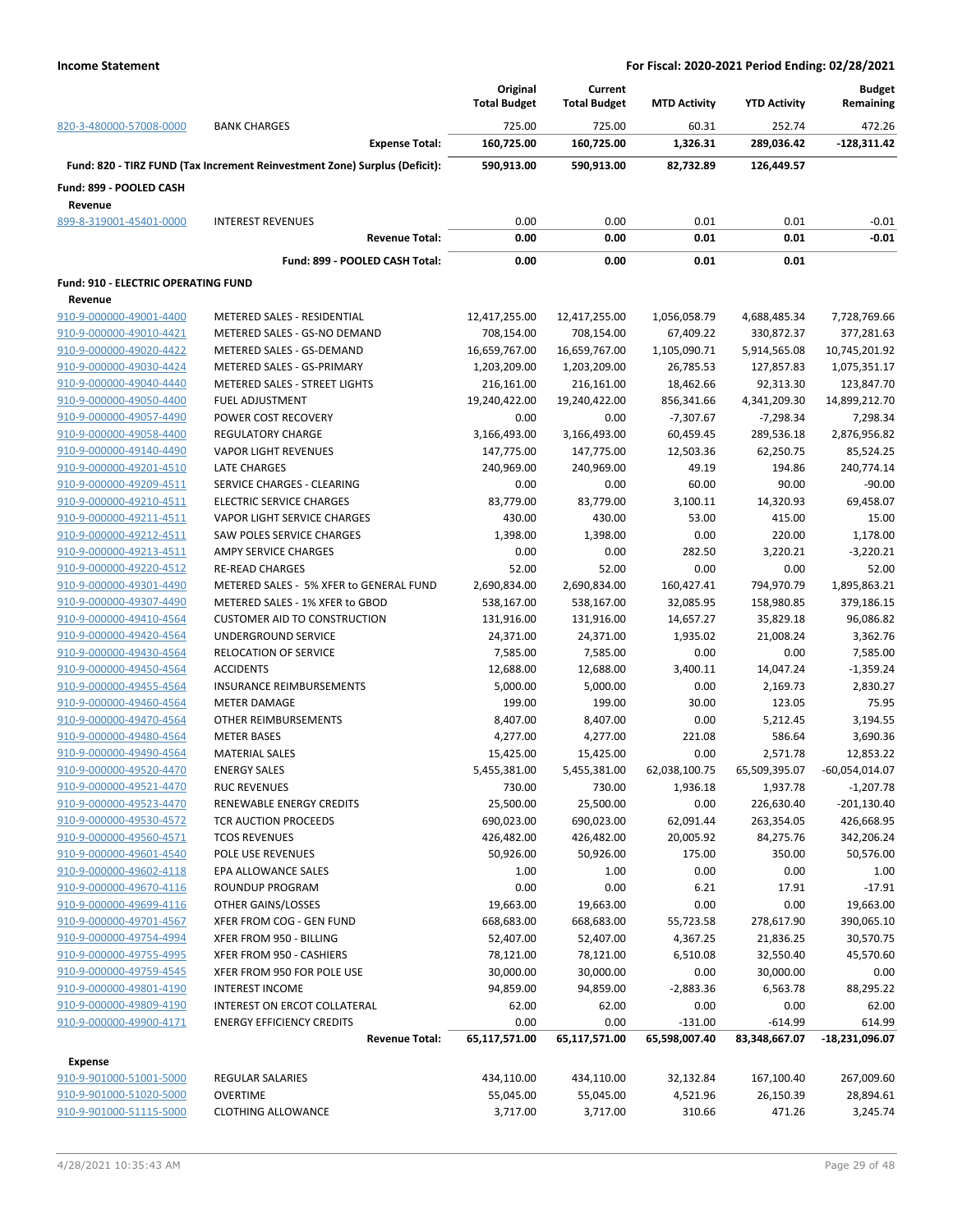**Income Statement** — For Fiscal: 2020-2021 Period Ending: 02/28/2021

| | | Original Total Budget | Current Total Budget | MTD Activity | YTD Activity | Budget Remaining |
|---|---|---|---|---|---|---|
| 820-3-480000-57008-0000 | BANK CHARGES | 725.00 | 725.00 | 60.31 | 252.74 | 472.26 |
| | **Expense Total:** | **160,725.00** | **160,725.00** | **1,326.31** | **289,036.42** | **-128,311.42** |
| **Fund: 820 - TIRZ FUND (Tax Increment Reinvestment Zone) Surplus (Deficit):** | | **590,913.00** | **590,913.00** | **82,732.89** | **126,449.57** | |
| **Fund: 899 - POOLED CASH** | | | | | | |
| **Revenue** | | | | | | |
| 899-8-319001-45401-0000 | INTEREST REVENUES | 0.00 | 0.00 | 0.01 | 0.01 | -0.01 |
| | **Revenue Total:** | **0.00** | **0.00** | **0.01** | **0.01** | **-0.01** |
| | **Fund: 899 - POOLED CASH Total:** | **0.00** | **0.00** | **0.01** | **0.01** | |
| **Fund: 910 - ELECTRIC OPERATING FUND** | | | | | | |
| **Revenue** | | | | | | |
| 910-9-000000-49001-4400 | METERED SALES - RESIDENTIAL | 12,417,255.00 | 12,417,255.00 | 1,056,058.79 | 4,688,485.34 | 7,728,769.66 |
| 910-9-000000-49010-4421 | METERED SALES - GS-NO DEMAND | 708,154.00 | 708,154.00 | 67,409.22 | 330,872.37 | 377,281.63 |
| 910-9-000000-49020-4422 | METERED SALES - GS-DEMAND | 16,659,767.00 | 16,659,767.00 | 1,105,090.71 | 5,914,565.08 | 10,745,201.92 |
| 910-9-000000-49030-4424 | METERED SALES - GS-PRIMARY | 1,203,209.00 | 1,203,209.00 | 26,785.53 | 127,857.83 | 1,075,351.17 |
| 910-9-000000-49040-4440 | METERED SALES - STREET LIGHTS | 216,161.00 | 216,161.00 | 18,462.66 | 92,313.30 | 123,847.70 |
| 910-9-000000-49050-4400 | FUEL ADJUSTMENT | 19,240,422.00 | 19,240,422.00 | 856,341.66 | 4,341,209.30 | 14,899,212.70 |
| 910-9-000000-49057-4490 | POWER COST RECOVERY | 0.00 | 0.00 | -7,307.67 | -7,298.34 | 7,298.34 |
| 910-9-000000-49058-4400 | REGULATORY CHARGE | 3,166,493.00 | 3,166,493.00 | 60,459.45 | 289,536.18 | 2,876,956.82 |
| 910-9-000000-49140-4490 | VAPOR LIGHT REVENUES | 147,775.00 | 147,775.00 | 12,503.36 | 62,250.75 | 85,524.25 |
| 910-9-000000-49201-4510 | LATE CHARGES | 240,969.00 | 240,969.00 | 49.19 | 194.86 | 240,774.14 |
| 910-9-000000-49209-4511 | SERVICE CHARGES - CLEARING | 0.00 | 0.00 | 60.00 | 90.00 | -90.00 |
| 910-9-000000-49210-4511 | ELECTRIC SERVICE CHARGES | 83,779.00 | 83,779.00 | 3,100.11 | 14,320.93 | 69,458.07 |
| 910-9-000000-49211-4511 | VAPOR LIGHT SERVICE CHARGES | 430.00 | 430.00 | 53.00 | 415.00 | 15.00 |
| 910-9-000000-49212-4511 | SAW POLES SERVICE CHARGES | 1,398.00 | 1,398.00 | 0.00 | 220.00 | 1,178.00 |
| 910-9-000000-49213-4511 | AMPY SERVICE CHARGES | 0.00 | 0.00 | 282.50 | 3,220.21 | -3,220.21 |
| 910-9-000000-49220-4512 | RE-READ CHARGES | 52.00 | 52.00 | 0.00 | 0.00 | 52.00 |
| 910-9-000000-49301-4490 | METERED SALES - 5% XFER to GENERAL FUND | 2,690,834.00 | 2,690,834.00 | 160,427.41 | 794,970.79 | 1,895,863.21 |
| 910-9-000000-49307-4490 | METERED SALES - 1% XFER to GBOD | 538,167.00 | 538,167.00 | 32,085.95 | 158,980.85 | 379,186.15 |
| 910-9-000000-49410-4564 | CUSTOMER AID TO CONSTRUCTION | 131,916.00 | 131,916.00 | 14,657.27 | 35,829.18 | 96,086.82 |
| 910-9-000000-49420-4564 | UNDERGROUND SERVICE | 24,371.00 | 24,371.00 | 1,935.02 | 21,008.24 | 3,362.76 |
| 910-9-000000-49430-4564 | RELOCATION OF SERVICE | 7,585.00 | 7,585.00 | 0.00 | 0.00 | 7,585.00 |
| 910-9-000000-49450-4564 | ACCIDENTS | 12,688.00 | 12,688.00 | 3,400.11 | 14,047.24 | -1,359.24 |
| 910-9-000000-49455-4564 | INSURANCE REIMBURSEMENTS | 5,000.00 | 5,000.00 | 0.00 | 2,169.73 | 2,830.27 |
| 910-9-000000-49460-4564 | METER DAMAGE | 199.00 | 199.00 | 30.00 | 123.05 | 75.95 |
| 910-9-000000-49470-4564 | OTHER REIMBURSEMENTS | 8,407.00 | 8,407.00 | 0.00 | 5,212.45 | 3,194.55 |
| 910-9-000000-49480-4564 | METER BASES | 4,277.00 | 4,277.00 | 221.08 | 586.64 | 3,690.36 |
| 910-9-000000-49490-4564 | MATERIAL SALES | 15,425.00 | 15,425.00 | 0.00 | 2,571.78 | 12,853.22 |
| 910-9-000000-49520-4470 | ENERGY SALES | 5,455,381.00 | 5,455,381.00 | 62,038,100.75 | 65,509,395.07 | -60,054,014.07 |
| 910-9-000000-49521-4470 | RUC REVENUES | 730.00 | 730.00 | 1,936.18 | 1,937.78 | -1,207.78 |
| 910-9-000000-49523-4470 | RENEWABLE ENERGY CREDITS | 25,500.00 | 25,500.00 | 0.00 | 226,630.40 | -201,130.40 |
| 910-9-000000-49530-4572 | TCR AUCTION PROCEEDS | 690,023.00 | 690,023.00 | 62,091.44 | 263,354.05 | 426,668.95 |
| 910-9-000000-49560-4571 | TCOS REVENUES | 426,482.00 | 426,482.00 | 20,005.92 | 84,275.76 | 342,206.24 |
| 910-9-000000-49601-4540 | POLE USE REVENUES | 50,926.00 | 50,926.00 | 175.00 | 350.00 | 50,576.00 |
| 910-9-000000-49602-4118 | EPA ALLOWANCE SALES | 1.00 | 1.00 | 0.00 | 0.00 | 1.00 |
| 910-9-000000-49670-4116 | ROUNDUP PROGRAM | 0.00 | 0.00 | 6.21 | 17.91 | -17.91 |
| 910-9-000000-49699-4116 | OTHER GAINS/LOSSES | 19,663.00 | 19,663.00 | 0.00 | 0.00 | 19,663.00 |
| 910-9-000000-49701-4567 | XFER FROM COG - GEN FUND | 668,683.00 | 668,683.00 | 55,723.58 | 278,617.90 | 390,065.10 |
| 910-9-000000-49754-4994 | XFER FROM 950 - BILLING | 52,407.00 | 52,407.00 | 4,367.25 | 21,836.25 | 30,570.75 |
| 910-9-000000-49755-4995 | XFER FROM 950 - CASHIERS | 78,121.00 | 78,121.00 | 6,510.08 | 32,550.40 | 45,570.60 |
| 910-9-000000-49759-4545 | XFER FROM 950 FOR POLE USE | 30,000.00 | 30,000.00 | 0.00 | 30,000.00 | 0.00 |
| 910-9-000000-49801-4190 | INTEREST INCOME | 94,859.00 | 94,859.00 | -2,883.36 | 6,563.78 | 88,295.22 |
| 910-9-000000-49809-4190 | INTEREST ON ERCOT COLLATERAL | 62.00 | 62.00 | 0.00 | 0.00 | 62.00 |
| 910-9-000000-49900-4171 | ENERGY EFFICIENCY CREDITS | 0.00 | 0.00 | -131.00 | -614.99 | 614.99 |
| | **Revenue Total:** | **65,117,571.00** | **65,117,571.00** | **65,598,007.40** | **83,348,667.07** | **-18,231,096.07** |
| **Expense** | | | | | | |
| 910-9-901000-51001-5000 | REGULAR SALARIES | 434,110.00 | 434,110.00 | 32,132.84 | 167,100.40 | 267,009.60 |
| 910-9-901000-51020-5000 | OVERTIME | 55,045.00 | 55,045.00 | 4,521.96 | 26,150.39 | 28,894.61 |
| 910-9-901000-51115-5000 | CLOTHING ALLOWANCE | 3,717.00 | 3,717.00 | 310.66 | 471.26 | 3,245.74 |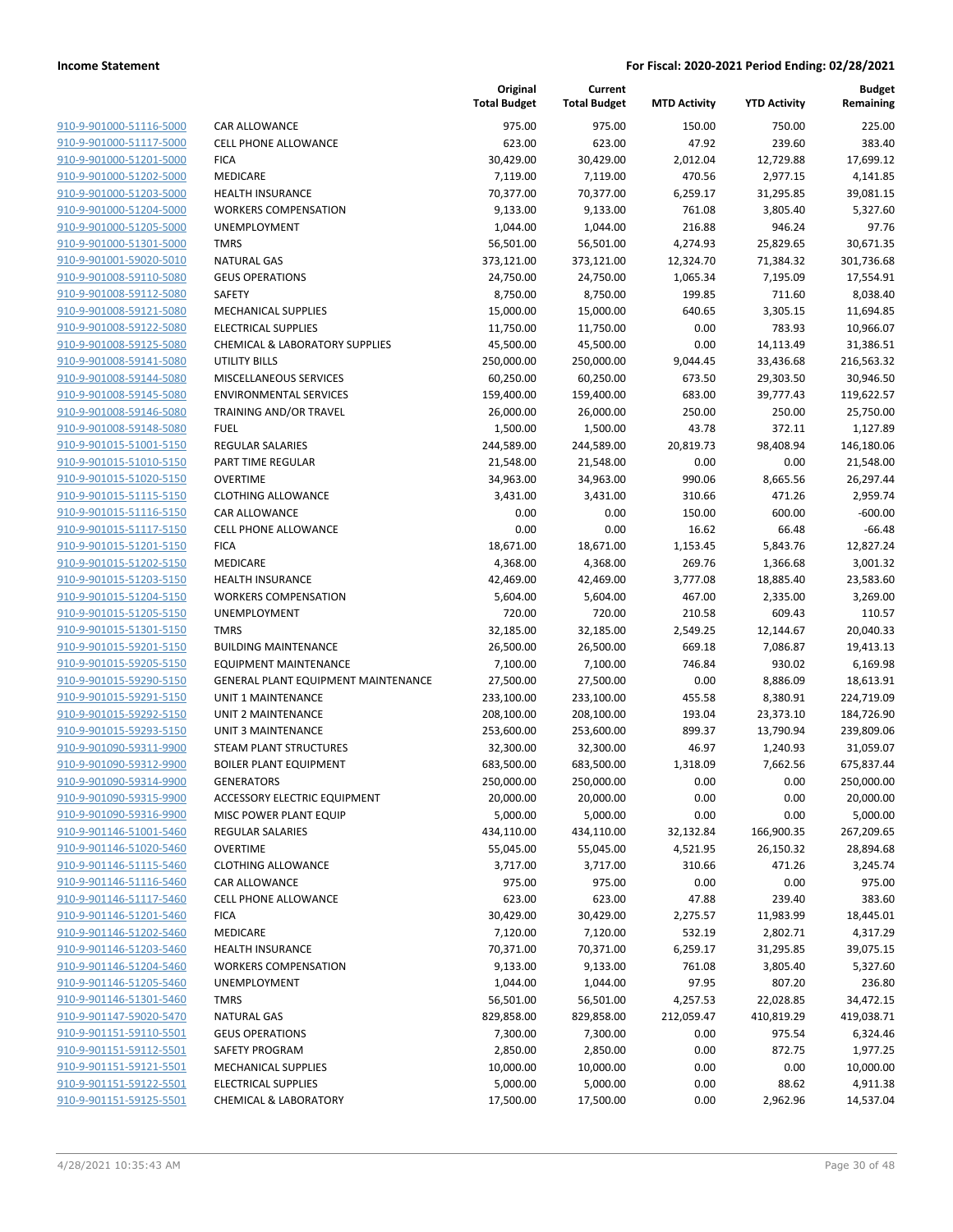**Income Statement** | **For Fiscal: 2020-2021 Period Ending: 02/28/2021**

| | | Original Total Budget | Current Total Budget | MTD Activity | YTD Activity | Budget Remaining |
|---|---|---|---|---|---|---|
| 910-9-901000-51116-5000 | CAR ALLOWANCE | 975.00 | 975.00 | 150.00 | 750.00 | 225.00 |
| 910-9-901000-51117-5000 | CELL PHONE ALLOWANCE | 623.00 | 623.00 | 47.92 | 239.60 | 383.40 |
| 910-9-901000-51201-5000 | FICA | 30,429.00 | 30,429.00 | 2,012.04 | 12,729.88 | 17,699.12 |
| 910-9-901000-51202-5000 | MEDICARE | 7,119.00 | 7,119.00 | 470.56 | 2,977.15 | 4,141.85 |
| 910-9-901000-51203-5000 | HEALTH INSURANCE | 70,377.00 | 70,377.00 | 6,259.17 | 31,295.85 | 39,081.15 |
| 910-9-901000-51204-5000 | WORKERS COMPENSATION | 9,133.00 | 9,133.00 | 761.08 | 3,805.40 | 5,327.60 |
| 910-9-901000-51205-5000 | UNEMPLOYMENT | 1,044.00 | 1,044.00 | 216.88 | 946.24 | 97.76 |
| 910-9-901000-51301-5000 | TMRS | 56,501.00 | 56,501.00 | 4,274.93 | 25,829.65 | 30,671.35 |
| 910-9-901001-59020-5010 | NATURAL GAS | 373,121.00 | 373,121.00 | 12,324.70 | 71,384.32 | 301,736.68 |
| 910-9-901008-59110-5080 | GEUS OPERATIONS | 24,750.00 | 24,750.00 | 1,065.34 | 7,195.09 | 17,554.91 |
| 910-9-901008-59112-5080 | SAFETY | 8,750.00 | 8,750.00 | 199.85 | 711.60 | 8,038.40 |
| 910-9-901008-59121-5080 | MECHANICAL SUPPLIES | 15,000.00 | 15,000.00 | 640.65 | 3,305.15 | 11,694.85 |
| 910-9-901008-59122-5080 | ELECTRICAL SUPPLIES | 11,750.00 | 11,750.00 | 0.00 | 783.93 | 10,966.07 |
| 910-9-901008-59125-5080 | CHEMICAL & LABORATORY SUPPLIES | 45,500.00 | 45,500.00 | 0.00 | 14,113.49 | 31,386.51 |
| 910-9-901008-59141-5080 | UTILITY BILLS | 250,000.00 | 250,000.00 | 9,044.45 | 33,436.68 | 216,563.32 |
| 910-9-901008-59144-5080 | MISCELLANEOUS SERVICES | 60,250.00 | 60,250.00 | 673.50 | 29,303.50 | 30,946.50 |
| 910-9-901008-59145-5080 | ENVIRONMENTAL SERVICES | 159,400.00 | 159,400.00 | 683.00 | 39,777.43 | 119,622.57 |
| 910-9-901008-59146-5080 | TRAINING AND/OR TRAVEL | 26,000.00 | 26,000.00 | 250.00 | 250.00 | 25,750.00 |
| 910-9-901008-59148-5080 | FUEL | 1,500.00 | 1,500.00 | 43.78 | 372.11 | 1,127.89 |
| 910-9-901015-51001-5150 | REGULAR SALARIES | 244,589.00 | 244,589.00 | 20,819.73 | 98,408.94 | 146,180.06 |
| 910-9-901015-51010-5150 | PART TIME REGULAR | 21,548.00 | 21,548.00 | 0.00 | 0.00 | 21,548.00 |
| 910-9-901015-51020-5150 | OVERTIME | 34,963.00 | 34,963.00 | 990.06 | 8,665.56 | 26,297.44 |
| 910-9-901015-51115-5150 | CLOTHING ALLOWANCE | 3,431.00 | 3,431.00 | 310.66 | 471.26 | 2,959.74 |
| 910-9-901015-51116-5150 | CAR ALLOWANCE | 0.00 | 0.00 | 150.00 | 600.00 | -600.00 |
| 910-9-901015-51117-5150 | CELL PHONE ALLOWANCE | 0.00 | 0.00 | 16.62 | 66.48 | -66.48 |
| 910-9-901015-51201-5150 | FICA | 18,671.00 | 18,671.00 | 1,153.45 | 5,843.76 | 12,827.24 |
| 910-9-901015-51202-5150 | MEDICARE | 4,368.00 | 4,368.00 | 269.76 | 1,366.68 | 3,001.32 |
| 910-9-901015-51203-5150 | HEALTH INSURANCE | 42,469.00 | 42,469.00 | 3,777.08 | 18,885.40 | 23,583.60 |
| 910-9-901015-51204-5150 | WORKERS COMPENSATION | 5,604.00 | 5,604.00 | 467.00 | 2,335.00 | 3,269.00 |
| 910-9-901015-51205-5150 | UNEMPLOYMENT | 720.00 | 720.00 | 210.58 | 609.43 | 110.57 |
| 910-9-901015-51301-5150 | TMRS | 32,185.00 | 32,185.00 | 2,549.25 | 12,144.67 | 20,040.33 |
| 910-9-901015-59201-5150 | BUILDING MAINTENANCE | 26,500.00 | 26,500.00 | 669.18 | 7,086.87 | 19,413.13 |
| 910-9-901015-59205-5150 | EQUIPMENT MAINTENANCE | 7,100.00 | 7,100.00 | 746.84 | 930.02 | 6,169.98 |
| 910-9-901015-59290-5150 | GENERAL PLANT EQUIPMENT MAINTENANCE | 27,500.00 | 27,500.00 | 0.00 | 8,886.09 | 18,613.91 |
| 910-9-901015-59291-5150 | UNIT 1 MAINTENANCE | 233,100.00 | 233,100.00 | 455.58 | 8,380.91 | 224,719.09 |
| 910-9-901015-59292-5150 | UNIT 2 MAINTENANCE | 208,100.00 | 208,100.00 | 193.04 | 23,373.10 | 184,726.90 |
| 910-9-901015-59293-5150 | UNIT 3 MAINTENANCE | 253,600.00 | 253,600.00 | 899.37 | 13,790.94 | 239,809.06 |
| 910-9-901090-59311-9900 | STEAM PLANT STRUCTURES | 32,300.00 | 32,300.00 | 46.97 | 1,240.93 | 31,059.07 |
| 910-9-901090-59312-9900 | BOILER PLANT EQUIPMENT | 683,500.00 | 683,500.00 | 1,318.09 | 7,662.56 | 675,837.44 |
| 910-9-901090-59314-9900 | GENERATORS | 250,000.00 | 250,000.00 | 0.00 | 0.00 | 250,000.00 |
| 910-9-901090-59315-9900 | ACCESSORY ELECTRIC EQUIPMENT | 20,000.00 | 20,000.00 | 0.00 | 0.00 | 20,000.00 |
| 910-9-901090-59316-9900 | MISC POWER PLANT EQUIP | 5,000.00 | 5,000.00 | 0.00 | 0.00 | 5,000.00 |
| 910-9-901146-51001-5460 | REGULAR SALARIES | 434,110.00 | 434,110.00 | 32,132.84 | 166,900.35 | 267,209.65 |
| 910-9-901146-51020-5460 | OVERTIME | 55,045.00 | 55,045.00 | 4,521.95 | 26,150.32 | 28,894.68 |
| 910-9-901146-51115-5460 | CLOTHING ALLOWANCE | 3,717.00 | 3,717.00 | 310.66 | 471.26 | 3,245.74 |
| 910-9-901146-51116-5460 | CAR ALLOWANCE | 975.00 | 975.00 | 0.00 | 0.00 | 975.00 |
| 910-9-901146-51117-5460 | CELL PHONE ALLOWANCE | 623.00 | 623.00 | 47.88 | 239.40 | 383.60 |
| 910-9-901146-51201-5460 | FICA | 30,429.00 | 30,429.00 | 2,275.57 | 11,983.99 | 18,445.01 |
| 910-9-901146-51202-5460 | MEDICARE | 7,120.00 | 7,120.00 | 532.19 | 2,802.71 | 4,317.29 |
| 910-9-901146-51203-5460 | HEALTH INSURANCE | 70,371.00 | 70,371.00 | 6,259.17 | 31,295.85 | 39,075.15 |
| 910-9-901146-51204-5460 | WORKERS COMPENSATION | 9,133.00 | 9,133.00 | 761.08 | 3,805.40 | 5,327.60 |
| 910-9-901146-51205-5460 | UNEMPLOYMENT | 1,044.00 | 1,044.00 | 97.95 | 807.20 | 236.80 |
| 910-9-901146-51301-5460 | TMRS | 56,501.00 | 56,501.00 | 4,257.53 | 22,028.85 | 34,472.15 |
| 910-9-901147-59020-5470 | NATURAL GAS | 829,858.00 | 829,858.00 | 212,059.47 | 410,819.29 | 419,038.71 |
| 910-9-901151-59110-5501 | GEUS OPERATIONS | 7,300.00 | 7,300.00 | 0.00 | 975.54 | 6,324.46 |
| 910-9-901151-59112-5501 | SAFETY PROGRAM | 2,850.00 | 2,850.00 | 0.00 | 872.75 | 1,977.25 |
| 910-9-901151-59121-5501 | MECHANICAL SUPPLIES | 10,000.00 | 10,000.00 | 0.00 | 0.00 | 10,000.00 |
| 910-9-901151-59122-5501 | ELECTRICAL SUPPLIES | 5,000.00 | 5,000.00 | 0.00 | 88.62 | 4,911.38 |
| 910-9-901151-59125-5501 | CHEMICAL & LABORATORY | 17,500.00 | 17,500.00 | 0.00 | 2,962.96 | 14,537.04 |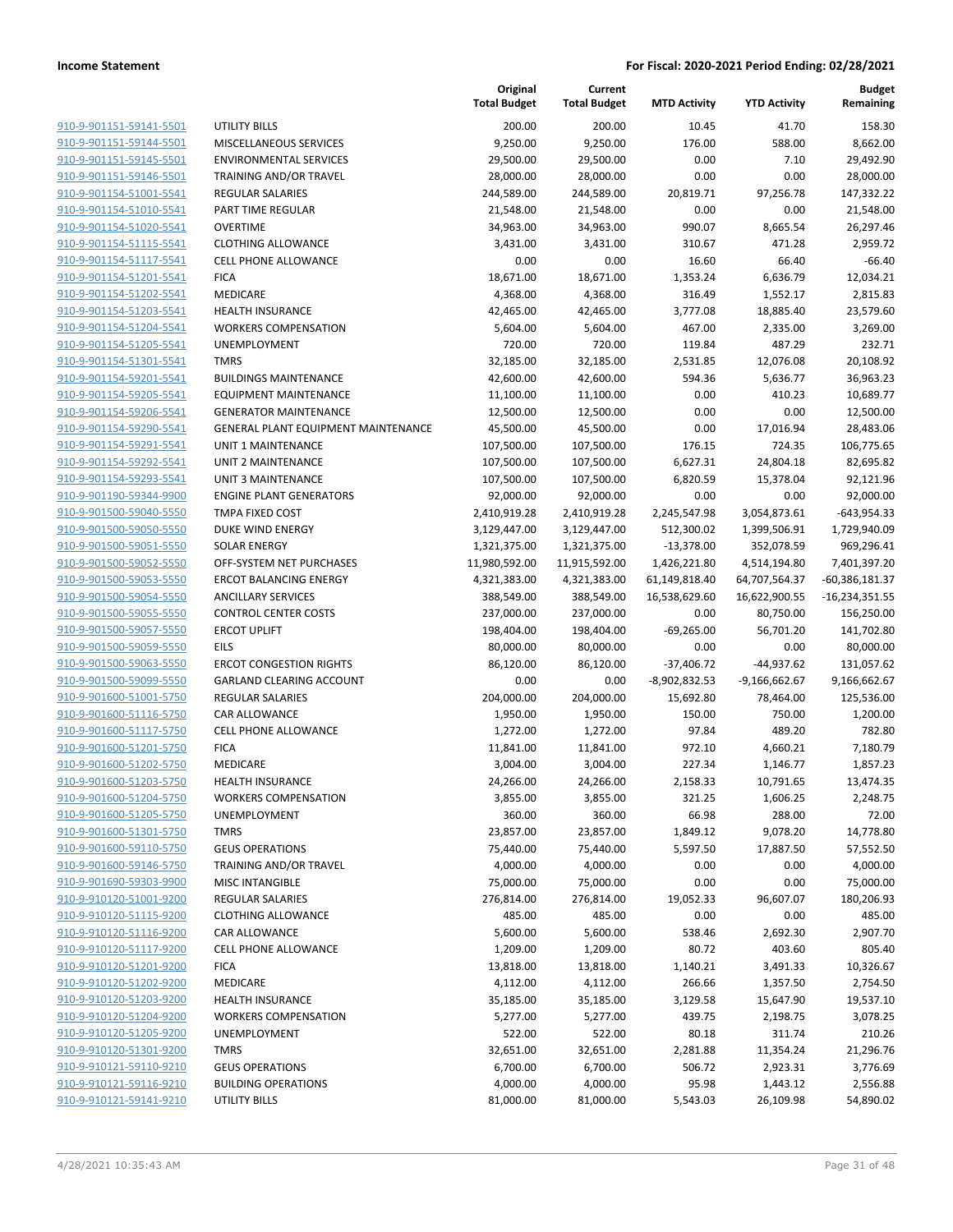**Income Statement** **For Fiscal: 2020-2021 Period Ending: 02/28/2021**

| | | Original Total Budget | Current Total Budget | MTD Activity | YTD Activity | Budget Remaining |
|---|---|---|---|---|---|---|
| 910-9-901151-59141-5501 | UTILITY BILLS | 200.00 | 200.00 | 10.45 | 41.70 | 158.30 |
| 910-9-901151-59144-5501 | MISCELLANEOUS SERVICES | 9,250.00 | 9,250.00 | 176.00 | 588.00 | 8,662.00 |
| 910-9-901151-59145-5501 | ENVIRONMENTAL SERVICES | 29,500.00 | 29,500.00 | 0.00 | 7.10 | 29,492.90 |
| 910-9-901151-59146-5501 | TRAINING AND/OR TRAVEL | 28,000.00 | 28,000.00 | 0.00 | 0.00 | 28,000.00 |
| 910-9-901154-51001-5541 | REGULAR SALARIES | 244,589.00 | 244,589.00 | 20,819.71 | 97,256.78 | 147,332.22 |
| 910-9-901154-51010-5541 | PART TIME REGULAR | 21,548.00 | 21,548.00 | 0.00 | 0.00 | 21,548.00 |
| 910-9-901154-51020-5541 | OVERTIME | 34,963.00 | 34,963.00 | 990.07 | 8,665.54 | 26,297.46 |
| 910-9-901154-51115-5541 | CLOTHING ALLOWANCE | 3,431.00 | 3,431.00 | 310.67 | 471.28 | 2,959.72 |
| 910-9-901154-51117-5541 | CELL PHONE ALLOWANCE | 0.00 | 0.00 | 16.60 | 66.40 | -66.40 |
| 910-9-901154-51201-5541 | FICA | 18,671.00 | 18,671.00 | 1,353.24 | 6,636.79 | 12,034.21 |
| 910-9-901154-51202-5541 | MEDICARE | 4,368.00 | 4,368.00 | 316.49 | 1,552.17 | 2,815.83 |
| 910-9-901154-51203-5541 | HEALTH INSURANCE | 42,465.00 | 42,465.00 | 3,777.08 | 18,885.40 | 23,579.60 |
| 910-9-901154-51204-5541 | WORKERS COMPENSATION | 5,604.00 | 5,604.00 | 467.00 | 2,335.00 | 3,269.00 |
| 910-9-901154-51205-5541 | UNEMPLOYMENT | 720.00 | 720.00 | 119.84 | 487.29 | 232.71 |
| 910-9-901154-51301-5541 | TMRS | 32,185.00 | 32,185.00 | 2,531.85 | 12,076.08 | 20,108.92 |
| 910-9-901154-59201-5541 | BUILDINGS MAINTENANCE | 42,600.00 | 42,600.00 | 594.36 | 5,636.77 | 36,963.23 |
| 910-9-901154-59205-5541 | EQUIPMENT MAINTENANCE | 11,100.00 | 11,100.00 | 0.00 | 410.23 | 10,689.77 |
| 910-9-901154-59206-5541 | GENERATOR MAINTENANCE | 12,500.00 | 12,500.00 | 0.00 | 0.00 | 12,500.00 |
| 910-9-901154-59290-5541 | GENERAL PLANT EQUIPMENT MAINTENANCE | 45,500.00 | 45,500.00 | 0.00 | 17,016.94 | 28,483.06 |
| 910-9-901154-59291-5541 | UNIT 1 MAINTENANCE | 107,500.00 | 107,500.00 | 176.15 | 724.35 | 106,775.65 |
| 910-9-901154-59292-5541 | UNIT 2 MAINTENANCE | 107,500.00 | 107,500.00 | 6,627.31 | 24,804.18 | 82,695.82 |
| 910-9-901154-59293-5541 | UNIT 3 MAINTENANCE | 107,500.00 | 107,500.00 | 6,820.59 | 15,378.04 | 92,121.96 |
| 910-9-901190-59344-9900 | ENGINE PLANT GENERATORS | 92,000.00 | 92,000.00 | 0.00 | 0.00 | 92,000.00 |
| 910-9-901500-59040-5550 | TMPA FIXED COST | 2,410,919.28 | 2,410,919.28 | 2,245,547.98 | 3,054,873.61 | -643,954.33 |
| 910-9-901500-59050-5550 | DUKE WIND ENERGY | 3,129,447.00 | 3,129,447.00 | 512,300.02 | 1,399,506.91 | 1,729,940.09 |
| 910-9-901500-59051-5550 | SOLAR ENERGY | 1,321,375.00 | 1,321,375.00 | -13,378.00 | 352,078.59 | 969,296.41 |
| 910-9-901500-59052-5550 | OFF-SYSTEM NET PURCHASES | 11,980,592.00 | 11,915,592.00 | 1,426,221.80 | 4,514,194.80 | 7,401,397.20 |
| 910-9-901500-59053-5550 | ERCOT BALANCING ENERGY | 4,321,383.00 | 4,321,383.00 | 61,149,818.40 | 64,707,564.37 | -60,386,181.37 |
| 910-9-901500-59054-5550 | ANCILLARY SERVICES | 388,549.00 | 388,549.00 | 16,538,629.60 | 16,622,900.55 | -16,234,351.55 |
| 910-9-901500-59055-5550 | CONTROL CENTER COSTS | 237,000.00 | 237,000.00 | 0.00 | 80,750.00 | 156,250.00 |
| 910-9-901500-59057-5550 | ERCOT UPLIFT | 198,404.00 | 198,404.00 | -69,265.00 | 56,701.20 | 141,702.80 |
| 910-9-901500-59059-5550 | EILS | 80,000.00 | 80,000.00 | 0.00 | 0.00 | 80,000.00 |
| 910-9-901500-59063-5550 | ERCOT CONGESTION RIGHTS | 86,120.00 | 86,120.00 | -37,406.72 | -44,937.62 | 131,057.62 |
| 910-9-901500-59099-5550 | GARLAND CLEARING ACCOUNT | 0.00 | 0.00 | -8,902,832.53 | -9,166,662.67 | 9,166,662.67 |
| 910-9-901600-51001-5750 | REGULAR SALARIES | 204,000.00 | 204,000.00 | 15,692.80 | 78,464.00 | 125,536.00 |
| 910-9-901600-51116-5750 | CAR ALLOWANCE | 1,950.00 | 1,950.00 | 150.00 | 750.00 | 1,200.00 |
| 910-9-901600-51117-5750 | CELL PHONE ALLOWANCE | 1,272.00 | 1,272.00 | 97.84 | 489.20 | 782.80 |
| 910-9-901600-51201-5750 | FICA | 11,841.00 | 11,841.00 | 972.10 | 4,660.21 | 7,180.79 |
| 910-9-901600-51202-5750 | MEDICARE | 3,004.00 | 3,004.00 | 227.34 | 1,146.77 | 1,857.23 |
| 910-9-901600-51203-5750 | HEALTH INSURANCE | 24,266.00 | 24,266.00 | 2,158.33 | 10,791.65 | 13,474.35 |
| 910-9-901600-51204-5750 | WORKERS COMPENSATION | 3,855.00 | 3,855.00 | 321.25 | 1,606.25 | 2,248.75 |
| 910-9-901600-51205-5750 | UNEMPLOYMENT | 360.00 | 360.00 | 66.98 | 288.00 | 72.00 |
| 910-9-901600-51301-5750 | TMRS | 23,857.00 | 23,857.00 | 1,849.12 | 9,078.20 | 14,778.80 |
| 910-9-901600-59110-5750 | GEUS OPERATIONS | 75,440.00 | 75,440.00 | 5,597.50 | 17,887.50 | 57,552.50 |
| 910-9-901600-59146-5750 | TRAINING AND/OR TRAVEL | 4,000.00 | 4,000.00 | 0.00 | 0.00 | 4,000.00 |
| 910-9-901690-59303-9900 | MISC INTANGIBLE | 75,000.00 | 75,000.00 | 0.00 | 0.00 | 75,000.00 |
| 910-9-910120-51001-9200 | REGULAR SALARIES | 276,814.00 | 276,814.00 | 19,052.33 | 96,607.07 | 180,206.93 |
| 910-9-910120-51115-9200 | CLOTHING ALLOWANCE | 485.00 | 485.00 | 0.00 | 0.00 | 485.00 |
| 910-9-910120-51116-9200 | CAR ALLOWANCE | 5,600.00 | 5,600.00 | 538.46 | 2,692.30 | 2,907.70 |
| 910-9-910120-51117-9200 | CELL PHONE ALLOWANCE | 1,209.00 | 1,209.00 | 80.72 | 403.60 | 805.40 |
| 910-9-910120-51201-9200 | FICA | 13,818.00 | 13,818.00 | 1,140.21 | 3,491.33 | 10,326.67 |
| 910-9-910120-51202-9200 | MEDICARE | 4,112.00 | 4,112.00 | 266.66 | 1,357.50 | 2,754.50 |
| 910-9-910120-51203-9200 | HEALTH INSURANCE | 35,185.00 | 35,185.00 | 3,129.58 | 15,647.90 | 19,537.10 |
| 910-9-910120-51204-9200 | WORKERS COMPENSATION | 5,277.00 | 5,277.00 | 439.75 | 2,198.75 | 3,078.25 |
| 910-9-910120-51205-9200 | UNEMPLOYMENT | 522.00 | 522.00 | 80.18 | 311.74 | 210.26 |
| 910-9-910120-51301-9200 | TMRS | 32,651.00 | 32,651.00 | 2,281.88 | 11,354.24 | 21,296.76 |
| 910-9-910121-59110-9210 | GEUS OPERATIONS | 6,700.00 | 6,700.00 | 506.72 | 2,923.31 | 3,776.69 |
| 910-9-910121-59116-9210 | BUILDING OPERATIONS | 4,000.00 | 4,000.00 | 95.98 | 1,443.12 | 2,556.88 |
| 910-9-910121-59141-9210 | UTILITY BILLS | 81,000.00 | 81,000.00 | 5,543.03 | 26,109.98 | 54,890.02 |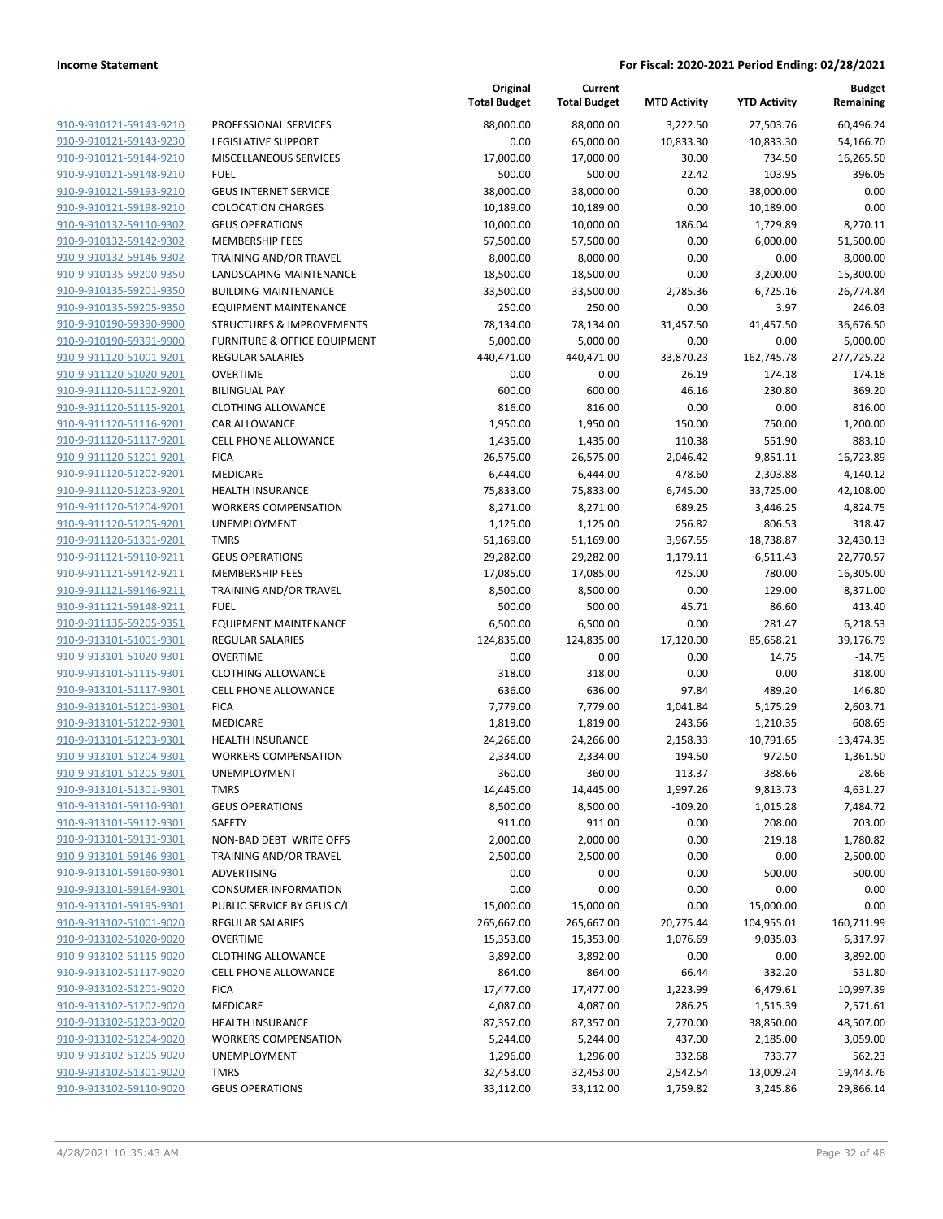**Income Statement** **For Fiscal: 2020-2021 Period Ending: 02/28/2021**

| | | Original Total Budget | Current Total Budget | MTD Activity | YTD Activity | Budget Remaining |
|---|---|---|---|---|---|---|
| 910-9-910121-59143-9210 | PROFESSIONAL SERVICES | 88,000.00 | 88,000.00 | 3,222.50 | 27,503.76 | 60,496.24 |
| 910-9-910121-59143-9230 | LEGISLATIVE SUPPORT | 0.00 | 65,000.00 | 10,833.30 | 10,833.30 | 54,166.70 |
| 910-9-910121-59144-9210 | MISCELLANEOUS SERVICES | 17,000.00 | 17,000.00 | 30.00 | 734.50 | 16,265.50 |
| 910-9-910121-59148-9210 | FUEL | 500.00 | 500.00 | 22.42 | 103.95 | 396.05 |
| 910-9-910121-59193-9210 | GEUS INTERNET SERVICE | 38,000.00 | 38,000.00 | 0.00 | 38,000.00 | 0.00 |
| 910-9-910121-59198-9210 | COLOCATION CHARGES | 10,189.00 | 10,189.00 | 0.00 | 10,189.00 | 0.00 |
| 910-9-910132-59110-9302 | GEUS OPERATIONS | 10,000.00 | 10,000.00 | 186.04 | 1,729.89 | 8,270.11 |
| 910-9-910132-59142-9302 | MEMBERSHIP FEES | 57,500.00 | 57,500.00 | 0.00 | 6,000.00 | 51,500.00 |
| 910-9-910132-59146-9302 | TRAINING AND/OR TRAVEL | 8,000.00 | 8,000.00 | 0.00 | 0.00 | 8,000.00 |
| 910-9-910135-59200-9350 | LANDSCAPING MAINTENANCE | 18,500.00 | 18,500.00 | 0.00 | 3,200.00 | 15,300.00 |
| 910-9-910135-59201-9350 | BUILDING MAINTENANCE | 33,500.00 | 33,500.00 | 2,785.36 | 6,725.16 | 26,774.84 |
| 910-9-910135-59205-9350 | EQUIPMENT MAINTENANCE | 250.00 | 250.00 | 0.00 | 3.97 | 246.03 |
| 910-9-910190-59390-9900 | STRUCTURES & IMPROVEMENTS | 78,134.00 | 78,134.00 | 31,457.50 | 41,457.50 | 36,676.50 |
| 910-9-910190-59391-9900 | FURNITURE & OFFICE EQUIPMENT | 5,000.00 | 5,000.00 | 0.00 | 0.00 | 5,000.00 |
| 910-9-911120-51001-9201 | REGULAR SALARIES | 440,471.00 | 440,471.00 | 33,870.23 | 162,745.78 | 277,725.22 |
| 910-9-911120-51020-9201 | OVERTIME | 0.00 | 0.00 | 26.19 | 174.18 | -174.18 |
| 910-9-911120-51102-9201 | BILINGUAL PAY | 600.00 | 600.00 | 46.16 | 230.80 | 369.20 |
| 910-9-911120-51115-9201 | CLOTHING ALLOWANCE | 816.00 | 816.00 | 0.00 | 0.00 | 816.00 |
| 910-9-911120-51116-9201 | CAR ALLOWANCE | 1,950.00 | 1,950.00 | 150.00 | 750.00 | 1,200.00 |
| 910-9-911120-51117-9201 | CELL PHONE ALLOWANCE | 1,435.00 | 1,435.00 | 110.38 | 551.90 | 883.10 |
| 910-9-911120-51201-9201 | FICA | 26,575.00 | 26,575.00 | 2,046.42 | 9,851.11 | 16,723.89 |
| 910-9-911120-51202-9201 | MEDICARE | 6,444.00 | 6,444.00 | 478.60 | 2,303.88 | 4,140.12 |
| 910-9-911120-51203-9201 | HEALTH INSURANCE | 75,833.00 | 75,833.00 | 6,745.00 | 33,725.00 | 42,108.00 |
| 910-9-911120-51204-9201 | WORKERS COMPENSATION | 8,271.00 | 8,271.00 | 689.25 | 3,446.25 | 4,824.75 |
| 910-9-911120-51205-9201 | UNEMPLOYMENT | 1,125.00 | 1,125.00 | 256.82 | 806.53 | 318.47 |
| 910-9-911120-51301-9201 | TMRS | 51,169.00 | 51,169.00 | 3,967.55 | 18,738.87 | 32,430.13 |
| 910-9-911121-59110-9211 | GEUS OPERATIONS | 29,282.00 | 29,282.00 | 1,179.11 | 6,511.43 | 22,770.57 |
| 910-9-911121-59142-9211 | MEMBERSHIP FEES | 17,085.00 | 17,085.00 | 425.00 | 780.00 | 16,305.00 |
| 910-9-911121-59146-9211 | TRAINING AND/OR TRAVEL | 8,500.00 | 8,500.00 | 0.00 | 129.00 | 8,371.00 |
| 910-9-911121-59148-9211 | FUEL | 500.00 | 500.00 | 45.71 | 86.60 | 413.40 |
| 910-9-911135-59205-9351 | EQUIPMENT MAINTENANCE | 6,500.00 | 6,500.00 | 0.00 | 281.47 | 6,218.53 |
| 910-9-913101-51001-9301 | REGULAR SALARIES | 124,835.00 | 124,835.00 | 17,120.00 | 85,658.21 | 39,176.79 |
| 910-9-913101-51020-9301 | OVERTIME | 0.00 | 0.00 | 0.00 | 14.75 | -14.75 |
| 910-9-913101-51115-9301 | CLOTHING ALLOWANCE | 318.00 | 318.00 | 0.00 | 0.00 | 318.00 |
| 910-9-913101-51117-9301 | CELL PHONE ALLOWANCE | 636.00 | 636.00 | 97.84 | 489.20 | 146.80 |
| 910-9-913101-51201-9301 | FICA | 7,779.00 | 7,779.00 | 1,041.84 | 5,175.29 | 2,603.71 |
| 910-9-913101-51202-9301 | MEDICARE | 1,819.00 | 1,819.00 | 243.66 | 1,210.35 | 608.65 |
| 910-9-913101-51203-9301 | HEALTH INSURANCE | 24,266.00 | 24,266.00 | 2,158.33 | 10,791.65 | 13,474.35 |
| 910-9-913101-51204-9301 | WORKERS COMPENSATION | 2,334.00 | 2,334.00 | 194.50 | 972.50 | 1,361.50 |
| 910-9-913101-51205-9301 | UNEMPLOYMENT | 360.00 | 360.00 | 113.37 | 388.66 | -28.66 |
| 910-9-913101-51301-9301 | TMRS | 14,445.00 | 14,445.00 | 1,997.26 | 9,813.73 | 4,631.27 |
| 910-9-913101-59110-9301 | GEUS OPERATIONS | 8,500.00 | 8,500.00 | -109.20 | 1,015.28 | 7,484.72 |
| 910-9-913101-59112-9301 | SAFETY | 911.00 | 911.00 | 0.00 | 208.00 | 703.00 |
| 910-9-913101-59131-9301 | NON-BAD DEBT WRITE OFFS | 2,000.00 | 2,000.00 | 0.00 | 219.18 | 1,780.82 |
| 910-9-913101-59146-9301 | TRAINING AND/OR TRAVEL | 2,500.00 | 2,500.00 | 0.00 | 0.00 | 2,500.00 |
| 910-9-913101-59160-9301 | ADVERTISING | 0.00 | 0.00 | 0.00 | 500.00 | -500.00 |
| 910-9-913101-59164-9301 | CONSUMER INFORMATION | 0.00 | 0.00 | 0.00 | 0.00 | 0.00 |
| 910-9-913101-59195-9301 | PUBLIC SERVICE BY GEUS C/I | 15,000.00 | 15,000.00 | 0.00 | 15,000.00 | 0.00 |
| 910-9-913102-51001-9020 | REGULAR SALARIES | 265,667.00 | 265,667.00 | 20,775.44 | 104,955.01 | 160,711.99 |
| 910-9-913102-51020-9020 | OVERTIME | 15,353.00 | 15,353.00 | 1,076.69 | 9,035.03 | 6,317.97 |
| 910-9-913102-51115-9020 | CLOTHING ALLOWANCE | 3,892.00 | 3,892.00 | 0.00 | 0.00 | 3,892.00 |
| 910-9-913102-51117-9020 | CELL PHONE ALLOWANCE | 864.00 | 864.00 | 66.44 | 332.20 | 531.80 |
| 910-9-913102-51201-9020 | FICA | 17,477.00 | 17,477.00 | 1,223.99 | 6,479.61 | 10,997.39 |
| 910-9-913102-51202-9020 | MEDICARE | 4,087.00 | 4,087.00 | 286.25 | 1,515.39 | 2,571.61 |
| 910-9-913102-51203-9020 | HEALTH INSURANCE | 87,357.00 | 87,357.00 | 7,770.00 | 38,850.00 | 48,507.00 |
| 910-9-913102-51204-9020 | WORKERS COMPENSATION | 5,244.00 | 5,244.00 | 437.00 | 2,185.00 | 3,059.00 |
| 910-9-913102-51205-9020 | UNEMPLOYMENT | 1,296.00 | 1,296.00 | 332.68 | 733.77 | 562.23 |
| 910-9-913102-51301-9020 | TMRS | 32,453.00 | 32,453.00 | 2,542.54 | 13,009.24 | 19,443.76 |
| 910-9-913102-59110-9020 | GEUS OPERATIONS | 33,112.00 | 33,112.00 | 1,759.82 | 3,245.86 | 29,866.14 |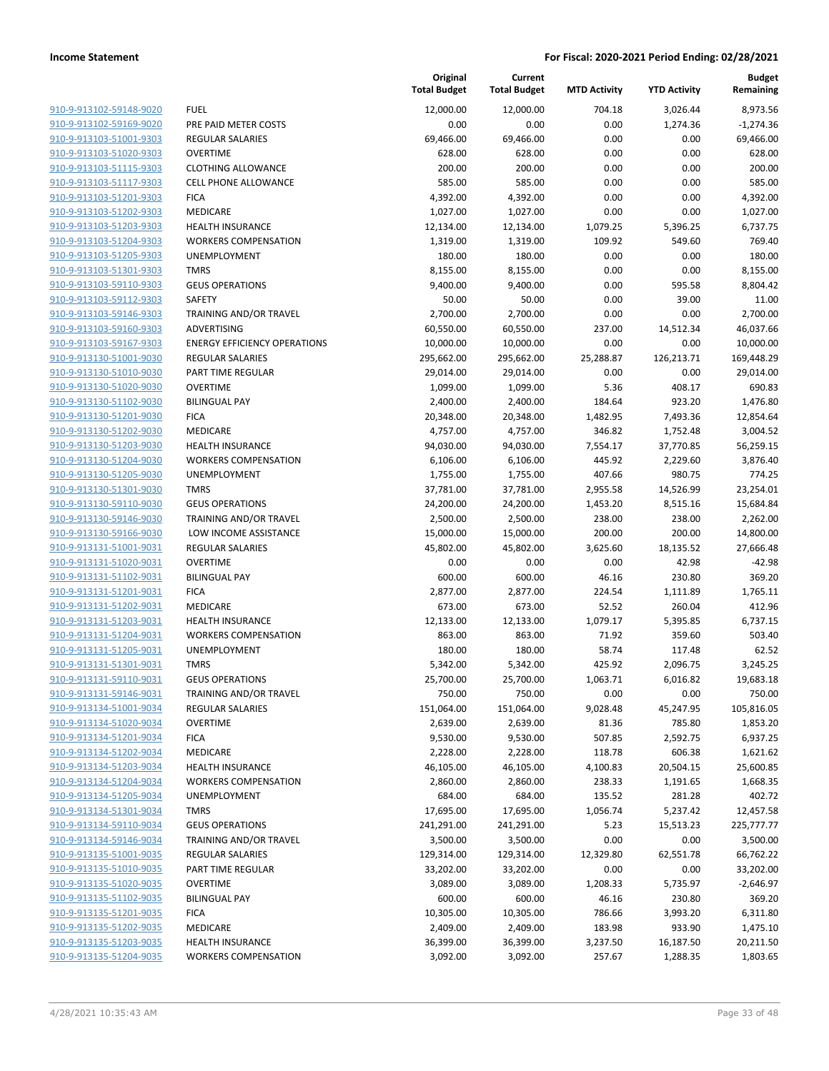**Income Statement** | **For Fiscal: 2020-2021 Period Ending: 02/28/2021**

| | | Original Total Budget | Current Total Budget | MTD Activity | YTD Activity | Budget Remaining |
|---|---|---|---|---|---|---|
| 910-9-913102-59148-9020 | FUEL | 12,000.00 | 12,000.00 | 704.18 | 3,026.44 | 8,973.56 |
| 910-9-913102-59169-9020 | PRE PAID METER COSTS | 0.00 | 0.00 | 0.00 | 1,274.36 | -1,274.36 |
| 910-9-913103-51001-9303 | REGULAR SALARIES | 69,466.00 | 69,466.00 | 0.00 | 0.00 | 69,466.00 |
| 910-9-913103-51020-9303 | OVERTIME | 628.00 | 628.00 | 0.00 | 0.00 | 628.00 |
| 910-9-913103-51115-9303 | CLOTHING ALLOWANCE | 200.00 | 200.00 | 0.00 | 0.00 | 200.00 |
| 910-9-913103-51117-9303 | CELL PHONE ALLOWANCE | 585.00 | 585.00 | 0.00 | 0.00 | 585.00 |
| 910-9-913103-51201-9303 | FICA | 4,392.00 | 4,392.00 | 0.00 | 0.00 | 4,392.00 |
| 910-9-913103-51202-9303 | MEDICARE | 1,027.00 | 1,027.00 | 0.00 | 0.00 | 1,027.00 |
| 910-9-913103-51203-9303 | HEALTH INSURANCE | 12,134.00 | 12,134.00 | 1,079.25 | 5,396.25 | 6,737.75 |
| 910-9-913103-51204-9303 | WORKERS COMPENSATION | 1,319.00 | 1,319.00 | 109.92 | 549.60 | 769.40 |
| 910-9-913103-51205-9303 | UNEMPLOYMENT | 180.00 | 180.00 | 0.00 | 0.00 | 180.00 |
| 910-9-913103-51301-9303 | TMRS | 8,155.00 | 8,155.00 | 0.00 | 0.00 | 8,155.00 |
| 910-9-913103-59110-9303 | GEUS OPERATIONS | 9,400.00 | 9,400.00 | 0.00 | 595.58 | 8,804.42 |
| 910-9-913103-59112-9303 | SAFETY | 50.00 | 50.00 | 0.00 | 39.00 | 11.00 |
| 910-9-913103-59146-9303 | TRAINING AND/OR TRAVEL | 2,700.00 | 2,700.00 | 0.00 | 0.00 | 2,700.00 |
| 910-9-913103-59160-9303 | ADVERTISING | 60,550.00 | 60,550.00 | 237.00 | 14,512.34 | 46,037.66 |
| 910-9-913103-59167-9303 | ENERGY EFFICIENCY OPERATIONS | 10,000.00 | 10,000.00 | 0.00 | 0.00 | 10,000.00 |
| 910-9-913130-51001-9030 | REGULAR SALARIES | 295,662.00 | 295,662.00 | 25,288.87 | 126,213.71 | 169,448.29 |
| 910-9-913130-51010-9030 | PART TIME REGULAR | 29,014.00 | 29,014.00 | 0.00 | 0.00 | 29,014.00 |
| 910-9-913130-51020-9030 | OVERTIME | 1,099.00 | 1,099.00 | 5.36 | 408.17 | 690.83 |
| 910-9-913130-51102-9030 | BILINGUAL PAY | 2,400.00 | 2,400.00 | 184.64 | 923.20 | 1,476.80 |
| 910-9-913130-51201-9030 | FICA | 20,348.00 | 20,348.00 | 1,482.95 | 7,493.36 | 12,854.64 |
| 910-9-913130-51202-9030 | MEDICARE | 4,757.00 | 4,757.00 | 346.82 | 1,752.48 | 3,004.52 |
| 910-9-913130-51203-9030 | HEALTH INSURANCE | 94,030.00 | 94,030.00 | 7,554.17 | 37,770.85 | 56,259.15 |
| 910-9-913130-51204-9030 | WORKERS COMPENSATION | 6,106.00 | 6,106.00 | 445.92 | 2,229.60 | 3,876.40 |
| 910-9-913130-51205-9030 | UNEMPLOYMENT | 1,755.00 | 1,755.00 | 407.66 | 980.75 | 774.25 |
| 910-9-913130-51301-9030 | TMRS | 37,781.00 | 37,781.00 | 2,955.58 | 14,526.99 | 23,254.01 |
| 910-9-913130-59110-9030 | GEUS OPERATIONS | 24,200.00 | 24,200.00 | 1,453.20 | 8,515.16 | 15,684.84 |
| 910-9-913130-59146-9030 | TRAINING AND/OR TRAVEL | 2,500.00 | 2,500.00 | 238.00 | 238.00 | 2,262.00 |
| 910-9-913130-59166-9030 | LOW INCOME ASSISTANCE | 15,000.00 | 15,000.00 | 200.00 | 200.00 | 14,800.00 |
| 910-9-913131-51001-9031 | REGULAR SALARIES | 45,802.00 | 45,802.00 | 3,625.60 | 18,135.52 | 27,666.48 |
| 910-9-913131-51020-9031 | OVERTIME | 0.00 | 0.00 | 0.00 | 42.98 | -42.98 |
| 910-9-913131-51102-9031 | BILINGUAL PAY | 600.00 | 600.00 | 46.16 | 230.80 | 369.20 |
| 910-9-913131-51201-9031 | FICA | 2,877.00 | 2,877.00 | 224.54 | 1,111.89 | 1,765.11 |
| 910-9-913131-51202-9031 | MEDICARE | 673.00 | 673.00 | 52.52 | 260.04 | 412.96 |
| 910-9-913131-51203-9031 | HEALTH INSURANCE | 12,133.00 | 12,133.00 | 1,079.17 | 5,395.85 | 6,737.15 |
| 910-9-913131-51204-9031 | WORKERS COMPENSATION | 863.00 | 863.00 | 71.92 | 359.60 | 503.40 |
| 910-9-913131-51205-9031 | UNEMPLOYMENT | 180.00 | 180.00 | 58.74 | 117.48 | 62.52 |
| 910-9-913131-51301-9031 | TMRS | 5,342.00 | 5,342.00 | 425.92 | 2,096.75 | 3,245.25 |
| 910-9-913131-59110-9031 | GEUS OPERATIONS | 25,700.00 | 25,700.00 | 1,063.71 | 6,016.82 | 19,683.18 |
| 910-9-913131-59146-9031 | TRAINING AND/OR TRAVEL | 750.00 | 750.00 | 0.00 | 0.00 | 750.00 |
| 910-9-913134-51001-9034 | REGULAR SALARIES | 151,064.00 | 151,064.00 | 9,028.48 | 45,247.95 | 105,816.05 |
| 910-9-913134-51020-9034 | OVERTIME | 2,639.00 | 2,639.00 | 81.36 | 785.80 | 1,853.20 |
| 910-9-913134-51201-9034 | FICA | 9,530.00 | 9,530.00 | 507.85 | 2,592.75 | 6,937.25 |
| 910-9-913134-51202-9034 | MEDICARE | 2,228.00 | 2,228.00 | 118.78 | 606.38 | 1,621.62 |
| 910-9-913134-51203-9034 | HEALTH INSURANCE | 46,105.00 | 46,105.00 | 4,100.83 | 20,504.15 | 25,600.85 |
| 910-9-913134-51204-9034 | WORKERS COMPENSATION | 2,860.00 | 2,860.00 | 238.33 | 1,191.65 | 1,668.35 |
| 910-9-913134-51205-9034 | UNEMPLOYMENT | 684.00 | 684.00 | 135.52 | 281.28 | 402.72 |
| 910-9-913134-51301-9034 | TMRS | 17,695.00 | 17,695.00 | 1,056.74 | 5,237.42 | 12,457.58 |
| 910-9-913134-59110-9034 | GEUS OPERATIONS | 241,291.00 | 241,291.00 | 5.23 | 15,513.23 | 225,777.77 |
| 910-9-913134-59146-9034 | TRAINING AND/OR TRAVEL | 3,500.00 | 3,500.00 | 0.00 | 0.00 | 3,500.00 |
| 910-9-913135-51001-9035 | REGULAR SALARIES | 129,314.00 | 129,314.00 | 12,329.80 | 62,551.78 | 66,762.22 |
| 910-9-913135-51010-9035 | PART TIME REGULAR | 33,202.00 | 33,202.00 | 0.00 | 0.00 | 33,202.00 |
| 910-9-913135-51020-9035 | OVERTIME | 3,089.00 | 3,089.00 | 1,208.33 | 5,735.97 | -2,646.97 |
| 910-9-913135-51102-9035 | BILINGUAL PAY | 600.00 | 600.00 | 46.16 | 230.80 | 369.20 |
| 910-9-913135-51201-9035 | FICA | 10,305.00 | 10,305.00 | 786.66 | 3,993.20 | 6,311.80 |
| 910-9-913135-51202-9035 | MEDICARE | 2,409.00 | 2,409.00 | 183.98 | 933.90 | 1,475.10 |
| 910-9-913135-51203-9035 | HEALTH INSURANCE | 36,399.00 | 36,399.00 | 3,237.50 | 16,187.50 | 20,211.50 |
| 910-9-913135-51204-9035 | WORKERS COMPENSATION | 3,092.00 | 3,092.00 | 257.67 | 1,288.35 | 1,803.65 |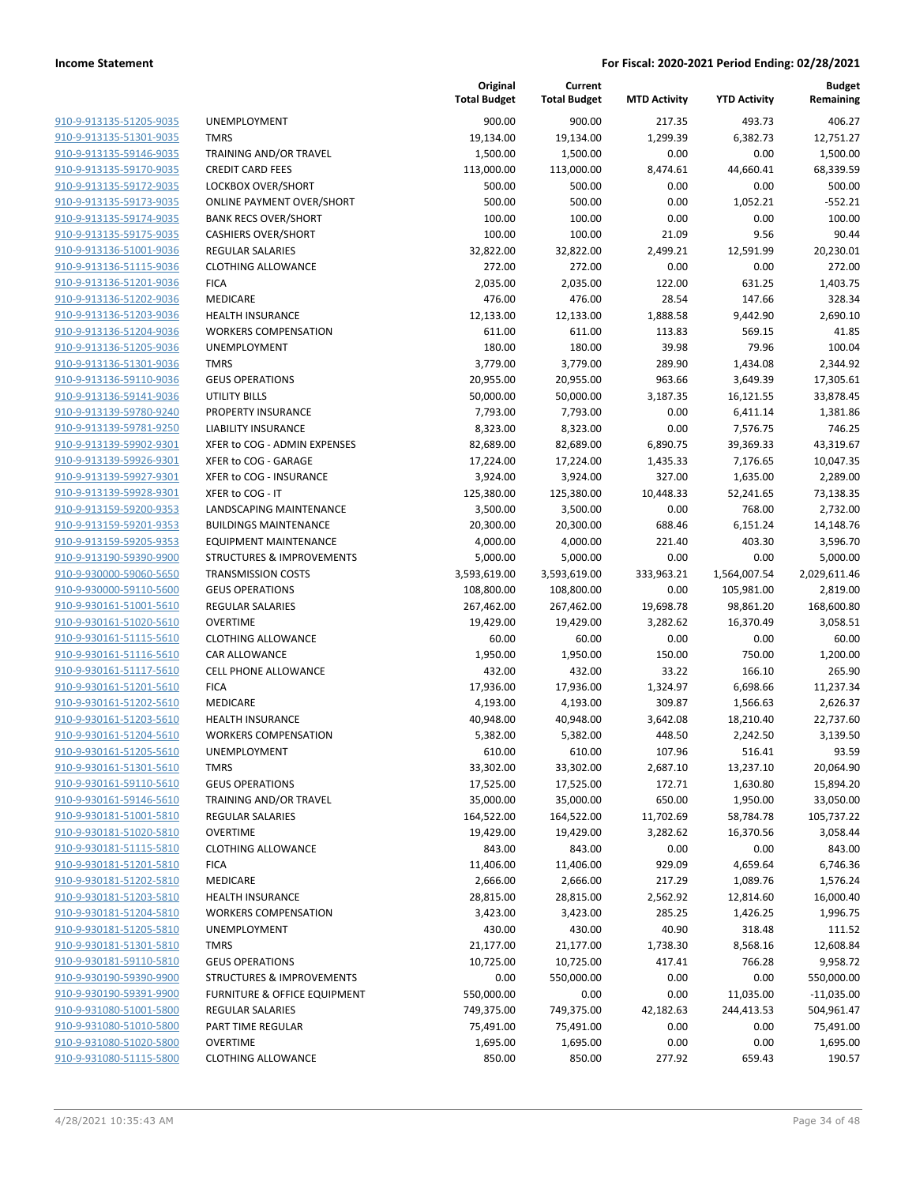**Income Statement** **For Fiscal: 2020-2021 Period Ending: 02/28/2021**

| | | Original Total Budget | Current Total Budget | MTD Activity | YTD Activity | Budget Remaining |
|---|---|---|---|---|---|---|
| 910-9-913135-51205-9035 | UNEMPLOYMENT | 900.00 | 900.00 | 217.35 | 493.73 | 406.27 |
| 910-9-913135-51301-9035 | TMRS | 19,134.00 | 19,134.00 | 1,299.39 | 6,382.73 | 12,751.27 |
| 910-9-913135-59146-9035 | TRAINING AND/OR TRAVEL | 1,500.00 | 1,500.00 | 0.00 | 0.00 | 1,500.00 |
| 910-9-913135-59170-9035 | CREDIT CARD FEES | 113,000.00 | 113,000.00 | 8,474.61 | 44,660.41 | 68,339.59 |
| 910-9-913135-59172-9035 | LOCKBOX OVER/SHORT | 500.00 | 500.00 | 0.00 | 0.00 | 500.00 |
| 910-9-913135-59173-9035 | ONLINE PAYMENT OVER/SHORT | 500.00 | 500.00 | 0.00 | 1,052.21 | -552.21 |
| 910-9-913135-59174-9035 | BANK RECS OVER/SHORT | 100.00 | 100.00 | 0.00 | 0.00 | 100.00 |
| 910-9-913135-59175-9035 | CASHIERS OVER/SHORT | 100.00 | 100.00 | 21.09 | 9.56 | 90.44 |
| 910-9-913136-51001-9036 | REGULAR SALARIES | 32,822.00 | 32,822.00 | 2,499.21 | 12,591.99 | 20,230.01 |
| 910-9-913136-51115-9036 | CLOTHING ALLOWANCE | 272.00 | 272.00 | 0.00 | 0.00 | 272.00 |
| 910-9-913136-51201-9036 | FICA | 2,035.00 | 2,035.00 | 122.00 | 631.25 | 1,403.75 |
| 910-9-913136-51202-9036 | MEDICARE | 476.00 | 476.00 | 28.54 | 147.66 | 328.34 |
| 910-9-913136-51203-9036 | HEALTH INSURANCE | 12,133.00 | 12,133.00 | 1,888.58 | 9,442.90 | 2,690.10 |
| 910-9-913136-51204-9036 | WORKERS COMPENSATION | 611.00 | 611.00 | 113.83 | 569.15 | 41.85 |
| 910-9-913136-51205-9036 | UNEMPLOYMENT | 180.00 | 180.00 | 39.98 | 79.96 | 100.04 |
| 910-9-913136-51301-9036 | TMRS | 3,779.00 | 3,779.00 | 289.90 | 1,434.08 | 2,344.92 |
| 910-9-913136-59110-9036 | GEUS OPERATIONS | 20,955.00 | 20,955.00 | 963.66 | 3,649.39 | 17,305.61 |
| 910-9-913136-59141-9036 | UTILITY BILLS | 50,000.00 | 50,000.00 | 3,187.35 | 16,121.55 | 33,878.45 |
| 910-9-913139-59780-9240 | PROPERTY INSURANCE | 7,793.00 | 7,793.00 | 0.00 | 6,411.14 | 1,381.86 |
| 910-9-913139-59781-9250 | LIABILITY INSURANCE | 8,323.00 | 8,323.00 | 0.00 | 7,576.75 | 746.25 |
| 910-9-913139-59902-9301 | XFER to COG - ADMIN EXPENSES | 82,689.00 | 82,689.00 | 6,890.75 | 39,369.33 | 43,319.67 |
| 910-9-913139-59926-9301 | XFER to COG - GARAGE | 17,224.00 | 17,224.00 | 1,435.33 | 7,176.65 | 10,047.35 |
| 910-9-913139-59927-9301 | XFER to COG - INSURANCE | 3,924.00 | 3,924.00 | 327.00 | 1,635.00 | 2,289.00 |
| 910-9-913139-59928-9301 | XFER to COG - IT | 125,380.00 | 125,380.00 | 10,448.33 | 52,241.65 | 73,138.35 |
| 910-9-913159-59200-9353 | LANDSCAPING MAINTENANCE | 3,500.00 | 3,500.00 | 0.00 | 768.00 | 2,732.00 |
| 910-9-913159-59201-9353 | BUILDINGS MAINTENANCE | 20,300.00 | 20,300.00 | 688.46 | 6,151.24 | 14,148.76 |
| 910-9-913159-59205-9353 | EQUIPMENT MAINTENANCE | 4,000.00 | 4,000.00 | 221.40 | 403.30 | 3,596.70 |
| 910-9-913190-59390-9900 | STRUCTURES & IMPROVEMENTS | 5,000.00 | 5,000.00 | 0.00 | 0.00 | 5,000.00 |
| 910-9-930000-59060-5650 | TRANSMISSION COSTS | 3,593,619.00 | 3,593,619.00 | 333,963.21 | 1,564,007.54 | 2,029,611.46 |
| 910-9-930000-59110-5600 | GEUS OPERATIONS | 108,800.00 | 108,800.00 | 0.00 | 105,981.00 | 2,819.00 |
| 910-9-930161-51001-5610 | REGULAR SALARIES | 267,462.00 | 267,462.00 | 19,698.78 | 98,861.20 | 168,600.80 |
| 910-9-930161-51020-5610 | OVERTIME | 19,429.00 | 19,429.00 | 3,282.62 | 16,370.49 | 3,058.51 |
| 910-9-930161-51115-5610 | CLOTHING ALLOWANCE | 60.00 | 60.00 | 0.00 | 0.00 | 60.00 |
| 910-9-930161-51116-5610 | CAR ALLOWANCE | 1,950.00 | 1,950.00 | 150.00 | 750.00 | 1,200.00 |
| 910-9-930161-51117-5610 | CELL PHONE ALLOWANCE | 432.00 | 432.00 | 33.22 | 166.10 | 265.90 |
| 910-9-930161-51201-5610 | FICA | 17,936.00 | 17,936.00 | 1,324.97 | 6,698.66 | 11,237.34 |
| 910-9-930161-51202-5610 | MEDICARE | 4,193.00 | 4,193.00 | 309.87 | 1,566.63 | 2,626.37 |
| 910-9-930161-51203-5610 | HEALTH INSURANCE | 40,948.00 | 40,948.00 | 3,642.08 | 18,210.40 | 22,737.60 |
| 910-9-930161-51204-5610 | WORKERS COMPENSATION | 5,382.00 | 5,382.00 | 448.50 | 2,242.50 | 3,139.50 |
| 910-9-930161-51205-5610 | UNEMPLOYMENT | 610.00 | 610.00 | 107.96 | 516.41 | 93.59 |
| 910-9-930161-51301-5610 | TMRS | 33,302.00 | 33,302.00 | 2,687.10 | 13,237.10 | 20,064.90 |
| 910-9-930161-59110-5610 | GEUS OPERATIONS | 17,525.00 | 17,525.00 | 172.71 | 1,630.80 | 15,894.20 |
| 910-9-930161-59146-5610 | TRAINING AND/OR TRAVEL | 35,000.00 | 35,000.00 | 650.00 | 1,950.00 | 33,050.00 |
| 910-9-930181-51001-5810 | REGULAR SALARIES | 164,522.00 | 164,522.00 | 11,702.69 | 58,784.78 | 105,737.22 |
| 910-9-930181-51020-5810 | OVERTIME | 19,429.00 | 19,429.00 | 3,282.62 | 16,370.56 | 3,058.44 |
| 910-9-930181-51115-5810 | CLOTHING ALLOWANCE | 843.00 | 843.00 | 0.00 | 0.00 | 843.00 |
| 910-9-930181-51201-5810 | FICA | 11,406.00 | 11,406.00 | 929.09 | 4,659.64 | 6,746.36 |
| 910-9-930181-51202-5810 | MEDICARE | 2,666.00 | 2,666.00 | 217.29 | 1,089.76 | 1,576.24 |
| 910-9-930181-51203-5810 | HEALTH INSURANCE | 28,815.00 | 28,815.00 | 2,562.92 | 12,814.60 | 16,000.40 |
| 910-9-930181-51204-5810 | WORKERS COMPENSATION | 3,423.00 | 3,423.00 | 285.25 | 1,426.25 | 1,996.75 |
| 910-9-930181-51205-5810 | UNEMPLOYMENT | 430.00 | 430.00 | 40.90 | 318.48 | 111.52 |
| 910-9-930181-51301-5810 | TMRS | 21,177.00 | 21,177.00 | 1,738.30 | 8,568.16 | 12,608.84 |
| 910-9-930181-59110-5810 | GEUS OPERATIONS | 10,725.00 | 10,725.00 | 417.41 | 766.28 | 9,958.72 |
| 910-9-930190-59390-9900 | STRUCTURES & IMPROVEMENTS | 0.00 | 550,000.00 | 0.00 | 0.00 | 550,000.00 |
| 910-9-930190-59391-9900 | FURNITURE & OFFICE EQUIPMENT | 550,000.00 | 0.00 | 0.00 | 11,035.00 | -11,035.00 |
| 910-9-931080-51001-5800 | REGULAR SALARIES | 749,375.00 | 749,375.00 | 42,182.63 | 244,413.53 | 504,961.47 |
| 910-9-931080-51010-5800 | PART TIME REGULAR | 75,491.00 | 75,491.00 | 0.00 | 0.00 | 75,491.00 |
| 910-9-931080-51020-5800 | OVERTIME | 1,695.00 | 1,695.00 | 0.00 | 0.00 | 1,695.00 |
| 910-9-931080-51115-5800 | CLOTHING ALLOWANCE | 850.00 | 850.00 | 277.92 | 659.43 | 190.57 |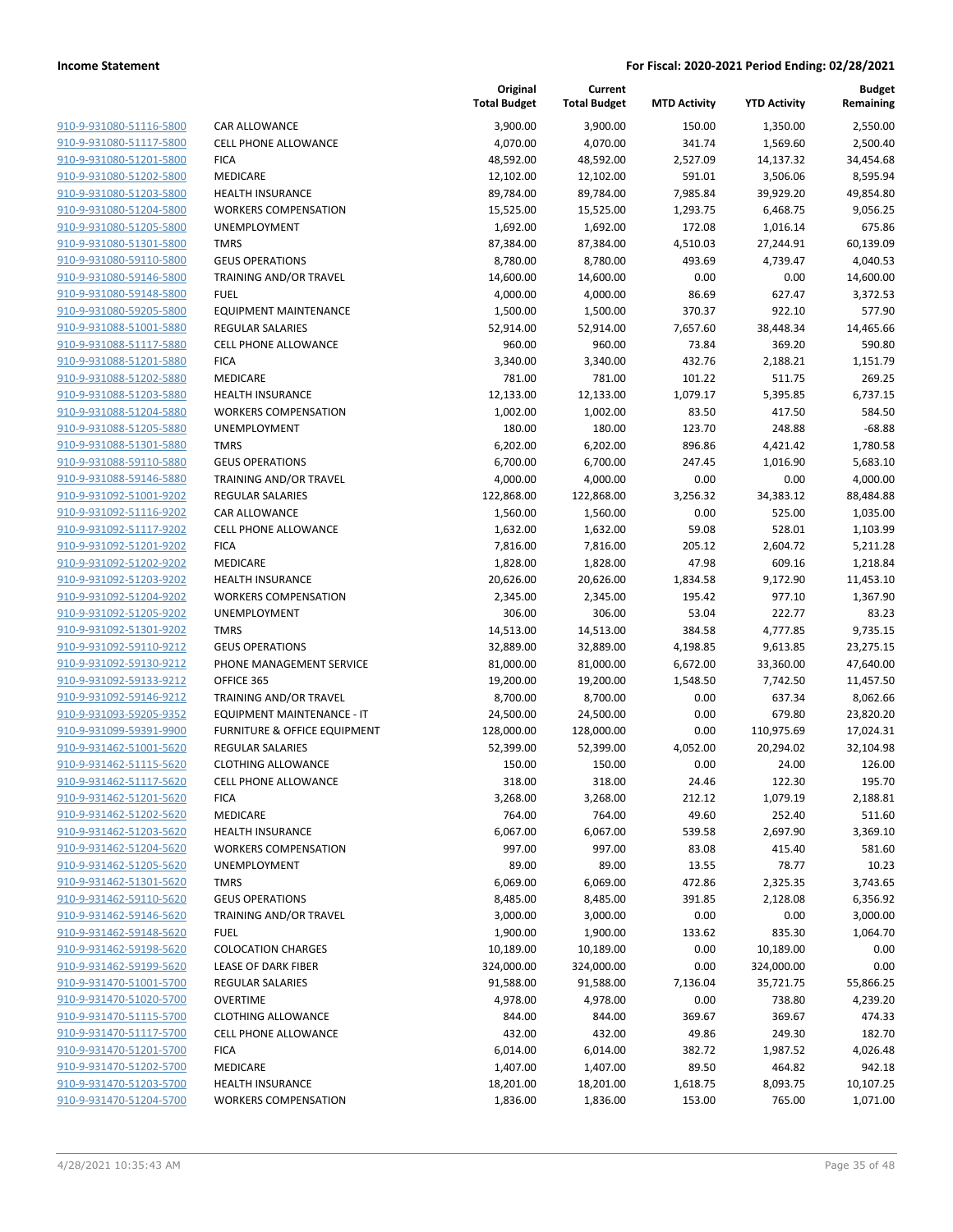| | | Original Total Budget | Current Total Budget | MTD Activity | YTD Activity | Budget Remaining |
|---|---|---|---|---|---|---|
| 910-9-931080-51116-5800 | CAR ALLOWANCE | 3,900.00 | 3,900.00 | 150.00 | 1,350.00 | 2,550.00 |
| 910-9-931080-51117-5800 | CELL PHONE ALLOWANCE | 4,070.00 | 4,070.00 | 341.74 | 1,569.60 | 2,500.40 |
| 910-9-931080-51201-5800 | FICA | 48,592.00 | 48,592.00 | 2,527.09 | 14,137.32 | 34,454.68 |
| 910-9-931080-51202-5800 | MEDICARE | 12,102.00 | 12,102.00 | 591.01 | 3,506.06 | 8,595.94 |
| 910-9-931080-51203-5800 | HEALTH INSURANCE | 89,784.00 | 89,784.00 | 7,985.84 | 39,929.20 | 49,854.80 |
| 910-9-931080-51204-5800 | WORKERS COMPENSATION | 15,525.00 | 15,525.00 | 1,293.75 | 6,468.75 | 9,056.25 |
| 910-9-931080-51205-5800 | UNEMPLOYMENT | 1,692.00 | 1,692.00 | 172.08 | 1,016.14 | 675.86 |
| 910-9-931080-51301-5800 | TMRS | 87,384.00 | 87,384.00 | 4,510.03 | 27,244.91 | 60,139.09 |
| 910-9-931080-59110-5800 | GEUS OPERATIONS | 8,780.00 | 8,780.00 | 493.69 | 4,739.47 | 4,040.53 |
| 910-9-931080-59146-5800 | TRAINING AND/OR TRAVEL | 14,600.00 | 14,600.00 | 0.00 | 0.00 | 14,600.00 |
| 910-9-931080-59148-5800 | FUEL | 4,000.00 | 4,000.00 | 86.69 | 627.47 | 3,372.53 |
| 910-9-931080-59205-5800 | EQUIPMENT MAINTENANCE | 1,500.00 | 1,500.00 | 370.37 | 922.10 | 577.90 |
| 910-9-931088-51001-5880 | REGULAR SALARIES | 52,914.00 | 52,914.00 | 7,657.60 | 38,448.34 | 14,465.66 |
| 910-9-931088-51117-5880 | CELL PHONE ALLOWANCE | 960.00 | 960.00 | 73.84 | 369.20 | 590.80 |
| 910-9-931088-51201-5880 | FICA | 3,340.00 | 3,340.00 | 432.76 | 2,188.21 | 1,151.79 |
| 910-9-931088-51202-5880 | MEDICARE | 781.00 | 781.00 | 101.22 | 511.75 | 269.25 |
| 910-9-931088-51203-5880 | HEALTH INSURANCE | 12,133.00 | 12,133.00 | 1,079.17 | 5,395.85 | 6,737.15 |
| 910-9-931088-51204-5880 | WORKERS COMPENSATION | 1,002.00 | 1,002.00 | 83.50 | 417.50 | 584.50 |
| 910-9-931088-51205-5880 | UNEMPLOYMENT | 180.00 | 180.00 | 123.70 | 248.88 | -68.88 |
| 910-9-931088-51301-5880 | TMRS | 6,202.00 | 6,202.00 | 896.86 | 4,421.42 | 1,780.58 |
| 910-9-931088-59110-5880 | GEUS OPERATIONS | 6,700.00 | 6,700.00 | 247.45 | 1,016.90 | 5,683.10 |
| 910-9-931088-59146-5880 | TRAINING AND/OR TRAVEL | 4,000.00 | 4,000.00 | 0.00 | 0.00 | 4,000.00 |
| 910-9-931092-51001-9202 | REGULAR SALARIES | 122,868.00 | 122,868.00 | 3,256.32 | 34,383.12 | 88,484.88 |
| 910-9-931092-51116-9202 | CAR ALLOWANCE | 1,560.00 | 1,560.00 | 0.00 | 525.00 | 1,035.00 |
| 910-9-931092-51117-9202 | CELL PHONE ALLOWANCE | 1,632.00 | 1,632.00 | 59.08 | 528.01 | 1,103.99 |
| 910-9-931092-51201-9202 | FICA | 7,816.00 | 7,816.00 | 205.12 | 2,604.72 | 5,211.28 |
| 910-9-931092-51202-9202 | MEDICARE | 1,828.00 | 1,828.00 | 47.98 | 609.16 | 1,218.84 |
| 910-9-931092-51203-9202 | HEALTH INSURANCE | 20,626.00 | 20,626.00 | 1,834.58 | 9,172.90 | 11,453.10 |
| 910-9-931092-51204-9202 | WORKERS COMPENSATION | 2,345.00 | 2,345.00 | 195.42 | 977.10 | 1,367.90 |
| 910-9-931092-51205-9202 | UNEMPLOYMENT | 306.00 | 306.00 | 53.04 | 222.77 | 83.23 |
| 910-9-931092-51301-9202 | TMRS | 14,513.00 | 14,513.00 | 384.58 | 4,777.85 | 9,735.15 |
| 910-9-931092-59110-9212 | GEUS OPERATIONS | 32,889.00 | 32,889.00 | 4,198.85 | 9,613.85 | 23,275.15 |
| 910-9-931092-59130-9212 | PHONE MANAGEMENT SERVICE | 81,000.00 | 81,000.00 | 6,672.00 | 33,360.00 | 47,640.00 |
| 910-9-931092-59133-9212 | OFFICE 365 | 19,200.00 | 19,200.00 | 1,548.50 | 7,742.50 | 11,457.50 |
| 910-9-931092-59146-9212 | TRAINING AND/OR TRAVEL | 8,700.00 | 8,700.00 | 0.00 | 637.34 | 8,062.66 |
| 910-9-931093-59205-9352 | EQUIPMENT MAINTENANCE - IT | 24,500.00 | 24,500.00 | 0.00 | 679.80 | 23,820.20 |
| 910-9-931099-59391-9900 | FURNITURE & OFFICE EQUIPMENT | 128,000.00 | 128,000.00 | 0.00 | 110,975.69 | 17,024.31 |
| 910-9-931462-51001-5620 | REGULAR SALARIES | 52,399.00 | 52,399.00 | 4,052.00 | 20,294.02 | 32,104.98 |
| 910-9-931462-51115-5620 | CLOTHING ALLOWANCE | 150.00 | 150.00 | 0.00 | 24.00 | 126.00 |
| 910-9-931462-51117-5620 | CELL PHONE ALLOWANCE | 318.00 | 318.00 | 24.46 | 122.30 | 195.70 |
| 910-9-931462-51201-5620 | FICA | 3,268.00 | 3,268.00 | 212.12 | 1,079.19 | 2,188.81 |
| 910-9-931462-51202-5620 | MEDICARE | 764.00 | 764.00 | 49.60 | 252.40 | 511.60 |
| 910-9-931462-51203-5620 | HEALTH INSURANCE | 6,067.00 | 6,067.00 | 539.58 | 2,697.90 | 3,369.10 |
| 910-9-931462-51204-5620 | WORKERS COMPENSATION | 997.00 | 997.00 | 83.08 | 415.40 | 581.60 |
| 910-9-931462-51205-5620 | UNEMPLOYMENT | 89.00 | 89.00 | 13.55 | 78.77 | 10.23 |
| 910-9-931462-51301-5620 | TMRS | 6,069.00 | 6,069.00 | 472.86 | 2,325.35 | 3,743.65 |
| 910-9-931462-59110-5620 | GEUS OPERATIONS | 8,485.00 | 8,485.00 | 391.85 | 2,128.08 | 6,356.92 |
| 910-9-931462-59146-5620 | TRAINING AND/OR TRAVEL | 3,000.00 | 3,000.00 | 0.00 | 0.00 | 3,000.00 |
| 910-9-931462-59148-5620 | FUEL | 1,900.00 | 1,900.00 | 133.62 | 835.30 | 1,064.70 |
| 910-9-931462-59198-5620 | COLOCATION CHARGES | 10,189.00 | 10,189.00 | 0.00 | 10,189.00 | 0.00 |
| 910-9-931462-59199-5620 | LEASE OF DARK FIBER | 324,000.00 | 324,000.00 | 0.00 | 324,000.00 | 0.00 |
| 910-9-931470-51001-5700 | REGULAR SALARIES | 91,588.00 | 91,588.00 | 7,136.04 | 35,721.75 | 55,866.25 |
| 910-9-931470-51020-5700 | OVERTIME | 4,978.00 | 4,978.00 | 0.00 | 738.80 | 4,239.20 |
| 910-9-931470-51115-5700 | CLOTHING ALLOWANCE | 844.00 | 844.00 | 369.67 | 369.67 | 474.33 |
| 910-9-931470-51117-5700 | CELL PHONE ALLOWANCE | 432.00 | 432.00 | 49.86 | 249.30 | 182.70 |
| 910-9-931470-51201-5700 | FICA | 6,014.00 | 6,014.00 | 382.72 | 1,987.52 | 4,026.48 |
| 910-9-931470-51202-5700 | MEDICARE | 1,407.00 | 1,407.00 | 89.50 | 464.82 | 942.18 |
| 910-9-931470-51203-5700 | HEALTH INSURANCE | 18,201.00 | 18,201.00 | 1,618.75 | 8,093.75 | 10,107.25 |
| 910-9-931470-51204-5700 | WORKERS COMPENSATION | 1,836.00 | 1,836.00 | 153.00 | 765.00 | 1,071.00 |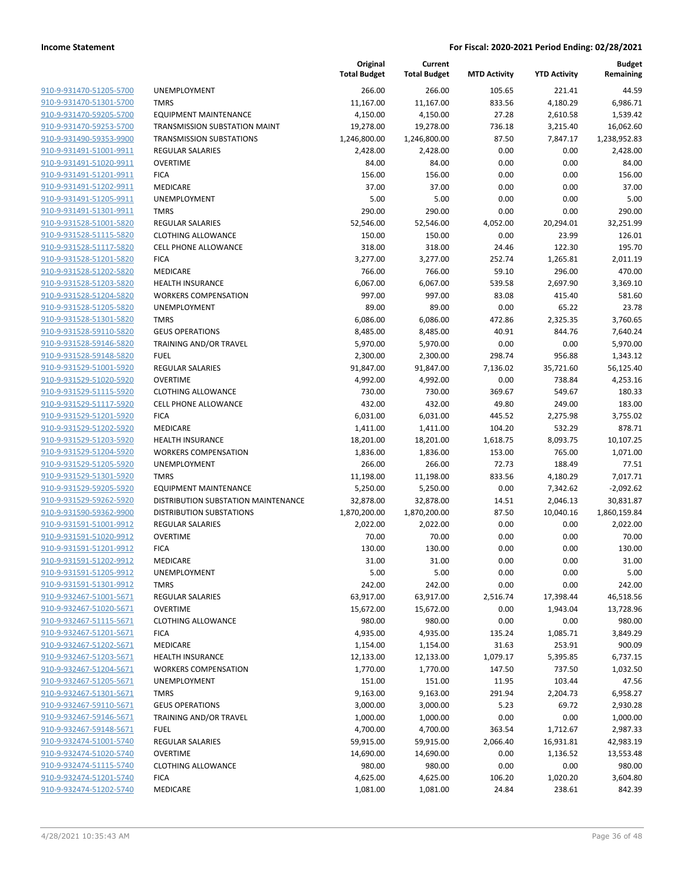**Income Statement** — **For Fiscal: 2020-2021 Period Ending: 02/28/2021**

| | | Original Total Budget | Current Total Budget | MTD Activity | YTD Activity | Budget Remaining |
|---|---|---|---|---|---|---|
| 910-9-931470-51205-5700 | UNEMPLOYMENT | 266.00 | 266.00 | 105.65 | 221.41 | 44.59 |
| 910-9-931470-51301-5700 | TMRS | 11,167.00 | 11,167.00 | 833.56 | 4,180.29 | 6,986.71 |
| 910-9-931470-59205-5700 | EQUIPMENT MAINTENANCE | 4,150.00 | 4,150.00 | 27.28 | 2,610.58 | 1,539.42 |
| 910-9-931470-59253-5700 | TRANSMISSION SUBSTATION MAINT | 19,278.00 | 19,278.00 | 736.18 | 3,215.40 | 16,062.60 |
| 910-9-931490-59353-9900 | TRANSMISSION SUBSTATIONS | 1,246,800.00 | 1,246,800.00 | 87.50 | 7,847.17 | 1,238,952.83 |
| 910-9-931491-51001-9911 | REGULAR SALARIES | 2,428.00 | 2,428.00 | 0.00 | 0.00 | 2,428.00 |
| 910-9-931491-51020-9911 | OVERTIME | 84.00 | 84.00 | 0.00 | 0.00 | 84.00 |
| 910-9-931491-51201-9911 | FICA | 156.00 | 156.00 | 0.00 | 0.00 | 156.00 |
| 910-9-931491-51202-9911 | MEDICARE | 37.00 | 37.00 | 0.00 | 0.00 | 37.00 |
| 910-9-931491-51205-9911 | UNEMPLOYMENT | 5.00 | 5.00 | 0.00 | 0.00 | 5.00 |
| 910-9-931491-51301-9911 | TMRS | 290.00 | 290.00 | 0.00 | 0.00 | 290.00 |
| 910-9-931528-51001-5820 | REGULAR SALARIES | 52,546.00 | 52,546.00 | 4,052.00 | 20,294.01 | 32,251.99 |
| 910-9-931528-51115-5820 | CLOTHING ALLOWANCE | 150.00 | 150.00 | 0.00 | 23.99 | 126.01 |
| 910-9-931528-51117-5820 | CELL PHONE ALLOWANCE | 318.00 | 318.00 | 24.46 | 122.30 | 195.70 |
| 910-9-931528-51201-5820 | FICA | 3,277.00 | 3,277.00 | 252.74 | 1,265.81 | 2,011.19 |
| 910-9-931528-51202-5820 | MEDICARE | 766.00 | 766.00 | 59.10 | 296.00 | 470.00 |
| 910-9-931528-51203-5820 | HEALTH INSURANCE | 6,067.00 | 6,067.00 | 539.58 | 2,697.90 | 3,369.10 |
| 910-9-931528-51204-5820 | WORKERS COMPENSATION | 997.00 | 997.00 | 83.08 | 415.40 | 581.60 |
| 910-9-931528-51205-5820 | UNEMPLOYMENT | 89.00 | 89.00 | 0.00 | 65.22 | 23.78 |
| 910-9-931528-51301-5820 | TMRS | 6,086.00 | 6,086.00 | 472.86 | 2,325.35 | 3,760.65 |
| 910-9-931528-59110-5820 | GEUS OPERATIONS | 8,485.00 | 8,485.00 | 40.91 | 844.76 | 7,640.24 |
| 910-9-931528-59146-5820 | TRAINING AND/OR TRAVEL | 5,970.00 | 5,970.00 | 0.00 | 0.00 | 5,970.00 |
| 910-9-931528-59148-5820 | FUEL | 2,300.00 | 2,300.00 | 298.74 | 956.88 | 1,343.12 |
| 910-9-931529-51001-5920 | REGULAR SALARIES | 91,847.00 | 91,847.00 | 7,136.02 | 35,721.60 | 56,125.40 |
| 910-9-931529-51020-5920 | OVERTIME | 4,992.00 | 4,992.00 | 0.00 | 738.84 | 4,253.16 |
| 910-9-931529-51115-5920 | CLOTHING ALLOWANCE | 730.00 | 730.00 | 369.67 | 549.67 | 180.33 |
| 910-9-931529-51117-5920 | CELL PHONE ALLOWANCE | 432.00 | 432.00 | 49.80 | 249.00 | 183.00 |
| 910-9-931529-51201-5920 | FICA | 6,031.00 | 6,031.00 | 445.52 | 2,275.98 | 3,755.02 |
| 910-9-931529-51202-5920 | MEDICARE | 1,411.00 | 1,411.00 | 104.20 | 532.29 | 878.71 |
| 910-9-931529-51203-5920 | HEALTH INSURANCE | 18,201.00 | 18,201.00 | 1,618.75 | 8,093.75 | 10,107.25 |
| 910-9-931529-51204-5920 | WORKERS COMPENSATION | 1,836.00 | 1,836.00 | 153.00 | 765.00 | 1,071.00 |
| 910-9-931529-51205-5920 | UNEMPLOYMENT | 266.00 | 266.00 | 72.73 | 188.49 | 77.51 |
| 910-9-931529-51301-5920 | TMRS | 11,198.00 | 11,198.00 | 833.56 | 4,180.29 | 7,017.71 |
| 910-9-931529-59205-5920 | EQUIPMENT MAINTENANCE | 5,250.00 | 5,250.00 | 0.00 | 7,342.62 | -2,092.62 |
| 910-9-931529-59262-5920 | DISTRIBUTION SUBSTATION MAINTENANCE | 32,878.00 | 32,878.00 | 14.51 | 2,046.13 | 30,831.87 |
| 910-9-931590-59362-9900 | DISTRIBUTION SUBSTATIONS | 1,870,200.00 | 1,870,200.00 | 87.50 | 10,040.16 | 1,860,159.84 |
| 910-9-931591-51001-9912 | REGULAR SALARIES | 2,022.00 | 2,022.00 | 0.00 | 0.00 | 2,022.00 |
| 910-9-931591-51020-9912 | OVERTIME | 70.00 | 70.00 | 0.00 | 0.00 | 70.00 |
| 910-9-931591-51201-9912 | FICA | 130.00 | 130.00 | 0.00 | 0.00 | 130.00 |
| 910-9-931591-51202-9912 | MEDICARE | 31.00 | 31.00 | 0.00 | 0.00 | 31.00 |
| 910-9-931591-51205-9912 | UNEMPLOYMENT | 5.00 | 5.00 | 0.00 | 0.00 | 5.00 |
| 910-9-931591-51301-9912 | TMRS | 242.00 | 242.00 | 0.00 | 0.00 | 242.00 |
| 910-9-932467-51001-5671 | REGULAR SALARIES | 63,917.00 | 63,917.00 | 2,516.74 | 17,398.44 | 46,518.56 |
| 910-9-932467-51020-5671 | OVERTIME | 15,672.00 | 15,672.00 | 0.00 | 1,943.04 | 13,728.96 |
| 910-9-932467-51115-5671 | CLOTHING ALLOWANCE | 980.00 | 980.00 | 0.00 | 0.00 | 980.00 |
| 910-9-932467-51201-5671 | FICA | 4,935.00 | 4,935.00 | 135.24 | 1,085.71 | 3,849.29 |
| 910-9-932467-51202-5671 | MEDICARE | 1,154.00 | 1,154.00 | 31.63 | 253.91 | 900.09 |
| 910-9-932467-51203-5671 | HEALTH INSURANCE | 12,133.00 | 12,133.00 | 1,079.17 | 5,395.85 | 6,737.15 |
| 910-9-932467-51204-5671 | WORKERS COMPENSATION | 1,770.00 | 1,770.00 | 147.50 | 737.50 | 1,032.50 |
| 910-9-932467-51205-5671 | UNEMPLOYMENT | 151.00 | 151.00 | 11.95 | 103.44 | 47.56 |
| 910-9-932467-51301-5671 | TMRS | 9,163.00 | 9,163.00 | 291.94 | 2,204.73 | 6,958.27 |
| 910-9-932467-59110-5671 | GEUS OPERATIONS | 3,000.00 | 3,000.00 | 5.23 | 69.72 | 2,930.28 |
| 910-9-932467-59146-5671 | TRAINING AND/OR TRAVEL | 1,000.00 | 1,000.00 | 0.00 | 0.00 | 1,000.00 |
| 910-9-932467-59148-5671 | FUEL | 4,700.00 | 4,700.00 | 363.54 | 1,712.67 | 2,987.33 |
| 910-9-932474-51001-5740 | REGULAR SALARIES | 59,915.00 | 59,915.00 | 2,066.40 | 16,931.81 | 42,983.19 |
| 910-9-932474-51020-5740 | OVERTIME | 14,690.00 | 14,690.00 | 0.00 | 1,136.52 | 13,553.48 |
| 910-9-932474-51115-5740 | CLOTHING ALLOWANCE | 980.00 | 980.00 | 0.00 | 0.00 | 980.00 |
| 910-9-932474-51201-5740 | FICA | 4,625.00 | 4,625.00 | 106.20 | 1,020.20 | 3,604.80 |
| 910-9-932474-51202-5740 | MEDICARE | 1,081.00 | 1,081.00 | 24.84 | 238.61 | 842.39 |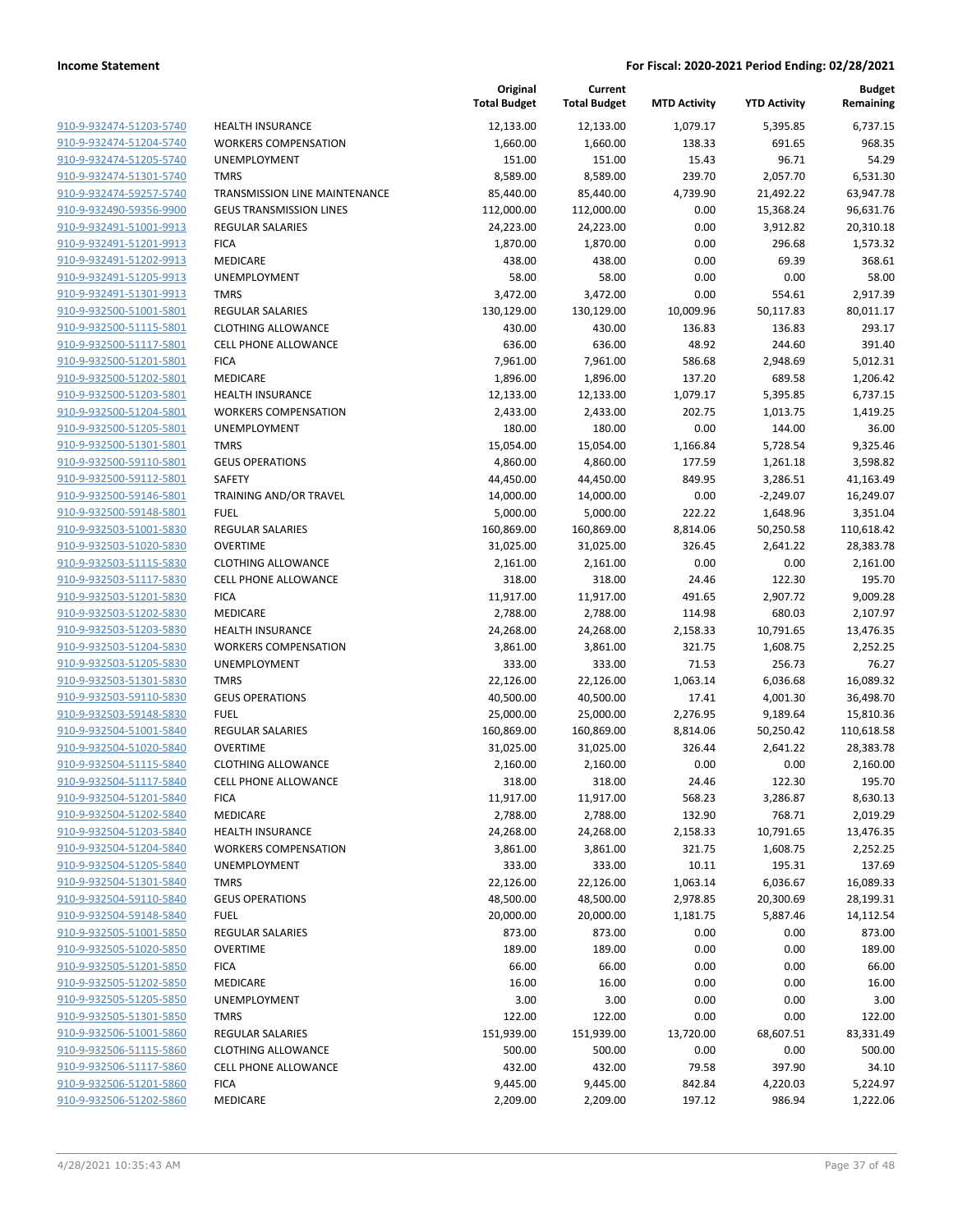**Income Statement** | **For Fiscal: 2020-2021 Period Ending: 02/28/2021**

| | | Original Total Budget | Current Total Budget | MTD Activity | YTD Activity | Budget Remaining |
|---|---|---|---|---|---|---|
| 910-9-932474-51203-5740 | HEALTH INSURANCE | 12,133.00 | 12,133.00 | 1,079.17 | 5,395.85 | 6,737.15 |
| 910-9-932474-51204-5740 | WORKERS COMPENSATION | 1,660.00 | 1,660.00 | 138.33 | 691.65 | 968.35 |
| 910-9-932474-51205-5740 | UNEMPLOYMENT | 151.00 | 151.00 | 15.43 | 96.71 | 54.29 |
| 910-9-932474-51301-5740 | TMRS | 8,589.00 | 8,589.00 | 239.70 | 2,057.70 | 6,531.30 |
| 910-9-932474-59257-5740 | TRANSMISSION LINE MAINTENANCE | 85,440.00 | 85,440.00 | 4,739.90 | 21,492.22 | 63,947.78 |
| 910-9-932490-59356-9900 | GEUS TRANSMISSION LINES | 112,000.00 | 112,000.00 | 0.00 | 15,368.24 | 96,631.76 |
| 910-9-932491-51001-9913 | REGULAR SALARIES | 24,223.00 | 24,223.00 | 0.00 | 3,912.82 | 20,310.18 |
| 910-9-932491-51201-9913 | FICA | 1,870.00 | 1,870.00 | 0.00 | 296.68 | 1,573.32 |
| 910-9-932491-51202-9913 | MEDICARE | 438.00 | 438.00 | 0.00 | 69.39 | 368.61 |
| 910-9-932491-51205-9913 | UNEMPLOYMENT | 58.00 | 58.00 | 0.00 | 0.00 | 58.00 |
| 910-9-932491-51301-9913 | TMRS | 3,472.00 | 3,472.00 | 0.00 | 554.61 | 2,917.39 |
| 910-9-932500-51001-5801 | REGULAR SALARIES | 130,129.00 | 130,129.00 | 10,009.96 | 50,117.83 | 80,011.17 |
| 910-9-932500-51115-5801 | CLOTHING ALLOWANCE | 430.00 | 430.00 | 136.83 | 136.83 | 293.17 |
| 910-9-932500-51117-5801 | CELL PHONE ALLOWANCE | 636.00 | 636.00 | 48.92 | 244.60 | 391.40 |
| 910-9-932500-51201-5801 | FICA | 7,961.00 | 7,961.00 | 586.68 | 2,948.69 | 5,012.31 |
| 910-9-932500-51202-5801 | MEDICARE | 1,896.00 | 1,896.00 | 137.20 | 689.58 | 1,206.42 |
| 910-9-932500-51203-5801 | HEALTH INSURANCE | 12,133.00 | 12,133.00 | 1,079.17 | 5,395.85 | 6,737.15 |
| 910-9-932500-51204-5801 | WORKERS COMPENSATION | 2,433.00 | 2,433.00 | 202.75 | 1,013.75 | 1,419.25 |
| 910-9-932500-51205-5801 | UNEMPLOYMENT | 180.00 | 180.00 | 0.00 | 144.00 | 36.00 |
| 910-9-932500-51301-5801 | TMRS | 15,054.00 | 15,054.00 | 1,166.84 | 5,728.54 | 9,325.46 |
| 910-9-932500-59110-5801 | GEUS OPERATIONS | 4,860.00 | 4,860.00 | 177.59 | 1,261.18 | 3,598.82 |
| 910-9-932500-59112-5801 | SAFETY | 44,450.00 | 44,450.00 | 849.95 | 3,286.51 | 41,163.49 |
| 910-9-932500-59146-5801 | TRAINING AND/OR TRAVEL | 14,000.00 | 14,000.00 | 0.00 | -2,249.07 | 16,249.07 |
| 910-9-932500-59148-5801 | FUEL | 5,000.00 | 5,000.00 | 222.22 | 1,648.96 | 3,351.04 |
| 910-9-932503-51001-5830 | REGULAR SALARIES | 160,869.00 | 160,869.00 | 8,814.06 | 50,250.58 | 110,618.42 |
| 910-9-932503-51020-5830 | OVERTIME | 31,025.00 | 31,025.00 | 326.45 | 2,641.22 | 28,383.78 |
| 910-9-932503-51115-5830 | CLOTHING ALLOWANCE | 2,161.00 | 2,161.00 | 0.00 | 0.00 | 2,161.00 |
| 910-9-932503-51117-5830 | CELL PHONE ALLOWANCE | 318.00 | 318.00 | 24.46 | 122.30 | 195.70 |
| 910-9-932503-51201-5830 | FICA | 11,917.00 | 11,917.00 | 491.65 | 2,907.72 | 9,009.28 |
| 910-9-932503-51202-5830 | MEDICARE | 2,788.00 | 2,788.00 | 114.98 | 680.03 | 2,107.97 |
| 910-9-932503-51203-5830 | HEALTH INSURANCE | 24,268.00 | 24,268.00 | 2,158.33 | 10,791.65 | 13,476.35 |
| 910-9-932503-51204-5830 | WORKERS COMPENSATION | 3,861.00 | 3,861.00 | 321.75 | 1,608.75 | 2,252.25 |
| 910-9-932503-51205-5830 | UNEMPLOYMENT | 333.00 | 333.00 | 71.53 | 256.73 | 76.27 |
| 910-9-932503-51301-5830 | TMRS | 22,126.00 | 22,126.00 | 1,063.14 | 6,036.68 | 16,089.32 |
| 910-9-932503-59110-5830 | GEUS OPERATIONS | 40,500.00 | 40,500.00 | 17.41 | 4,001.30 | 36,498.70 |
| 910-9-932503-59148-5830 | FUEL | 25,000.00 | 25,000.00 | 2,276.95 | 9,189.64 | 15,810.36 |
| 910-9-932504-51001-5840 | REGULAR SALARIES | 160,869.00 | 160,869.00 | 8,814.06 | 50,250.42 | 110,618.58 |
| 910-9-932504-51020-5840 | OVERTIME | 31,025.00 | 31,025.00 | 326.44 | 2,641.22 | 28,383.78 |
| 910-9-932504-51115-5840 | CLOTHING ALLOWANCE | 2,160.00 | 2,160.00 | 0.00 | 0.00 | 2,160.00 |
| 910-9-932504-51117-5840 | CELL PHONE ALLOWANCE | 318.00 | 318.00 | 24.46 | 122.30 | 195.70 |
| 910-9-932504-51201-5840 | FICA | 11,917.00 | 11,917.00 | 568.23 | 3,286.87 | 8,630.13 |
| 910-9-932504-51202-5840 | MEDICARE | 2,788.00 | 2,788.00 | 132.90 | 768.71 | 2,019.29 |
| 910-9-932504-51203-5840 | HEALTH INSURANCE | 24,268.00 | 24,268.00 | 2,158.33 | 10,791.65 | 13,476.35 |
| 910-9-932504-51204-5840 | WORKERS COMPENSATION | 3,861.00 | 3,861.00 | 321.75 | 1,608.75 | 2,252.25 |
| 910-9-932504-51205-5840 | UNEMPLOYMENT | 333.00 | 333.00 | 10.11 | 195.31 | 137.69 |
| 910-9-932504-51301-5840 | TMRS | 22,126.00 | 22,126.00 | 1,063.14 | 6,036.67 | 16,089.33 |
| 910-9-932504-59110-5840 | GEUS OPERATIONS | 48,500.00 | 48,500.00 | 2,978.85 | 20,300.69 | 28,199.31 |
| 910-9-932504-59148-5840 | FUEL | 20,000.00 | 20,000.00 | 1,181.75 | 5,887.46 | 14,112.54 |
| 910-9-932505-51001-5850 | REGULAR SALARIES | 873.00 | 873.00 | 0.00 | 0.00 | 873.00 |
| 910-9-932505-51020-5850 | OVERTIME | 189.00 | 189.00 | 0.00 | 0.00 | 189.00 |
| 910-9-932505-51201-5850 | FICA | 66.00 | 66.00 | 0.00 | 0.00 | 66.00 |
| 910-9-932505-51202-5850 | MEDICARE | 16.00 | 16.00 | 0.00 | 0.00 | 16.00 |
| 910-9-932505-51205-5850 | UNEMPLOYMENT | 3.00 | 3.00 | 0.00 | 0.00 | 3.00 |
| 910-9-932505-51301-5850 | TMRS | 122.00 | 122.00 | 0.00 | 0.00 | 122.00 |
| 910-9-932506-51001-5860 | REGULAR SALARIES | 151,939.00 | 151,939.00 | 13,720.00 | 68,607.51 | 83,331.49 |
| 910-9-932506-51115-5860 | CLOTHING ALLOWANCE | 500.00 | 500.00 | 0.00 | 0.00 | 500.00 |
| 910-9-932506-51117-5860 | CELL PHONE ALLOWANCE | 432.00 | 432.00 | 79.58 | 397.90 | 34.10 |
| 910-9-932506-51201-5860 | FICA | 9,445.00 | 9,445.00 | 842.84 | 4,220.03 | 5,224.97 |
| 910-9-932506-51202-5860 | MEDICARE | 2,209.00 | 2,209.00 | 197.12 | 986.94 | 1,222.06 |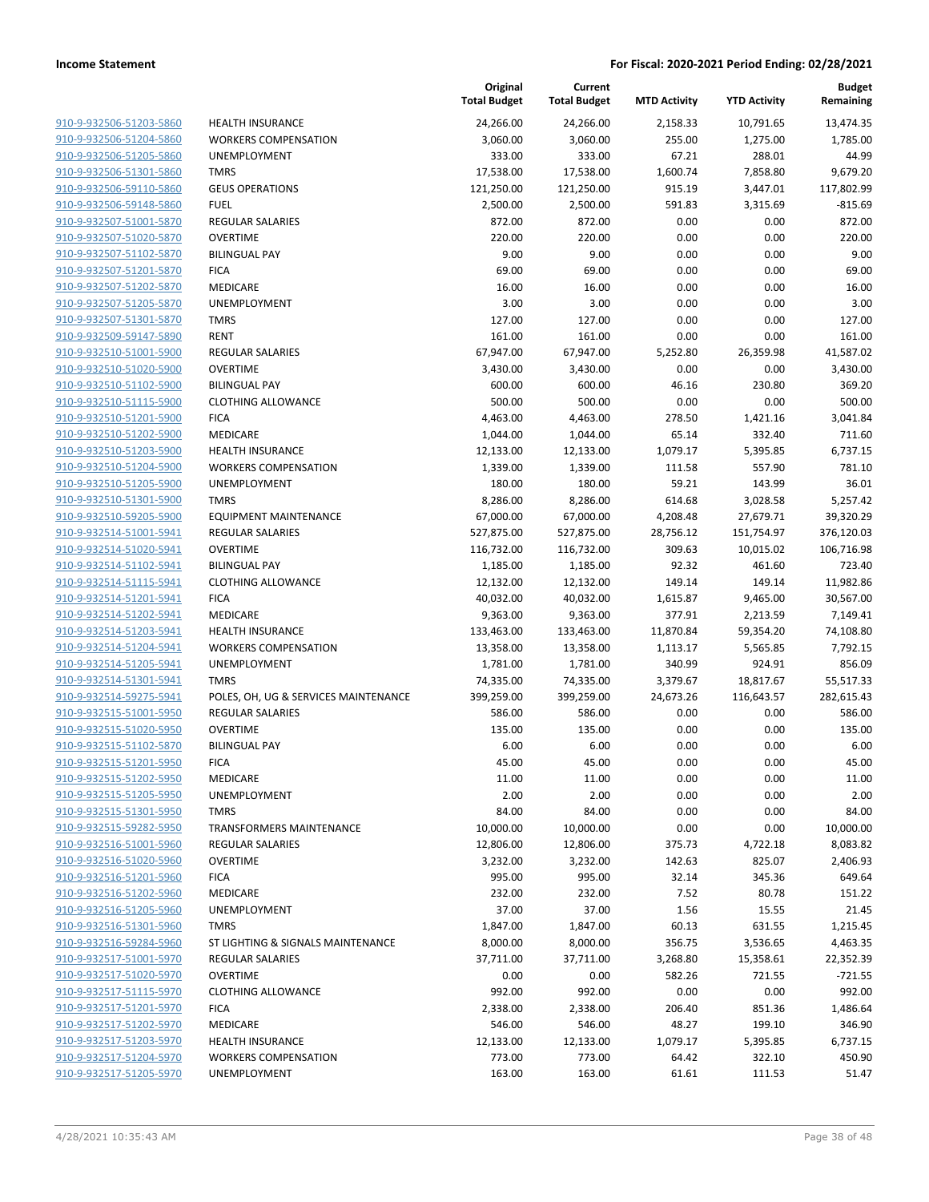**Income Statement** | **For Fiscal: 2020-2021 Period Ending: 02/28/2021**

| | | Original Total Budget | Current Total Budget | MTD Activity | YTD Activity | Budget Remaining |
|---|---|---|---|---|---|---|
| 910-9-932506-51203-5860 | HEALTH INSURANCE | 24,266.00 | 24,266.00 | 2,158.33 | 10,791.65 | 13,474.35 |
| 910-9-932506-51204-5860 | WORKERS COMPENSATION | 3,060.00 | 3,060.00 | 255.00 | 1,275.00 | 1,785.00 |
| 910-9-932506-51205-5860 | UNEMPLOYMENT | 333.00 | 333.00 | 67.21 | 288.01 | 44.99 |
| 910-9-932506-51301-5860 | TMRS | 17,538.00 | 17,538.00 | 1,600.74 | 7,858.80 | 9,679.20 |
| 910-9-932506-59110-5860 | GEUS OPERATIONS | 121,250.00 | 121,250.00 | 915.19 | 3,447.01 | 117,802.99 |
| 910-9-932506-59148-5860 | FUEL | 2,500.00 | 2,500.00 | 591.83 | 3,315.69 | -815.69 |
| 910-9-932507-51001-5870 | REGULAR SALARIES | 872.00 | 872.00 | 0.00 | 0.00 | 872.00 |
| 910-9-932507-51020-5870 | OVERTIME | 220.00 | 220.00 | 0.00 | 0.00 | 220.00 |
| 910-9-932507-51102-5870 | BILINGUAL PAY | 9.00 | 9.00 | 0.00 | 0.00 | 9.00 |
| 910-9-932507-51201-5870 | FICA | 69.00 | 69.00 | 0.00 | 0.00 | 69.00 |
| 910-9-932507-51202-5870 | MEDICARE | 16.00 | 16.00 | 0.00 | 0.00 | 16.00 |
| 910-9-932507-51205-5870 | UNEMPLOYMENT | 3.00 | 3.00 | 0.00 | 0.00 | 3.00 |
| 910-9-932507-51301-5870 | TMRS | 127.00 | 127.00 | 0.00 | 0.00 | 127.00 |
| 910-9-932509-59147-5890 | RENT | 161.00 | 161.00 | 0.00 | 0.00 | 161.00 |
| 910-9-932510-51001-5900 | REGULAR SALARIES | 67,947.00 | 67,947.00 | 5,252.80 | 26,359.98 | 41,587.02 |
| 910-9-932510-51020-5900 | OVERTIME | 3,430.00 | 3,430.00 | 0.00 | 0.00 | 3,430.00 |
| 910-9-932510-51102-5900 | BILINGUAL PAY | 600.00 | 600.00 | 46.16 | 230.80 | 369.20 |
| 910-9-932510-51115-5900 | CLOTHING ALLOWANCE | 500.00 | 500.00 | 0.00 | 0.00 | 500.00 |
| 910-9-932510-51201-5900 | FICA | 4,463.00 | 4,463.00 | 278.50 | 1,421.16 | 3,041.84 |
| 910-9-932510-51202-5900 | MEDICARE | 1,044.00 | 1,044.00 | 65.14 | 332.40 | 711.60 |
| 910-9-932510-51203-5900 | HEALTH INSURANCE | 12,133.00 | 12,133.00 | 1,079.17 | 5,395.85 | 6,737.15 |
| 910-9-932510-51204-5900 | WORKERS COMPENSATION | 1,339.00 | 1,339.00 | 111.58 | 557.90 | 781.10 |
| 910-9-932510-51205-5900 | UNEMPLOYMENT | 180.00 | 180.00 | 59.21 | 143.99 | 36.01 |
| 910-9-932510-51301-5900 | TMRS | 8,286.00 | 8,286.00 | 614.68 | 3,028.58 | 5,257.42 |
| 910-9-932510-59205-5900 | EQUIPMENT MAINTENANCE | 67,000.00 | 67,000.00 | 4,208.48 | 27,679.71 | 39,320.29 |
| 910-9-932514-51001-5941 | REGULAR SALARIES | 527,875.00 | 527,875.00 | 28,756.12 | 151,754.97 | 376,120.03 |
| 910-9-932514-51020-5941 | OVERTIME | 116,732.00 | 116,732.00 | 309.63 | 10,015.02 | 106,716.98 |
| 910-9-932514-51102-5941 | BILINGUAL PAY | 1,185.00 | 1,185.00 | 92.32 | 461.60 | 723.40 |
| 910-9-932514-51115-5941 | CLOTHING ALLOWANCE | 12,132.00 | 12,132.00 | 149.14 | 149.14 | 11,982.86 |
| 910-9-932514-51201-5941 | FICA | 40,032.00 | 40,032.00 | 1,615.87 | 9,465.00 | 30,567.00 |
| 910-9-932514-51202-5941 | MEDICARE | 9,363.00 | 9,363.00 | 377.91 | 2,213.59 | 7,149.41 |
| 910-9-932514-51203-5941 | HEALTH INSURANCE | 133,463.00 | 133,463.00 | 11,870.84 | 59,354.20 | 74,108.80 |
| 910-9-932514-51204-5941 | WORKERS COMPENSATION | 13,358.00 | 13,358.00 | 1,113.17 | 5,565.85 | 7,792.15 |
| 910-9-932514-51205-5941 | UNEMPLOYMENT | 1,781.00 | 1,781.00 | 340.99 | 924.91 | 856.09 |
| 910-9-932514-51301-5941 | TMRS | 74,335.00 | 74,335.00 | 3,379.67 | 18,817.67 | 55,517.33 |
| 910-9-932514-59275-5941 | POLES, OH, UG & SERVICES MAINTENANCE | 399,259.00 | 399,259.00 | 24,673.26 | 116,643.57 | 282,615.43 |
| 910-9-932515-51001-5950 | REGULAR SALARIES | 586.00 | 586.00 | 0.00 | 0.00 | 586.00 |
| 910-9-932515-51020-5950 | OVERTIME | 135.00 | 135.00 | 0.00 | 0.00 | 135.00 |
| 910-9-932515-51102-5870 | BILINGUAL PAY | 6.00 | 6.00 | 0.00 | 0.00 | 6.00 |
| 910-9-932515-51201-5950 | FICA | 45.00 | 45.00 | 0.00 | 0.00 | 45.00 |
| 910-9-932515-51202-5950 | MEDICARE | 11.00 | 11.00 | 0.00 | 0.00 | 11.00 |
| 910-9-932515-51205-5950 | UNEMPLOYMENT | 2.00 | 2.00 | 0.00 | 0.00 | 2.00 |
| 910-9-932515-51301-5950 | TMRS | 84.00 | 84.00 | 0.00 | 0.00 | 84.00 |
| 910-9-932515-59282-5950 | TRANSFORMERS MAINTENANCE | 10,000.00 | 10,000.00 | 0.00 | 0.00 | 10,000.00 |
| 910-9-932516-51001-5960 | REGULAR SALARIES | 12,806.00 | 12,806.00 | 375.73 | 4,722.18 | 8,083.82 |
| 910-9-932516-51020-5960 | OVERTIME | 3,232.00 | 3,232.00 | 142.63 | 825.07 | 2,406.93 |
| 910-9-932516-51201-5960 | FICA | 995.00 | 995.00 | 32.14 | 345.36 | 649.64 |
| 910-9-932516-51202-5960 | MEDICARE | 232.00 | 232.00 | 7.52 | 80.78 | 151.22 |
| 910-9-932516-51205-5960 | UNEMPLOYMENT | 37.00 | 37.00 | 1.56 | 15.55 | 21.45 |
| 910-9-932516-51301-5960 | TMRS | 1,847.00 | 1,847.00 | 60.13 | 631.55 | 1,215.45 |
| 910-9-932516-59284-5960 | ST LIGHTING & SIGNALS MAINTENANCE | 8,000.00 | 8,000.00 | 356.75 | 3,536.65 | 4,463.35 |
| 910-9-932517-51001-5970 | REGULAR SALARIES | 37,711.00 | 37,711.00 | 3,268.80 | 15,358.61 | 22,352.39 |
| 910-9-932517-51020-5970 | OVERTIME | 0.00 | 0.00 | 582.26 | 721.55 | -721.55 |
| 910-9-932517-51115-5970 | CLOTHING ALLOWANCE | 992.00 | 992.00 | 0.00 | 0.00 | 992.00 |
| 910-9-932517-51201-5970 | FICA | 2,338.00 | 2,338.00 | 206.40 | 851.36 | 1,486.64 |
| 910-9-932517-51202-5970 | MEDICARE | 546.00 | 546.00 | 48.27 | 199.10 | 346.90 |
| 910-9-932517-51203-5970 | HEALTH INSURANCE | 12,133.00 | 12,133.00 | 1,079.17 | 5,395.85 | 6,737.15 |
| 910-9-932517-51204-5970 | WORKERS COMPENSATION | 773.00 | 773.00 | 64.42 | 322.10 | 450.90 |
| 910-9-932517-51205-5970 | UNEMPLOYMENT | 163.00 | 163.00 | 61.61 | 111.53 | 51.47 |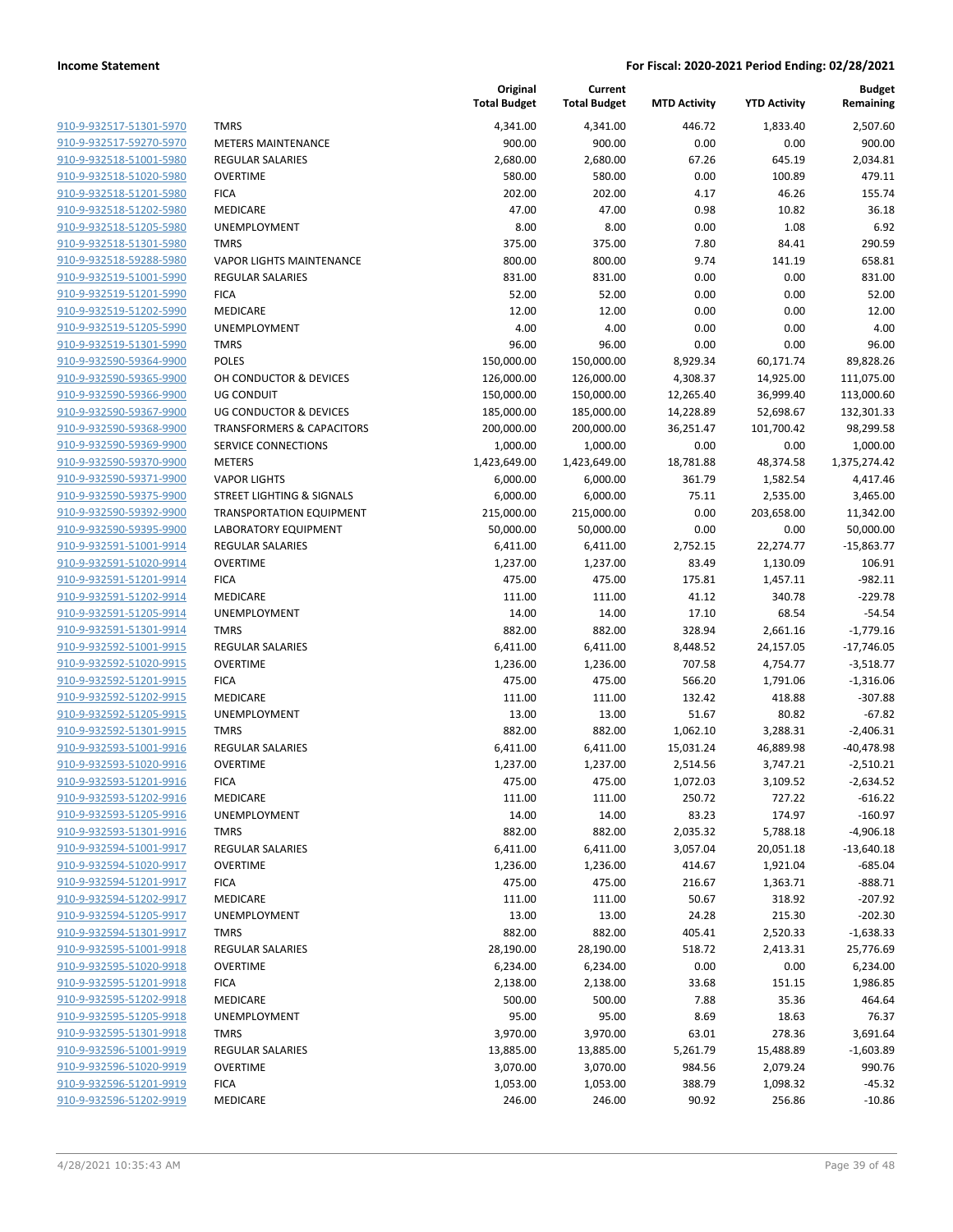**Income Statement** | **For Fiscal: 2020-2021 Period Ending: 02/28/2021**

| | | Original Total Budget | Current Total Budget | MTD Activity | YTD Activity | Budget Remaining |
|---|---|---|---|---|---|---|
| 910-9-932517-51301-5970 | TMRS | 4,341.00 | 4,341.00 | 446.72 | 1,833.40 | 2,507.60 |
| 910-9-932517-59270-5970 | METERS MAINTENANCE | 900.00 | 900.00 | 0.00 | 0.00 | 900.00 |
| 910-9-932518-51001-5980 | REGULAR SALARIES | 2,680.00 | 2,680.00 | 67.26 | 645.19 | 2,034.81 |
| 910-9-932518-51020-5980 | OVERTIME | 580.00 | 580.00 | 0.00 | 100.89 | 479.11 |
| 910-9-932518-51201-5980 | FICA | 202.00 | 202.00 | 4.17 | 46.26 | 155.74 |
| 910-9-932518-51202-5980 | MEDICARE | 47.00 | 47.00 | 0.98 | 10.82 | 36.18 |
| 910-9-932518-51205-5980 | UNEMPLOYMENT | 8.00 | 8.00 | 0.00 | 1.08 | 6.92 |
| 910-9-932518-51301-5980 | TMRS | 375.00 | 375.00 | 7.80 | 84.41 | 290.59 |
| 910-9-932518-59288-5980 | VAPOR LIGHTS MAINTENANCE | 800.00 | 800.00 | 9.74 | 141.19 | 658.81 |
| 910-9-932519-51001-5990 | REGULAR SALARIES | 831.00 | 831.00 | 0.00 | 0.00 | 831.00 |
| 910-9-932519-51201-5990 | FICA | 52.00 | 52.00 | 0.00 | 0.00 | 52.00 |
| 910-9-932519-51202-5990 | MEDICARE | 12.00 | 12.00 | 0.00 | 0.00 | 12.00 |
| 910-9-932519-51205-5990 | UNEMPLOYMENT | 4.00 | 4.00 | 0.00 | 0.00 | 4.00 |
| 910-9-932519-51301-5990 | TMRS | 96.00 | 96.00 | 0.00 | 0.00 | 96.00 |
| 910-9-932590-59364-9900 | POLES | 150,000.00 | 150,000.00 | 8,929.34 | 60,171.74 | 89,828.26 |
| 910-9-932590-59365-9900 | OH CONDUCTOR & DEVICES | 126,000.00 | 126,000.00 | 4,308.37 | 14,925.00 | 111,075.00 |
| 910-9-932590-59366-9900 | UG CONDUIT | 150,000.00 | 150,000.00 | 12,265.40 | 36,999.40 | 113,000.60 |
| 910-9-932590-59367-9900 | UG CONDUCTOR & DEVICES | 185,000.00 | 185,000.00 | 14,228.89 | 52,698.67 | 132,301.33 |
| 910-9-932590-59368-9900 | TRANSFORMERS & CAPACITORS | 200,000.00 | 200,000.00 | 36,251.47 | 101,700.42 | 98,299.58 |
| 910-9-932590-59369-9900 | SERVICE CONNECTIONS | 1,000.00 | 1,000.00 | 0.00 | 0.00 | 1,000.00 |
| 910-9-932590-59370-9900 | METERS | 1,423,649.00 | 1,423,649.00 | 18,781.88 | 48,374.58 | 1,375,274.42 |
| 910-9-932590-59371-9900 | VAPOR LIGHTS | 6,000.00 | 6,000.00 | 361.79 | 1,582.54 | 4,417.46 |
| 910-9-932590-59375-9900 | STREET LIGHTING & SIGNALS | 6,000.00 | 6,000.00 | 75.11 | 2,535.00 | 3,465.00 |
| 910-9-932590-59392-9900 | TRANSPORTATION EQUIPMENT | 215,000.00 | 215,000.00 | 0.00 | 203,658.00 | 11,342.00 |
| 910-9-932590-59395-9900 | LABORATORY EQUIPMENT | 50,000.00 | 50,000.00 | 0.00 | 0.00 | 50,000.00 |
| 910-9-932591-51001-9914 | REGULAR SALARIES | 6,411.00 | 6,411.00 | 2,752.15 | 22,274.77 | -15,863.77 |
| 910-9-932591-51020-9914 | OVERTIME | 1,237.00 | 1,237.00 | 83.49 | 1,130.09 | 106.91 |
| 910-9-932591-51201-9914 | FICA | 475.00 | 475.00 | 175.81 | 1,457.11 | -982.11 |
| 910-9-932591-51202-9914 | MEDICARE | 111.00 | 111.00 | 41.12 | 340.78 | -229.78 |
| 910-9-932591-51205-9914 | UNEMPLOYMENT | 14.00 | 14.00 | 17.10 | 68.54 | -54.54 |
| 910-9-932591-51301-9914 | TMRS | 882.00 | 882.00 | 328.94 | 2,661.16 | -1,779.16 |
| 910-9-932592-51001-9915 | REGULAR SALARIES | 6,411.00 | 6,411.00 | 8,448.52 | 24,157.05 | -17,746.05 |
| 910-9-932592-51020-9915 | OVERTIME | 1,236.00 | 1,236.00 | 707.58 | 4,754.77 | -3,518.77 |
| 910-9-932592-51201-9915 | FICA | 475.00 | 475.00 | 566.20 | 1,791.06 | -1,316.06 |
| 910-9-932592-51202-9915 | MEDICARE | 111.00 | 111.00 | 132.42 | 418.88 | -307.88 |
| 910-9-932592-51205-9915 | UNEMPLOYMENT | 13.00 | 13.00 | 51.67 | 80.82 | -67.82 |
| 910-9-932592-51301-9915 | TMRS | 882.00 | 882.00 | 1,062.10 | 3,288.31 | -2,406.31 |
| 910-9-932593-51001-9916 | REGULAR SALARIES | 6,411.00 | 6,411.00 | 15,031.24 | 46,889.98 | -40,478.98 |
| 910-9-932593-51020-9916 | OVERTIME | 1,237.00 | 1,237.00 | 2,514.56 | 3,747.21 | -2,510.21 |
| 910-9-932593-51201-9916 | FICA | 475.00 | 475.00 | 1,072.03 | 3,109.52 | -2,634.52 |
| 910-9-932593-51202-9916 | MEDICARE | 111.00 | 111.00 | 250.72 | 727.22 | -616.22 |
| 910-9-932593-51205-9916 | UNEMPLOYMENT | 14.00 | 14.00 | 83.23 | 174.97 | -160.97 |
| 910-9-932593-51301-9916 | TMRS | 882.00 | 882.00 | 2,035.32 | 5,788.18 | -4,906.18 |
| 910-9-932594-51001-9917 | REGULAR SALARIES | 6,411.00 | 6,411.00 | 3,057.04 | 20,051.18 | -13,640.18 |
| 910-9-932594-51020-9917 | OVERTIME | 1,236.00 | 1,236.00 | 414.67 | 1,921.04 | -685.04 |
| 910-9-932594-51201-9917 | FICA | 475.00 | 475.00 | 216.67 | 1,363.71 | -888.71 |
| 910-9-932594-51202-9917 | MEDICARE | 111.00 | 111.00 | 50.67 | 318.92 | -207.92 |
| 910-9-932594-51205-9917 | UNEMPLOYMENT | 13.00 | 13.00 | 24.28 | 215.30 | -202.30 |
| 910-9-932594-51301-9917 | TMRS | 882.00 | 882.00 | 405.41 | 2,520.33 | -1,638.33 |
| 910-9-932595-51001-9918 | REGULAR SALARIES | 28,190.00 | 28,190.00 | 518.72 | 2,413.31 | 25,776.69 |
| 910-9-932595-51020-9918 | OVERTIME | 6,234.00 | 6,234.00 | 0.00 | 0.00 | 6,234.00 |
| 910-9-932595-51201-9918 | FICA | 2,138.00 | 2,138.00 | 33.68 | 151.15 | 1,986.85 |
| 910-9-932595-51202-9918 | MEDICARE | 500.00 | 500.00 | 7.88 | 35.36 | 464.64 |
| 910-9-932595-51205-9918 | UNEMPLOYMENT | 95.00 | 95.00 | 8.69 | 18.63 | 76.37 |
| 910-9-932595-51301-9918 | TMRS | 3,970.00 | 3,970.00 | 63.01 | 278.36 | 3,691.64 |
| 910-9-932596-51001-9919 | REGULAR SALARIES | 13,885.00 | 13,885.00 | 5,261.79 | 15,488.89 | -1,603.89 |
| 910-9-932596-51020-9919 | OVERTIME | 3,070.00 | 3,070.00 | 984.56 | 2,079.24 | 990.76 |
| 910-9-932596-51201-9919 | FICA | 1,053.00 | 1,053.00 | 388.79 | 1,098.32 | -45.32 |
| 910-9-932596-51202-9919 | MEDICARE | 246.00 | 246.00 | 90.92 | 256.86 | -10.86 |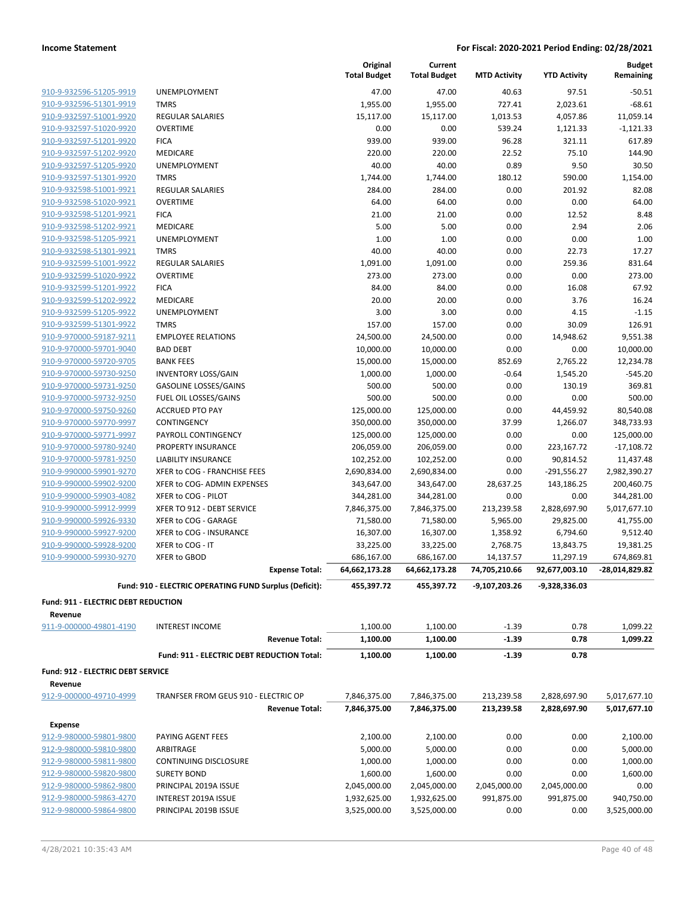| | | Original Total Budget | Current Total Budget | MTD Activity | YTD Activity | Budget Remaining |
|---|---|---|---|---|---|---|
| 910-9-932596-51205-9919 | UNEMPLOYMENT | 47.00 | 47.00 | 40.63 | 97.51 | -50.51 |
| 910-9-932596-51301-9919 | TMRS | 1,955.00 | 1,955.00 | 727.41 | 2,023.61 | -68.61 |
| 910-9-932597-51001-9920 | REGULAR SALARIES | 15,117.00 | 15,117.00 | 1,013.53 | 4,057.86 | 11,059.14 |
| 910-9-932597-51020-9920 | OVERTIME | 0.00 | 0.00 | 539.24 | 1,121.33 | -1,121.33 |
| 910-9-932597-51201-9920 | FICA | 939.00 | 939.00 | 96.28 | 321.11 | 617.89 |
| 910-9-932597-51202-9920 | MEDICARE | 220.00 | 220.00 | 22.52 | 75.10 | 144.90 |
| 910-9-932597-51205-9920 | UNEMPLOYMENT | 40.00 | 40.00 | 0.89 | 9.50 | 30.50 |
| 910-9-932597-51301-9920 | TMRS | 1,744.00 | 1,744.00 | 180.12 | 590.00 | 1,154.00 |
| 910-9-932598-51001-9921 | REGULAR SALARIES | 284.00 | 284.00 | 0.00 | 201.92 | 82.08 |
| 910-9-932598-51020-9921 | OVERTIME | 64.00 | 64.00 | 0.00 | 0.00 | 64.00 |
| 910-9-932598-51201-9921 | FICA | 21.00 | 21.00 | 0.00 | 12.52 | 8.48 |
| 910-9-932598-51202-9921 | MEDICARE | 5.00 | 5.00 | 0.00 | 2.94 | 2.06 |
| 910-9-932598-51205-9921 | UNEMPLOYMENT | 1.00 | 1.00 | 0.00 | 0.00 | 1.00 |
| 910-9-932598-51301-9921 | TMRS | 40.00 | 40.00 | 0.00 | 22.73 | 17.27 |
| 910-9-932599-51001-9922 | REGULAR SALARIES | 1,091.00 | 1,091.00 | 0.00 | 259.36 | 831.64 |
| 910-9-932599-51020-9922 | OVERTIME | 273.00 | 273.00 | 0.00 | 0.00 | 273.00 |
| 910-9-932599-51201-9922 | FICA | 84.00 | 84.00 | 0.00 | 16.08 | 67.92 |
| 910-9-932599-51202-9922 | MEDICARE | 20.00 | 20.00 | 0.00 | 3.76 | 16.24 |
| 910-9-932599-51205-9922 | UNEMPLOYMENT | 3.00 | 3.00 | 0.00 | 4.15 | -1.15 |
| 910-9-932599-51301-9922 | TMRS | 157.00 | 157.00 | 0.00 | 30.09 | 126.91 |
| 910-9-970000-59187-9211 | EMPLOYEE RELATIONS | 24,500.00 | 24,500.00 | 0.00 | 14,948.62 | 9,551.38 |
| 910-9-970000-59701-9040 | BAD DEBT | 10,000.00 | 10,000.00 | 0.00 | 0.00 | 10,000.00 |
| 910-9-970000-59720-9705 | BANK FEES | 15,000.00 | 15,000.00 | 852.69 | 2,765.22 | 12,234.78 |
| 910-9-970000-59730-9250 | INVENTORY LOSS/GAIN | 1,000.00 | 1,000.00 | -0.64 | 1,545.20 | -545.20 |
| 910-9-970000-59731-9250 | GASOLINE LOSSES/GAINS | 500.00 | 500.00 | 0.00 | 130.19 | 369.81 |
| 910-9-970000-59732-9250 | FUEL OIL LOSSES/GAINS | 500.00 | 500.00 | 0.00 | 0.00 | 500.00 |
| 910-9-970000-59750-9260 | ACCRUED PTO PAY | 125,000.00 | 125,000.00 | 0.00 | 44,459.92 | 80,540.08 |
| 910-9-970000-59770-9997 | CONTINGENCY | 350,000.00 | 350,000.00 | 37.99 | 1,266.07 | 348,733.93 |
| 910-9-970000-59771-9997 | PAYROLL CONTINGENCY | 125,000.00 | 125,000.00 | 0.00 | 0.00 | 125,000.00 |
| 910-9-970000-59780-9240 | PROPERTY INSURANCE | 206,059.00 | 206,059.00 | 0.00 | 223,167.72 | -17,108.72 |
| 910-9-970000-59781-9250 | LIABILITY INSURANCE | 102,252.00 | 102,252.00 | 0.00 | 90,814.52 | 11,437.48 |
| 910-9-990000-59901-9270 | XFER to COG - FRANCHISE FEES | 2,690,834.00 | 2,690,834.00 | 0.00 | -291,556.27 | 2,982,390.27 |
| 910-9-990000-59902-9200 | XFER to COG- ADMIN EXPENSES | 343,647.00 | 343,647.00 | 28,637.25 | 143,186.25 | 200,460.75 |
| 910-9-990000-59903-4082 | XFER to COG - PILOT | 344,281.00 | 344,281.00 | 0.00 | 0.00 | 344,281.00 |
| 910-9-990000-59912-9999 | XFER TO 912 - DEBT SERVICE | 7,846,375.00 | 7,846,375.00 | 213,239.58 | 2,828,697.90 | 5,017,677.10 |
| 910-9-990000-59926-9330 | XFER to COG - GARAGE | 71,580.00 | 71,580.00 | 5,965.00 | 29,825.00 | 41,755.00 |
| 910-9-990000-59927-9200 | XFER to COG - INSURANCE | 16,307.00 | 16,307.00 | 1,358.92 | 6,794.60 | 9,512.40 |
| 910-9-990000-59928-9200 | XFER to COG - IT | 33,225.00 | 33,225.00 | 2,768.75 | 13,843.75 | 19,381.25 |
| 910-9-990000-59930-9270 | XFER to GBOD | 686,167.00 | 686,167.00 | 14,137.57 | 11,297.19 | 674,869.81 |
| | **Expense Total:** | **64,662,173.28** | **64,662,173.28** | **74,705,210.66** | **92,677,003.10** | **-28,014,829.82** |
| | **Fund: 910 - ELECTRIC OPERATING FUND Surplus (Deficit):** | **455,397.72** | **455,397.72** | **-9,107,203.26** | **-9,328,336.03** | |
| **Fund: 911 - ELECTRIC DEBT REDUCTION** | | | | | | |
| **Revenue** | | | | | | |
| 911-9-000000-49801-4190 | INTEREST INCOME | 1,100.00 | 1,100.00 | -1.39 | 0.78 | 1,099.22 |
| | **Revenue Total:** | **1,100.00** | **1,100.00** | **-1.39** | **0.78** | **1,099.22** |
| | **Fund: 911 - ELECTRIC DEBT REDUCTION Total:** | **1,100.00** | **1,100.00** | **-1.39** | **0.78** | |
| **Fund: 912 - ELECTRIC DEBT SERVICE** | | | | | | |
| **Revenue** | | | | | | |
| 912-9-000000-49710-4999 | TRANFSER FROM GEUS 910 - ELECTRIC OP | 7,846,375.00 | 7,846,375.00 | 213,239.58 | 2,828,697.90 | 5,017,677.10 |
| | **Revenue Total:** | **7,846,375.00** | **7,846,375.00** | **213,239.58** | **2,828,697.90** | **5,017,677.10** |
| **Expense** | | | | | | |
| 912-9-980000-59801-9800 | PAYING AGENT FEES | 2,100.00 | 2,100.00 | 0.00 | 0.00 | 2,100.00 |
| 912-9-980000-59810-9800 | ARBITRAGE | 5,000.00 | 5,000.00 | 0.00 | 0.00 | 5,000.00 |
| 912-9-980000-59811-9800 | CONTINUING DISCLOSURE | 1,000.00 | 1,000.00 | 0.00 | 0.00 | 1,000.00 |
| 912-9-980000-59820-9800 | SURETY BOND | 1,600.00 | 1,600.00 | 0.00 | 0.00 | 1,600.00 |
| 912-9-980000-59862-9800 | PRINCIPAL 2019A ISSUE | 2,045,000.00 | 2,045,000.00 | 2,045,000.00 | 2,045,000.00 | 0.00 |
| 912-9-980000-59863-4270 | INTEREST 2019A ISSUE | 1,932,625.00 | 1,932,625.00 | 991,875.00 | 991,875.00 | 940,750.00 |
| 912-9-980000-59864-9800 | PRINCIPAL 2019B ISSUE | 3,525,000.00 | 3,525,000.00 | 0.00 | 0.00 | 3,525,000.00 |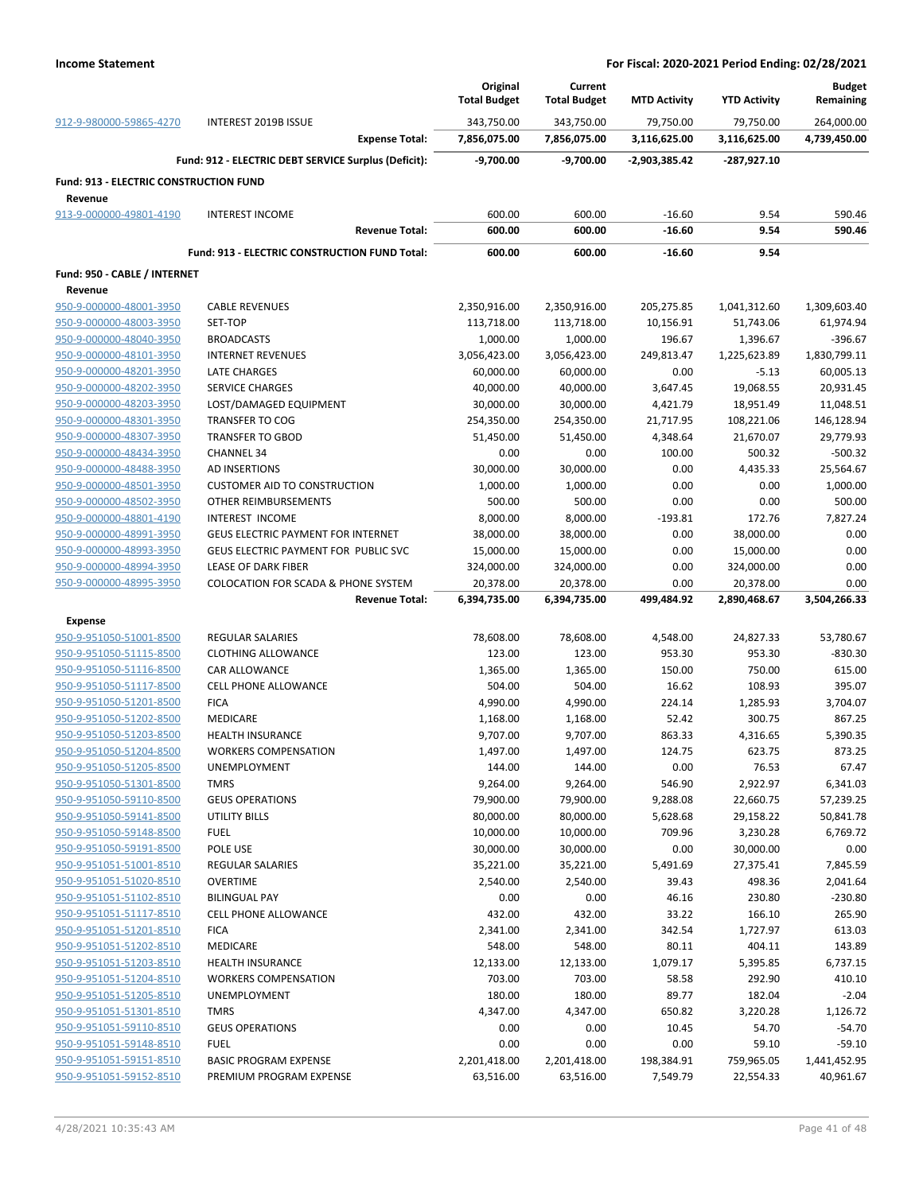**Income Statement** | **For Fiscal: 2020-2021 Period Ending: 02/28/2021**

| | | Original Total Budget | Current Total Budget | MTD Activity | YTD Activity | Budget Remaining |
|---|---|---|---|---|---|---|
| 912-9-980000-59865-4270 | INTEREST 2019B ISSUE | 343,750.00 | 343,750.00 | 79,750.00 | 79,750.00 | 264,000.00 |
| | **Expense Total:** | **7,856,075.00** | **7,856,075.00** | **3,116,625.00** | **3,116,625.00** | **4,739,450.00** |
| | **Fund: 912 - ELECTRIC DEBT SERVICE Surplus (Deficit):** | **-9,700.00** | **-9,700.00** | **-2,903,385.42** | **-287,927.10** | |
| **Fund: 913 - ELECTRIC CONSTRUCTION FUND** | | | | | | |
| **Revenue** | | | | | | |
| 913-9-000000-49801-4190 | INTEREST INCOME | 600.00 | 600.00 | -16.60 | 9.54 | 590.46 |
| | **Revenue Total:** | **600.00** | **600.00** | **-16.60** | **9.54** | **590.46** |
| | **Fund: 913 - ELECTRIC CONSTRUCTION FUND Total:** | **600.00** | **600.00** | **-16.60** | **9.54** | |
| **Fund: 950 - CABLE / INTERNET** | | | | | | |
| **Revenue** | | | | | | |
| 950-9-000000-48001-3950 | CABLE REVENUES | 2,350,916.00 | 2,350,916.00 | 205,275.85 | 1,041,312.60 | 1,309,603.40 |
| 950-9-000000-48003-3950 | SET-TOP | 113,718.00 | 113,718.00 | 10,156.91 | 51,743.06 | 61,974.94 |
| 950-9-000000-48040-3950 | BROADCASTS | 1,000.00 | 1,000.00 | 196.67 | 1,396.67 | -396.67 |
| 950-9-000000-48101-3950 | INTERNET REVENUES | 3,056,423.00 | 3,056,423.00 | 249,813.47 | 1,225,623.89 | 1,830,799.11 |
| 950-9-000000-48201-3950 | LATE CHARGES | 60,000.00 | 60,000.00 | 0.00 | -5.13 | 60,005.13 |
| 950-9-000000-48202-3950 | SERVICE CHARGES | 40,000.00 | 40,000.00 | 3,647.45 | 19,068.55 | 20,931.45 |
| 950-9-000000-48203-3950 | LOST/DAMAGED EQUIPMENT | 30,000.00 | 30,000.00 | 4,421.79 | 18,951.49 | 11,048.51 |
| 950-9-000000-48301-3950 | TRANSFER TO COG | 254,350.00 | 254,350.00 | 21,717.95 | 108,221.06 | 146,128.94 |
| 950-9-000000-48307-3950 | TRANSFER TO GBOD | 51,450.00 | 51,450.00 | 4,348.64 | 21,670.07 | 29,779.93 |
| 950-9-000000-48434-3950 | CHANNEL 34 | 0.00 | 0.00 | 100.00 | 500.32 | -500.32 |
| 950-9-000000-48488-3950 | AD INSERTIONS | 30,000.00 | 30,000.00 | 0.00 | 4,435.33 | 25,564.67 |
| 950-9-000000-48501-3950 | CUSTOMER AID TO CONSTRUCTION | 1,000.00 | 1,000.00 | 0.00 | 0.00 | 1,000.00 |
| 950-9-000000-48502-3950 | OTHER REIMBURSEMENTS | 500.00 | 500.00 | 0.00 | 0.00 | 500.00 |
| 950-9-000000-48801-4190 | INTEREST INCOME | 8,000.00 | 8,000.00 | -193.81 | 172.76 | 7,827.24 |
| 950-9-000000-48991-3950 | GEUS ELECTRIC PAYMENT FOR INTERNET | 38,000.00 | 38,000.00 | 0.00 | 38,000.00 | 0.00 |
| 950-9-000000-48993-3950 | GEUS ELECTRIC PAYMENT FOR PUBLIC SVC | 15,000.00 | 15,000.00 | 0.00 | 15,000.00 | 0.00 |
| 950-9-000000-48994-3950 | LEASE OF DARK FIBER | 324,000.00 | 324,000.00 | 0.00 | 324,000.00 | 0.00 |
| 950-9-000000-48995-3950 | COLOCATION FOR SCADA & PHONE SYSTEM | 20,378.00 | 20,378.00 | 0.00 | 20,378.00 | 0.00 |
| | **Revenue Total:** | **6,394,735.00** | **6,394,735.00** | **499,484.92** | **2,890,468.67** | **3,504,266.33** |
| **Expense** | | | | | | |
| 950-9-951050-51001-8500 | REGULAR SALARIES | 78,608.00 | 78,608.00 | 4,548.00 | 24,827.33 | 53,780.67 |
| 950-9-951050-51115-8500 | CLOTHING ALLOWANCE | 123.00 | 123.00 | 953.30 | 953.30 | -830.30 |
| 950-9-951050-51116-8500 | CAR ALLOWANCE | 1,365.00 | 1,365.00 | 150.00 | 750.00 | 615.00 |
| 950-9-951050-51117-8500 | CELL PHONE ALLOWANCE | 504.00 | 504.00 | 16.62 | 108.93 | 395.07 |
| 950-9-951050-51201-8500 | FICA | 4,990.00 | 4,990.00 | 224.14 | 1,285.93 | 3,704.07 |
| 950-9-951050-51202-8500 | MEDICARE | 1,168.00 | 1,168.00 | 52.42 | 300.75 | 867.25 |
| 950-9-951050-51203-8500 | HEALTH INSURANCE | 9,707.00 | 9,707.00 | 863.33 | 4,316.65 | 5,390.35 |
| 950-9-951050-51204-8500 | WORKERS COMPENSATION | 1,497.00 | 1,497.00 | 124.75 | 623.75 | 873.25 |
| 950-9-951050-51205-8500 | UNEMPLOYMENT | 144.00 | 144.00 | 0.00 | 76.53 | 67.47 |
| 950-9-951050-51301-8500 | TMRS | 9,264.00 | 9,264.00 | 546.90 | 2,922.97 | 6,341.03 |
| 950-9-951050-59110-8500 | GEUS OPERATIONS | 79,900.00 | 79,900.00 | 9,288.08 | 22,660.75 | 57,239.25 |
| 950-9-951050-59141-8500 | UTILITY BILLS | 80,000.00 | 80,000.00 | 5,628.68 | 29,158.22 | 50,841.78 |
| 950-9-951050-59148-8500 | FUEL | 10,000.00 | 10,000.00 | 709.96 | 3,230.28 | 6,769.72 |
| 950-9-951050-59191-8500 | POLE USE | 30,000.00 | 30,000.00 | 0.00 | 30,000.00 | 0.00 |
| 950-9-951051-51001-8510 | REGULAR SALARIES | 35,221.00 | 35,221.00 | 5,491.69 | 27,375.41 | 7,845.59 |
| 950-9-951051-51020-8510 | OVERTIME | 2,540.00 | 2,540.00 | 39.43 | 498.36 | 2,041.64 |
| 950-9-951051-51102-8510 | BILINGUAL PAY | 0.00 | 0.00 | 46.16 | 230.80 | -230.80 |
| 950-9-951051-51117-8510 | CELL PHONE ALLOWANCE | 432.00 | 432.00 | 33.22 | 166.10 | 265.90 |
| 950-9-951051-51201-8510 | FICA | 2,341.00 | 2,341.00 | 342.54 | 1,727.97 | 613.03 |
| 950-9-951051-51202-8510 | MEDICARE | 548.00 | 548.00 | 80.11 | 404.11 | 143.89 |
| 950-9-951051-51203-8510 | HEALTH INSURANCE | 12,133.00 | 12,133.00 | 1,079.17 | 5,395.85 | 6,737.15 |
| 950-9-951051-51204-8510 | WORKERS COMPENSATION | 703.00 | 703.00 | 58.58 | 292.90 | 410.10 |
| 950-9-951051-51205-8510 | UNEMPLOYMENT | 180.00 | 180.00 | 89.77 | 182.04 | -2.04 |
| 950-9-951051-51301-8510 | TMRS | 4,347.00 | 4,347.00 | 650.82 | 3,220.28 | 1,126.72 |
| 950-9-951051-59110-8510 | GEUS OPERATIONS | 0.00 | 0.00 | 10.45 | 54.70 | -54.70 |
| 950-9-951051-59148-8510 | FUEL | 0.00 | 0.00 | 0.00 | 59.10 | -59.10 |
| 950-9-951051-59151-8510 | BASIC PROGRAM EXPENSE | 2,201,418.00 | 2,201,418.00 | 198,384.91 | 759,965.05 | 1,441,452.95 |
| 950-9-951051-59152-8510 | PREMIUM PROGRAM EXPENSE | 63,516.00 | 63,516.00 | 7,549.79 | 22,554.33 | 40,961.67 |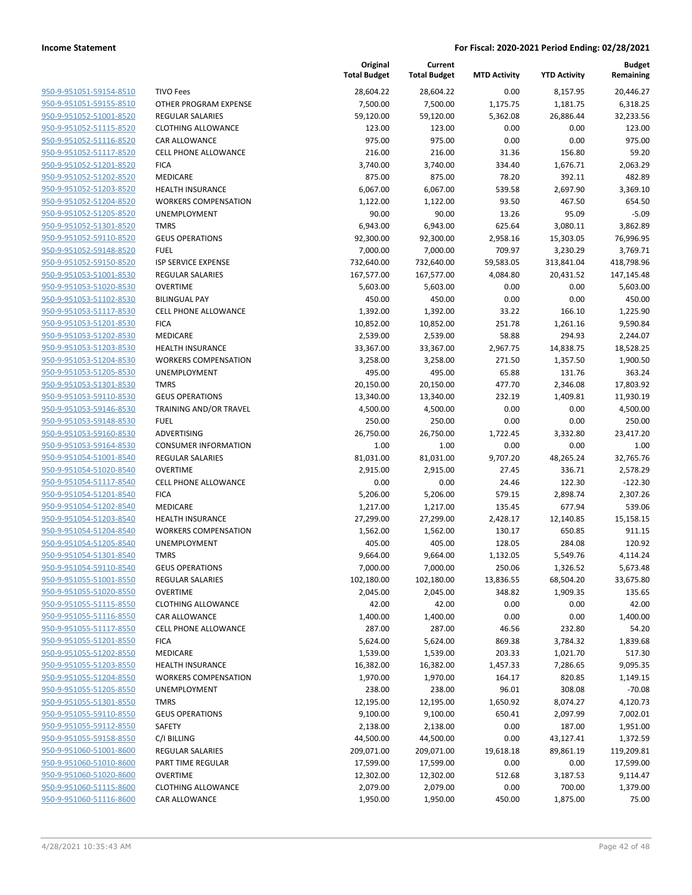**Income Statement** — **For Fiscal: 2020-2021 Period Ending: 02/28/2021**

| | | Original Total Budget | Current Total Budget | MTD Activity | YTD Activity | Budget Remaining |
|---|---|---|---|---|---|---|
| 950-9-951051-59154-8510 | TIVO Fees | 28,604.22 | 28,604.22 | 0.00 | 8,157.95 | 20,446.27 |
| 950-9-951051-59155-8510 | OTHER PROGRAM EXPENSE | 7,500.00 | 7,500.00 | 1,175.75 | 1,181.75 | 6,318.25 |
| 950-9-951052-51001-8520 | REGULAR SALARIES | 59,120.00 | 59,120.00 | 5,362.08 | 26,886.44 | 32,233.56 |
| 950-9-951052-51115-8520 | CLOTHING ALLOWANCE | 123.00 | 123.00 | 0.00 | 0.00 | 123.00 |
| 950-9-951052-51116-8520 | CAR ALLOWANCE | 975.00 | 975.00 | 0.00 | 0.00 | 975.00 |
| 950-9-951052-51117-8520 | CELL PHONE ALLOWANCE | 216.00 | 216.00 | 31.36 | 156.80 | 59.20 |
| 950-9-951052-51201-8520 | FICA | 3,740.00 | 3,740.00 | 334.40 | 1,676.71 | 2,063.29 |
| 950-9-951052-51202-8520 | MEDICARE | 875.00 | 875.00 | 78.20 | 392.11 | 482.89 |
| 950-9-951052-51203-8520 | HEALTH INSURANCE | 6,067.00 | 6,067.00 | 539.58 | 2,697.90 | 3,369.10 |
| 950-9-951052-51204-8520 | WORKERS COMPENSATION | 1,122.00 | 1,122.00 | 93.50 | 467.50 | 654.50 |
| 950-9-951052-51205-8520 | UNEMPLOYMENT | 90.00 | 90.00 | 13.26 | 95.09 | -5.09 |
| 950-9-951052-51301-8520 | TMRS | 6,943.00 | 6,943.00 | 625.64 | 3,080.11 | 3,862.89 |
| 950-9-951052-59110-8520 | GEUS OPERATIONS | 92,300.00 | 92,300.00 | 2,958.16 | 15,303.05 | 76,996.95 |
| 950-9-951052-59148-8520 | FUEL | 7,000.00 | 7,000.00 | 709.97 | 3,230.29 | 3,769.71 |
| 950-9-951052-59150-8520 | ISP SERVICE EXPENSE | 732,640.00 | 732,640.00 | 59,583.05 | 313,841.04 | 418,798.96 |
| 950-9-951053-51001-8530 | REGULAR SALARIES | 167,577.00 | 167,577.00 | 4,084.80 | 20,431.52 | 147,145.48 |
| 950-9-951053-51020-8530 | OVERTIME | 5,603.00 | 5,603.00 | 0.00 | 0.00 | 5,603.00 |
| 950-9-951053-51102-8530 | BILINGUAL PAY | 450.00 | 450.00 | 0.00 | 0.00 | 450.00 |
| 950-9-951053-51117-8530 | CELL PHONE ALLOWANCE | 1,392.00 | 1,392.00 | 33.22 | 166.10 | 1,225.90 |
| 950-9-951053-51201-8530 | FICA | 10,852.00 | 10,852.00 | 251.78 | 1,261.16 | 9,590.84 |
| 950-9-951053-51202-8530 | MEDICARE | 2,539.00 | 2,539.00 | 58.88 | 294.93 | 2,244.07 |
| 950-9-951053-51203-8530 | HEALTH INSURANCE | 33,367.00 | 33,367.00 | 2,967.75 | 14,838.75 | 18,528.25 |
| 950-9-951053-51204-8530 | WORKERS COMPENSATION | 3,258.00 | 3,258.00 | 271.50 | 1,357.50 | 1,900.50 |
| 950-9-951053-51205-8530 | UNEMPLOYMENT | 495.00 | 495.00 | 65.88 | 131.76 | 363.24 |
| 950-9-951053-51301-8530 | TMRS | 20,150.00 | 20,150.00 | 477.70 | 2,346.08 | 17,803.92 |
| 950-9-951053-59110-8530 | GEUS OPERATIONS | 13,340.00 | 13,340.00 | 232.19 | 1,409.81 | 11,930.19 |
| 950-9-951053-59146-8530 | TRAINING AND/OR TRAVEL | 4,500.00 | 4,500.00 | 0.00 | 0.00 | 4,500.00 |
| 950-9-951053-59148-8530 | FUEL | 250.00 | 250.00 | 0.00 | 0.00 | 250.00 |
| 950-9-951053-59160-8530 | ADVERTISING | 26,750.00 | 26,750.00 | 1,722.45 | 3,332.80 | 23,417.20 |
| 950-9-951053-59164-8530 | CONSUMER INFORMATION | 1.00 | 1.00 | 0.00 | 0.00 | 1.00 |
| 950-9-951054-51001-8540 | REGULAR SALARIES | 81,031.00 | 81,031.00 | 9,707.20 | 48,265.24 | 32,765.76 |
| 950-9-951054-51020-8540 | OVERTIME | 2,915.00 | 2,915.00 | 27.45 | 336.71 | 2,578.29 |
| 950-9-951054-51117-8540 | CELL PHONE ALLOWANCE | 0.00 | 0.00 | 24.46 | 122.30 | -122.30 |
| 950-9-951054-51201-8540 | FICA | 5,206.00 | 5,206.00 | 579.15 | 2,898.74 | 2,307.26 |
| 950-9-951054-51202-8540 | MEDICARE | 1,217.00 | 1,217.00 | 135.45 | 677.94 | 539.06 |
| 950-9-951054-51203-8540 | HEALTH INSURANCE | 27,299.00 | 27,299.00 | 2,428.17 | 12,140.85 | 15,158.15 |
| 950-9-951054-51204-8540 | WORKERS COMPENSATION | 1,562.00 | 1,562.00 | 130.17 | 650.85 | 911.15 |
| 950-9-951054-51205-8540 | UNEMPLOYMENT | 405.00 | 405.00 | 128.05 | 284.08 | 120.92 |
| 950-9-951054-51301-8540 | TMRS | 9,664.00 | 9,664.00 | 1,132.05 | 5,549.76 | 4,114.24 |
| 950-9-951054-59110-8540 | GEUS OPERATIONS | 7,000.00 | 7,000.00 | 250.06 | 1,326.52 | 5,673.48 |
| 950-9-951055-51001-8550 | REGULAR SALARIES | 102,180.00 | 102,180.00 | 13,836.55 | 68,504.20 | 33,675.80 |
| 950-9-951055-51020-8550 | OVERTIME | 2,045.00 | 2,045.00 | 348.82 | 1,909.35 | 135.65 |
| 950-9-951055-51115-8550 | CLOTHING ALLOWANCE | 42.00 | 42.00 | 0.00 | 0.00 | 42.00 |
| 950-9-951055-51116-8550 | CAR ALLOWANCE | 1,400.00 | 1,400.00 | 0.00 | 0.00 | 1,400.00 |
| 950-9-951055-51117-8550 | CELL PHONE ALLOWANCE | 287.00 | 287.00 | 46.56 | 232.80 | 54.20 |
| 950-9-951055-51201-8550 | FICA | 5,624.00 | 5,624.00 | 869.38 | 3,784.32 | 1,839.68 |
| 950-9-951055-51202-8550 | MEDICARE | 1,539.00 | 1,539.00 | 203.33 | 1,021.70 | 517.30 |
| 950-9-951055-51203-8550 | HEALTH INSURANCE | 16,382.00 | 16,382.00 | 1,457.33 | 7,286.65 | 9,095.35 |
| 950-9-951055-51204-8550 | WORKERS COMPENSATION | 1,970.00 | 1,970.00 | 164.17 | 820.85 | 1,149.15 |
| 950-9-951055-51205-8550 | UNEMPLOYMENT | 238.00 | 238.00 | 96.01 | 308.08 | -70.08 |
| 950-9-951055-51301-8550 | TMRS | 12,195.00 | 12,195.00 | 1,650.92 | 8,074.27 | 4,120.73 |
| 950-9-951055-59110-8550 | GEUS OPERATIONS | 9,100.00 | 9,100.00 | 650.41 | 2,097.99 | 7,002.01 |
| 950-9-951055-59112-8550 | SAFETY | 2,138.00 | 2,138.00 | 0.00 | 187.00 | 1,951.00 |
| 950-9-951055-59158-8550 | C/I BILLING | 44,500.00 | 44,500.00 | 0.00 | 43,127.41 | 1,372.59 |
| 950-9-951060-51001-8600 | REGULAR SALARIES | 209,071.00 | 209,071.00 | 19,618.18 | 89,861.19 | 119,209.81 |
| 950-9-951060-51010-8600 | PART TIME REGULAR | 17,599.00 | 17,599.00 | 0.00 | 0.00 | 17,599.00 |
| 950-9-951060-51020-8600 | OVERTIME | 12,302.00 | 12,302.00 | 512.68 | 3,187.53 | 9,114.47 |
| 950-9-951060-51115-8600 | CLOTHING ALLOWANCE | 2,079.00 | 2,079.00 | 0.00 | 700.00 | 1,379.00 |
| 950-9-951060-51116-8600 | CAR ALLOWANCE | 1,950.00 | 1,950.00 | 450.00 | 1,875.00 | 75.00 |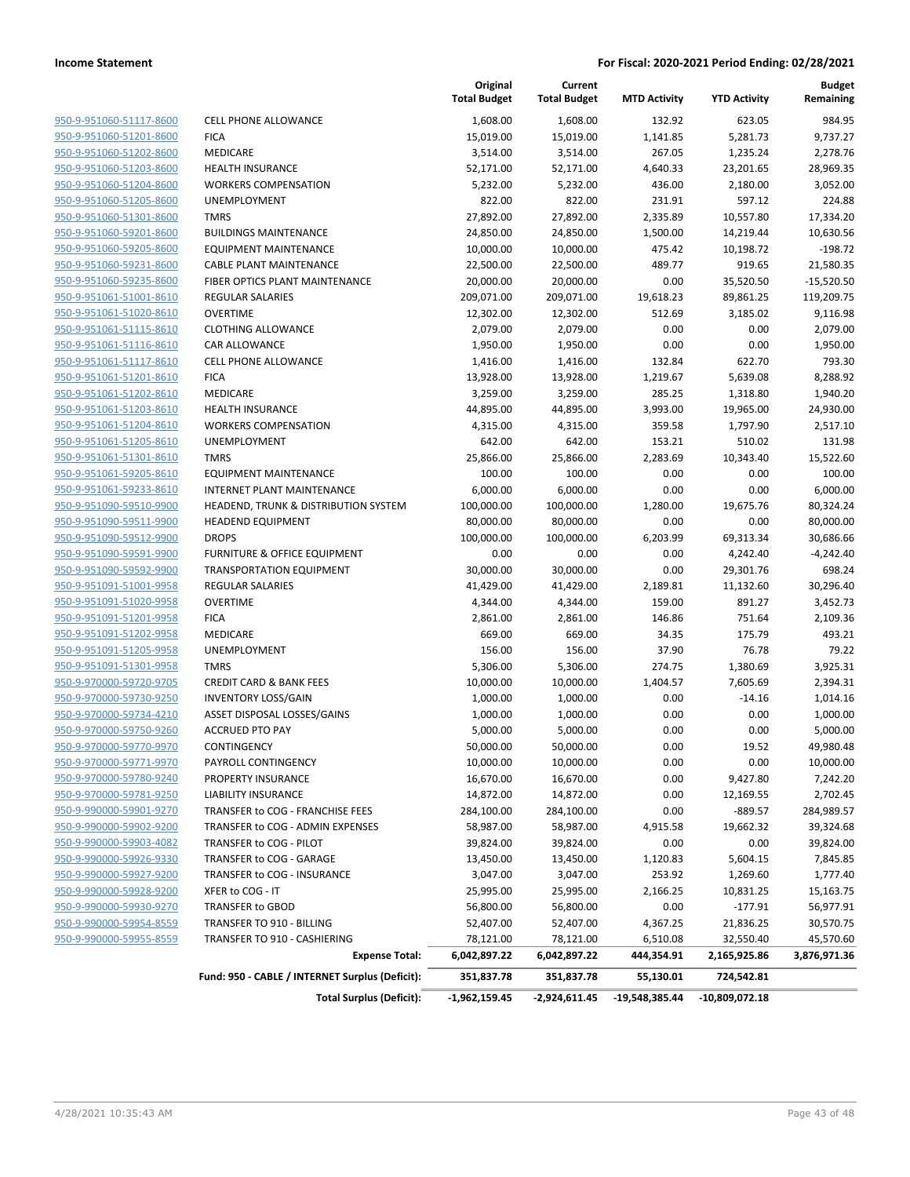**Income Statement** | **For Fiscal: 2020-2021 Period Ending: 02/28/2021**

| | | Original Total Budget | Current Total Budget | MTD Activity | YTD Activity | Budget Remaining |
|---|---|---|---|---|---|---|
| 950-9-951060-51117-8600 | CELL PHONE ALLOWANCE | 1,608.00 | 1,608.00 | 132.92 | 623.05 | 984.95 |
| 950-9-951060-51201-8600 | FICA | 15,019.00 | 15,019.00 | 1,141.85 | 5,281.73 | 9,737.27 |
| 950-9-951060-51202-8600 | MEDICARE | 3,514.00 | 3,514.00 | 267.05 | 1,235.24 | 2,278.76 |
| 950-9-951060-51203-8600 | HEALTH INSURANCE | 52,171.00 | 52,171.00 | 4,640.33 | 23,201.65 | 28,969.35 |
| 950-9-951060-51204-8600 | WORKERS COMPENSATION | 5,232.00 | 5,232.00 | 436.00 | 2,180.00 | 3,052.00 |
| 950-9-951060-51205-8600 | UNEMPLOYMENT | 822.00 | 822.00 | 231.91 | 597.12 | 224.88 |
| 950-9-951060-51301-8600 | TMRS | 27,892.00 | 27,892.00 | 2,335.89 | 10,557.80 | 17,334.20 |
| 950-9-951060-59201-8600 | BUILDINGS MAINTENANCE | 24,850.00 | 24,850.00 | 1,500.00 | 14,219.44 | 10,630.56 |
| 950-9-951060-59205-8600 | EQUIPMENT MAINTENANCE | 10,000.00 | 10,000.00 | 475.42 | 10,198.72 | -198.72 |
| 950-9-951060-59231-8600 | CABLE PLANT MAINTENANCE | 22,500.00 | 22,500.00 | 489.77 | 919.65 | 21,580.35 |
| 950-9-951060-59235-8600 | FIBER OPTICS PLANT MAINTENANCE | 20,000.00 | 20,000.00 | 0.00 | 35,520.50 | -15,520.50 |
| 950-9-951061-51001-8610 | REGULAR SALARIES | 209,071.00 | 209,071.00 | 19,618.23 | 89,861.25 | 119,209.75 |
| 950-9-951061-51020-8610 | OVERTIME | 12,302.00 | 12,302.00 | 512.69 | 3,185.02 | 9,116.98 |
| 950-9-951061-51115-8610 | CLOTHING ALLOWANCE | 2,079.00 | 2,079.00 | 0.00 | 0.00 | 2,079.00 |
| 950-9-951061-51116-8610 | CAR ALLOWANCE | 1,950.00 | 1,950.00 | 0.00 | 0.00 | 1,950.00 |
| 950-9-951061-51117-8610 | CELL PHONE ALLOWANCE | 1,416.00 | 1,416.00 | 132.84 | 622.70 | 793.30 |
| 950-9-951061-51201-8610 | FICA | 13,928.00 | 13,928.00 | 1,219.67 | 5,639.08 | 8,288.92 |
| 950-9-951061-51202-8610 | MEDICARE | 3,259.00 | 3,259.00 | 285.25 | 1,318.80 | 1,940.20 |
| 950-9-951061-51203-8610 | HEALTH INSURANCE | 44,895.00 | 44,895.00 | 3,993.00 | 19,965.00 | 24,930.00 |
| 950-9-951061-51204-8610 | WORKERS COMPENSATION | 4,315.00 | 4,315.00 | 359.58 | 1,797.90 | 2,517.10 |
| 950-9-951061-51205-8610 | UNEMPLOYMENT | 642.00 | 642.00 | 153.21 | 510.02 | 131.98 |
| 950-9-951061-51301-8610 | TMRS | 25,866.00 | 25,866.00 | 2,283.69 | 10,343.40 | 15,522.60 |
| 950-9-951061-59205-8610 | EQUIPMENT MAINTENANCE | 100.00 | 100.00 | 0.00 | 0.00 | 100.00 |
| 950-9-951061-59233-8610 | INTERNET PLANT MAINTENANCE | 6,000.00 | 6,000.00 | 0.00 | 0.00 | 6,000.00 |
| 950-9-951090-59510-9900 | HEADEND, TRUNK & DISTRIBUTION SYSTEM | 100,000.00 | 100,000.00 | 1,280.00 | 19,675.76 | 80,324.24 |
| 950-9-951090-59511-9900 | HEADEND EQUIPMENT | 80,000.00 | 80,000.00 | 0.00 | 0.00 | 80,000.00 |
| 950-9-951090-59512-9900 | DROPS | 100,000.00 | 100,000.00 | 6,203.99 | 69,313.34 | 30,686.66 |
| 950-9-951090-59591-9900 | FURNITURE & OFFICE EQUIPMENT | 0.00 | 0.00 | 0.00 | 4,242.40 | -4,242.40 |
| 950-9-951090-59592-9900 | TRANSPORTATION EQUIPMENT | 30,000.00 | 30,000.00 | 0.00 | 29,301.76 | 698.24 |
| 950-9-951091-51001-9958 | REGULAR SALARIES | 41,429.00 | 41,429.00 | 2,189.81 | 11,132.60 | 30,296.40 |
| 950-9-951091-51020-9958 | OVERTIME | 4,344.00 | 4,344.00 | 159.00 | 891.27 | 3,452.73 |
| 950-9-951091-51201-9958 | FICA | 2,861.00 | 2,861.00 | 146.86 | 751.64 | 2,109.36 |
| 950-9-951091-51202-9958 | MEDICARE | 669.00 | 669.00 | 34.35 | 175.79 | 493.21 |
| 950-9-951091-51205-9958 | UNEMPLOYMENT | 156.00 | 156.00 | 37.90 | 76.78 | 79.22 |
| 950-9-951091-51301-9958 | TMRS | 5,306.00 | 5,306.00 | 274.75 | 1,380.69 | 3,925.31 |
| 950-9-970000-59720-9705 | CREDIT CARD & BANK FEES | 10,000.00 | 10,000.00 | 1,404.57 | 7,605.69 | 2,394.31 |
| 950-9-970000-59730-9250 | INVENTORY LOSS/GAIN | 1,000.00 | 1,000.00 | 0.00 | -14.16 | 1,014.16 |
| 950-9-970000-59734-4210 | ASSET DISPOSAL LOSSES/GAINS | 1,000.00 | 1,000.00 | 0.00 | 0.00 | 1,000.00 |
| 950-9-970000-59750-9260 | ACCRUED PTO PAY | 5,000.00 | 5,000.00 | 0.00 | 0.00 | 5,000.00 |
| 950-9-970000-59770-9970 | CONTINGENCY | 50,000.00 | 50,000.00 | 0.00 | 19.52 | 49,980.48 |
| 950-9-970000-59771-9970 | PAYROLL CONTINGENCY | 10,000.00 | 10,000.00 | 0.00 | 0.00 | 10,000.00 |
| 950-9-970000-59780-9240 | PROPERTY INSURANCE | 16,670.00 | 16,670.00 | 0.00 | 9,427.80 | 7,242.20 |
| 950-9-970000-59781-9250 | LIABILITY INSURANCE | 14,872.00 | 14,872.00 | 0.00 | 12,169.55 | 2,702.45 |
| 950-9-990000-59901-9270 | TRANSFER to COG - FRANCHISE FEES | 284,100.00 | 284,100.00 | 0.00 | -889.57 | 284,989.57 |
| 950-9-990000-59902-9200 | TRANSFER to COG - ADMIN EXPENSES | 58,987.00 | 58,987.00 | 4,915.58 | 19,662.32 | 39,324.68 |
| 950-9-990000-59903-4082 | TRANSFER to COG - PILOT | 39,824.00 | 39,824.00 | 0.00 | 0.00 | 39,824.00 |
| 950-9-990000-59926-9330 | TRANSFER to COG - GARAGE | 13,450.00 | 13,450.00 | 1,120.83 | 5,604.15 | 7,845.85 |
| 950-9-990000-59927-9200 | TRANSFER to COG - INSURANCE | 3,047.00 | 3,047.00 | 253.92 | 1,269.60 | 1,777.40 |
| 950-9-990000-59928-9200 | XFER to COG - IT | 25,995.00 | 25,995.00 | 2,166.25 | 10,831.25 | 15,163.75 |
| 950-9-990000-59930-9270 | TRANSFER to GBOD | 56,800.00 | 56,800.00 | 0.00 | -177.91 | 56,977.91 |
| 950-9-990000-59954-8559 | TRANSFER TO 910 - BILLING | 52,407.00 | 52,407.00 | 4,367.25 | 21,836.25 | 30,570.75 |
| 950-9-990000-59955-8559 | TRANSFER TO 910 - CASHIERING | 78,121.00 | 78,121.00 | 6,510.08 | 32,550.40 | 45,570.60 |
| | **Expense Total:** | **6,042,897.22** | **6,042,897.22** | **444,354.91** | **2,165,925.86** | **3,876,971.36** |
| | **Fund: 950 - CABLE / INTERNET Surplus (Deficit):** | **351,837.78** | **351,837.78** | **55,130.01** | **724,542.81** | |
| | **Total Surplus (Deficit):** | **-1,962,159.45** | **-2,924,611.45** | **-19,548,385.44** | **-10,809,072.18** | |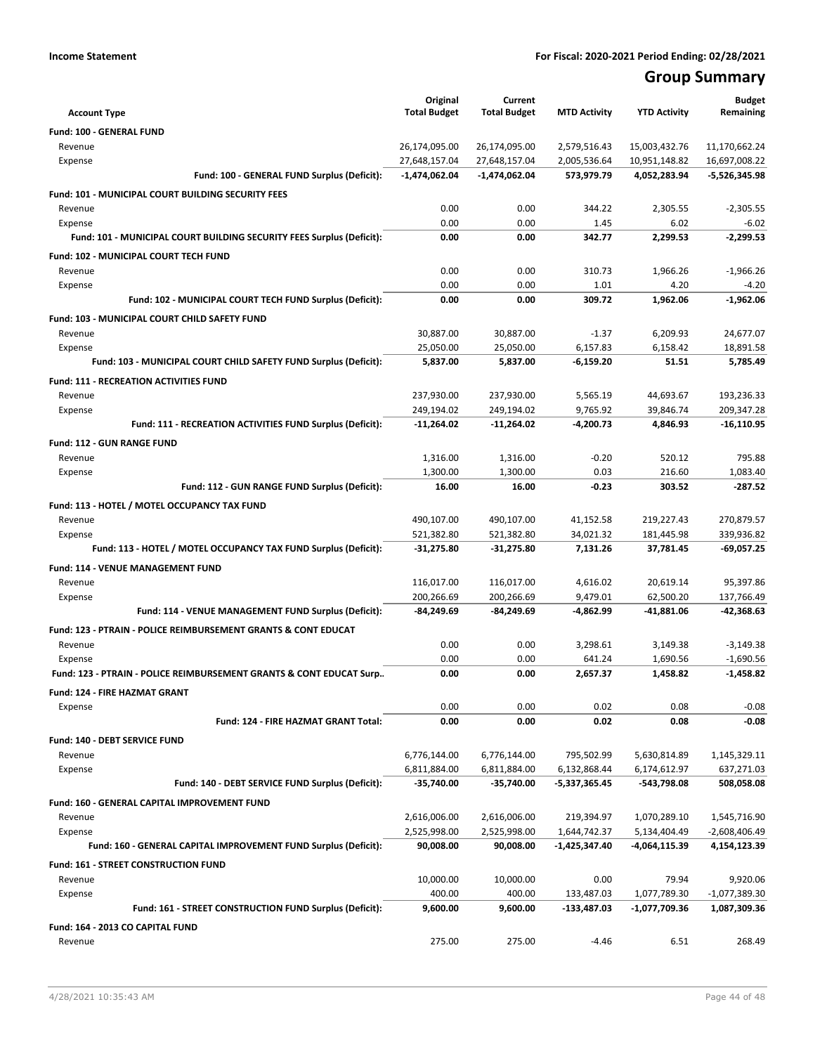**Income Statement** **For Fiscal: 2020-2021 Period Ending: 02/28/2021**

# Group Summary

| Account Type | Original Total Budget | Current Total Budget | MTD Activity | YTD Activity | Budget Remaining |
|---|---|---|---|---|---|
| **Fund: 100 - GENERAL FUND** | | | | | |
| Revenue | 26,174,095.00 | 26,174,095.00 | 2,579,516.43 | 15,003,432.76 | 11,170,662.24 |
| Expense | 27,648,157.04 | 27,648,157.04 | 2,005,536.64 | 10,951,148.82 | 16,697,008.22 |
| **Fund: 100 - GENERAL FUND Surplus (Deficit):** | **-1,474,062.04** | **-1,474,062.04** | **573,979.79** | **4,052,283.94** | **-5,526,345.98** |
| **Fund: 101 - MUNICIPAL COURT BUILDING SECURITY FEES** | | | | | |
| Revenue | 0.00 | 0.00 | 344.22 | 2,305.55 | -2,305.55 |
| Expense | 0.00 | 0.00 | 1.45 | 6.02 | -6.02 |
| **Fund: 101 - MUNICIPAL COURT BUILDING SECURITY FEES Surplus (Deficit):** | **0.00** | **0.00** | **342.77** | **2,299.53** | **-2,299.53** |
| **Fund: 102 - MUNICIPAL COURT TECH FUND** | | | | | |
| Revenue | 0.00 | 0.00 | 310.73 | 1,966.26 | -1,966.26 |
| Expense | 0.00 | 0.00 | 1.01 | 4.20 | -4.20 |
| **Fund: 102 - MUNICIPAL COURT TECH FUND Surplus (Deficit):** | **0.00** | **0.00** | **309.72** | **1,962.06** | **-1,962.06** |
| **Fund: 103 - MUNICIPAL COURT CHILD SAFETY FUND** | | | | | |
| Revenue | 30,887.00 | 30,887.00 | -1.37 | 6,209.93 | 24,677.07 |
| Expense | 25,050.00 | 25,050.00 | 6,157.83 | 6,158.42 | 18,891.58 |
| **Fund: 103 - MUNICIPAL COURT CHILD SAFETY FUND Surplus (Deficit):** | **5,837.00** | **5,837.00** | **-6,159.20** | **51.51** | **5,785.49** |
| **Fund: 111 - RECREATION ACTIVITIES FUND** | | | | | |
| Revenue | 237,930.00 | 237,930.00 | 5,565.19 | 44,693.67 | 193,236.33 |
| Expense | 249,194.02 | 249,194.02 | 9,765.92 | 39,846.74 | 209,347.28 |
| **Fund: 111 - RECREATION ACTIVITIES FUND Surplus (Deficit):** | **-11,264.02** | **-11,264.02** | **-4,200.73** | **4,846.93** | **-16,110.95** |
| **Fund: 112 - GUN RANGE FUND** | | | | | |
| Revenue | 1,316.00 | 1,316.00 | -0.20 | 520.12 | 795.88 |
| Expense | 1,300.00 | 1,300.00 | 0.03 | 216.60 | 1,083.40 |
| **Fund: 112 - GUN RANGE FUND Surplus (Deficit):** | **16.00** | **16.00** | **-0.23** | **303.52** | **-287.52** |
| **Fund: 113 - HOTEL / MOTEL OCCUPANCY TAX FUND** | | | | | |
| Revenue | 490,107.00 | 490,107.00 | 41,152.58 | 219,227.43 | 270,879.57 |
| Expense | 521,382.80 | 521,382.80 | 34,021.32 | 181,445.98 | 339,936.82 |
| **Fund: 113 - HOTEL / MOTEL OCCUPANCY TAX FUND Surplus (Deficit):** | **-31,275.80** | **-31,275.80** | **7,131.26** | **37,781.45** | **-69,057.25** |
| **Fund: 114 - VENUE MANAGEMENT FUND** | | | | | |
| Revenue | 116,017.00 | 116,017.00 | 4,616.02 | 20,619.14 | 95,397.86 |
| Expense | 200,266.69 | 200,266.69 | 9,479.01 | 62,500.20 | 137,766.49 |
| **Fund: 114 - VENUE MANAGEMENT FUND Surplus (Deficit):** | **-84,249.69** | **-84,249.69** | **-4,862.99** | **-41,881.06** | **-42,368.63** |
| **Fund: 123 - PTRAIN - POLICE REIMBURSEMENT GRANTS & CONT EDUCAT** | | | | | |
| Revenue | 0.00 | 0.00 | 3,298.61 | 3,149.38 | -3,149.38 |
| Expense | 0.00 | 0.00 | 641.24 | 1,690.56 | -1,690.56 |
| **Fund: 123 - PTRAIN - POLICE REIMBURSEMENT GRANTS & CONT EDUCAT Surp..** | **0.00** | **0.00** | **2,657.37** | **1,458.82** | **-1,458.82** |
| **Fund: 124 - FIRE HAZMAT GRANT** | | | | | |
| Expense | 0.00 | 0.00 | 0.02 | 0.08 | -0.08 |
| **Fund: 124 - FIRE HAZMAT GRANT Total:** | **0.00** | **0.00** | **0.02** | **0.08** | **-0.08** |
| **Fund: 140 - DEBT SERVICE FUND** | | | | | |
| Revenue | 6,776,144.00 | 6,776,144.00 | 795,502.99 | 5,630,814.89 | 1,145,329.11 |
| Expense | 6,811,884.00 | 6,811,884.00 | 6,132,868.44 | 6,174,612.97 | 637,271.03 |
| **Fund: 140 - DEBT SERVICE FUND Surplus (Deficit):** | **-35,740.00** | **-35,740.00** | **-5,337,365.45** | **-543,798.08** | **508,058.08** |
| **Fund: 160 - GENERAL CAPITAL IMPROVEMENT FUND** | | | | | |
| Revenue | 2,616,006.00 | 2,616,006.00 | 219,394.97 | 1,070,289.10 | 1,545,716.90 |
| Expense | 2,525,998.00 | 2,525,998.00 | 1,644,742.37 | 5,134,404.49 | -2,608,406.49 |
| **Fund: 160 - GENERAL CAPITAL IMPROVEMENT FUND Surplus (Deficit):** | **90,008.00** | **90,008.00** | **-1,425,347.40** | **-4,064,115.39** | **4,154,123.39** |
| **Fund: 161 - STREET CONSTRUCTION FUND** | | | | | |
| Revenue | 10,000.00 | 10,000.00 | 0.00 | 79.94 | 9,920.06 |
| Expense | 400.00 | 400.00 | 133,487.03 | 1,077,789.30 | -1,077,389.30 |
| **Fund: 161 - STREET CONSTRUCTION FUND Surplus (Deficit):** | **9,600.00** | **9,600.00** | **-133,487.03** | **-1,077,709.36** | **1,087,309.36** |
| **Fund: 164 - 2013 CO CAPITAL FUND** | | | | | |
| Revenue | 275.00 | 275.00 | -4.46 | 6.51 | 268.49 |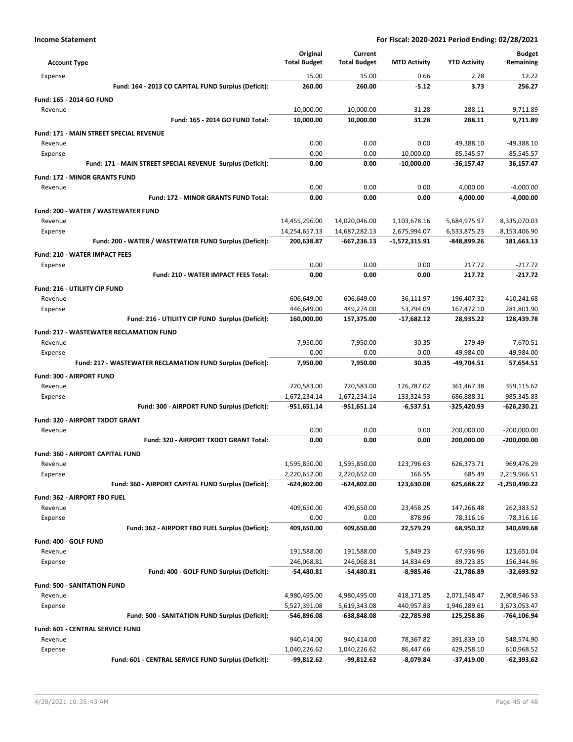**Income Statement** **For Fiscal: 2020-2021 Period Ending: 02/28/2021**

| Account Type | Original Total Budget | Current Total Budget | MTD Activity | YTD Activity | Budget Remaining |
|---|---|---|---|---|---|
| Expense | 15.00 | 15.00 | 0.66 | 2.78 | 12.22 |
| **Fund: 164 - 2013 CO CAPITAL FUND Surplus (Deficit):** | **260.00** | **260.00** | **-5.12** | **3.73** | **256.27** |
| **Fund: 165 - 2014 GO FUND** | | | | | |
| Revenue | 10,000.00 | 10,000.00 | 31.28 | 288.11 | 9,711.89 |
| **Fund: 165 - 2014 GO FUND Total:** | **10,000.00** | **10,000.00** | **31.28** | **288.11** | **9,711.89** |
| **Fund: 171 - MAIN STREET SPECIAL REVENUE** | | | | | |
| Revenue | 0.00 | 0.00 | 0.00 | 49,388.10 | -49,388.10 |
| Expense | 0.00 | 0.00 | 10,000.00 | 85,545.57 | -85,545.57 |
| **Fund: 171 - MAIN STREET SPECIAL REVENUE Surplus (Deficit):** | **0.00** | **0.00** | **-10,000.00** | **-36,157.47** | **36,157.47** |
| **Fund: 172 - MINOR GRANTS FUND** | | | | | |
| Revenue | 0.00 | 0.00 | 0.00 | 4,000.00 | -4,000.00 |
| **Fund: 172 - MINOR GRANTS FUND Total:** | **0.00** | **0.00** | **0.00** | **4,000.00** | **-4,000.00** |
| **Fund: 200 - WATER / WASTEWATER FUND** | | | | | |
| Revenue | 14,455,296.00 | 14,020,046.00 | 1,103,678.16 | 5,684,975.97 | 8,335,070.03 |
| Expense | 14,254,657.13 | 14,687,282.13 | 2,675,994.07 | 6,533,875.23 | 8,153,406.90 |
| **Fund: 200 - WATER / WASTEWATER FUND Surplus (Deficit):** | **200,638.87** | **-667,236.13** | **-1,572,315.91** | **-848,899.26** | **181,663.13** |
| **Fund: 210 - WATER IMPACT FEES** | | | | | |
| Expense | 0.00 | 0.00 | 0.00 | 217.72 | -217.72 |
| **Fund: 210 - WATER IMPACT FEES Total:** | **0.00** | **0.00** | **0.00** | **217.72** | **-217.72** |
| **Fund: 216 - UTILIITY CIP FUND** | | | | | |
| Revenue | 606,649.00 | 606,649.00 | 36,111.97 | 196,407.32 | 410,241.68 |
| Expense | 446,649.00 | 449,274.00 | 53,794.09 | 167,472.10 | 281,801.90 |
| **Fund: 216 - UTILIITY CIP FUND Surplus (Deficit):** | **160,000.00** | **157,375.00** | **-17,682.12** | **28,935.22** | **128,439.78** |
| **Fund: 217 - WASTEWATER RECLAMATION FUND** | | | | | |
| Revenue | 7,950.00 | 7,950.00 | 30.35 | 279.49 | 7,670.51 |
| Expense | 0.00 | 0.00 | 0.00 | 49,984.00 | -49,984.00 |
| **Fund: 217 - WASTEWATER RECLAMATION FUND Surplus (Deficit):** | **7,950.00** | **7,950.00** | **30.35** | **-49,704.51** | **57,654.51** |
| **Fund: 300 - AIRPORT FUND** | | | | | |
| Revenue | 720,583.00 | 720,583.00 | 126,787.02 | 361,467.38 | 359,115.62 |
| Expense | 1,672,234.14 | 1,672,234.14 | 133,324.53 | 686,888.31 | 985,345.83 |
| **Fund: 300 - AIRPORT FUND Surplus (Deficit):** | **-951,651.14** | **-951,651.14** | **-6,537.51** | **-325,420.93** | **-626,230.21** |
| **Fund: 320 - AIRPORT TXDOT GRANT** | | | | | |
| Revenue | 0.00 | 0.00 | 0.00 | 200,000.00 | -200,000.00 |
| **Fund: 320 - AIRPORT TXDOT GRANT Total:** | **0.00** | **0.00** | **0.00** | **200,000.00** | **-200,000.00** |
| **Fund: 360 - AIRPORT CAPITAL FUND** | | | | | |
| Revenue | 1,595,850.00 | 1,595,850.00 | 123,796.63 | 626,373.71 | 969,476.29 |
| Expense | 2,220,652.00 | 2,220,652.00 | 166.55 | 685.49 | 2,219,966.51 |
| **Fund: 360 - AIRPORT CAPITAL FUND Surplus (Deficit):** | **-624,802.00** | **-624,802.00** | **123,630.08** | **625,688.22** | **-1,250,490.22** |
| **Fund: 362 - AIRPORT FBO FUEL** | | | | | |
| Revenue | 409,650.00 | 409,650.00 | 23,458.25 | 147,266.48 | 262,383.52 |
| Expense | 0.00 | 0.00 | 878.96 | 78,316.16 | -78,316.16 |
| **Fund: 362 - AIRPORT FBO FUEL Surplus (Deficit):** | **409,650.00** | **409,650.00** | **22,579.29** | **68,950.32** | **340,699.68** |
| **Fund: 400 - GOLF FUND** | | | | | |
| Revenue | 191,588.00 | 191,588.00 | 5,849.23 | 67,936.96 | 123,651.04 |
| Expense | 246,068.81 | 246,068.81 | 14,834.69 | 89,723.85 | 156,344.96 |
| **Fund: 400 - GOLF FUND Surplus (Deficit):** | **-54,480.81** | **-54,480.81** | **-8,985.46** | **-21,786.89** | **-32,693.92** |
| **Fund: 500 - SANITATION FUND** | | | | | |
| Revenue | 4,980,495.00 | 4,980,495.00 | 418,171.85 | 2,071,548.47 | 2,908,946.53 |
| Expense | 5,527,391.08 | 5,619,343.08 | 440,957.83 | 1,946,289.61 | 3,673,053.47 |
| **Fund: 500 - SANITATION FUND Surplus (Deficit):** | **-546,896.08** | **-638,848.08** | **-22,785.98** | **125,258.86** | **-764,106.94** |
| **Fund: 601 - CENTRAL SERVICE FUND** | | | | | |
| Revenue | 940,414.00 | 940,414.00 | 78,367.82 | 391,839.10 | 548,574.90 |
| Expense | 1,040,226.62 | 1,040,226.62 | 86,447.66 | 429,258.10 | 610,968.52 |
| **Fund: 601 - CENTRAL SERVICE FUND Surplus (Deficit):** | **-99,812.62** | **-99,812.62** | **-8,079.84** | **-37,419.00** | **-62,393.62** |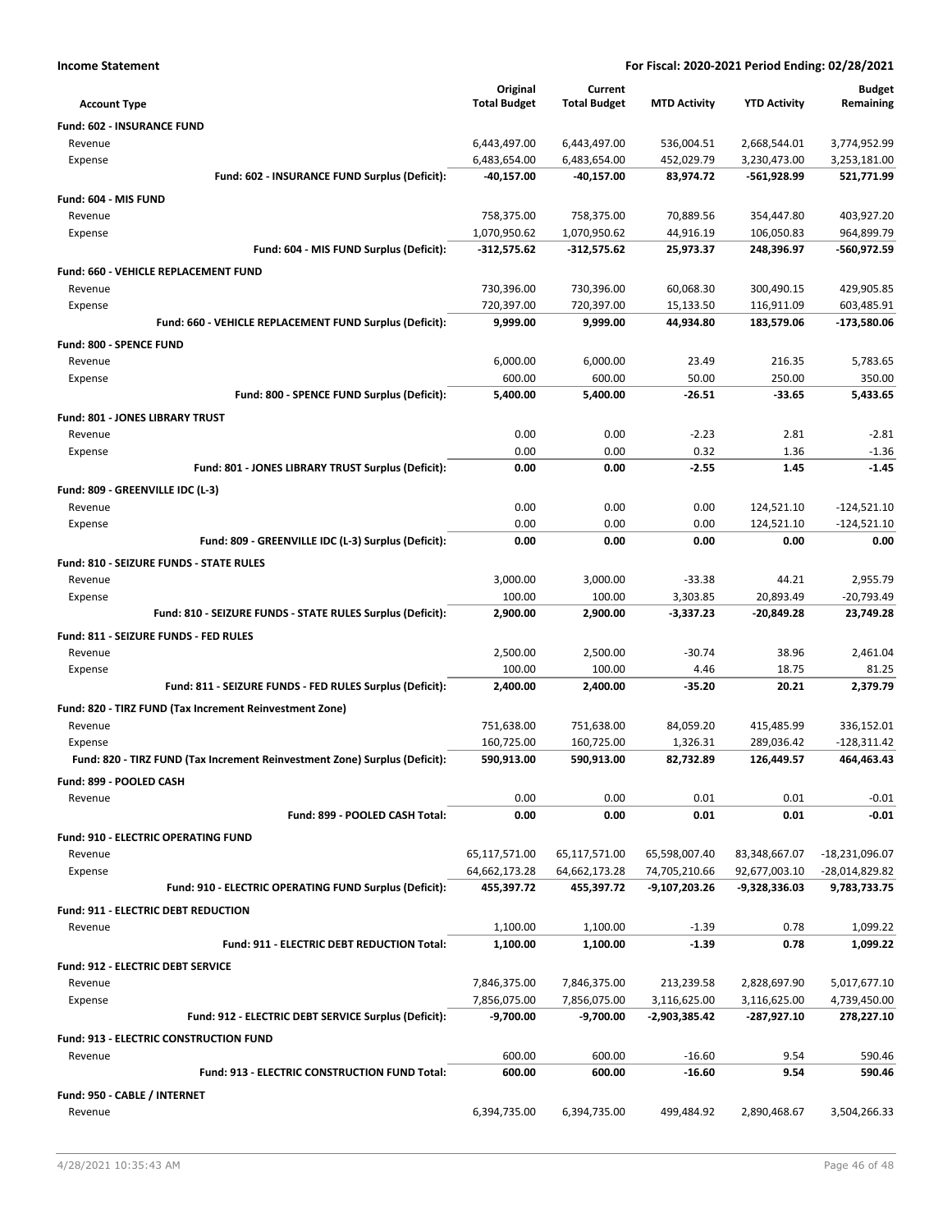**Income Statement** | **For Fiscal: 2020-2021 Period Ending: 02/28/2021**

| Account Type | Original Total Budget | Current Total Budget | MTD Activity | YTD Activity | Budget Remaining |
|---|---|---|---|---|---|
| **Fund: 602 - INSURANCE FUND** | | | | | |
| Revenue | 6,443,497.00 | 6,443,497.00 | 536,004.51 | 2,668,544.01 | 3,774,952.99 |
| Expense | 6,483,654.00 | 6,483,654.00 | 452,029.79 | 3,230,473.00 | 3,253,181.00 |
| **Fund: 602 - INSURANCE FUND Surplus (Deficit):** | **-40,157.00** | **-40,157.00** | **83,974.72** | **-561,928.99** | **521,771.99** |
| **Fund: 604 - MIS FUND** | | | | | |
| Revenue | 758,375.00 | 758,375.00 | 70,889.56 | 354,447.80 | 403,927.20 |
| Expense | 1,070,950.62 | 1,070,950.62 | 44,916.19 | 106,050.83 | 964,899.79 |
| **Fund: 604 - MIS FUND Surplus (Deficit):** | **-312,575.62** | **-312,575.62** | **25,973.37** | **248,396.97** | **-560,972.59** |
| **Fund: 660 - VEHICLE REPLACEMENT FUND** | | | | | |
| Revenue | 730,396.00 | 730,396.00 | 60,068.30 | 300,490.15 | 429,905.85 |
| Expense | 720,397.00 | 720,397.00 | 15,133.50 | 116,911.09 | 603,485.91 |
| **Fund: 660 - VEHICLE REPLACEMENT FUND Surplus (Deficit):** | **9,999.00** | **9,999.00** | **44,934.80** | **183,579.06** | **-173,580.06** |
| **Fund: 800 - SPENCE FUND** | | | | | |
| Revenue | 6,000.00 | 6,000.00 | 23.49 | 216.35 | 5,783.65 |
| Expense | 600.00 | 600.00 | 50.00 | 250.00 | 350.00 |
| **Fund: 800 - SPENCE FUND Surplus (Deficit):** | **5,400.00** | **5,400.00** | **-26.51** | **-33.65** | **5,433.65** |
| **Fund: 801 - JONES LIBRARY TRUST** | | | | | |
| Revenue | 0.00 | 0.00 | -2.23 | 2.81 | -2.81 |
| Expense | 0.00 | 0.00 | 0.32 | 1.36 | -1.36 |
| **Fund: 801 - JONES LIBRARY TRUST Surplus (Deficit):** | **0.00** | **0.00** | **-2.55** | **1.45** | **-1.45** |
| **Fund: 809 - GREENVILLE IDC (L-3)** | | | | | |
| Revenue | 0.00 | 0.00 | 0.00 | 124,521.10 | -124,521.10 |
| Expense | 0.00 | 0.00 | 0.00 | 124,521.10 | -124,521.10 |
| **Fund: 809 - GREENVILLE IDC (L-3) Surplus (Deficit):** | **0.00** | **0.00** | **0.00** | **0.00** | **0.00** |
| **Fund: 810 - SEIZURE FUNDS - STATE RULES** | | | | | |
| Revenue | 3,000.00 | 3,000.00 | -33.38 | 44.21 | 2,955.79 |
| Expense | 100.00 | 100.00 | 3,303.85 | 20,893.49 | -20,793.49 |
| **Fund: 810 - SEIZURE FUNDS - STATE RULES Surplus (Deficit):** | **2,900.00** | **2,900.00** | **-3,337.23** | **-20,849.28** | **23,749.28** |
| **Fund: 811 - SEIZURE FUNDS - FED RULES** | | | | | |
| Revenue | 2,500.00 | 2,500.00 | -30.74 | 38.96 | 2,461.04 |
| Expense | 100.00 | 100.00 | 4.46 | 18.75 | 81.25 |
| **Fund: 811 - SEIZURE FUNDS - FED RULES Surplus (Deficit):** | **2,400.00** | **2,400.00** | **-35.20** | **20.21** | **2,379.79** |
| **Fund: 820 - TIRZ FUND (Tax Increment Reinvestment Zone)** | | | | | |
| Revenue | 751,638.00 | 751,638.00 | 84,059.20 | 415,485.99 | 336,152.01 |
| Expense | 160,725.00 | 160,725.00 | 1,326.31 | 289,036.42 | -128,311.42 |
| **Fund: 820 - TIRZ FUND (Tax Increment Reinvestment Zone) Surplus (Deficit):** | **590,913.00** | **590,913.00** | **82,732.89** | **126,449.57** | **464,463.43** |
| **Fund: 899 - POOLED CASH** | | | | | |
| Revenue | 0.00 | 0.00 | 0.01 | 0.01 | -0.01 |
| **Fund: 899 - POOLED CASH Total:** | **0.00** | **0.00** | **0.01** | **0.01** | **-0.01** |
| **Fund: 910 - ELECTRIC OPERATING FUND** | | | | | |
| Revenue | 65,117,571.00 | 65,117,571.00 | 65,598,007.40 | 83,348,667.07 | -18,231,096.07 |
| Expense | 64,662,173.28 | 64,662,173.28 | 74,705,210.66 | 92,677,003.10 | -28,014,829.82 |
| **Fund: 910 - ELECTRIC OPERATING FUND Surplus (Deficit):** | **455,397.72** | **455,397.72** | **-9,107,203.26** | **-9,328,336.03** | **9,783,733.75** |
| **Fund: 911 - ELECTRIC DEBT REDUCTION** | | | | | |
| Revenue | 1,100.00 | 1,100.00 | -1.39 | 0.78 | 1,099.22 |
| **Fund: 911 - ELECTRIC DEBT REDUCTION Total:** | **1,100.00** | **1,100.00** | **-1.39** | **0.78** | **1,099.22** |
| **Fund: 912 - ELECTRIC DEBT SERVICE** | | | | | |
| Revenue | 7,846,375.00 | 7,846,375.00 | 213,239.58 | 2,828,697.90 | 5,017,677.10 |
| Expense | 7,856,075.00 | 7,856,075.00 | 3,116,625.00 | 3,116,625.00 | 4,739,450.00 |
| **Fund: 912 - ELECTRIC DEBT SERVICE Surplus (Deficit):** | **-9,700.00** | **-9,700.00** | **-2,903,385.42** | **-287,927.10** | **278,227.10** |
| **Fund: 913 - ELECTRIC CONSTRUCTION FUND** | | | | | |
| Revenue | 600.00 | 600.00 | -16.60 | 9.54 | 590.46 |
| **Fund: 913 - ELECTRIC CONSTRUCTION FUND Total:** | **600.00** | **600.00** | **-16.60** | **9.54** | **590.46** |
| **Fund: 950 - CABLE / INTERNET** | | | | | |
| Revenue | 6,394,735.00 | 6,394,735.00 | 499,484.92 | 2,890,468.67 | 3,504,266.33 |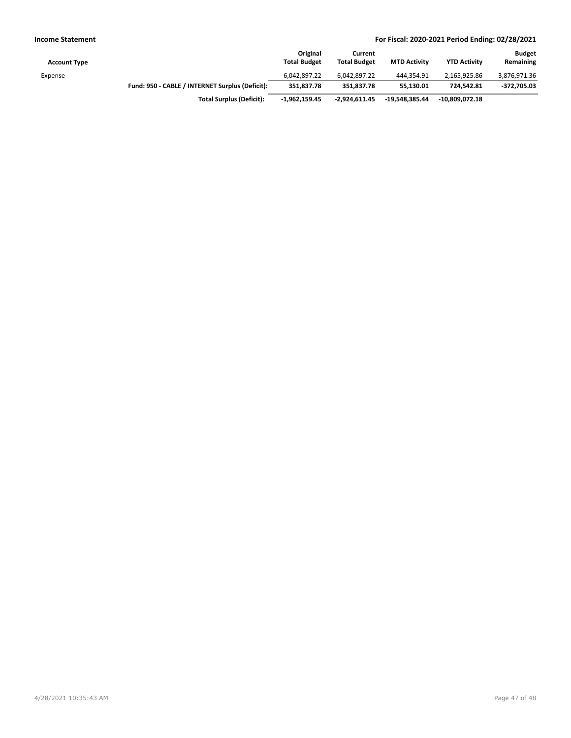| Account Type | | Original Total Budget | Current Total Budget | MTD Activity | YTD Activity | Budget Remaining |
|---|---|---|---|---|---|---|
| Expense | | 6,042,897.22 | 6,042,897.22 | 444,354.91 | 2,165,925.86 | 3,876,971.36 |
| | **Fund: 950 - CABLE / INTERNET Surplus (Deficit):** | **351,837.78** | **351,837.78** | **55,130.01** | **724,542.81** | **-372,705.03** |
| | **Total Surplus (Deficit):** | **-1,962,159.45** | **-2,924,611.45** | **-19,548,385.44** | **-10,809,072.18** | |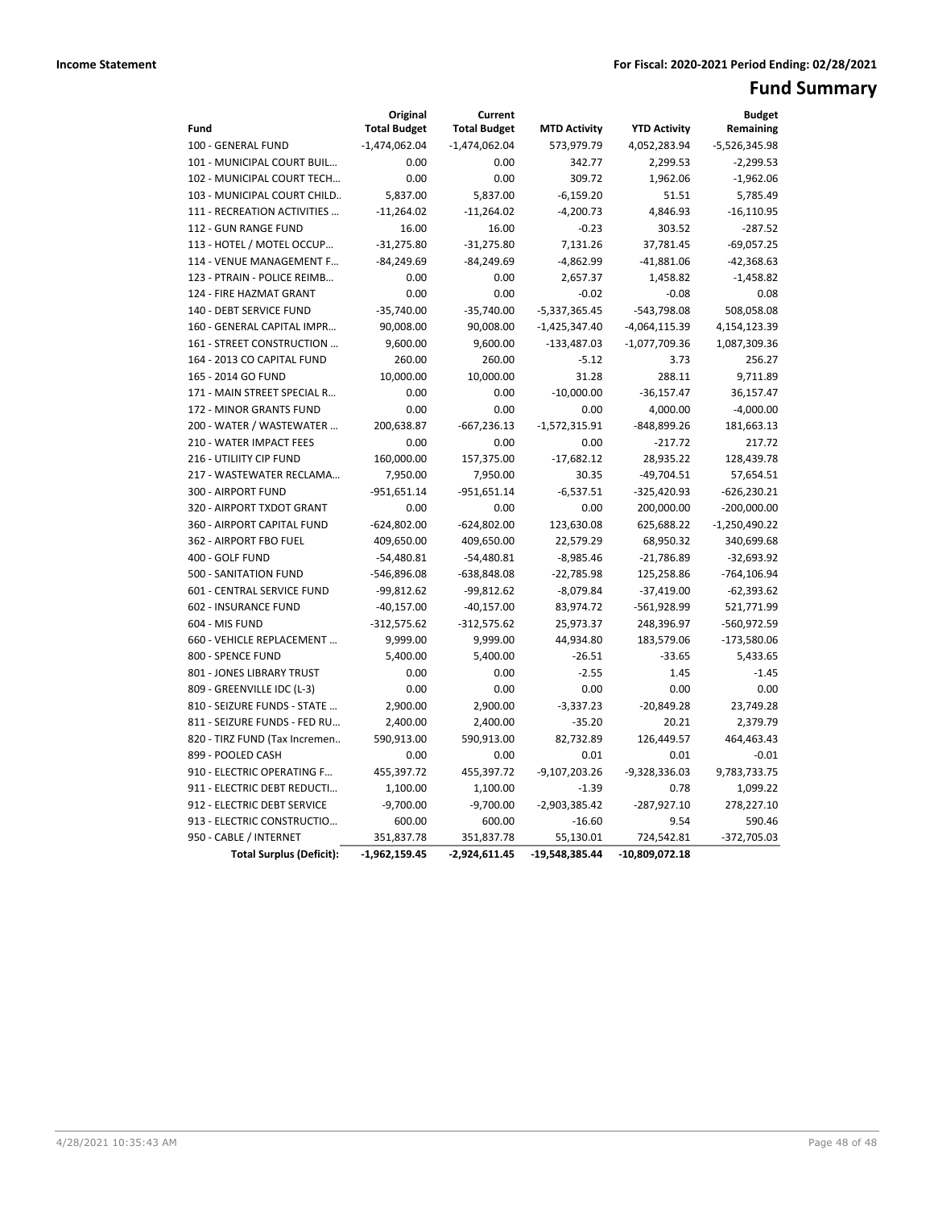# Fund Summary

| Fund | Original Total Budget | Current Total Budget | MTD Activity | YTD Activity | Budget Remaining |
|---|---|---|---|---|---|
| 100 - GENERAL FUND | -1,474,062.04 | -1,474,062.04 | 573,979.79 | 4,052,283.94 | -5,526,345.98 |
| 101 - MUNICIPAL COURT BUIL… | 0.00 | 0.00 | 342.77 | 2,299.53 | -2,299.53 |
| 102 - MUNICIPAL COURT TECH… | 0.00 | 0.00 | 309.72 | 1,962.06 | -1,962.06 |
| 103 - MUNICIPAL COURT CHILD.. | 5,837.00 | 5,837.00 | -6,159.20 | 51.51 | 5,785.49 |
| 111 - RECREATION ACTIVITIES … | -11,264.02 | -11,264.02 | -4,200.73 | 4,846.93 | -16,110.95 |
| 112 - GUN RANGE FUND | 16.00 | 16.00 | -0.23 | 303.52 | -287.52 |
| 113 - HOTEL / MOTEL OCCUP… | -31,275.80 | -31,275.80 | 7,131.26 | 37,781.45 | -69,057.25 |
| 114 - VENUE MANAGEMENT F… | -84,249.69 | -84,249.69 | -4,862.99 | -41,881.06 | -42,368.63 |
| 123 - PTRAIN - POLICE REIMB… | 0.00 | 0.00 | 2,657.37 | 1,458.82 | -1,458.82 |
| 124 - FIRE HAZMAT GRANT | 0.00 | 0.00 | -0.02 | -0.08 | 0.08 |
| 140 - DEBT SERVICE FUND | -35,740.00 | -35,740.00 | -5,337,365.45 | -543,798.08 | 508,058.08 |
| 160 - GENERAL CAPITAL IMPR… | 90,008.00 | 90,008.00 | -1,425,347.40 | -4,064,115.39 | 4,154,123.39 |
| 161 - STREET CONSTRUCTION … | 9,600.00 | 9,600.00 | -133,487.03 | -1,077,709.36 | 1,087,309.36 |
| 164 - 2013 CO CAPITAL FUND | 260.00 | 260.00 | -5.12 | 3.73 | 256.27 |
| 165 - 2014 GO FUND | 10,000.00 | 10,000.00 | 31.28 | 288.11 | 9,711.89 |
| 171 - MAIN STREET SPECIAL R… | 0.00 | 0.00 | -10,000.00 | -36,157.47 | 36,157.47 |
| 172 - MINOR GRANTS FUND | 0.00 | 0.00 | 0.00 | 4,000.00 | -4,000.00 |
| 200 - WATER / WASTEWATER … | 200,638.87 | -667,236.13 | -1,572,315.91 | -848,899.26 | 181,663.13 |
| 210 - WATER IMPACT FEES | 0.00 | 0.00 | 0.00 | -217.72 | 217.72 |
| 216 - UTILIITY CIP FUND | 160,000.00 | 157,375.00 | -17,682.12 | 28,935.22 | 128,439.78 |
| 217 - WASTEWATER RECLAMA… | 7,950.00 | 7,950.00 | 30.35 | -49,704.51 | 57,654.51 |
| 300 - AIRPORT FUND | -951,651.14 | -951,651.14 | -6,537.51 | -325,420.93 | -626,230.21 |
| 320 - AIRPORT TXDOT GRANT | 0.00 | 0.00 | 0.00 | 200,000.00 | -200,000.00 |
| 360 - AIRPORT CAPITAL FUND | -624,802.00 | -624,802.00 | 123,630.08 | 625,688.22 | -1,250,490.22 |
| 362 - AIRPORT FBO FUEL | 409,650.00 | 409,650.00 | 22,579.29 | 68,950.32 | 340,699.68 |
| 400 - GOLF FUND | -54,480.81 | -54,480.81 | -8,985.46 | -21,786.89 | -32,693.92 |
| 500 - SANITATION FUND | -546,896.08 | -638,848.08 | -22,785.98 | 125,258.86 | -764,106.94 |
| 601 - CENTRAL SERVICE FUND | -99,812.62 | -99,812.62 | -8,079.84 | -37,419.00 | -62,393.62 |
| 602 - INSURANCE FUND | -40,157.00 | -40,157.00 | 83,974.72 | -561,928.99 | 521,771.99 |
| 604 - MIS FUND | -312,575.62 | -312,575.62 | 25,973.37 | 248,396.97 | -560,972.59 |
| 660 - VEHICLE REPLACEMENT … | 9,999.00 | 9,999.00 | 44,934.80 | 183,579.06 | -173,580.06 |
| 800 - SPENCE FUND | 5,400.00 | 5,400.00 | -26.51 | -33.65 | 5,433.65 |
| 801 - JONES LIBRARY TRUST | 0.00 | 0.00 | -2.55 | 1.45 | -1.45 |
| 809 - GREENVILLE IDC (L-3) | 0.00 | 0.00 | 0.00 | 0.00 | 0.00 |
| 810 - SEIZURE FUNDS - STATE … | 2,900.00 | 2,900.00 | -3,337.23 | -20,849.28 | 23,749.28 |
| 811 - SEIZURE FUNDS - FED RU… | 2,400.00 | 2,400.00 | -35.20 | 20.21 | 2,379.79 |
| 820 - TIRZ FUND (Tax Incremen.. | 590,913.00 | 590,913.00 | 82,732.89 | 126,449.57 | 464,463.43 |
| 899 - POOLED CASH | 0.00 | 0.00 | 0.01 | 0.01 | -0.01 |
| 910 - ELECTRIC OPERATING F… | 455,397.72 | 455,397.72 | -9,107,203.26 | -9,328,336.03 | 9,783,733.75 |
| 911 - ELECTRIC DEBT REDUCTI… | 1,100.00 | 1,100.00 | -1.39 | 0.78 | 1,099.22 |
| 912 - ELECTRIC DEBT SERVICE | -9,700.00 | -9,700.00 | -2,903,385.42 | -287,927.10 | 278,227.10 |
| 913 - ELECTRIC CONSTRUCTIO… | 600.00 | 600.00 | -16.60 | 9.54 | 590.46 |
| 950 - CABLE / INTERNET | 351,837.78 | 351,837.78 | 55,130.01 | 724,542.81 | -372,705.03 |
| **Total Surplus (Deficit):** | **-1,962,159.45** | **-2,924,611.45** | **-19,548,385.44** | **-10,809,072.18** | |